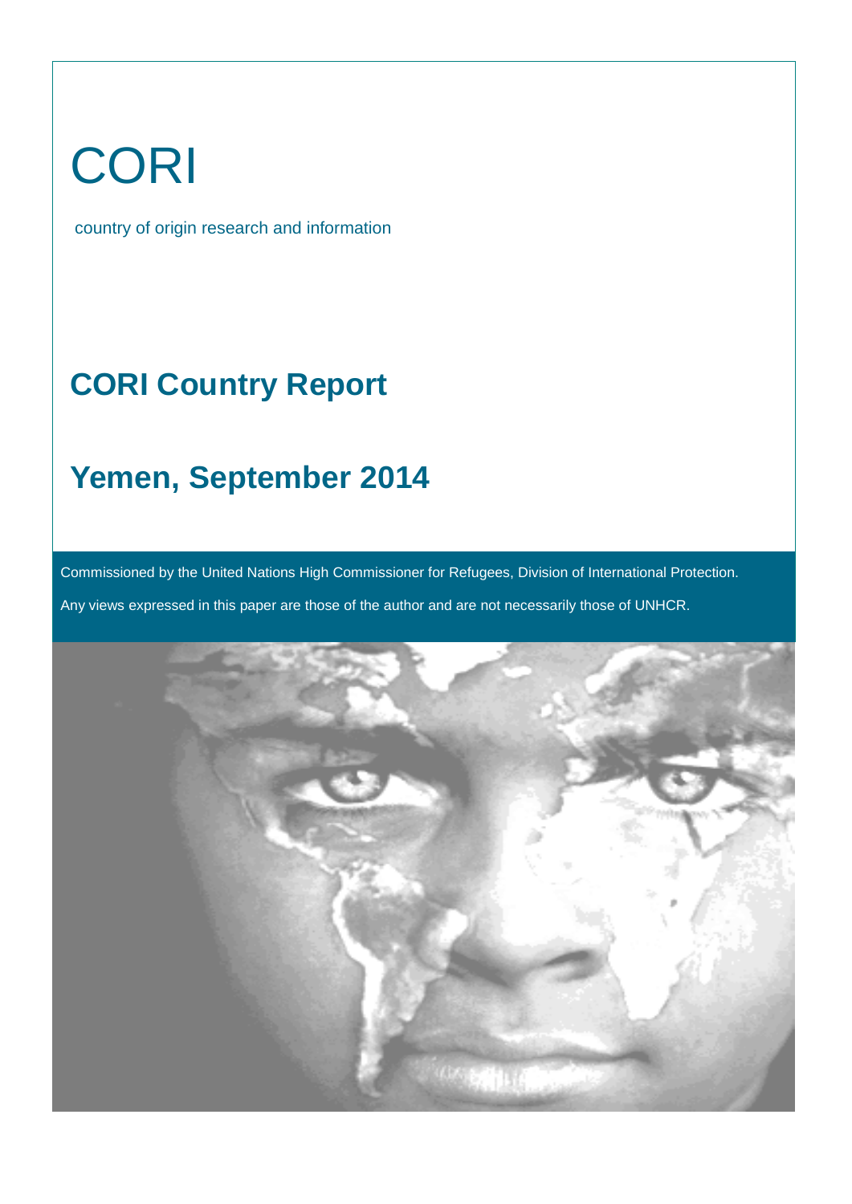# CORI

country of origin research and information

## CORI Country Report

## Yemen, September 2014

Commissioned by the United Nations High Commissioner for Refugees, Division of International Protection.

Any views expressed in this paper are those of the author and are not necessarily those of UNHCR.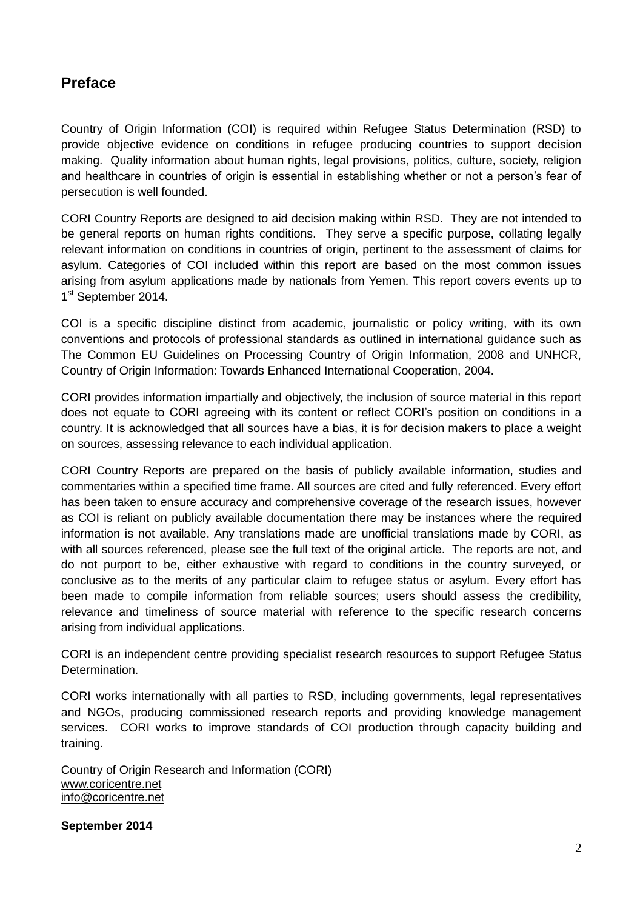## Preface

Country of Origin Information (COI) is required within Refugee Status Determination (RSD) to provide objective evidence on conditions in refugee producing countries to support decision making. Quality information about human rights, legal provisions, politics, culture, society, religion and healthcare in countries of origin is essential in establishing whether or not a person's fear of persecution is well founded.

CORI Country Reports are designed to aid decision making within RSD. They are not intended to be general reports on human rights conditions. They serve a specific purpose, collating legally relevant information on conditions in countries of origin, pertinent to the assessment of claims for asylum. Categories of COI included within this report are based on the most common issues arising from asylum applications made by nationals from Yemen. This report covers events up to 1st September 2014.

COI is a specific discipline distinct from academic, journalistic or policy writing, with its own conventions and protocols of professional standards as outlined in international guidance such as The Common EU Guidelines on Processing Country of Origin Information, 2008 and UNHCR, Country of Origin Information: Towards Enhanced International Cooperation, 2004.

CORI provides information impartially and objectively, the inclusion of source material in this report does not equate to CORI agreeing with its content or reflect CORI's position on conditions in a country. It is acknowledged that all sources have a bias, it is for decision makers to place a weight on sources, assessing relevance to each individual application.

CORI Country Reports are prepared on the basis of publicly available information, studies and commentaries within a specified time frame. All sources are cited and fully referenced. Every effort has been taken to ensure accuracy and comprehensive coverage of the research issues, however as COI is reliant on publicly available documentation there may be instances where the required information is not available. Any translations made are unofficial translations made by CORI, as with all sources referenced, please see the full text of the original article. The reports are not, and do not purport to be, either exhaustive with regard to conditions in the country surveyed, or conclusive as to the merits of any particular claim to refugee status or asylum. Every effort has been made to compile information from reliable sources; users should assess the credibility, relevance and timeliness of source material with reference to the specific research concerns arising from individual applications.

CORI is an independent centre providing specialist research resources to support Refugee Status Determination.

CORI works internationally with all parties to RSD, including governments, legal representatives and NGOs, producing commissioned research reports and providing knowledge management services. CORI works to improve standards of COI production through capacity building and training.

Country of Origin Research and Information (CORI)
www.coricentre.net
info@coricentre.net

**September 2014**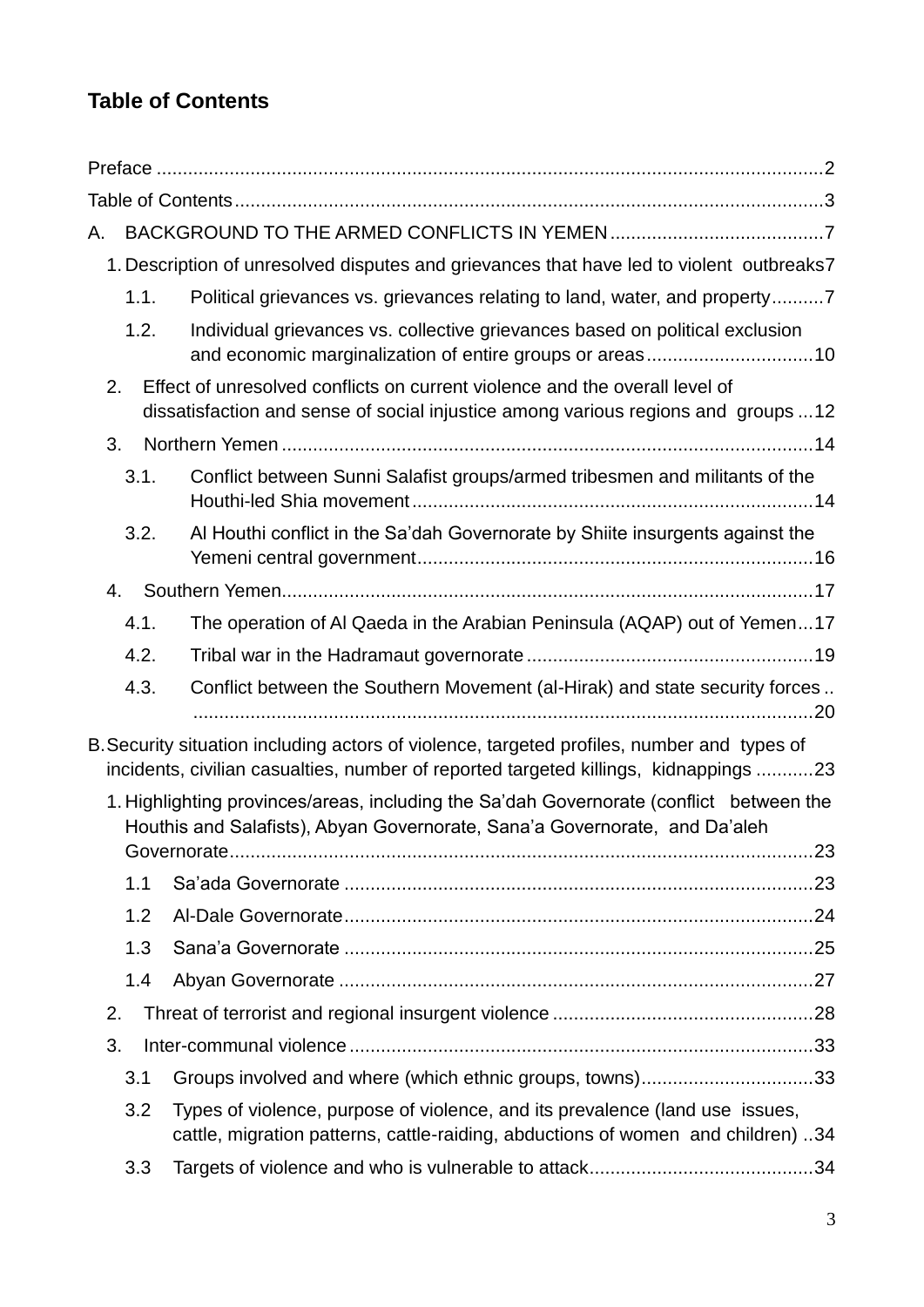## Table of Contents

Preface ....................................................................................................................2

Table of Contents....................................................................................................3

A. BACKGROUND TO THE ARMED CONFLICTS IN YEMEN ........................................7

1. Description of unresolved disputes and grievances that have led to violent outbreaks7
   - 1.1. Political grievances vs. grievances relating to land, water, and property..........7
   - 1.2. Individual grievances vs. collective grievances based on political exclusion and economic marginalization of entire groups or areas................................10
2. Effect of unresolved conflicts on current violence and the overall level of dissatisfaction and sense of social injustice among various regions and groups ...12
3. Northern Yemen ......................................................................................................14
   - 3.1. Conflict between Sunni Salafist groups/armed tribesmen and militants of the Houthi-led Shia movement............................................................................14
   - 3.2. Al Houthi conflict in the Sa'dah Governorate by Shiite insurgents against the Yemeni central government...........................................................................16
4. Southern Yemen......................................................................................................17
   - 4.1. The operation of Al Qaeda in the Arabian Peninsula (AQAP) out of Yemen...17
   - 4.2. Tribal war in the Hadramaut governorate ......................................................19
   - 4.3. Conflict between the Southern Movement (al-Hirak) and state security forces ........................................................................................................................20

B. Security situation including actors of violence, targeted profiles, number and types of incidents, civilian casualties, number of reported targeted killings, kidnappings ...........23

1. Highlighting provinces/areas, including the Sa'dah Governorate (conflict between the Houthis and Salafists), Abyan Governorate, Sana'a Governorate, and Da'aleh Governorate...............................................................................................................23
   - 1.1 Sa'ada Governorate .........................................................................................23
   - 1.2 Al-Dale Governorate.........................................................................................24
   - 1.3 Sana'a Governorate .........................................................................................25
   - 1.4 Abyan Governorate ..........................................................................................27
2. Threat of terrorist and regional insurgent violence .................................................28
3. Inter-communal violence ........................................................................................33
   - 3.1 Groups involved and where (which ethnic groups, towns).................................33
   - 3.2 Types of violence, purpose of violence, and its prevalence (land use issues, cattle, migration patterns, cattle-raiding, abductions of women and children) ..34
   - 3.3 Targets of violence and who is vulnerable to attack..........................................34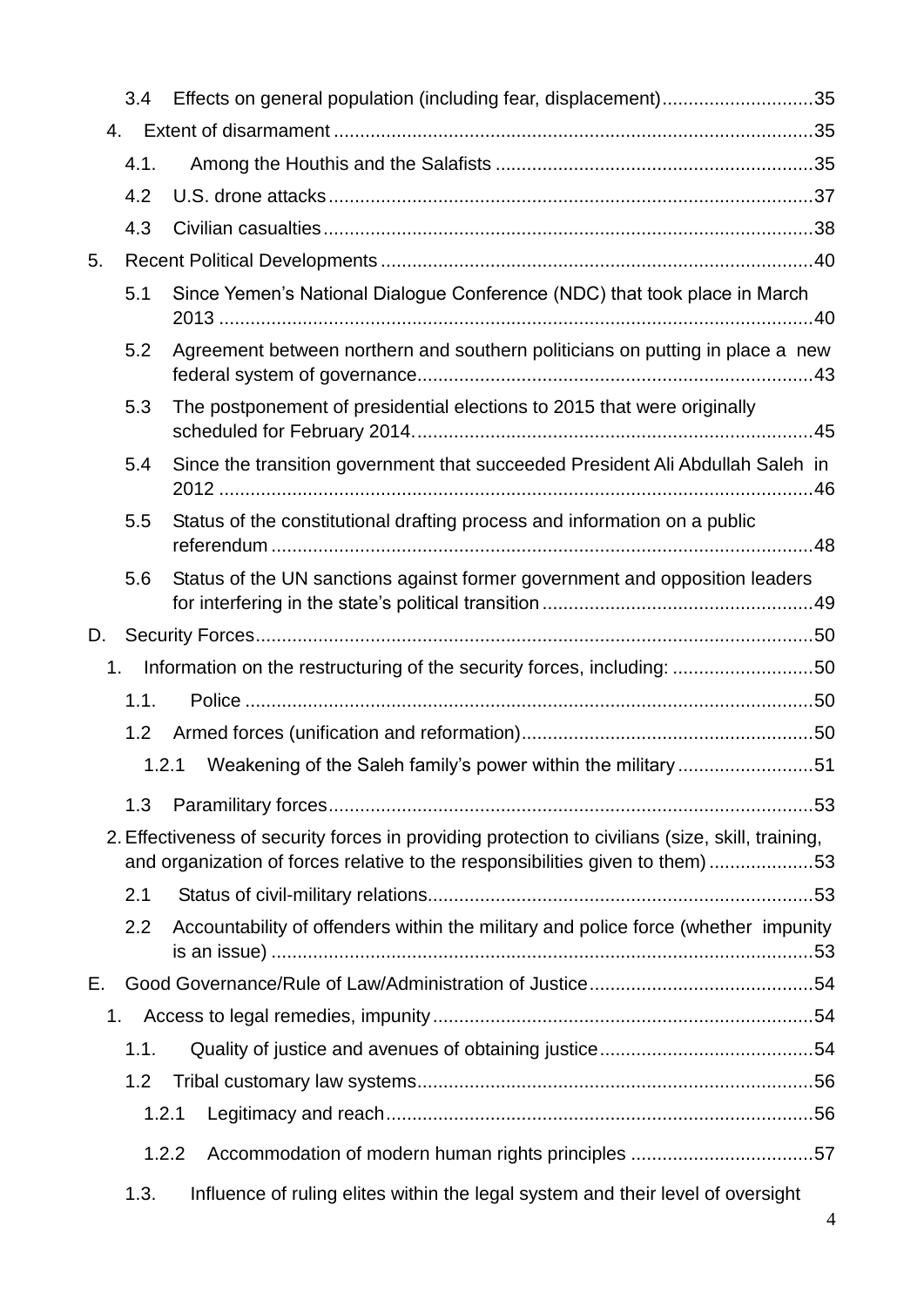- 3.4 Effects on general population (including fear, displacement) ............................35
- 4. Extent of disarmament ...........................................................................................35
  - 4.1. Among the Houthis and the Salafists ............................................................35
  - 4.2 U.S. drone attacks ............................................................................................37
  - 4.3 Civilian casualties .............................................................................................38
- 5. Recent Political Developments ..................................................................................40
  - 5.1 Since Yemen's National Dialogue Conference (NDC) that took place in March 2013 ................................................................................................................40
  - 5.2 Agreement between northern and southern politicians on putting in place a new federal system of governance...........................................................................43
  - 5.3 The postponement of presidential elections to 2015 that were originally scheduled for February 2014. ...........................................................................45
  - 5.4 Since the transition government that succeeded President Ali Abdullah Saleh in 2012 ................................................................................................................46
  - 5.5 Status of the constitutional drafting process and information on a public referendum .......................................................................................................48
  - 5.6 Status of the UN sanctions against former government and opposition leaders for interfering in the state's political transition ...................................................49

D. Security Forces..........................................................................................................50

- 1. Information on the restructuring of the security forces, including: ..........................50
  - 1.1. Police ............................................................................................................50
  - 1.2 Armed forces (unification and reformation).......................................................50
    - 1.2.1 Weakening of the Saleh family's power within the military ..........................51
  - 1.3 Paramilitary forces............................................................................................53
- 2. Effectiveness of security forces in providing protection to civilians (size, skill, training, and organization of forces relative to the responsibilities given to them) ....................53
  - 2.1 Status of civil-military relations.........................................................................53
  - 2.2 Accountability of offenders within the military and police force (whether impunity is an issue) ......................................................................................................53

E. Good Governance/Rule of Law/Administration of Justice..........................................54

- 1. Access to legal remedies, impunity ........................................................................54
  - 1.1. Quality of justice and avenues of obtaining justice .........................................54
  - 1.2 Tribal customary law systems...........................................................................56
    - 1.2.1 Legitimacy and reach.................................................................................56
    - 1.2.2 Accommodation of modern human rights principles ...................................57
  - 1.3. Influence of ruling elites within the legal system and their level of oversight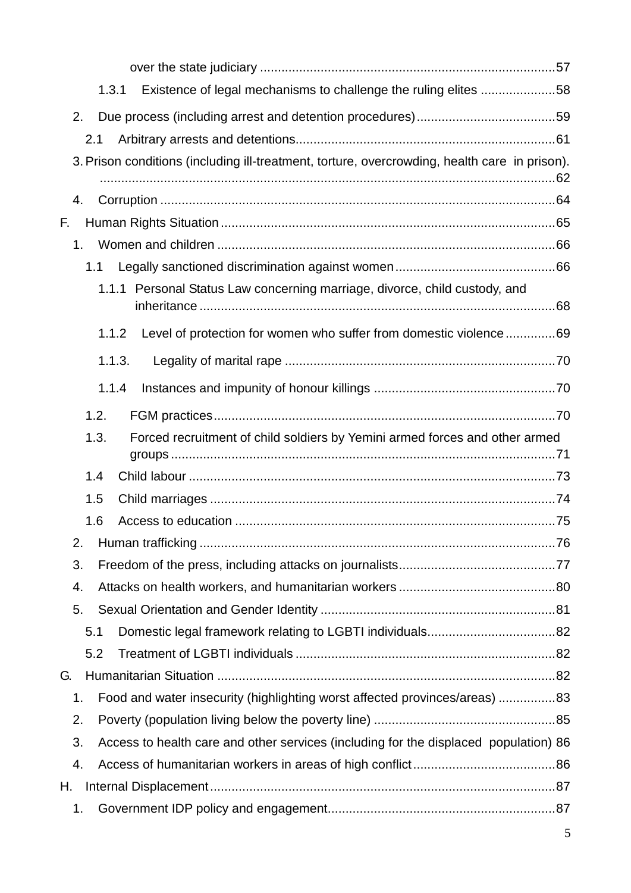over the state judiciary ..................................................................................57

1.3.1 Existence of legal mechanisms to challenge the ruling elites .....................58

2. Due process (including arrest and detention procedures).......................................59

2.1 Arbitrary arrests and detentions........................................................................61

3. Prison conditions (including ill-treatment, torture, overcrowding, health care in prison). ...............................................................................................................................62

4. Corruption ..............................................................................................................64

F. Human Rights Situation .............................................................................................65

1. Women and children ..............................................................................................66

1.1 Legally sanctioned discrimination against women .............................................66

1.1.1 Personal Status Law concerning marriage, divorce, child custody, and inheritance ...................................................................................................68

1.1.2 Level of protection for women who suffer from domestic violence ..............69

1.1.3. Legality of marital rape ...........................................................................70

1.1.4 Instances and impunity of honour killings ...................................................70

1.2. FGM practices...............................................................................................70

1.3. Forced recruitment of child soldiers by Yemini armed forces and other armed groups ...........................................................................................................71

1.4 Child labour ......................................................................................................73

1.5 Child marriages ................................................................................................74

1.6 Access to education .........................................................................................75

2. Human trafficking ...................................................................................................76

3. Freedom of the press, including attacks on journalists............................................77

4. Attacks on health workers, and humanitarian workers ............................................80

5. Sexual Orientation and Gender Identity .................................................................81

5.1 Domestic legal framework relating to LGBTI individuals....................................82

5.2 Treatment of LGBTI individuals .........................................................................82

G. Humanitarian Situation ..............................................................................................82

1. Food and water insecurity (highlighting worst affected provinces/areas) ................83

2. Poverty (population living below the poverty line) ...................................................85

3. Access to health care and other services (including for the displaced population) 86

4. Access of humanitarian workers in areas of high conflict........................................86

H. Internal Displacement.................................................................................................87

1. Government IDP policy and engagement................................................................87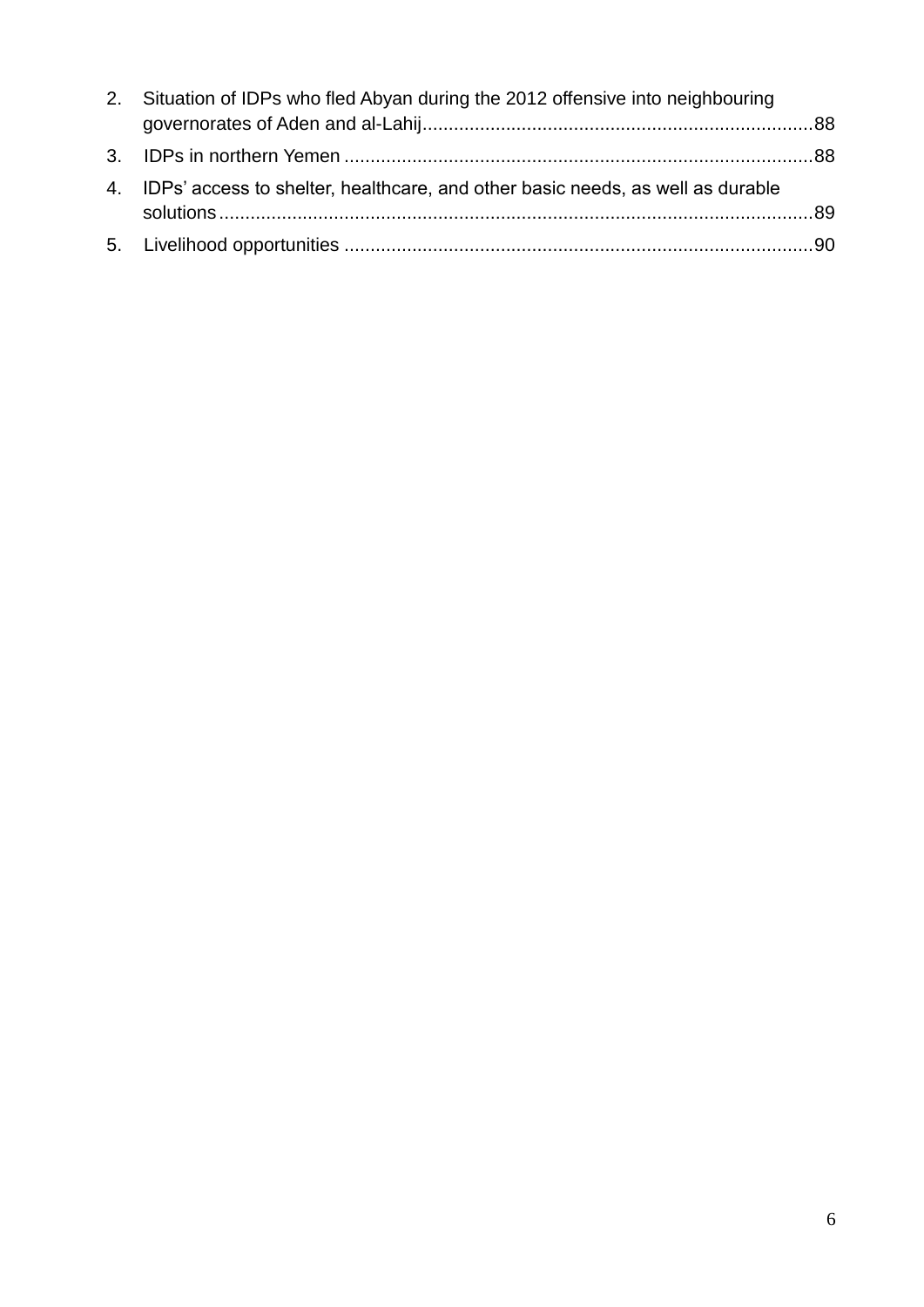2. Situation of IDPs who fled Abyan during the 2012 offensive into neighbouring governorates of Aden and al-Lahij ........................................................................ 88
3. IDPs in northern Yemen ........................................................................................ 88
4. IDPs' access to shelter, healthcare, and other basic needs, as well as durable solutions ............................................................................................................. 89
5. Livelihood opportunities ........................................................................................ 90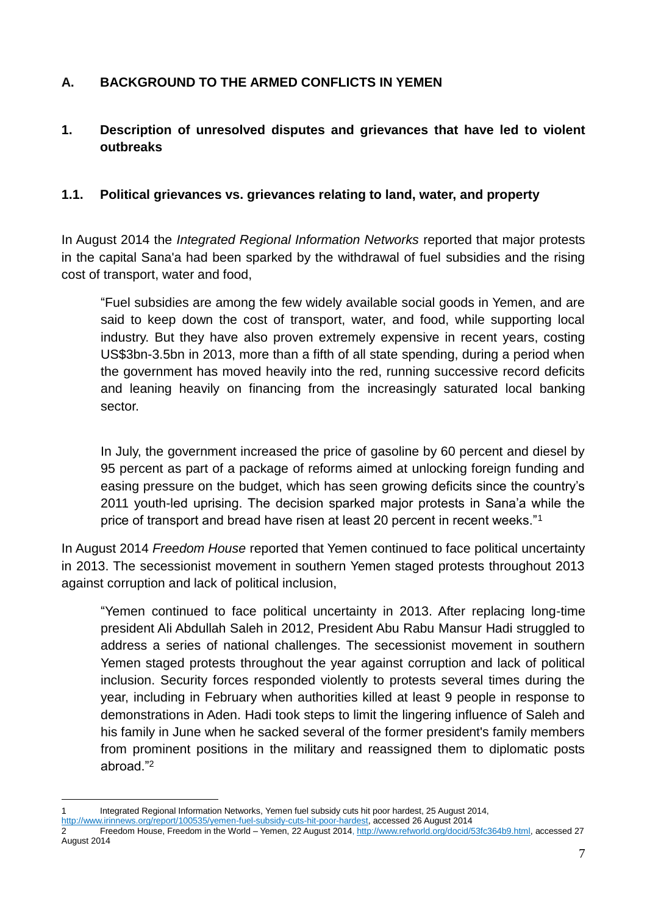## A. BACKGROUND TO THE ARMED CONFLICTS IN YEMEN

### 1. Description of unresolved disputes and grievances that have led to violent outbreaks

#### 1.1. Political grievances vs. grievances relating to land, water, and property

In August 2014 the *Integrated Regional Information Networks* reported that major protests in the capital Sana'a had been sparked by the withdrawal of fuel subsidies and the rising cost of transport, water and food,

> "Fuel subsidies are among the few widely available social goods in Yemen, and are said to keep down the cost of transport, water, and food, while supporting local industry. But they have also proven extremely expensive in recent years, costing US$3bn-3.5bn in 2013, more than a fifth of all state spending, during a period when the government has moved heavily into the red, running successive record deficits and leaning heavily on financing from the increasingly saturated local banking sector.
>
> In July, the government increased the price of gasoline by 60 percent and diesel by 95 percent as part of a package of reforms aimed at unlocking foreign funding and easing pressure on the budget, which has seen growing deficits since the country's 2011 youth-led uprising. The decision sparked major protests in Sana'a while the price of transport and bread have risen at least 20 percent in recent weeks."[1]

In August 2014 *Freedom House* reported that Yemen continued to face political uncertainty in 2013. The secessionist movement in southern Yemen staged protests throughout 2013 against corruption and lack of political inclusion,

> "Yemen continued to face political uncertainty in 2013. After replacing long-time president Ali Abdullah Saleh in 2012, President Abu Rabu Mansur Hadi struggled to address a series of national challenges. The secessionist movement in southern Yemen staged protests throughout the year against corruption and lack of political inclusion. Security forces responded violently to protests several times during the year, including in February when authorities killed at least 9 people in response to demonstrations in Aden. Hadi took steps to limit the lingering influence of Saleh and his family in June when he sacked several of the former president's family members from prominent positions in the military and reassigned them to diplomatic posts abroad."[2]

---

1 Integrated Regional Information Networks, Yemen fuel subsidy cuts hit poor hardest, 25 August 2014, http://www.irinnews.org/report/100535/yemen-fuel-subsidy-cuts-hit-poor-hardest, accessed 26 August 2014

2 Freedom House, Freedom in the World – Yemen, 22 August 2014, http://www.refworld.org/docid/53fc364b9.html, accessed 27 August 2014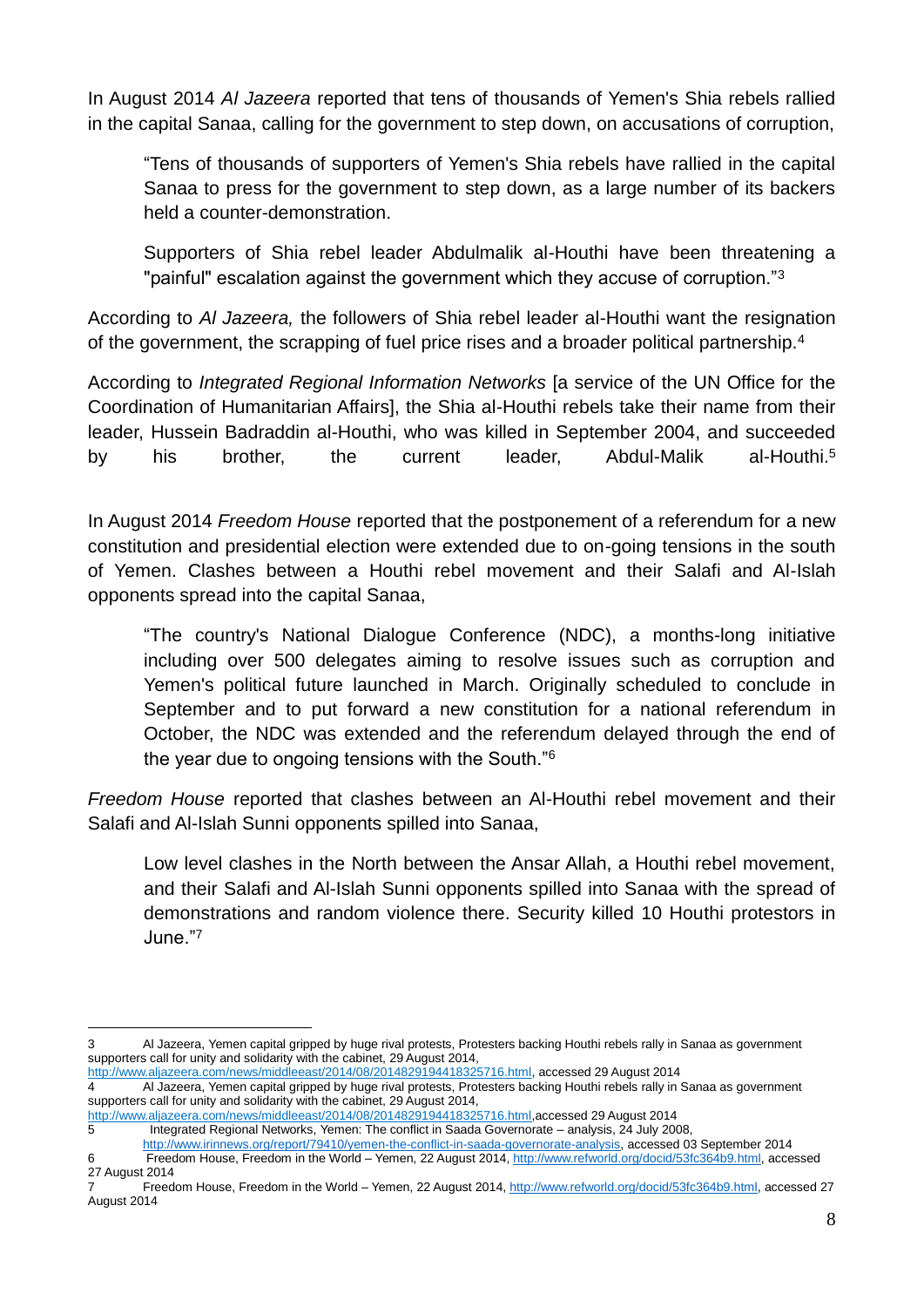In August 2014 *Al Jazeera* reported that tens of thousands of Yemen's Shia rebels rallied in the capital Sanaa, calling for the government to step down, on accusations of corruption,

> "Tens of thousands of supporters of Yemen's Shia rebels have rallied in the capital Sanaa to press for the government to step down, as a large number of its backers held a counter-demonstration.
>
> Supporters of Shia rebel leader Abdulmalik al-Houthi have been threatening a "painful" escalation against the government which they accuse of corruption."[3]

According to *Al Jazeera,* the followers of Shia rebel leader al-Houthi want the resignation of the government, the scrapping of fuel price rises and a broader political partnership.[4]

According to *Integrated Regional Information Networks* [a service of the UN Office for the Coordination of Humanitarian Affairs], the Shia al-Houthi rebels take their name from their leader, Hussein Badraddin al-Houthi, who was killed in September 2004, and succeeded by his brother, the current leader, Abdul-Malik al-Houthi.[5]

In August 2014 *Freedom House* reported that the postponement of a referendum for a new constitution and presidential election were extended due to on-going tensions in the south of Yemen. Clashes between a Houthi rebel movement and their Salafi and Al-Islah opponents spread into the capital Sanaa,

> "The country's National Dialogue Conference (NDC), a months-long initiative including over 500 delegates aiming to resolve issues such as corruption and Yemen's political future launched in March. Originally scheduled to conclude in September and to put forward a new constitution for a national referendum in October, the NDC was extended and the referendum delayed through the end of the year due to ongoing tensions with the South."[6]

*Freedom House* reported that clashes between an Al-Houthi rebel movement and their Salafi and Al-Islah Sunni opponents spilled into Sanaa,

> Low level clashes in the North between the Ansar Allah, a Houthi rebel movement, and their Salafi and Al-Islah Sunni opponents spilled into Sanaa with the spread of demonstrations and random violence there. Security killed 10 Houthi protestors in June."[7]

---

3 Al Jazeera, Yemen capital gripped by huge rival protests, Protesters backing Houthi rebels rally in Sanaa as government supporters call for unity and solidarity with the cabinet, 29 August 2014, http://www.aljazeera.com/news/middleeast/2014/08/2014829194418325716.html, accessed 29 August 2014

4 Al Jazeera, Yemen capital gripped by huge rival protests, Protesters backing Houthi rebels rally in Sanaa as government supporters call for unity and solidarity with the cabinet, 29 August 2014, http://www.aljazeera.com/news/middleeast/2014/08/2014829194418325716.html,accessed 29 August 2014

5 Integrated Regional Networks, Yemen: The conflict in Saada Governorate – analysis, 24 July 2008, http://www.irinnews.org/report/79410/yemen-the-conflict-in-saada-governorate-analysis, accessed 03 September 2014

6 Freedom House, Freedom in the World – Yemen, 22 August 2014, http://www.refworld.org/docid/53fc364b9.html, accessed 27 August 2014

7 Freedom House, Freedom in the World – Yemen, 22 August 2014, http://www.refworld.org/docid/53fc364b9.html, accessed 27 August 2014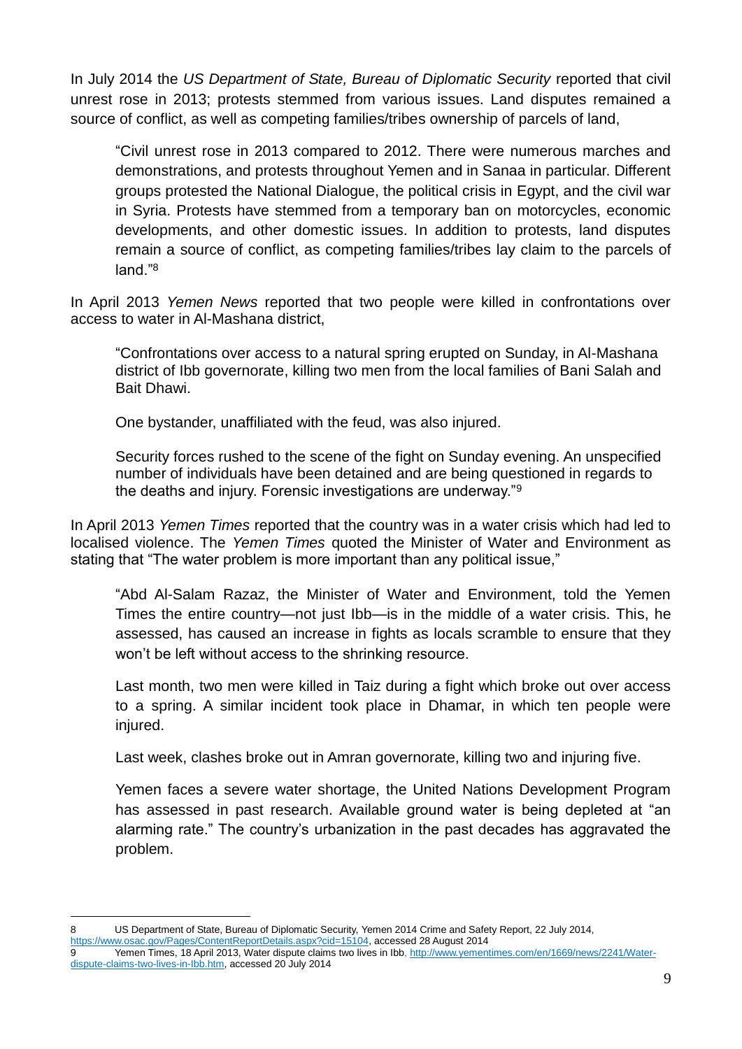In July 2014 the *US Department of State, Bureau of Diplomatic Security* reported that civil unrest rose in 2013; protests stemmed from various issues. Land disputes remained a source of conflict, as well as competing families/tribes ownership of parcels of land,

> "Civil unrest rose in 2013 compared to 2012. There were numerous marches and demonstrations, and protests throughout Yemen and in Sanaa in particular. Different groups protested the National Dialogue, the political crisis in Egypt, and the civil war in Syria. Protests have stemmed from a temporary ban on motorcycles, economic developments, and other domestic issues. In addition to protests, land disputes remain a source of conflict, as competing families/tribes lay claim to the parcels of land."[8]

In April 2013 *Yemen News* reported that two people were killed in confrontations over access to water in Al-Mashana district,

> "Confrontations over access to a natural spring erupted on Sunday, in Al-Mashana district of Ibb governorate, killing two men from the local families of Bani Salah and Bait Dhawi.
>
> One bystander, unaffiliated with the feud, was also injured.
>
> Security forces rushed to the scene of the fight on Sunday evening. An unspecified number of individuals have been detained and are being questioned in regards to the deaths and injury. Forensic investigations are underway."[9]

In April 2013 *Yemen Times* reported that the country was in a water crisis which had led to localised violence. The *Yemen Times* quoted the Minister of Water and Environment as stating that "The water problem is more important than any political issue,"

> "Abd Al-Salam Razaz, the Minister of Water and Environment, told the Yemen Times the entire country—not just Ibb—is in the middle of a water crisis. This, he assessed, has caused an increase in fights as locals scramble to ensure that they won't be left without access to the shrinking resource.
>
> Last month, two men were killed in Taiz during a fight which broke out over access to a spring. A similar incident took place in Dhamar, in which ten people were injured.
>
> Last week, clashes broke out in Amran governorate, killing two and injuring five.
>
> Yemen faces a severe water shortage, the United Nations Development Program has assessed in past research. Available ground water is being depleted at "an alarming rate." The country's urbanization in the past decades has aggravated the problem.

---

8 US Department of State, Bureau of Diplomatic Security, Yemen 2014 Crime and Safety Report, 22 July 2014, https://www.osac.gov/Pages/ContentReportDetails.aspx?cid=15104, accessed 28 August 2014

9 Yemen Times, 18 April 2013, Water dispute claims two lives in Ibb, http://www.yementimes.com/en/1669/news/2241/Water-dispute-claims-two-lives-in-Ibb.htm, accessed 20 July 2014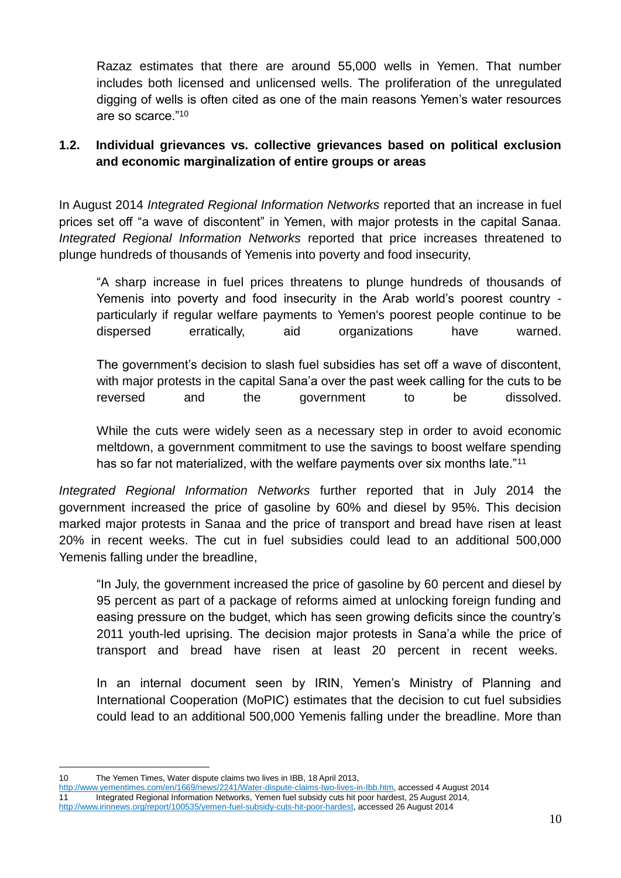> Razaz estimates that there are around 55,000 wells in Yemen. That number includes both licensed and unlicensed wells. The proliferation of the unregulated digging of wells is often cited as one of the main reasons Yemen's water resources are so scarce."[10]

### 1.2. Individual grievances vs. collective grievances based on political exclusion and economic marginalization of entire groups or areas

In August 2014 *Integrated Regional Information Networks* reported that an increase in fuel prices set off "a wave of discontent" in Yemen, with major protests in the capital Sanaa. *Integrated Regional Information Networks* reported that price increases threatened to plunge hundreds of thousands of Yemenis into poverty and food insecurity,

> "A sharp increase in fuel prices threatens to plunge hundreds of thousands of Yemenis into poverty and food insecurity in the Arab world's poorest country - particularly if regular welfare payments to Yemen's poorest people continue to be dispersed erratically, aid organizations have warned.
>
> The government's decision to slash fuel subsidies has set off a wave of discontent, with major protests in the capital Sana'a over the past week calling for the cuts to be reversed and the government to be dissolved.
>
> While the cuts were widely seen as a necessary step in order to avoid economic meltdown, a government commitment to use the savings to boost welfare spending has so far not materialized, with the welfare payments over six months late."[11]

*Integrated Regional Information Networks* further reported that in July 2014 the government increased the price of gasoline by 60% and diesel by 95%. This decision marked major protests in Sanaa and the price of transport and bread have risen at least 20% in recent weeks. The cut in fuel subsidies could lead to an additional 500,000 Yemenis falling under the breadline,

> "In July, the government increased the price of gasoline by 60 percent and diesel by 95 percent as part of a package of reforms aimed at unlocking foreign funding and easing pressure on the budget, which has seen growing deficits since the country's 2011 youth-led uprising. The decision major protests in Sana'a while the price of transport and bread have risen at least 20 percent in recent weeks.
>
> In an internal document seen by IRIN, Yemen's Ministry of Planning and International Cooperation (MoPIC) estimates that the decision to cut fuel subsidies could lead to an additional 500,000 Yemenis falling under the breadline. More than

---

10 The Yemen Times, Water dispute claims two lives in IBB, 18 April 2013, http://www.yementimes.com/en/1669/news/2241/Water-dispute-claims-two-lives-in-Ibb.htm, accessed 4 August 2014

11 Integrated Regional Information Networks, Yemen fuel subsidy cuts hit poor hardest, 25 August 2014, http://www.irinnews.org/report/100535/yemen-fuel-subsidy-cuts-hit-poor-hardest, accessed 26 August 2014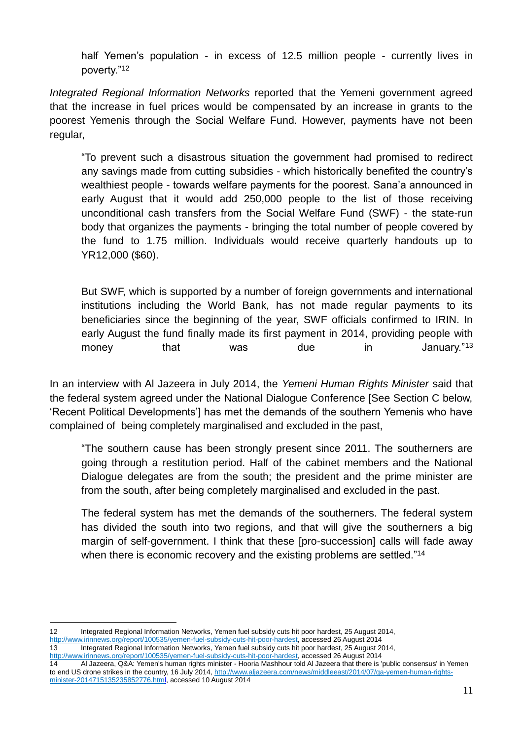> half Yemen's population - in excess of 12.5 million people - currently lives in poverty."[12]

*Integrated Regional Information Networks* reported that the Yemeni government agreed that the increase in fuel prices would be compensated by an increase in grants to the poorest Yemenis through the Social Welfare Fund. However, payments have not been regular,

> "To prevent such a disastrous situation the government had promised to redirect any savings made from cutting subsidies - which historically benefited the country's wealthiest people - towards welfare payments for the poorest. Sana'a announced in early August that it would add 250,000 people to the list of those receiving unconditional cash transfers from the Social Welfare Fund (SWF) - the state-run body that organizes the payments - bringing the total number of people covered by the fund to 1.75 million. Individuals would receive quarterly handouts up to YR12,000 ($60).
>
> But SWF, which is supported by a number of foreign governments and international institutions including the World Bank, has not made regular payments to its beneficiaries since the beginning of the year, SWF officials confirmed to IRIN. In early August the fund finally made its first payment in 2014, providing people with money that was due in January."[13]

In an interview with Al Jazeera in July 2014, the *Yemeni Human Rights Minister* said that the federal system agreed under the National Dialogue Conference [See Section C below, 'Recent Political Developments'] has met the demands of the southern Yemenis who have complained of being completely marginalised and excluded in the past,

> "The southern cause has been strongly present since 2011. The southerners are going through a restitution period. Half of the cabinet members and the National Dialogue delegates are from the south; the president and the prime minister are from the south, after being completely marginalised and excluded in the past.
>
> The federal system has met the demands of the southerners. The federal system has divided the south into two regions, and that will give the southerners a big margin of self-government. I think that these [pro-succession] calls will fade away when there is economic recovery and the existing problems are settled."[14]

---

12 Integrated Regional Information Networks, Yemen fuel subsidy cuts hit poor hardest, 25 August 2014, http://www.irinnews.org/report/100535/yemen-fuel-subsidy-cuts-hit-poor-hardest, accessed 26 August 2014

13 Integrated Regional Information Networks, Yemen fuel subsidy cuts hit poor hardest, 25 August 2014, http://www.irinnews.org/report/100535/yemen-fuel-subsidy-cuts-hit-poor-hardest, accessed 26 August 2014

14 Al Jazeera, Q&A: Yemen's human rights minister - Hooria Mashhour told Al Jazeera that there is 'public consensus' in Yemen to end US drone strikes in the country, 16 July 2014, http://www.aljazeera.com/news/middleeast/2014/07/qa-yemen-human-rights-minister-20147151352358527776.html, accessed 10 August 2014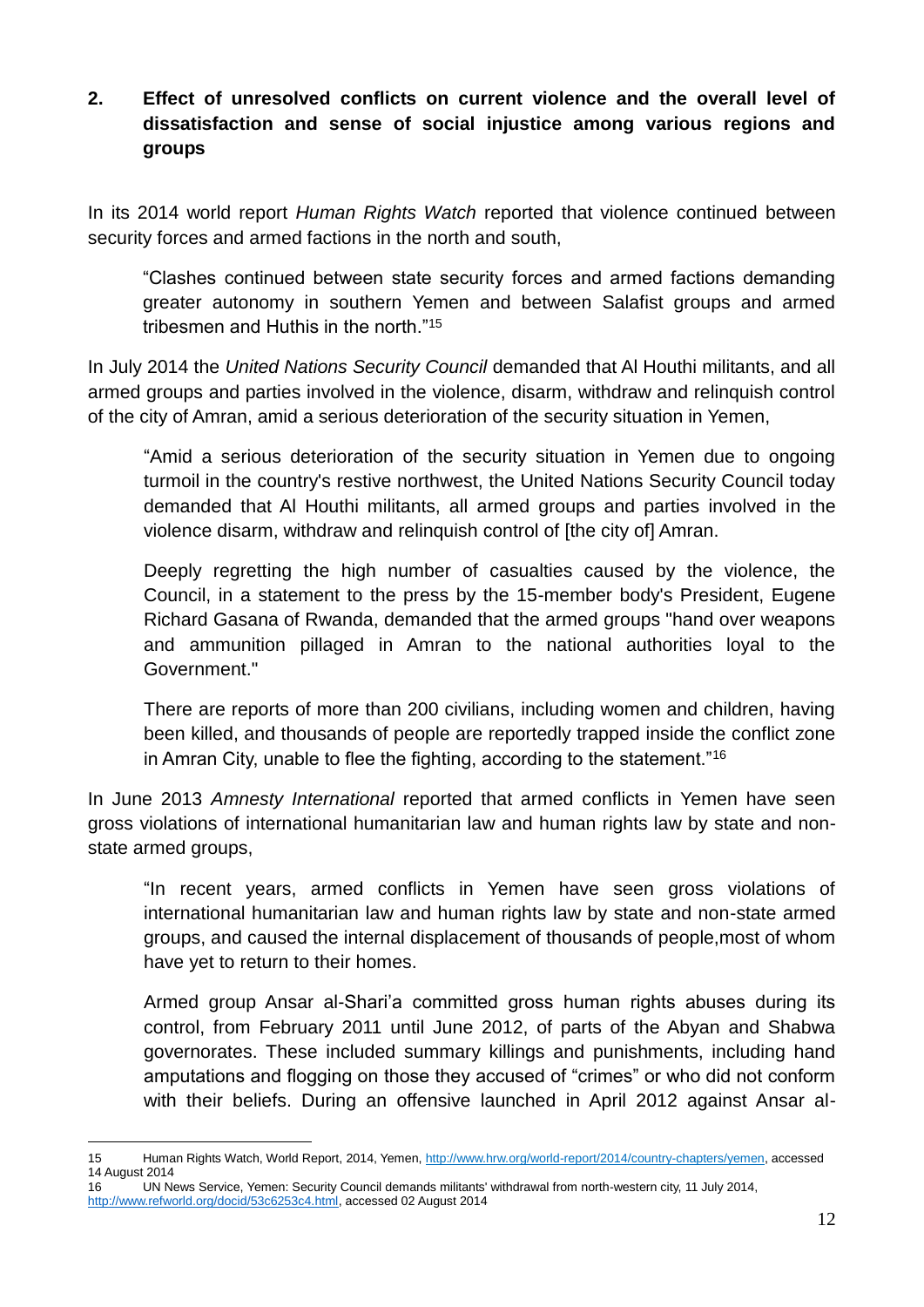## 2. Effect of unresolved conflicts on current violence and the overall level of dissatisfaction and sense of social injustice among various regions and groups

In its 2014 world report *Human Rights Watch* reported that violence continued between security forces and armed factions in the north and south,

> "Clashes continued between state security forces and armed factions demanding greater autonomy in southern Yemen and between Salafist groups and armed tribesmen and Huthis in the north."[15]

In July 2014 the *United Nations Security Council* demanded that Al Houthi militants, and all armed groups and parties involved in the violence, disarm, withdraw and relinquish control of the city of Amran, amid a serious deterioration of the security situation in Yemen,

> "Amid a serious deterioration of the security situation in Yemen due to ongoing turmoil in the country's restive northwest, the United Nations Security Council today demanded that Al Houthi militants, all armed groups and parties involved in the violence disarm, withdraw and relinquish control of [the city of] Amran.
>
> Deeply regretting the high number of casualties caused by the violence, the Council, in a statement to the press by the 15-member body's President, Eugene Richard Gasana of Rwanda, demanded that the armed groups "hand over weapons and ammunition pillaged in Amran to the national authorities loyal to the Government."
>
> There are reports of more than 200 civilians, including women and children, having been killed, and thousands of people are reportedly trapped inside the conflict zone in Amran City, unable to flee the fighting, according to the statement."[16]

In June 2013 *Amnesty International* reported that armed conflicts in Yemen have seen gross violations of international humanitarian law and human rights law by state and non-state armed groups,

> "In recent years, armed conflicts in Yemen have seen gross violations of international humanitarian law and human rights law by state and non-state armed groups, and caused the internal displacement of thousands of people,most of whom have yet to return to their homes.
>
> Armed group Ansar al-Shari'a committed gross human rights abuses during its control, from February 2011 until June 2012, of parts of the Abyan and Shabwa governorates. These included summary killings and punishments, including hand amputations and flogging on those they accused of "crimes" or who did not conform with their beliefs. During an offensive launched in April 2012 against Ansar al-

---

15 Human Rights Watch, World Report, 2014, Yemen, http://www.hrw.org/world-report/2014/country-chapters/yemen, accessed 14 August 2014

16 UN News Service, Yemen: Security Council demands militants' withdrawal from north-western city, 11 July 2014, http://www.refworld.org/docid/53c6253c4.html, accessed 02 August 2014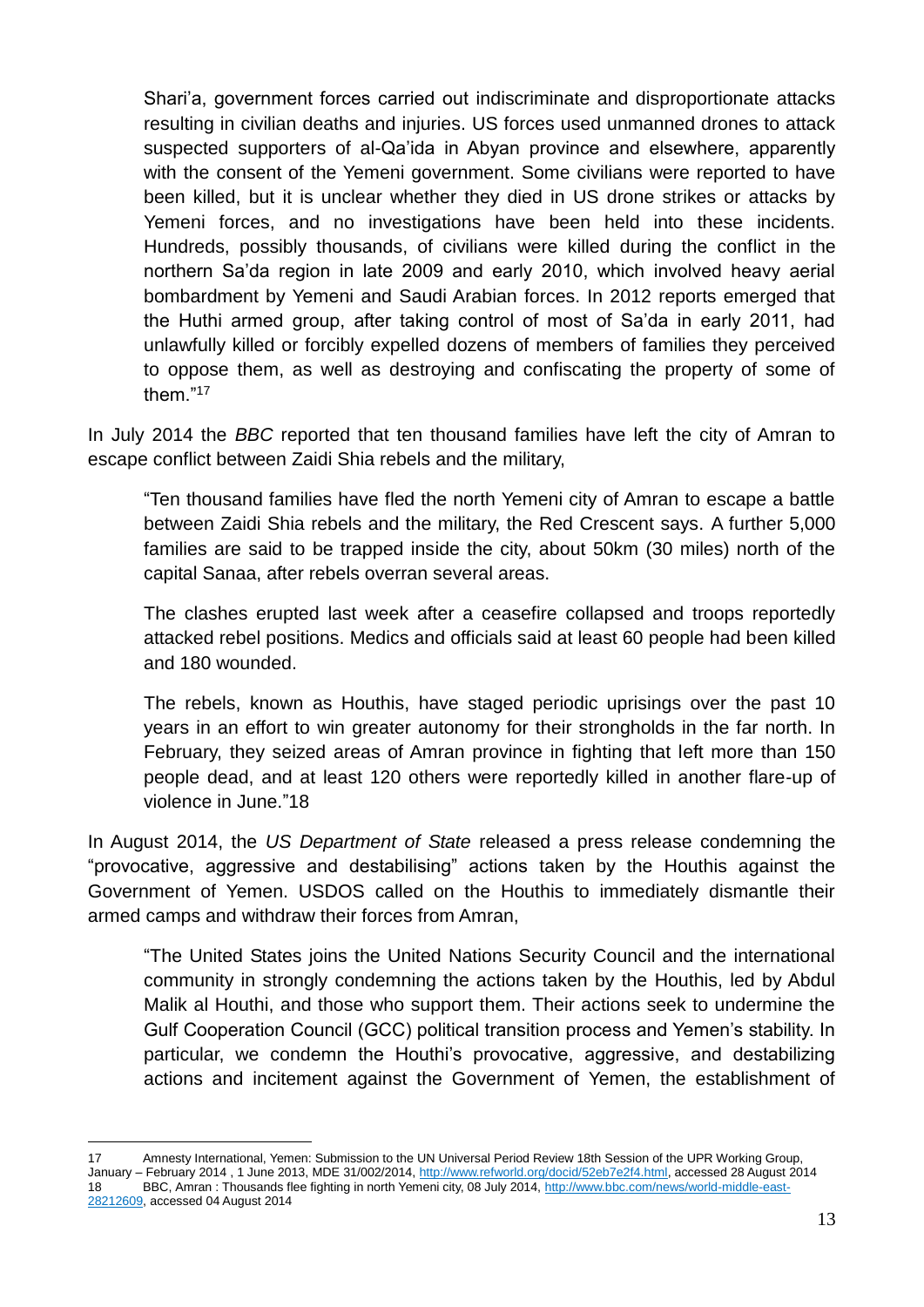> Shari'a, government forces carried out indiscriminate and disproportionate attacks resulting in civilian deaths and injuries. US forces used unmanned drones to attack suspected supporters of al-Qa'ida in Abyan province and elsewhere, apparently with the consent of the Yemeni government. Some civilians were reported to have been killed, but it is unclear whether they died in US drone strikes or attacks by Yemeni forces, and no investigations have been held into these incidents. Hundreds, possibly thousands, of civilians were killed during the conflict in the northern Sa'da region in late 2009 and early 2010, which involved heavy aerial bombardment by Yemeni and Saudi Arabian forces. In 2012 reports emerged that the Huthi armed group, after taking control of most of Sa'da in early 2011, had unlawfully killed or forcibly expelled dozens of members of families they perceived to oppose them, as well as destroying and confiscating the property of some of them."[17]

In July 2014 the *BBC* reported that ten thousand families have left the city of Amran to escape conflict between Zaidi Shia rebels and the military,

> "Ten thousand families have fled the north Yemeni city of Amran to escape a battle between Zaidi Shia rebels and the military, the Red Crescent says. A further 5,000 families are said to be trapped inside the city, about 50km (30 miles) north of the capital Sanaa, after rebels overran several areas.
>
> The clashes erupted last week after a ceasefire collapsed and troops reportedly attacked rebel positions. Medics and officials said at least 60 people had been killed and 180 wounded.
>
> The rebels, known as Houthis, have staged periodic uprisings over the past 10 years in an effort to win greater autonomy for their strongholds in the far north. In February, they seized areas of Amran province in fighting that left more than 150 people dead, and at least 120 others were reportedly killed in another flare-up of violence in June."[18]

In August 2014, the *US Department of State* released a press release condemning the "provocative, aggressive and destabilising" actions taken by the Houthis against the Government of Yemen. USDOS called on the Houthis to immediately dismantle their armed camps and withdraw their forces from Amran,

> "The United States joins the United Nations Security Council and the international community in strongly condemning the actions taken by the Houthis, led by Abdul Malik al Houthi, and those who support them. Their actions seek to undermine the Gulf Cooperation Council (GCC) political transition process and Yemen's stability. In particular, we condemn the Houthi's provocative, aggressive, and destabilizing actions and incitement against the Government of Yemen, the establishment of

---

17 Amnesty International, Yemen: Submission to the UN Universal Period Review 18th Session of the UPR Working Group, January – February 2014 , 1 June 2013, MDE 31/002/2014, http://www.refworld.org/docid/52eb7e2f4.html, accessed 28 August 2014

18 BBC, Amran : Thousands flee fighting in north Yemeni city, 08 July 2014, http://www.bbc.com/news/world-middle-east-28212609, accessed 04 August 2014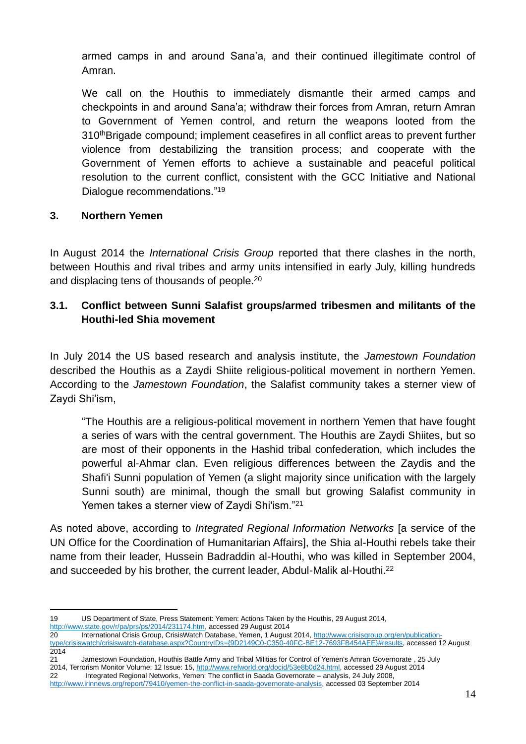> armed camps in and around Sana'a, and their continued illegitimate control of Amran.
>
> We call on the Houthis to immediately dismantle their armed camps and checkpoints in and around Sana'a; withdraw their forces from Amran, return Amran to Government of Yemen control, and return the weapons looted from the 310thBrigade compound; implement ceasefires in all conflict areas to prevent further violence from destabilizing the transition process; and cooperate with the Government of Yemen efforts to achieve a sustainable and peaceful political resolution to the current conflict, consistent with the GCC Initiative and National Dialogue recommendations."[19]

## 3. Northern Yemen

In August 2014 the *International Crisis Group* reported that there clashes in the north, between Houthis and rival tribes and army units intensified in early July, killing hundreds and displacing tens of thousands of people.[20]

### 3.1. Conflict between Sunni Salafist groups/armed tribesmen and militants of the Houthi-led Shia movement

In July 2014 the US based research and analysis institute, the *Jamestown Foundation* described the Houthis as a Zaydi Shiite religious-political movement in northern Yemen. According to the *Jamestown Foundation*, the Salafist community takes a sterner view of Zaydi Shi'ism,

> "The Houthis are a religious-political movement in northern Yemen that have fought a series of wars with the central government. The Houthis are Zaydi Shiites, but so are most of their opponents in the Hashid tribal confederation, which includes the powerful al-Ahmar clan. Even religious differences between the Zaydis and the Shafi'i Sunni population of Yemen (a slight majority since unification with the largely Sunni south) are minimal, though the small but growing Salafist community in Yemen takes a sterner view of Zaydi Shi'ism."[21]

As noted above, according to *Integrated Regional Information Networks* [a service of the UN Office for the Coordination of Humanitarian Affairs], the Shia al-Houthi rebels take their name from their leader, Hussein Badraddin al-Houthi, who was killed in September 2004, and succeeded by his brother, the current leader, Abdul-Malik al-Houthi.[22]

---

19 US Department of State, Press Statement: Yemen: Actions Taken by the Houthis, 29 August 2014, http://www.state.gov/r/pa/prs/ps/2014/231174.htm, accessed 29 August 2014

20 International Crisis Group, CrisisWatch Database, Yemen, 1 August 2014, http://www.crisisgroup.org/en/publication-type/crisiswatch/crisiswatch-database.aspx?CountryIDs={9D2149C0-C350-40FC-BE12-7693FB454AEE}#results, accessed 12 August 2014

21 Jamestown Foundation, Houthis Battle Army and Tribal Militias for Control of Yemen's Amran Governorate , 25 July 2014, Terrorism Monitor Volume: 12 Issue: 15, http://www.refworld.org/docid/53e8b0d24.html, accessed 29 August 2014

22 Integrated Regional Networks, Yemen: The conflict in Saada Governorate – analysis, 24 July 2008, http://www.irinnews.org/report/79410/yemen-the-conflict-in-saada-governorate-analysis, accessed 03 September 2014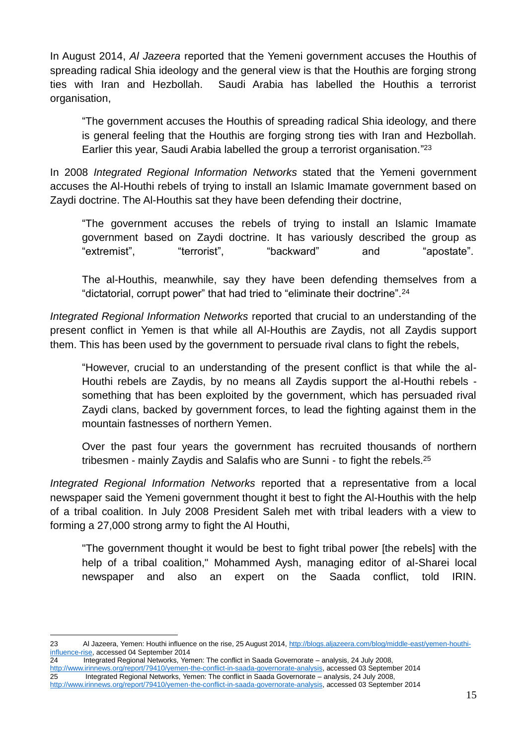In August 2014, *Al Jazeera* reported that the Yemeni government accuses the Houthis of spreading radical Shia ideology and the general view is that the Houthis are forging strong ties with Iran and Hezbollah. Saudi Arabia has labelled the Houthis a terrorist organisation,

> "The government accuses the Houthis of spreading radical Shia ideology, and there is general feeling that the Houthis are forging strong ties with Iran and Hezbollah. Earlier this year, Saudi Arabia labelled the group a terrorist organisation."[23]

In 2008 *Integrated Regional Information Networks* stated that the Yemeni government accuses the Al-Houthi rebels of trying to install an Islamic Imamate government based on Zaydi doctrine. The Al-Houthis sat they have been defending their doctrine,

> "The government accuses the rebels of trying to install an Islamic Imamate government based on Zaydi doctrine. It has variously described the group as "extremist", "terrorist", "backward" and "apostate".
>
> The al-Houthis, meanwhile, say they have been defending themselves from a "dictatorial, corrupt power" that had tried to "eliminate their doctrine".[24]

*Integrated Regional Information Networks* reported that crucial to an understanding of the present conflict in Yemen is that while all Al-Houthis are Zaydis, not all Zaydis support them. This has been used by the government to persuade rival clans to fight the rebels,

> "However, crucial to an understanding of the present conflict is that while the al-Houthi rebels are Zaydis, by no means all Zaydis support the al-Houthi rebels - something that has been exploited by the government, which has persuaded rival Zaydi clans, backed by government forces, to lead the fighting against them in the mountain fastnesses of northern Yemen.
>
> Over the past four years the government has recruited thousands of northern tribesmen - mainly Zaydis and Salafis who are Sunni - to fight the rebels.[25]

*Integrated Regional Information Networks* reported that a representative from a local newspaper said the Yemeni government thought it best to fight the Al-Houthis with the help of a tribal coalition. In July 2008 President Saleh met with tribal leaders with a view to forming a 27,000 strong army to fight the Al Houthi,

> "The government thought it would be best to fight tribal power [the rebels] with the help of a tribal coalition," Mohammed Aysh, managing editor of al-Sharei local newspaper and also an expert on the Saada conflict, told IRIN.

---

23 Al Jazeera, Yemen: Houthi influence on the rise, 25 August 2014, http://blogs.aljazeera.com/blog/middle-east/yemen-houthi-influence-rise, accessed 04 September 2014

24 Integrated Regional Networks, Yemen: The conflict in Saada Governorate – analysis, 24 July 2008, http://www.irinnews.org/report/79410/yemen-the-conflict-in-saada-governorate-analysis, accessed 03 September 2014

25 Integrated Regional Networks, Yemen: The conflict in Saada Governorate – analysis, 24 July 2008, http://www.irinnews.org/report/79410/yemen-the-conflict-in-saada-governorate-analysis, accessed 03 September 2014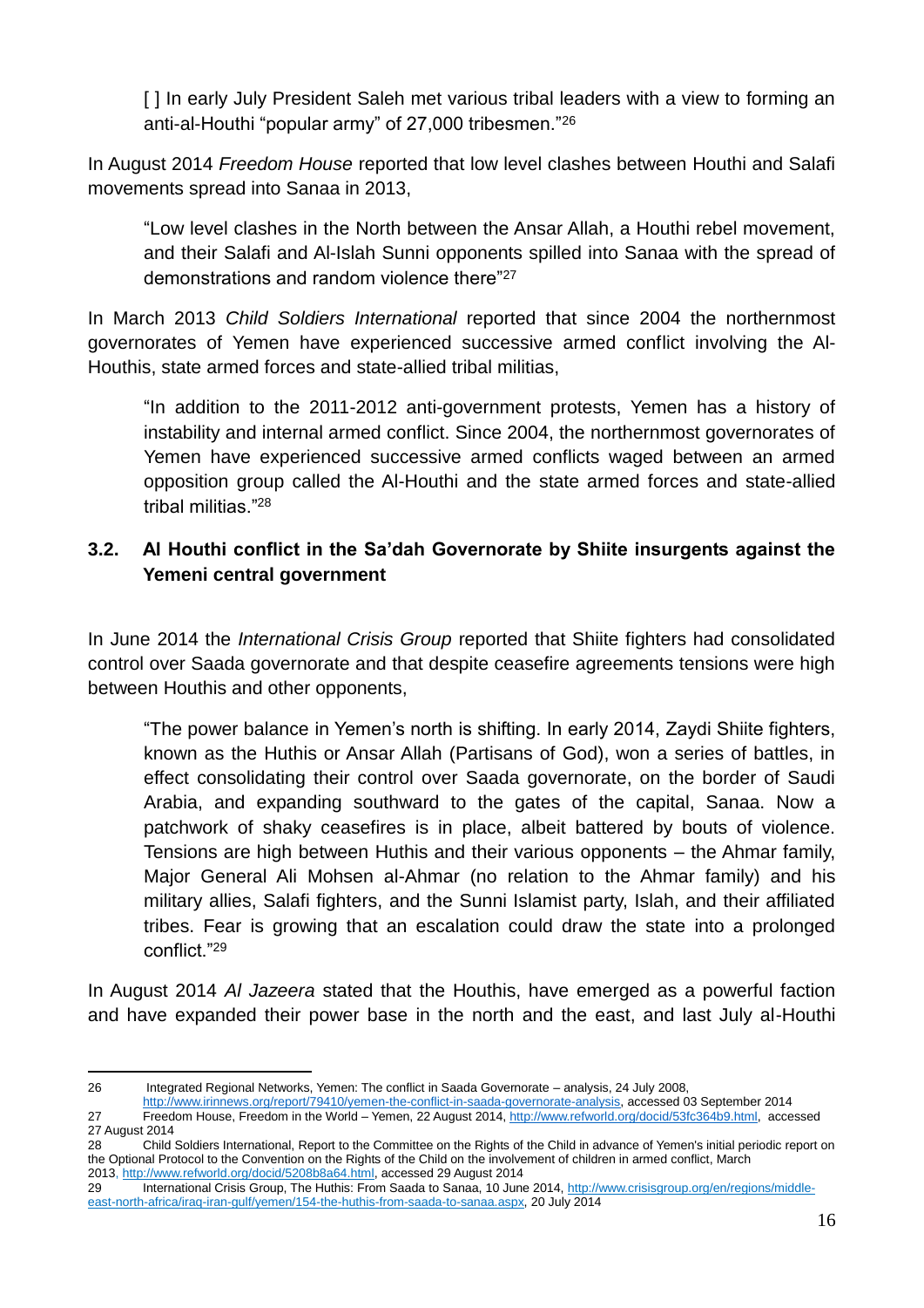[ ] In early July President Saleh met various tribal leaders with a view to forming an anti-al-Houthi "popular army" of 27,000 tribesmen."[26]

In August 2014 *Freedom House* reported that low level clashes between Houthi and Salafi movements spread into Sanaa in 2013,

> "Low level clashes in the North between the Ansar Allah, a Houthi rebel movement, and their Salafi and Al-Islah Sunni opponents spilled into Sanaa with the spread of demonstrations and random violence there"[27]

In March 2013 *Child Soldiers International* reported that since 2004 the northernmost governorates of Yemen have experienced successive armed conflict involving the Al-Houthis, state armed forces and state-allied tribal militias,

> "In addition to the 2011-2012 anti-government protests, Yemen has a history of instability and internal armed conflict. Since 2004, the northernmost governorates of Yemen have experienced successive armed conflicts waged between an armed opposition group called the Al-Houthi and the state armed forces and state-allied tribal militias."[28]

### 3.2. Al Houthi conflict in the Sa'dah Governorate by Shiite insurgents against the Yemeni central government

In June 2014 the *International Crisis Group* reported that Shiite fighters had consolidated control over Saada governorate and that despite ceasefire agreements tensions were high between Houthis and other opponents,

> "The power balance in Yemen's north is shifting. In early 2014, Zaydi Shiite fighters, known as the Huthis or Ansar Allah (Partisans of God), won a series of battles, in effect consolidating their control over Saada governorate, on the border of Saudi Arabia, and expanding southward to the gates of the capital, Sanaa. Now a patchwork of shaky ceasefires is in place, albeit battered by bouts of violence. Tensions are high between Huthis and their various opponents – the Ahmar family, Major General Ali Mohsen al-Ahmar (no relation to the Ahmar family) and his military allies, Salafi fighters, and the Sunni Islamist party, Islah, and their affiliated tribes. Fear is growing that an escalation could draw the state into a prolonged conflict."[29]

In August 2014 *Al Jazeera* stated that the Houthis, have emerged as a powerful faction and have expanded their power base in the north and the east, and last July al-Houthi

---

26 Integrated Regional Networks, Yemen: The conflict in Saada Governorate – analysis, 24 July 2008, http://www.irinnews.org/report/79410/yemen-the-conflict-in-saada-governorate-analysis, accessed 03 September 2014

27 Freedom House, Freedom in the World – Yemen, 22 August 2014, http://www.refworld.org/docid/53fc364b9.html, accessed 27 August 2014

28 Child Soldiers International, Report to the Committee on the Rights of the Child in advance of Yemen's initial periodic report on the Optional Protocol to the Convention on the Rights of the Child on the involvement of children in armed conflict, March 2013, http://www.refworld.org/docid/5208b8a64.html, accessed 29 August 2014

29 International Crisis Group, The Huthis: From Saada to Sanaa, 10 June 2014, http://www.crisisgroup.org/en/regions/middle-east-north-africa/iraq-iran-gulf/yemen/154-the-huthis-from-saada-to-sanaa.aspx, 20 July 2014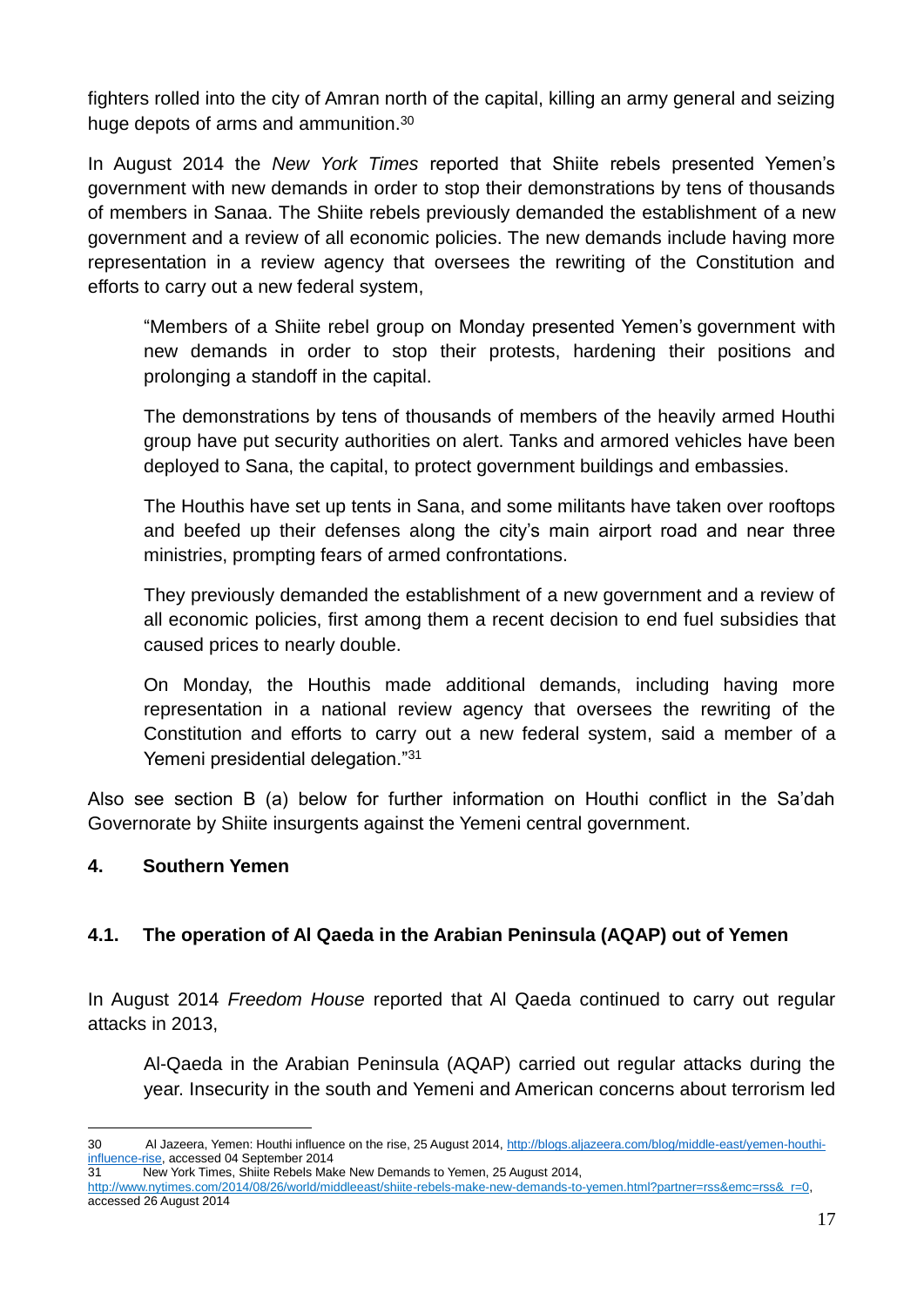fighters rolled into the city of Amran north of the capital, killing an army general and seizing huge depots of arms and ammunition.[30]

In August 2014 the *New York Times* reported that Shiite rebels presented Yemen's government with new demands in order to stop their demonstrations by tens of thousands of members in Sanaa. The Shiite rebels previously demanded the establishment of a new government and a review of all economic policies. The new demands include having more representation in a review agency that oversees the rewriting of the Constitution and efforts to carry out a new federal system,

> "Members of a Shiite rebel group on Monday presented Yemen's government with new demands in order to stop their protests, hardening their positions and prolonging a standoff in the capital.
>
> The demonstrations by tens of thousands of members of the heavily armed Houthi group have put security authorities on alert. Tanks and armored vehicles have been deployed to Sana, the capital, to protect government buildings and embassies.
>
> The Houthis have set up tents in Sana, and some militants have taken over rooftops and beefed up their defenses along the city's main airport road and near three ministries, prompting fears of armed confrontations.
>
> They previously demanded the establishment of a new government and a review of all economic policies, first among them a recent decision to end fuel subsidies that caused prices to nearly double.
>
> On Monday, the Houthis made additional demands, including having more representation in a national review agency that oversees the rewriting of the Constitution and efforts to carry out a new federal system, said a member of a Yemeni presidential delegation."[31]

Also see section B (a) below for further information on Houthi conflict in the Sa'dah Governorate by Shiite insurgents against the Yemeni central government.

## 4. Southern Yemen

### 4.1. The operation of Al Qaeda in the Arabian Peninsula (AQAP) out of Yemen

In August 2014 *Freedom House* reported that Al Qaeda continued to carry out regular attacks in 2013,

> Al-Qaeda in the Arabian Peninsula (AQAP) carried out regular attacks during the year. Insecurity in the south and Yemeni and American concerns about terrorism led

---

30 Al Jazeera, Yemen: Houthi influence on the rise, 25 August 2014, http://blogs.aljazeera.com/blog/middle-east/yemen-houthi-influence-rise, accessed 04 September 2014

31 New York Times, Shiite Rebels Make New Demands to Yemen, 25 August 2014, http://www.nytimes.com/2014/08/26/world/middleeast/shiite-rebels-make-new-demands-to-yemen.html?partner=rss&emc=rss&_r=0, accessed 26 August 2014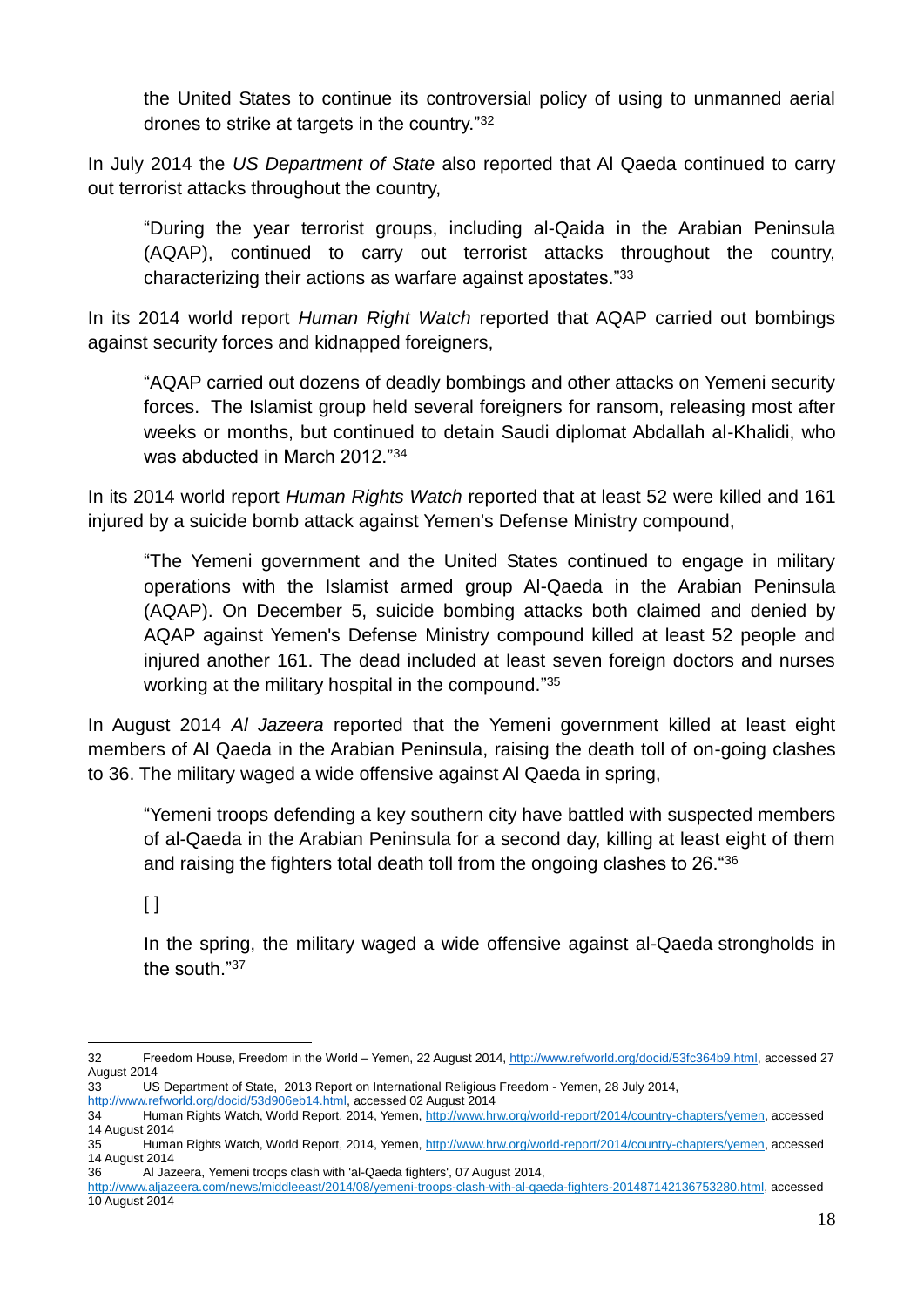the United States to continue its controversial policy of using to unmanned aerial drones to strike at targets in the country."[32]

In July 2014 the *US Department of State* also reported that Al Qaeda continued to carry out terrorist attacks throughout the country,

> "During the year terrorist groups, including al-Qaida in the Arabian Peninsula (AQAP), continued to carry out terrorist attacks throughout the country, characterizing their actions as warfare against apostates."[33]

In its 2014 world report *Human Right Watch* reported that AQAP carried out bombings against security forces and kidnapped foreigners,

> "AQAP carried out dozens of deadly bombings and other attacks on Yemeni security forces. The Islamist group held several foreigners for ransom, releasing most after weeks or months, but continued to detain Saudi diplomat Abdallah al-Khalidi, who was abducted in March 2012."[34]

In its 2014 world report *Human Rights Watch* reported that at least 52 were killed and 161 injured by a suicide bomb attack against Yemen's Defense Ministry compound,

> "The Yemeni government and the United States continued to engage in military operations with the Islamist armed group Al-Qaeda in the Arabian Peninsula (AQAP). On December 5, suicide bombing attacks both claimed and denied by AQAP against Yemen's Defense Ministry compound killed at least 52 people and injured another 161. The dead included at least seven foreign doctors and nurses working at the military hospital in the compound."[35]

In August 2014 *Al Jazeera* reported that the Yemeni government killed at least eight members of Al Qaeda in the Arabian Peninsula, raising the death toll of on-going clashes to 36. The military waged a wide offensive against Al Qaeda in spring,

> "Yemeni troops defending a key southern city have battled with suspected members of al-Qaeda in the Arabian Peninsula for a second day, killing at least eight of them and raising the fighters total death toll from the ongoing clashes to 26."[36]
>
> [ ]
>
> In the spring, the military waged a wide offensive against al-Qaeda strongholds in the south."[37]

---

32 Freedom House, Freedom in the World – Yemen, 22 August 2014, http://www.refworld.org/docid/53fc364b9.html, accessed 27 August 2014

33 US Department of State, 2013 Report on International Religious Freedom - Yemen, 28 July 2014, http://www.refworld.org/docid/53d906eb14.html, accessed 02 August 2014

34 Human Rights Watch, World Report, 2014, Yemen, http://www.hrw.org/world-report/2014/country-chapters/yemen, accessed 14 August 2014

35 Human Rights Watch, World Report, 2014, Yemen, http://www.hrw.org/world-report/2014/country-chapters/yemen, accessed 14 August 2014

36 Al Jazeera, Yemeni troops clash with 'al-Qaeda fighters', 07 August 2014, http://www.aljazeera.com/news/middleeast/2014/08/yemeni-troops-clash-with-al-qaeda-fighters-201487142136753280.html, accessed 10 August 2014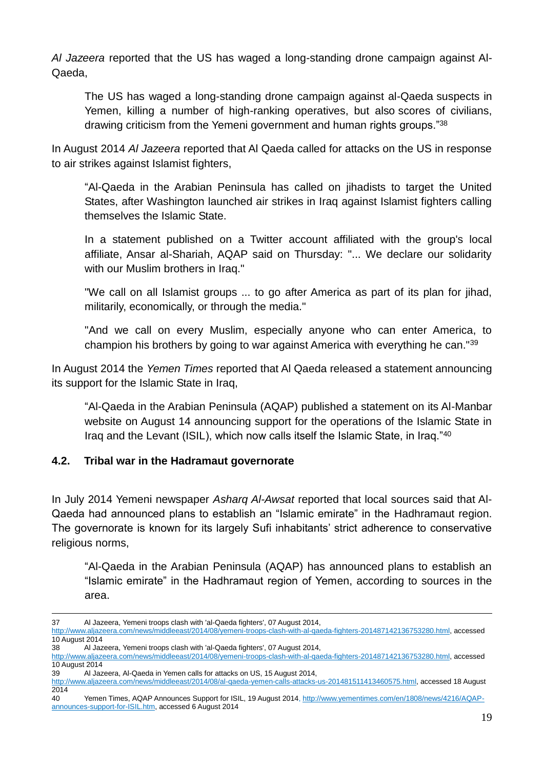*Al Jazeera* reported that the US has waged a long-standing drone campaign against Al-Qaeda,

> The US has waged a long-standing drone campaign against al-Qaeda suspects in Yemen, killing a number of high-ranking operatives, but also scores of civilians, drawing criticism from the Yemeni government and human rights groups."[38]

In August 2014 *Al Jazeera* reported that Al Qaeda called for attacks on the US in response to air strikes against Islamist fighters,

> "Al-Qaeda in the Arabian Peninsula has called on jihadists to target the United States, after Washington launched air strikes in Iraq against Islamist fighters calling themselves the Islamic State.
>
> In a statement published on a Twitter account affiliated with the group's local affiliate, Ansar al-Shariah, AQAP said on Thursday: "... We declare our solidarity with our Muslim brothers in Iraq."
>
> "We call on all Islamist groups ... to go after America as part of its plan for jihad, militarily, economically, or through the media."
>
> "And we call on every Muslim, especially anyone who can enter America, to champion his brothers by going to war against America with everything he can."[39]

In August 2014 the *Yemen Times* reported that Al Qaeda released a statement announcing its support for the Islamic State in Iraq,

> "Al-Qaeda in the Arabian Peninsula (AQAP) published a statement on its Al-Manbar website on August 14 announcing support for the operations of the Islamic State in Iraq and the Levant (ISIL), which now calls itself the Islamic State, in Iraq."[40]

### 4.2. Tribal war in the Hadramaut governorate

In July 2014 Yemeni newspaper *Asharq Al-Awsat* reported that local sources said that Al-Qaeda had announced plans to establish an "Islamic emirate" in the Hadhramaut region. The governorate is known for its largely Sufi inhabitants' strict adherence to conservative religious norms,

> "Al-Qaeda in the Arabian Peninsula (AQAP) has announced plans to establish an "Islamic emirate" in the Hadhramaut region of Yemen, according to sources in the area.

---

37 Al Jazeera, Yemeni troops clash with 'al-Qaeda fighters', 07 August 2014, http://www.aljazeera.com/news/middleeast/2014/08/yemeni-troops-clash-with-al-qaeda-fighters-201487142136753280.html, accessed 10 August 2014

38 Al Jazeera, Yemeni troops clash with 'al-Qaeda fighters', 07 August 2014, http://www.aljazeera.com/news/middleeast/2014/08/yemeni-troops-clash-with-al-qaeda-fighters-201487142136753280.html, accessed 10 August 2014

39 Al Jazeera, Al-Qaeda in Yemen calls for attacks on US, 15 August 2014, http://www.aljazeera.com/news/middleeast/2014/08/al-qaeda-yemen-calls-attacks-us-201481511413460575.html, accessed 18 August 2014

40 Yemen Times, AQAP Announces Support for ISIL, 19 August 2014, http://www.yementimes.com/en/1808/news/4216/AQAP-announces-support-for-ISIL.htm, accessed 6 August 2014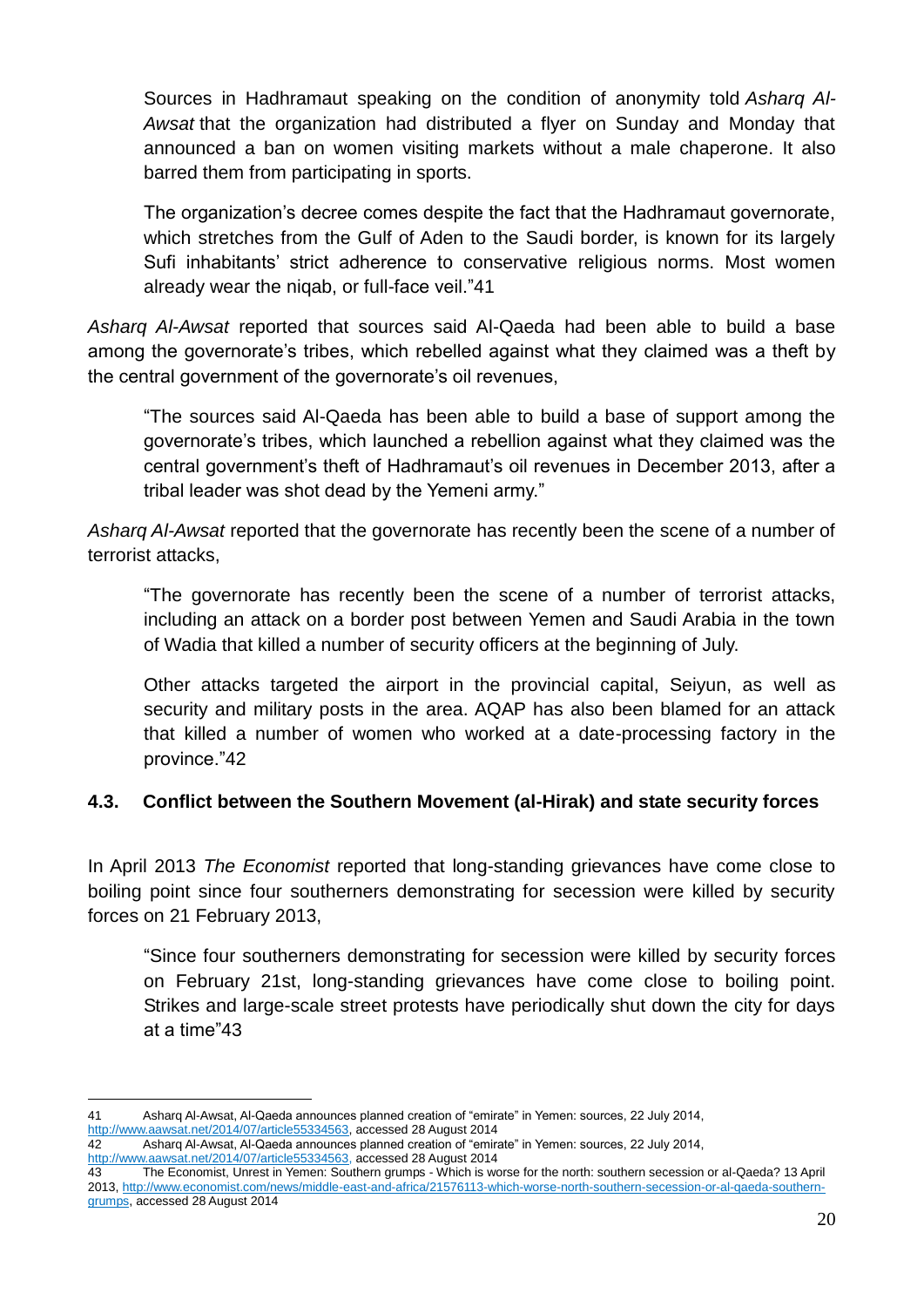> Sources in Hadhramaut speaking on the condition of anonymity told *Asharq Al-Awsat* that the organization had distributed a flyer on Sunday and Monday that announced a ban on women visiting markets without a male chaperone. It also barred them from participating in sports.
>
> The organization's decree comes despite the fact that the Hadhramaut governorate, which stretches from the Gulf of Aden to the Saudi border, is known for its largely Sufi inhabitants' strict adherence to conservative religious norms. Most women already wear the niqab, or full-face veil."[41]

*Asharq Al-Awsat* reported that sources said Al-Qaeda had been able to build a base among the governorate's tribes, which rebelled against what they claimed was a theft by the central government of the governorate's oil revenues,

> "The sources said Al-Qaeda has been able to build a base of support among the governorate's tribes, which launched a rebellion against what they claimed was the central government's theft of Hadhramaut's oil revenues in December 2013, after a tribal leader was shot dead by the Yemeni army."

*Asharq Al-Awsat* reported that the governorate has recently been the scene of a number of terrorist attacks,

> "The governorate has recently been the scene of a number of terrorist attacks, including an attack on a border post between Yemen and Saudi Arabia in the town of Wadia that killed a number of security officers at the beginning of July.
>
> Other attacks targeted the airport in the provincial capital, Seiyun, as well as security and military posts in the area. AQAP has also been blamed for an attack that killed a number of women who worked at a date-processing factory in the province."[42]

### 4.3. Conflict between the Southern Movement (al-Hirak) and state security forces

In April 2013 *The Economist* reported that long-standing grievances have come close to boiling point since four southerners demonstrating for secession were killed by security forces on 21 February 2013,

> "Since four southerners demonstrating for secession were killed by security forces on February 21st, long-standing grievances have come close to boiling point. Strikes and large-scale street protests have periodically shut down the city for days at a time"[43]

---

41 Asharq Al-Awsat, Al-Qaeda announces planned creation of "emirate" in Yemen: sources, 22 July 2014, http://www.aawsat.net/2014/07/article55334563, accessed 28 August 2014

42 Asharq Al-Awsat, Al-Qaeda announces planned creation of "emirate" in Yemen: sources, 22 July 2014, http://www.aawsat.net/2014/07/article55334563, accessed 28 August 2014

43 The Economist, Unrest in Yemen: Southern grumps - Which is worse for the north: southern secession or al-Qaeda? 13 April 2013, http://www.economist.com/news/middle-east-and-africa/21576113-which-worse-north-southern-secession-or-al-qaeda-southern-grumps, accessed 28 August 2014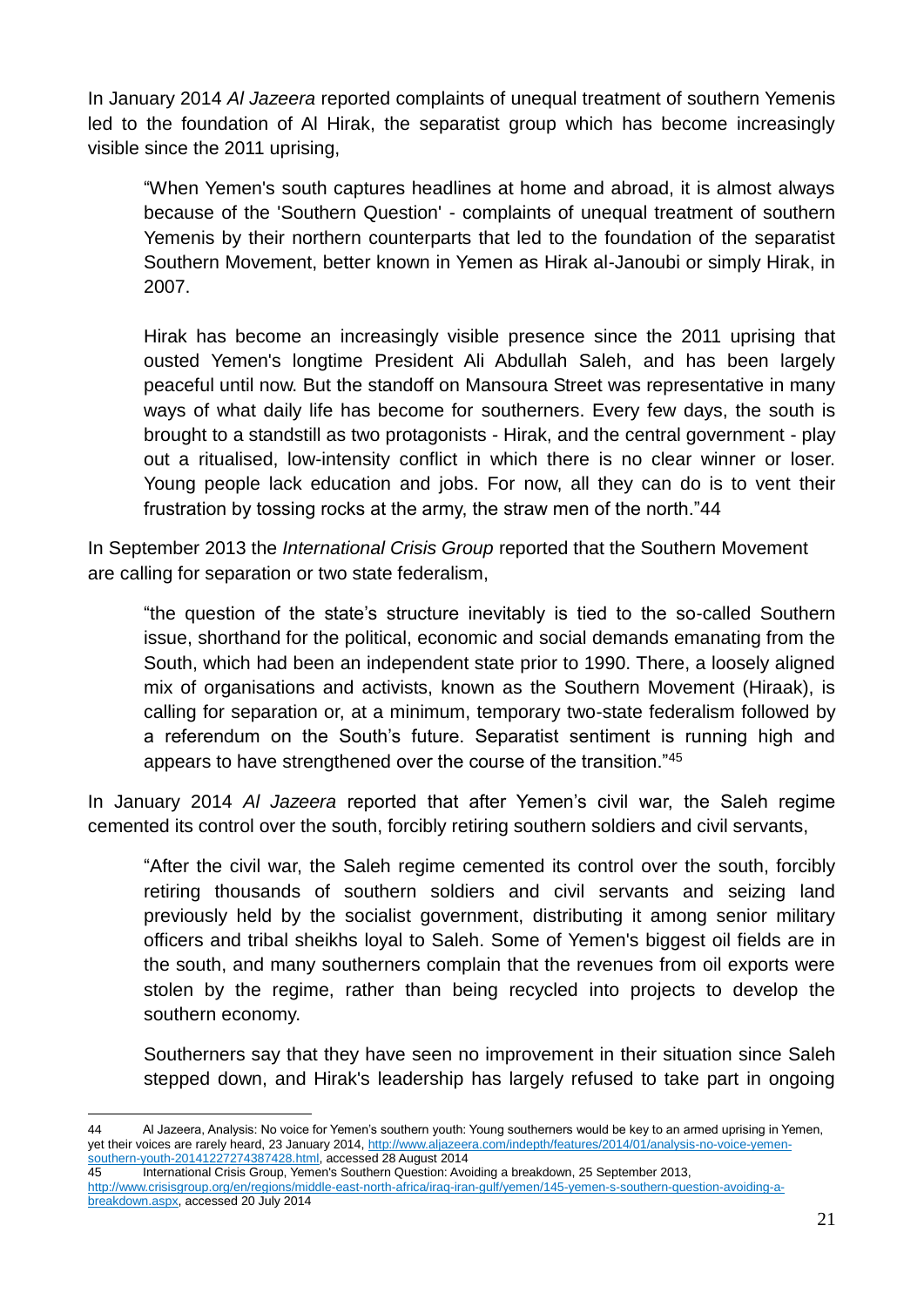In January 2014 *Al Jazeera* reported complaints of unequal treatment of southern Yemenis led to the foundation of Al Hirak, the separatist group which has become increasingly visible since the 2011 uprising,

> "When Yemen's south captures headlines at home and abroad, it is almost always because of the 'Southern Question' - complaints of unequal treatment of southern Yemenis by their northern counterparts that led to the foundation of the separatist Southern Movement, better known in Yemen as Hirak al-Janoubi or simply Hirak, in 2007.
>
> Hirak has become an increasingly visible presence since the 2011 uprising that ousted Yemen's longtime President Ali Abdullah Saleh, and has been largely peaceful until now. But the standoff on Mansoura Street was representative in many ways of what daily life has become for southerners. Every few days, the south is brought to a standstill as two protagonists - Hirak, and the central government - play out a ritualised, low-intensity conflict in which there is no clear winner or loser. Young people lack education and jobs. For now, all they can do is to vent their frustration by tossing rocks at the army, the straw men of the north."44

In September 2013 the *International Crisis Group* reported that the Southern Movement are calling for separation or two state federalism,

> "the question of the state's structure inevitably is tied to the so-called Southern issue, shorthand for the political, economic and social demands emanating from the South, which had been an independent state prior to 1990. There, a loosely aligned mix of organisations and activists, known as the Southern Movement (Hiraak), is calling for separation or, at a minimum, temporary two-state federalism followed by a referendum on the South's future. Separatist sentiment is running high and appears to have strengthened over the course of the transition."[45]

In January 2014 *Al Jazeera* reported that after Yemen's civil war, the Saleh regime cemented its control over the south, forcibly retiring southern soldiers and civil servants,

> "After the civil war, the Saleh regime cemented its control over the south, forcibly retiring thousands of southern soldiers and civil servants and seizing land previously held by the socialist government, distributing it among senior military officers and tribal sheikhs loyal to Saleh. Some of Yemen's biggest oil fields are in the south, and many southerners complain that the revenues from oil exports were stolen by the regime, rather than being recycled into projects to develop the southern economy.
>
> Southerners say that they have seen no improvement in their situation since Saleh stepped down, and Hirak's leadership has largely refused to take part in ongoing

---

44 Al Jazeera, Analysis: No voice for Yemen's southern youth: Young southerners would be key to an armed uprising in Yemen, yet their voices are rarely heard, 23 January 2014, http://www.aljazeera.com/indepth/features/2014/01/analysis-no-voice-yemen-southern-youth-20141227274387428.html, accessed 28 August 2014

45 International Crisis Group, Yemen's Southern Question: Avoiding a breakdown, 25 September 2013, http://www.crisisgroup.org/en/regions/middle-east-north-africa/iraq-iran-gulf/yemen/145-yemen-s-southern-question-avoiding-a-breakdown.aspx, accessed 20 July 2014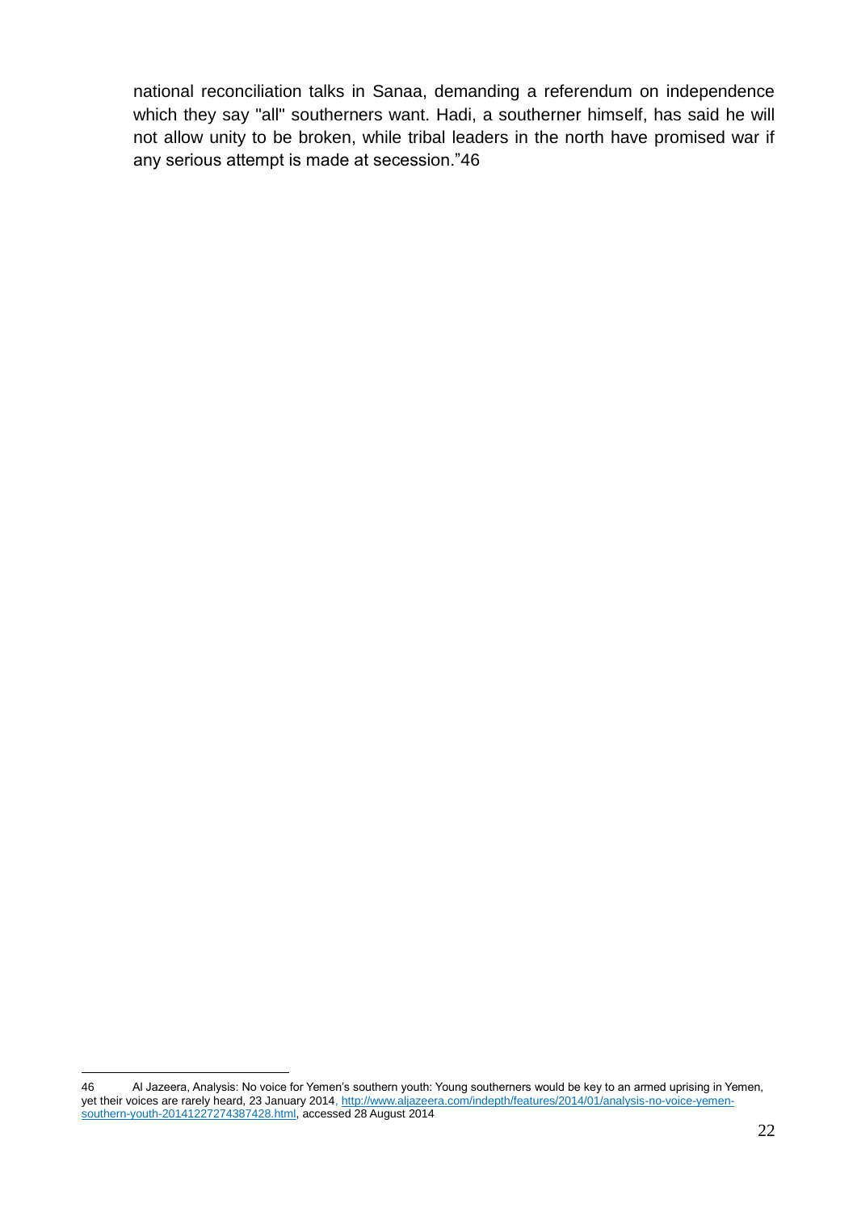national reconciliation talks in Sanaa, demanding a referendum on independence which they say "all" southerners want. Hadi, a southerner himself, has said he will not allow unity to be broken, while tribal leaders in the north have promised war if any serious attempt is made at secession."[46]

---

[46] Al Jazeera, Analysis: No voice for Yemen's southern youth: Young southerners would be key to an armed uprising in Yemen, yet their voices are rarely heard, 23 January 2014, http://www.aljazeera.com/indepth/features/2014/01/analysis-no-voice-yemen-southern-youth-20141227274387428.html, accessed 28 August 2014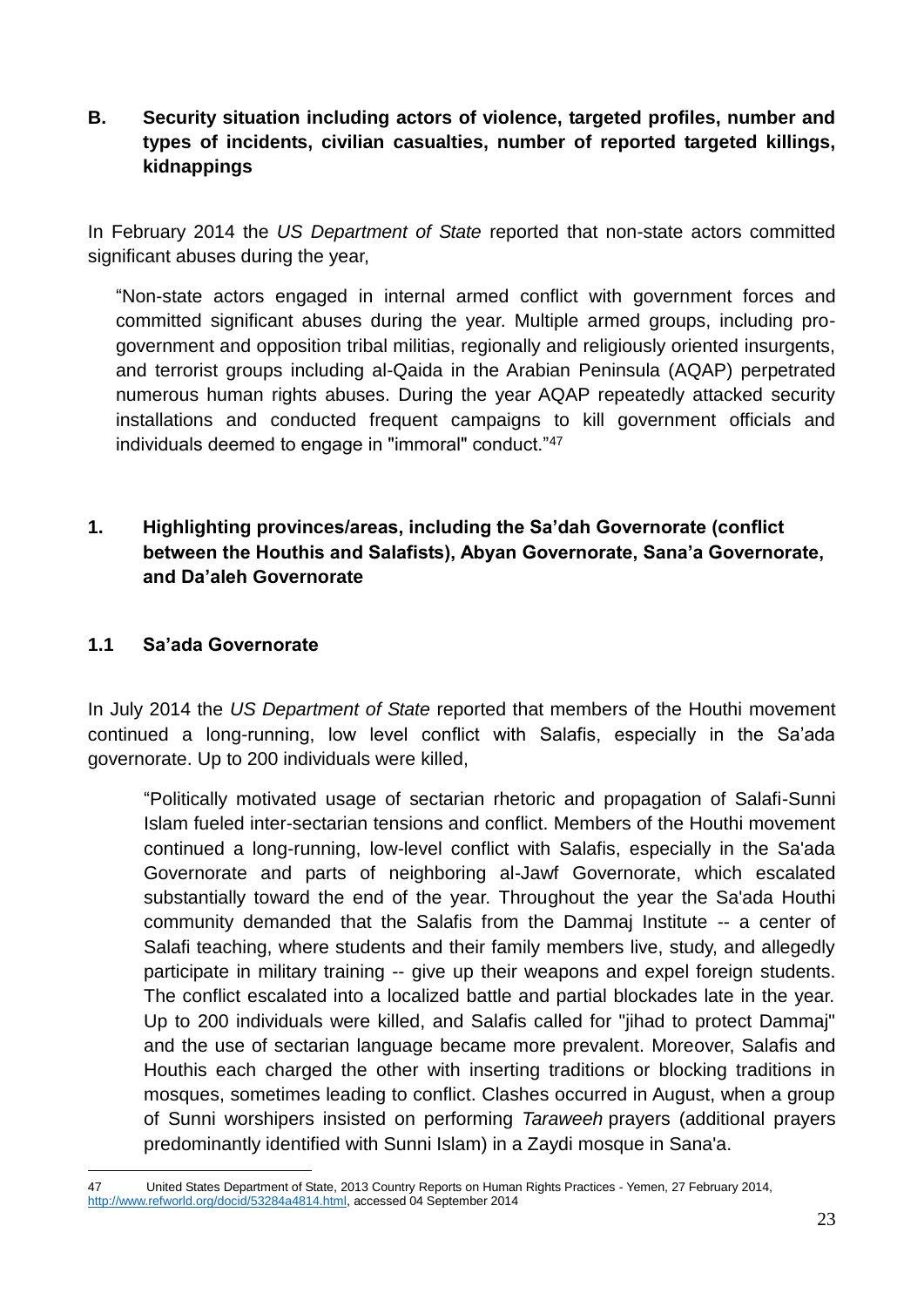## B. Security situation including actors of violence, targeted profiles, number and types of incidents, civilian casualties, number of reported targeted killings, kidnappings

In February 2014 the *US Department of State* reported that non-state actors committed significant abuses during the year,

> "Non-state actors engaged in internal armed conflict with government forces and committed significant abuses during the year. Multiple armed groups, including pro-government and opposition tribal militias, regionally and religiously oriented insurgents, and terrorist groups including al-Qaida in the Arabian Peninsula (AQAP) perpetrated numerous human rights abuses. During the year AQAP repeatedly attacked security installations and conducted frequent campaigns to kill government officials and individuals deemed to engage in "immoral" conduct."[47]

### 1. Highlighting provinces/areas, including the Sa'dah Governorate (conflict between the Houthis and Salafists), Abyan Governorate, Sana'a Governorate, and Da'aleh Governorate

#### 1.1 Sa'ada Governorate

In July 2014 the *US Department of State* reported that members of the Houthi movement continued a long-running, low level conflict with Salafis, especially in the Sa'ada governorate. Up to 200 individuals were killed,

> "Politically motivated usage of sectarian rhetoric and propagation of Salafi-Sunni Islam fueled inter-sectarian tensions and conflict. Members of the Houthi movement continued a long-running, low-level conflict with Salafis, especially in the Sa'ada Governorate and parts of neighboring al-Jawf Governorate, which escalated substantially toward the end of the year. Throughout the year the Sa'ada Houthi community demanded that the Salafis from the Dammaj Institute -- a center of Salafi teaching, where students and their family members live, study, and allegedly participate in military training -- give up their weapons and expel foreign students. The conflict escalated into a localized battle and partial blockades late in the year. Up to 200 individuals were killed, and Salafis called for "jihad to protect Dammaj" and the use of sectarian language became more prevalent. Moreover, Salafis and Houthis each charged the other with inserting traditions or blocking traditions in mosques, sometimes leading to conflict. Clashes occurred in August, when a group of Sunni worshipers insisted on performing *Taraweeh* prayers (additional prayers predominantly identified with Sunni Islam) in a Zaydi mosque in Sana'a.

---

47 United States Department of State, 2013 Country Reports on Human Rights Practices - Yemen, 27 February 2014, http://www.refworld.org/docid/53284a4814.html, accessed 04 September 2014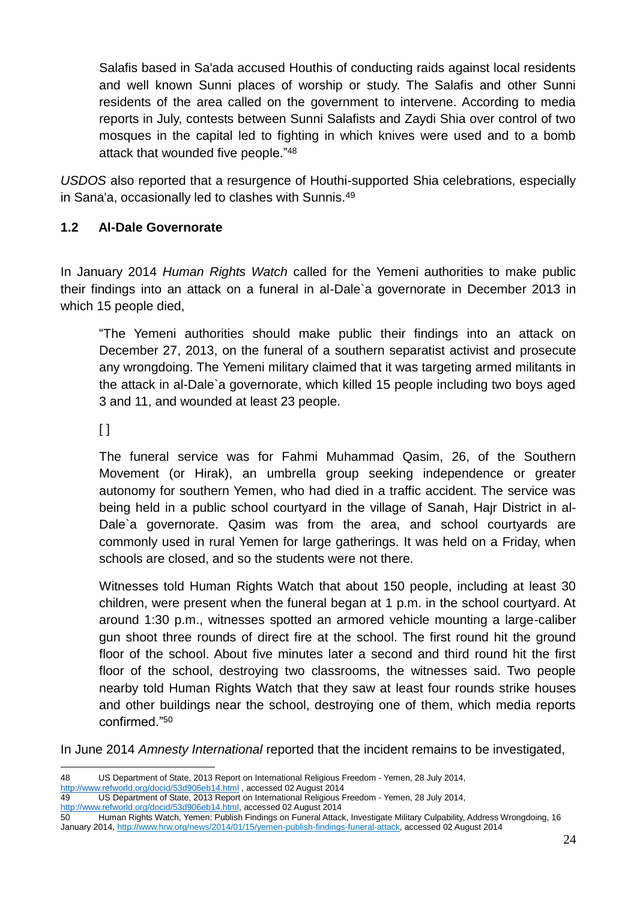> Salafis based in Sa'ada accused Houthis of conducting raids against local residents and well known Sunni places of worship or study. The Salafis and other Sunni residents of the area called on the government to intervene. According to media reports in July, contests between Sunni Salafists and Zaydi Shia over control of two mosques in the capital led to fighting in which knives were used and to a bomb attack that wounded five people."[48]

*USDOS* also reported that a resurgence of Houthi-supported Shia celebrations, especially in Sana'a, occasionally led to clashes with Sunnis.[49]

### 1.2 Al-Dale Governorate

In January 2014 *Human Rights Watch* called for the Yemeni authorities to make public their findings into an attack on a funeral in al-Dale`a governorate in December 2013 in which 15 people died,

> "The Yemeni authorities should make public their findings into an attack on December 27, 2013, on the funeral of a southern separatist activist and prosecute any wrongdoing. The Yemeni military claimed that it was targeting armed militants in the attack in al-Dale`a governorate, which killed 15 people including two boys aged 3 and 11, and wounded at least 23 people.
>
> [ ]
>
> The funeral service was for Fahmi Muhammad Qasim, 26, of the Southern Movement (or Hirak), an umbrella group seeking independence or greater autonomy for southern Yemen, who had died in a traffic accident. The service was being held in a public school courtyard in the village of Sanah, Hajr District in al-Dale`a governorate. Qasim was from the area, and school courtyards are commonly used in rural Yemen for large gatherings. It was held on a Friday, when schools are closed, and so the students were not there.
>
> Witnesses told Human Rights Watch that about 150 people, including at least 30 children, were present when the funeral began at 1 p.m. in the school courtyard. At around 1:30 p.m., witnesses spotted an armored vehicle mounting a large-caliber gun shoot three rounds of direct fire at the school. The first round hit the ground floor of the school. About five minutes later a second and third round hit the first floor of the school, destroying two classrooms, the witnesses said. Two people nearby told Human Rights Watch that they saw at least four rounds strike houses and other buildings near the school, destroying one of them, which media reports confirmed."[50]

In June 2014 *Amnesty International* reported that the incident remains to be investigated,

---

48 US Department of State, 2013 Report on International Religious Freedom - Yemen, 28 July 2014, http://www.refworld.org/docid/53d906eb14.html , accessed 02 August 2014

49 US Department of State, 2013 Report on International Religious Freedom - Yemen, 28 July 2014, http://www.refworld.org/docid/53d906eb14.html, accessed 02 August 2014

50 Human Rights Watch, Yemen: Publish Findings on Funeral Attack, Investigate Military Culpability, Address Wrongdoing, 16 January 2014, http://www.hrw.org/news/2014/01/15/yemen-publish-findings-funeral-attack, accessed 02 August 2014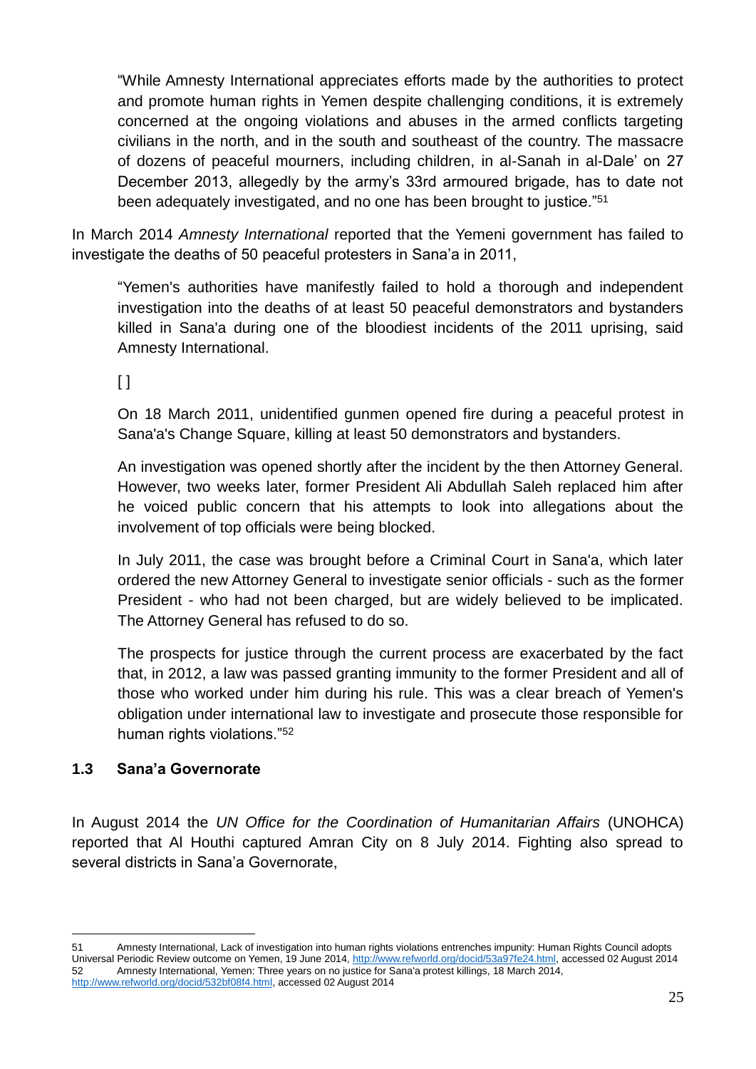> "While Amnesty International appreciates efforts made by the authorities to protect and promote human rights in Yemen despite challenging conditions, it is extremely concerned at the ongoing violations and abuses in the armed conflicts targeting civilians in the north, and in the south and southeast of the country. The massacre of dozens of peaceful mourners, including children, in al-Sanah in al-Dale' on 27 December 2013, allegedly by the army's 33rd armoured brigade, has to date not been adequately investigated, and no one has been brought to justice."[51]

In March 2014 *Amnesty International* reported that the Yemeni government has failed to investigate the deaths of 50 peaceful protesters in Sana'a in 2011,

> "Yemen's authorities have manifestly failed to hold a thorough and independent investigation into the deaths of at least 50 peaceful demonstrators and bystanders killed in Sana'a during one of the bloodiest incidents of the 2011 uprising, said Amnesty International.
>
> [ ]
>
> On 18 March 2011, unidentified gunmen opened fire during a peaceful protest in Sana'a's Change Square, killing at least 50 demonstrators and bystanders.
>
> An investigation was opened shortly after the incident by the then Attorney General. However, two weeks later, former President Ali Abdullah Saleh replaced him after he voiced public concern that his attempts to look into allegations about the involvement of top officials were being blocked.
>
> In July 2011, the case was brought before a Criminal Court in Sana'a, which later ordered the new Attorney General to investigate senior officials - such as the former President - who had not been charged, but are widely believed to be implicated. The Attorney General has refused to do so.
>
> The prospects for justice through the current process are exacerbated by the fact that, in 2012, a law was passed granting immunity to the former President and all of those who worked under him during his rule. This was a clear breach of Yemen's obligation under international law to investigate and prosecute those responsible for human rights violations."[52]

### 1.3 Sana'a Governorate

In August 2014 the *UN Office for the Coordination of Humanitarian Affairs* (UNOHCA) reported that Al Houthi captured Amran City on 8 July 2014. Fighting also spread to several districts in Sana'a Governorate,

---

51 Amnesty International, Lack of investigation into human rights violations entrenches impunity: Human Rights Council adopts Universal Periodic Review outcome on Yemen, 19 June 2014, http://www.refworld.org/docid/53a97fe24.html, accessed 02 August 2014

52 Amnesty International, Yemen: Three years on no justice for Sana'a protest killings, 18 March 2014, http://www.refworld.org/docid/532bf08f4.html, accessed 02 August 2014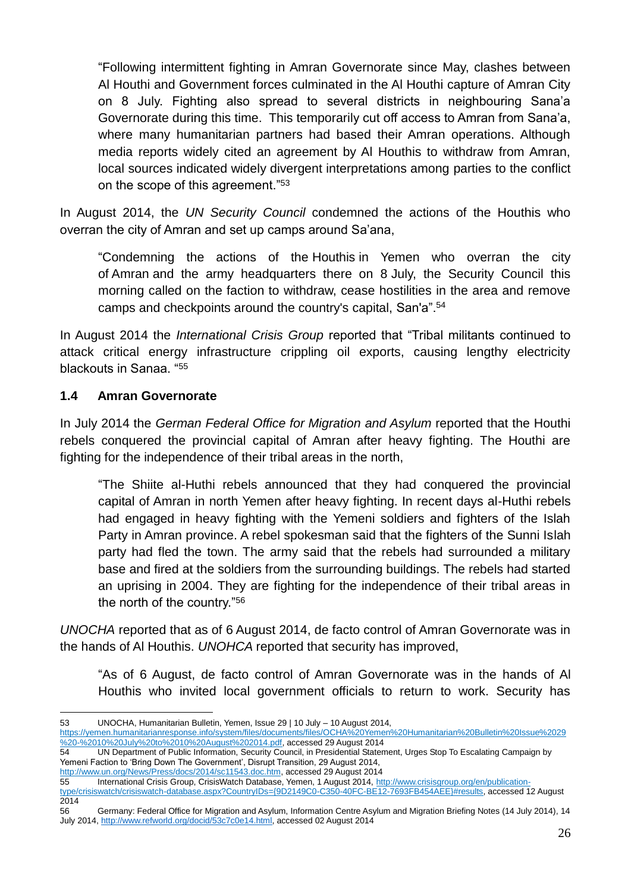> "Following intermittent fighting in Amran Governorate since May, clashes between Al Houthi and Government forces culminated in the Al Houthi capture of Amran City on 8 July. Fighting also spread to several districts in neighbouring Sana'a Governorate during this time. This temporarily cut off access to Amran from Sana'a, where many humanitarian partners had based their Amran operations. Although media reports widely cited an agreement by Al Houthis to withdraw from Amran, local sources indicated widely divergent interpretations among parties to the conflict on the scope of this agreement."[53]

In August 2014, the *UN Security Council* condemned the actions of the Houthis who overran the city of Amran and set up camps around Sa'ana,

> "Condemning the actions of the Houthis in Yemen who overran the city of Amran and the army headquarters there on 8 July, the Security Council this morning called on the faction to withdraw, cease hostilities in the area and remove camps and checkpoints around the country's capital, San'a".[54]

In August 2014 the *International Crisis Group* reported that "Tribal militants continued to attack critical energy infrastructure crippling oil exports, causing lengthy electricity blackouts in Sanaa. "[55]

### 1.4 Amran Governorate

In July 2014 the *German Federal Office for Migration and Asylum* reported that the Houthi rebels conquered the provincial capital of Amran after heavy fighting. The Houthi are fighting for the independence of their tribal areas in the north,

> "The Shiite al-Huthi rebels announced that they had conquered the provincial capital of Amran in north Yemen after heavy fighting. In recent days al-Huthi rebels had engaged in heavy fighting with the Yemeni soldiers and fighters of the Islah Party in Amran province. A rebel spokesman said that the fighters of the Sunni Islah party had fled the town. The army said that the rebels had surrounded a military base and fired at the soldiers from the surrounding buildings. The rebels had started an uprising in 2004. They are fighting for the independence of their tribal areas in the north of the country."[56]

*UNOCHA* reported that as of 6 August 2014, de facto control of Amran Governorate was in the hands of Al Houthis. *UNOHCA* reported that security has improved,

> "As of 6 August, de facto control of Amran Governorate was in the hands of Al Houthis who invited local government officials to return to work. Security has

---

53 UNOCHA, Humanitarian Bulletin, Yemen, Issue 29 | 10 July – 10 August 2014, https://yemen.humanitarianresponse.info/system/files/documents/files/OCHA%20Yemen%20Humanitarian%20Bulletin%20Issue%2029%20-%2010%20July%20to%2010%20August%202014.pdf, accessed 29 August 2014

54 UN Department of Public Information, Security Council, in Presidential Statement, Urges Stop To Escalating Campaign by Yemeni Faction to 'Bring Down The Government', Disrupt Transition, 29 August 2014, http://www.un.org/News/Press/docs/2014/sc11543.doc.htm, accessed 29 August 2014

55 International Crisis Group, CrisisWatch Database, Yemen, 1 August 2014, http://www.crisisgroup.org/en/publication-type/crisiswatch/crisiswatch-database.aspx?CountryIDs={9D2149C0-C350-40FC-BE12-7693FB454AEE}#results, accessed 12 August 2014

56 Germany: Federal Office for Migration and Asylum, Information Centre Asylum and Migration Briefing Notes (14 July 2014), 14 July 2014, http://www.refworld.org/docid/53c7c0e14.html, accessed 02 August 2014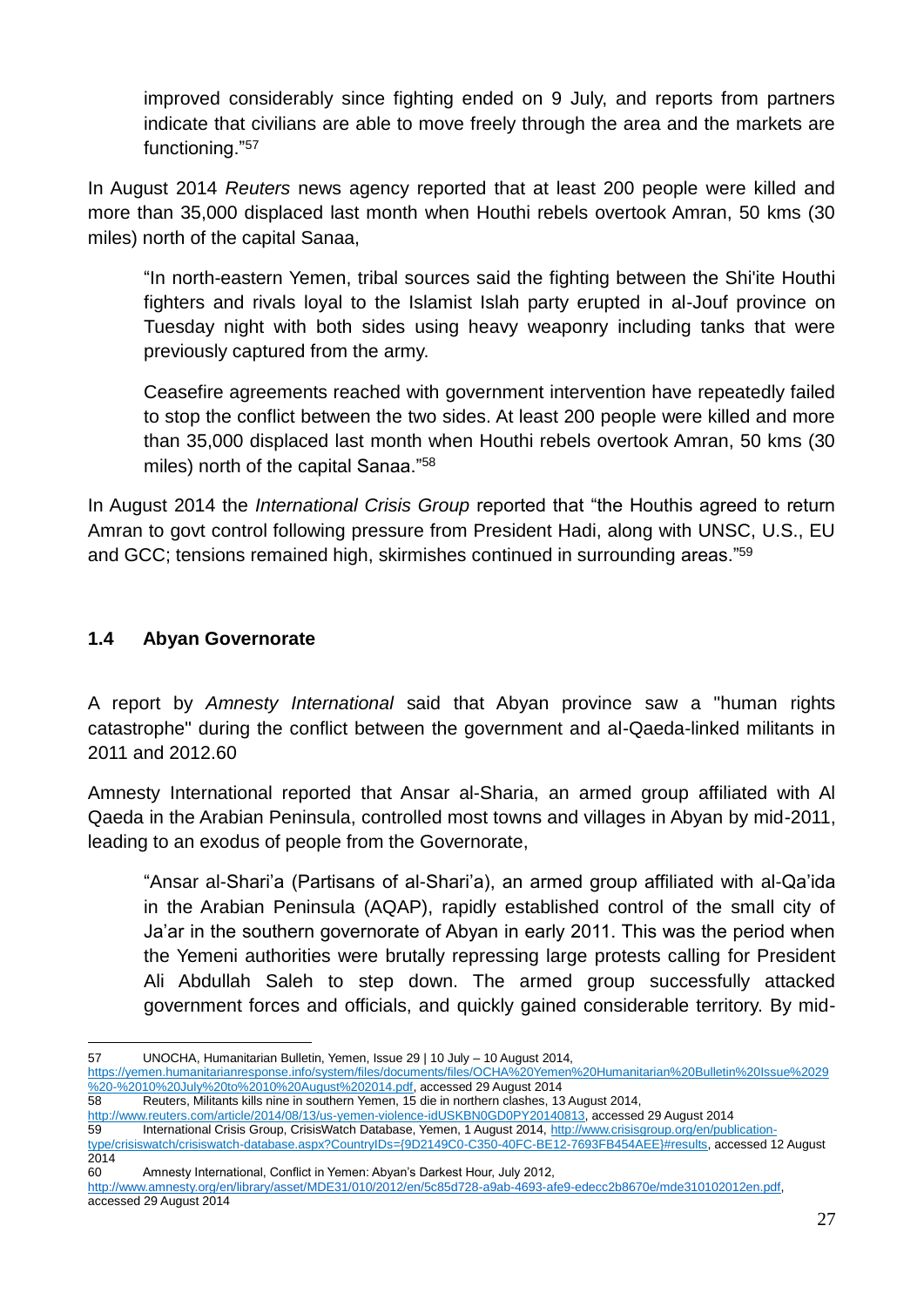> improved considerably since fighting ended on 9 July, and reports from partners indicate that civilians are able to move freely through the area and the markets are functioning."[57]

In August 2014 *Reuters* news agency reported that at least 200 people were killed and more than 35,000 displaced last month when Houthi rebels overtook Amran, 50 kms (30 miles) north of the capital Sanaa,

> "In north-eastern Yemen, tribal sources said the fighting between the Shi'ite Houthi fighters and rivals loyal to the Islamist Islah party erupted in al-Jouf province on Tuesday night with both sides using heavy weaponry including tanks that were previously captured from the army.
>
> Ceasefire agreements reached with government intervention have repeatedly failed to stop the conflict between the two sides. At least 200 people were killed and more than 35,000 displaced last month when Houthi rebels overtook Amran, 50 kms (30 miles) north of the capital Sanaa."[58]

In August 2014 the *International Crisis Group* reported that "the Houthis agreed to return Amran to govt control following pressure from President Hadi, along with UNSC, U.S., EU and GCC; tensions remained high, skirmishes continued in surrounding areas."[59]

### 1.4 Abyan Governorate

A report by *Amnesty International* said that Abyan province saw a "human rights catastrophe" during the conflict between the government and al-Qaeda-linked militants in 2011 and 2012.60

Amnesty International reported that Ansar al-Sharia, an armed group affiliated with Al Qaeda in the Arabian Peninsula, controlled most towns and villages in Abyan by mid-2011, leading to an exodus of people from the Governorate,

> "Ansar al-Shari'a (Partisans of al-Shari'a), an armed group affiliated with al-Qa'ida in the Arabian Peninsula (AQAP), rapidly established control of the small city of Ja'ar in the southern governorate of Abyan in early 2011. This was the period when the Yemeni authorities were brutally repressing large protests calling for President Ali Abdullah Saleh to step down. The armed group successfully attacked government forces and officials, and quickly gained considerable territory. By mid-

---

57 UNOCHA, Humanitarian Bulletin, Yemen, Issue 29 | 10 July – 10 August 2014, https://yemen.humanitarianresponse.info/system/files/documents/files/OCHA%20Yemen%20Humanitarian%20Bulletin%20Issue%2029%20-%2010%20July%20to%2010%20August%202014.pdf, accessed 29 August 2014

58 Reuters, Militants kills nine in southern Yemen, 15 die in northern clashes, 13 August 2014, http://www.reuters.com/article/2014/08/13/us-yemen-violence-idUSKBN0GD0PY20140813, accessed 29 August 2014

59 International Crisis Group, CrisisWatch Database, Yemen, 1 August 2014, http://www.crisisgroup.org/en/publication-type/crisiswatch/crisiswatch-database.aspx?CountryIDs={9D2149C0-C350-40FC-BE12-7693FB454AEE}#results, accessed 12 August 2014

60 Amnesty International, Conflict in Yemen: Abyan's Darkest Hour, July 2012, http://www.amnesty.org/en/library/asset/MDE31/010/2012/en/5c85d728-a9ab-4693-afe9-edecc2b8670e/mde310102012en.pdf, accessed 29 August 2014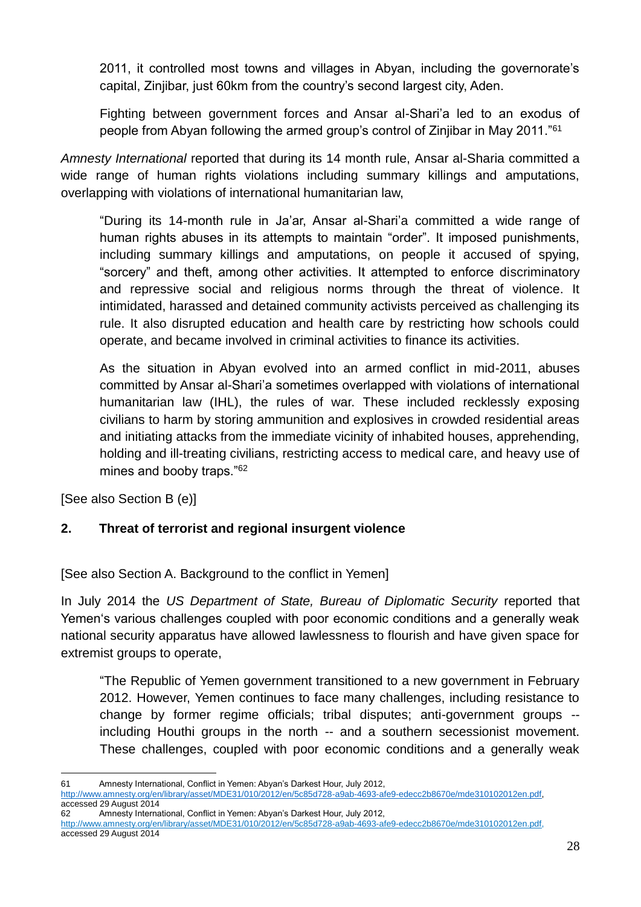> 2011, it controlled most towns and villages in Abyan, including the governorate's capital, Zinjibar, just 60km from the country's second largest city, Aden.
>
> Fighting between government forces and Ansar al-Shari'a led to an exodus of people from Abyan following the armed group's control of Zinjibar in May 2011."[61]

*Amnesty International* reported that during its 14 month rule, Ansar al-Sharia committed a wide range of human rights violations including summary killings and amputations, overlapping with violations of international humanitarian law,

> "During its 14-month rule in Ja'ar, Ansar al-Shari'a committed a wide range of human rights abuses in its attempts to maintain "order". It imposed punishments, including summary killings and amputations, on people it accused of spying, "sorcery" and theft, among other activities. It attempted to enforce discriminatory and repressive social and religious norms through the threat of violence. It intimidated, harassed and detained community activists perceived as challenging its rule. It also disrupted education and health care by restricting how schools could operate, and became involved in criminal activities to finance its activities.
>
> As the situation in Abyan evolved into an armed conflict in mid-2011, abuses committed by Ansar al-Shari'a sometimes overlapped with violations of international humanitarian law (IHL), the rules of war. These included recklessly exposing civilians to harm by storing ammunition and explosives in crowded residential areas and initiating attacks from the immediate vicinity of inhabited houses, apprehending, holding and ill-treating civilians, restricting access to medical care, and heavy use of mines and booby traps."[62]

[See also Section B (e)]

## 2. Threat of terrorist and regional insurgent violence

[See also Section A. Background to the conflict in Yemen]

In July 2014 the *US Department of State, Bureau of Diplomatic Security* reported that Yemen's various challenges coupled with poor economic conditions and a generally weak national security apparatus have allowed lawlessness to flourish and have given space for extremist groups to operate,

> "The Republic of Yemen government transitioned to a new government in February 2012. However, Yemen continues to face many challenges, including resistance to change by former regime officials; tribal disputes; anti-government groups -- including Houthi groups in the north -- and a southern secessionist movement. These challenges, coupled with poor economic conditions and a generally weak

---

61 Amnesty International, Conflict in Yemen: Abyan's Darkest Hour, July 2012, http://www.amnesty.org/en/library/asset/MDE31/010/2012/en/5c85d728-a9ab-4693-afe9-edecc2b8670e/mde310102012en.pdf, accessed 29 August 2014

62 Amnesty International, Conflict in Yemen: Abyan's Darkest Hour, July 2012, http://www.amnesty.org/en/library/asset/MDE31/010/2012/en/5c85d728-a9ab-4693-afe9-edecc2b8670e/mde310102012en.pdf, accessed 29 August 2014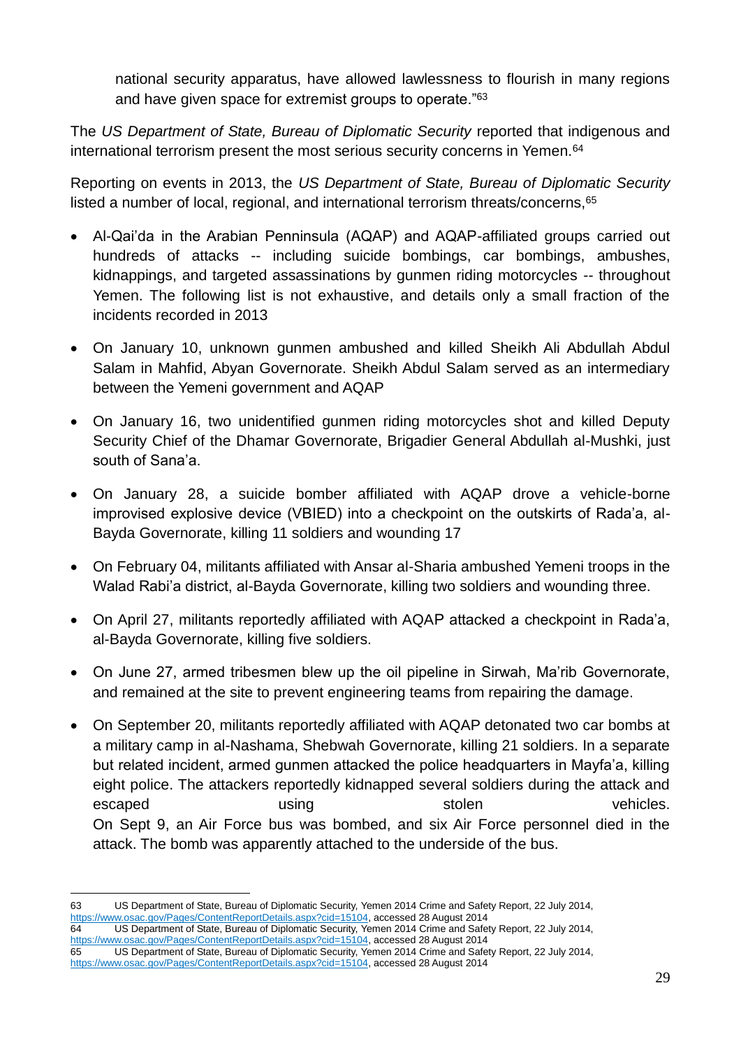national security apparatus, have allowed lawlessness to flourish in many regions and have given space for extremist groups to operate."[63]

The *US Department of State, Bureau of Diplomatic Security* reported that indigenous and international terrorism present the most serious security concerns in Yemen.[64]

Reporting on events in 2013, the *US Department of State, Bureau of Diplomatic Security* listed a number of local, regional, and international terrorism threats/concerns,[65]

- Al-Qai'da in the Arabian Penninsula (AQAP) and AQAP-affiliated groups carried out hundreds of attacks -- including suicide bombings, car bombings, ambushes, kidnappings, and targeted assassinations by gunmen riding motorcycles -- throughout Yemen. The following list is not exhaustive, and details only a small fraction of the incidents recorded in 2013

- On January 10, unknown gunmen ambushed and killed Sheikh Ali Abdullah Abdul Salam in Mahfid, Abyan Governorate. Sheikh Abdul Salam served as an intermediary between the Yemeni government and AQAP

- On January 16, two unidentified gunmen riding motorcycles shot and killed Deputy Security Chief of the Dhamar Governorate, Brigadier General Abdullah al-Mushki, just south of Sana'a.

- On January 28, a suicide bomber affiliated with AQAP drove a vehicle-borne improvised explosive device (VBIED) into a checkpoint on the outskirts of Rada'a, al-Bayda Governorate, killing 11 soldiers and wounding 17

- On February 04, militants affiliated with Ansar al-Sharia ambushed Yemeni troops in the Walad Rabi'a district, al-Bayda Governorate, killing two soldiers and wounding three.

- On April 27, militants reportedly affiliated with AQAP attacked a checkpoint in Rada'a, al-Bayda Governorate, killing five soldiers.

- On June 27, armed tribesmen blew up the oil pipeline in Sirwah, Ma'rib Governorate, and remained at the site to prevent engineering teams from repairing the damage.

- On September 20, militants reportedly affiliated with AQAP detonated two car bombs at a military camp in al-Nashama, Shebwah Governorate, killing 21 soldiers. In a separate but related incident, armed gunmen attacked the police headquarters in Mayfa'a, killing eight police. The attackers reportedly kidnapped several soldiers during the attack and escaped using stolen vehicles.
  On Sept 9, an Air Force bus was bombed, and six Air Force personnel died in the attack. The bomb was apparently attached to the underside of the bus.

---

63 US Department of State, Bureau of Diplomatic Security, Yemen 2014 Crime and Safety Report, 22 July 2014, https://www.osac.gov/Pages/ContentReportDetails.aspx?cid=15104, accessed 28 August 2014

64 US Department of State, Bureau of Diplomatic Security, Yemen 2014 Crime and Safety Report, 22 July 2014, https://www.osac.gov/Pages/ContentReportDetails.aspx?cid=15104, accessed 28 August 2014

65 US Department of State, Bureau of Diplomatic Security, Yemen 2014 Crime and Safety Report, 22 July 2014, https://www.osac.gov/Pages/ContentReportDetails.aspx?cid=15104, accessed 28 August 2014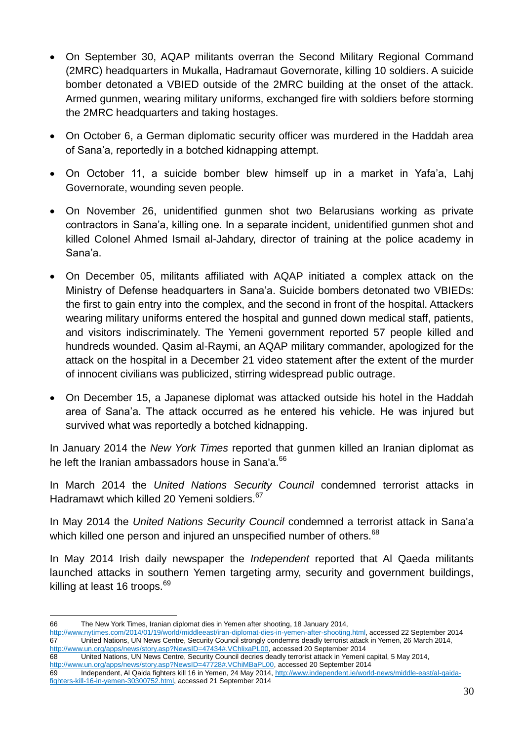- On September 30, AQAP militants overran the Second Military Regional Command (2MRC) headquarters in Mukalla, Hadramaut Governorate, killing 10 soldiers. A suicide bomber detonated a VBIED outside of the 2MRC building at the onset of the attack. Armed gunmen, wearing military uniforms, exchanged fire with soldiers before storming the 2MRC headquarters and taking hostages.
- On October 6, a German diplomatic security officer was murdered in the Haddah area of Sana'a, reportedly in a botched kidnapping attempt.
- On October 11, a suicide bomber blew himself up in a market in Yafa'a, Lahj Governorate, wounding seven people.
- On November 26, unidentified gunmen shot two Belarusians working as private contractors in Sana'a, killing one. In a separate incident, unidentified gunmen shot and killed Colonel Ahmed Ismail al-Jahdary, director of training at the police academy in Sana'a.
- On December 05, militants affiliated with AQAP initiated a complex attack on the Ministry of Defense headquarters in Sana'a. Suicide bombers detonated two VBIEDs: the first to gain entry into the complex, and the second in front of the hospital. Attackers wearing military uniforms entered the hospital and gunned down medical staff, patients, and visitors indiscriminately. The Yemeni government reported 57 people killed and hundreds wounded. Qasim al-Raymi, an AQAP military commander, apologized for the attack on the hospital in a December 21 video statement after the extent of the murder of innocent civilians was publicized, stirring widespread public outrage.
- On December 15, a Japanese diplomat was attacked outside his hotel in the Haddah area of Sana'a. The attack occurred as he entered his vehicle. He was injured but survived what was reportedly a botched kidnapping.

In January 2014 the *New York Times* reported that gunmen killed an Iranian diplomat as he left the Iranian ambassadors house in Sana'a.[66]

In March 2014 the *United Nations Security Council* condemned terrorist attacks in Hadramawt which killed 20 Yemeni soldiers.[67]

In May 2014 the *United Nations Security Council* condemned a terrorist attack in Sana'a which killed one person and injured an unspecified number of others.[68]

In May 2014 Irish daily newspaper the *Independent* reported that Al Qaeda militants launched attacks in southern Yemen targeting army, security and government buildings, killing at least 16 troops.[69]

---

66 The New York Times, Iranian diplomat dies in Yemen after shooting, 18 January 2014, http://www.nytimes.com/2014/01/19/world/middleeast/iran-diplomat-dies-in-yemen-after-shooting.html, accessed 22 September 2014

67 United Nations, UN News Centre, Security Council strongly condemns deadly terrorist attack in Yemen, 26 March 2014, http://www.un.org/apps/news/story.asp?NewsID=47434#.VChlixaPL00, accessed 20 September 2014

68 United Nations, UN News Centre, Security Council decries deadly terrorist attack in Yemeni capital, 5 May 2014, http://www.un.org/apps/news/story.asp?NewsID=47728#.VChiMBaPL00, accessed 20 September 2014

69 Independent, Al Qaida fighters kill 16 in Yemen, 24 May 2014, http://www.independent.ie/world-news/middle-east/al-qaida-fighters-kill-16-in-yemen-30300752.html, accessed 21 September 2014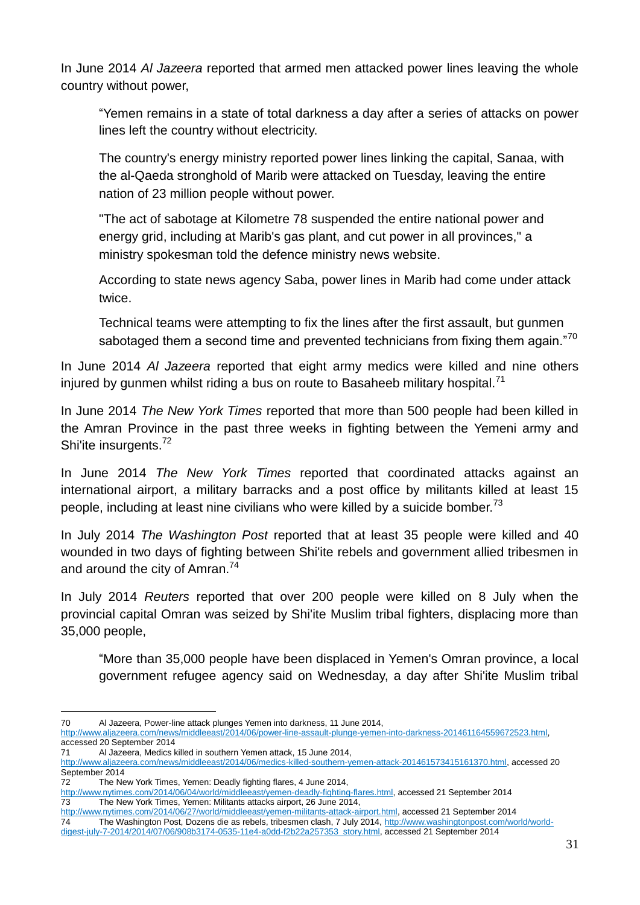In June 2014 *Al Jazeera* reported that armed men attacked power lines leaving the whole country without power,

> "Yemen remains in a state of total darkness a day after a series of attacks on power lines left the country without electricity.
>
> The country's energy ministry reported power lines linking the capital, Sanaa, with the al-Qaeda stronghold of Marib were attacked on Tuesday, leaving the entire nation of 23 million people without power.
>
> "The act of sabotage at Kilometre 78 suspended the entire national power and energy grid, including at Marib's gas plant, and cut power in all provinces," a ministry spokesman told the defence ministry news website.
>
> According to state news agency Saba, power lines in Marib had come under attack twice.
>
> Technical teams were attempting to fix the lines after the first assault, but gunmen sabotaged them a second time and prevented technicians from fixing them again."[70]

In June 2014 *Al Jazeera* reported that eight army medics were killed and nine others injured by gunmen whilst riding a bus on route to Basaheeb military hospital.[71]

In June 2014 *The New York Times* reported that more than 500 people had been killed in the Amran Province in the past three weeks in fighting between the Yemeni army and Shi'ite insurgents.[72]

In June 2014 *The New York Times* reported that coordinated attacks against an international airport, a military barracks and a post office by militants killed at least 15 people, including at least nine civilians who were killed by a suicide bomber.[73]

In July 2014 *The Washington Post* reported that at least 35 people were killed and 40 wounded in two days of fighting between Shi'ite rebels and government allied tribesmen in and around the city of Amran.[74]

In July 2014 *Reuters* reported that over 200 people were killed on 8 July when the provincial capital Omran was seized by Shi'ite Muslim tribal fighters, displacing more than 35,000 people,

> "More than 35,000 people have been displaced in Yemen's Omran province, a local government refugee agency said on Wednesday, a day after Shi'ite Muslim tribal

---

70 Al Jazeera, Power-line attack plunges Yemen into darkness, 11 June 2014, http://www.aljazeera.com/news/middleeast/2014/06/power-line-assault-plunge-yemen-into-darkness-201461164559672523.html, accessed 20 September 2014

71 Al Jazeera, Medics killed in southern Yemen attack, 15 June 2014, http://www.aljazeera.com/news/middleeast/2014/06/medics-killed-southern-yemen-attack-201461573415161370.html, accessed 20 September 2014

72 The New York Times, Yemen: Deadly fighting flares, 4 June 2014, http://www.nytimes.com/2014/06/04/world/middleeast/yemen-deadly-fighting-flares.html, accessed 21 September 2014

73 The New York Times, Yemen: Militants attacks airport, 26 June 2014, http://www.nytimes.com/2014/06/27/world/middleeast/yemen-militants-attack-airport.html, accessed 21 September 2014

74 The Washington Post, Dozens die as rebels, tribesmen clash, 7 July 2014, http://www.washingtonpost.com/world/world-digest-july-7-2014/2014/07/06/908b3174-0535-11e4-a0dd-f2b22a257353_story.html, accessed 21 September 2014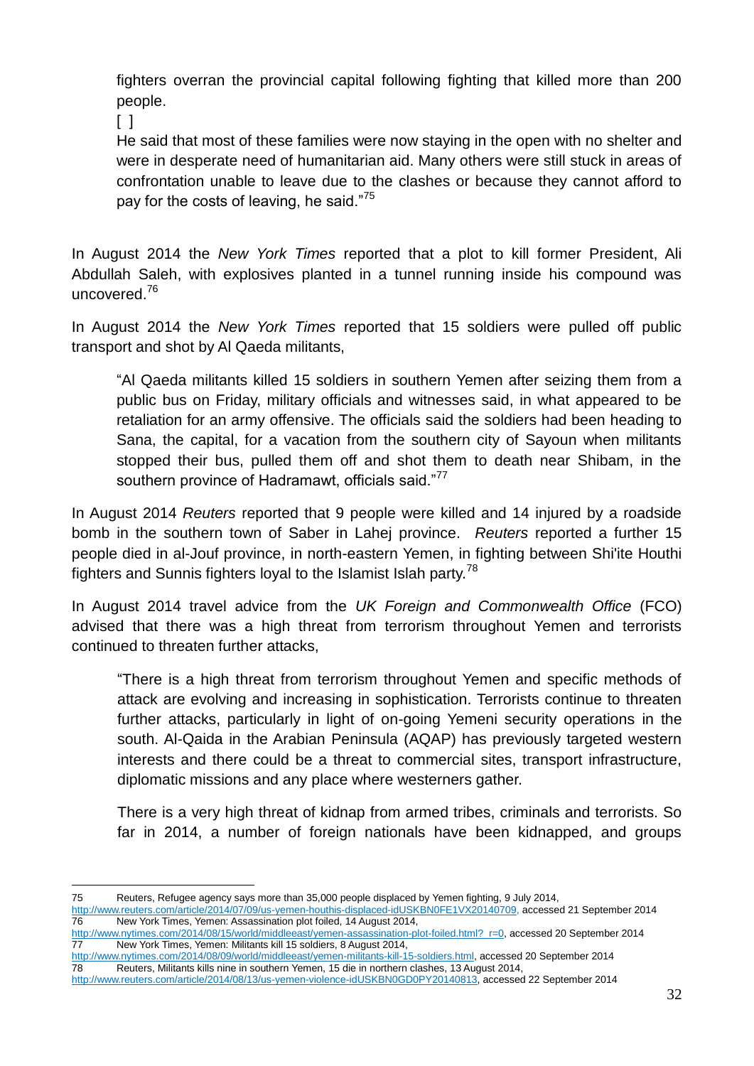> fighters overran the provincial capital following fighting that killed more than 200 people.
>
> [ ]
>
> He said that most of these families were now staying in the open with no shelter and were in desperate need of humanitarian aid. Many others were still stuck in areas of confrontation unable to leave due to the clashes or because they cannot afford to pay for the costs of leaving, he said."[75]

In August 2014 the *New York Times* reported that a plot to kill former President, Ali Abdullah Saleh, with explosives planted in a tunnel running inside his compound was uncovered.[76]

In August 2014 the *New York Times* reported that 15 soldiers were pulled off public transport and shot by Al Qaeda militants,

> "Al Qaeda militants killed 15 soldiers in southern Yemen after seizing them from a public bus on Friday, military officials and witnesses said, in what appeared to be retaliation for an army offensive. The officials said the soldiers had been heading to Sana, the capital, for a vacation from the southern city of Sayoun when militants stopped their bus, pulled them off and shot them to death near Shibam, in the southern province of Hadramawt, officials said."[77]

In August 2014 *Reuters* reported that 9 people were killed and 14 injured by a roadside bomb in the southern town of Saber in Lahej province. *Reuters* reported a further 15 people died in al-Jouf province, in north-eastern Yemen, in fighting between Shi'ite Houthi fighters and Sunnis fighters loyal to the Islamist Islah party.[78]

In August 2014 travel advice from the *UK Foreign and Commonwealth Office* (FCO) advised that there was a high threat from terrorism throughout Yemen and terrorists continued to threaten further attacks,

> "There is a high threat from terrorism throughout Yemen and specific methods of attack are evolving and increasing in sophistication. Terrorists continue to threaten further attacks, particularly in light of on-going Yemeni security operations in the south. Al-Qaida in the Arabian Peninsula (AQAP) has previously targeted western interests and there could be a threat to commercial sites, transport infrastructure, diplomatic missions and any place where westerners gather.
>
> There is a very high threat of kidnap from armed tribes, criminals and terrorists. So far in 2014, a number of foreign nationals have been kidnapped, and groups

---

75 Reuters, Refugee agency says more than 35,000 people displaced by Yemen fighting, 9 July 2014, http://www.reuters.com/article/2014/07/09/us-yemen-houthis-displaced-idUSKBN0FE1VX20140709, accessed 21 September 2014

76 New York Times, Yemen: Assassination plot foiled, 14 August 2014, http://www.nytimes.com/2014/08/15/world/middleeast/yemen-assassination-plot-foiled.html?_r=0, accessed 20 September 2014

77 New York Times, Yemen: Militants kill 15 soldiers, 8 August 2014, http://www.nytimes.com/2014/08/09/world/middleeast/yemen-militants-kill-15-soldiers.html, accessed 20 September 2014

78 Reuters, Militants kills nine in southern Yemen, 15 die in northern clashes, 13 August 2014, http://www.reuters.com/article/2014/08/13/us-yemen-violence-idUSKBN0GD0PY20140813, accessed 22 September 2014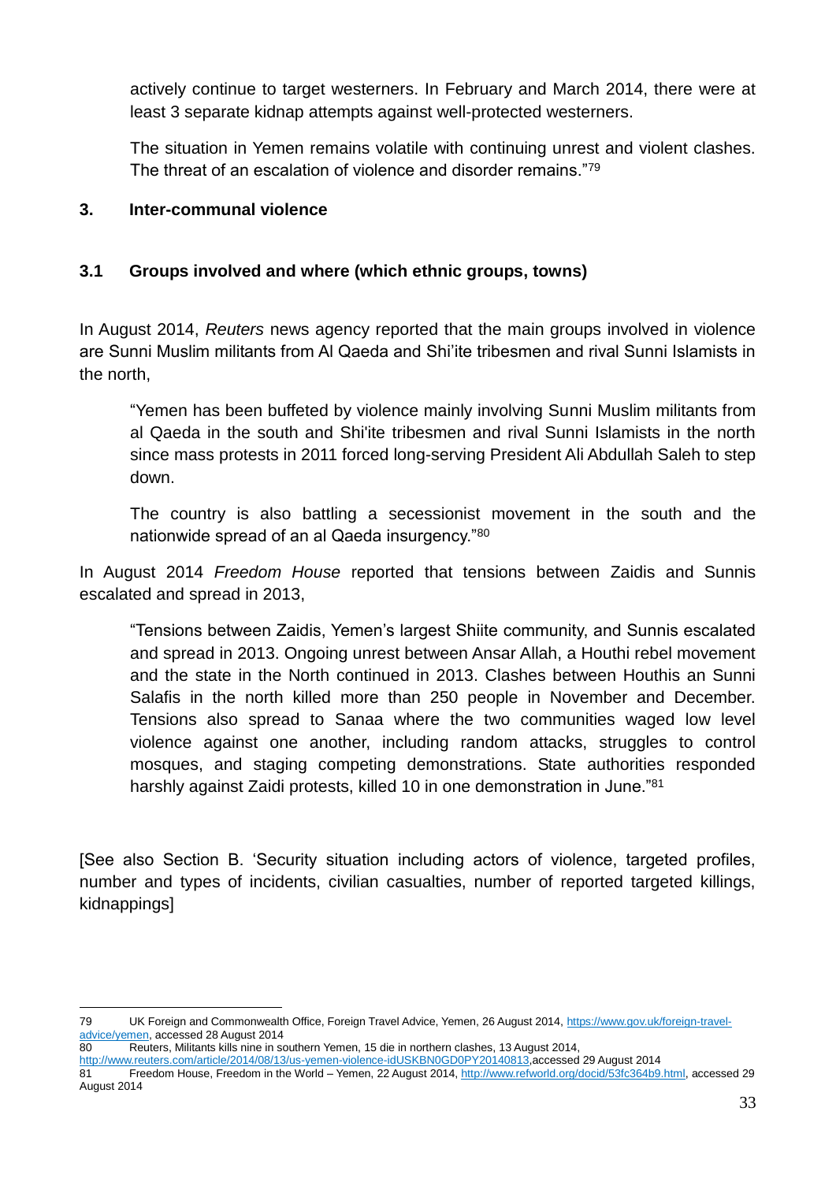actively continue to target westerners. In February and March 2014, there were at least 3 separate kidnap attempts against well-protected westerners.

The situation in Yemen remains volatile with continuing unrest and violent clashes. The threat of an escalation of violence and disorder remains."[79]

## 3. Inter-communal violence

### 3.1 Groups involved and where (which ethnic groups, towns)

In August 2014, *Reuters* news agency reported that the main groups involved in violence are Sunni Muslim militants from Al Qaeda and Shi'ite tribesmen and rival Sunni Islamists in the north,

> "Yemen has been buffeted by violence mainly involving Sunni Muslim militants from al Qaeda in the south and Shi'ite tribesmen and rival Sunni Islamists in the north since mass protests in 2011 forced long-serving President Ali Abdullah Saleh to step down.
>
> The country is also battling a secessionist movement in the south and the nationwide spread of an al Qaeda insurgency."[80]

In August 2014 *Freedom House* reported that tensions between Zaidis and Sunnis escalated and spread in 2013,

> "Tensions between Zaidis, Yemen's largest Shiite community, and Sunnis escalated and spread in 2013. Ongoing unrest between Ansar Allah, a Houthi rebel movement and the state in the North continued in 2013. Clashes between Houthis an Sunni Salafis in the north killed more than 250 people in November and December. Tensions also spread to Sanaa where the two communities waged low level violence against one another, including random attacks, struggles to control mosques, and staging competing demonstrations. State authorities responded harshly against Zaidi protests, killed 10 in one demonstration in June."[81]

[See also Section B. 'Security situation including actors of violence, targeted profiles, number and types of incidents, civilian casualties, number of reported targeted killings, kidnappings]

---

79 UK Foreign and Commonwealth Office, Foreign Travel Advice, Yemen, 26 August 2014, https://www.gov.uk/foreign-travel-advice/yemen, accessed 28 August 2014

80 Reuters, Militants kills nine in southern Yemen, 15 die in northern clashes, 13 August 2014, http://www.reuters.com/article/2014/08/13/us-yemen-violence-idUSKBN0GD0PY20140813,accessed 29 August 2014

81 Freedom House, Freedom in the World – Yemen, 22 August 2014, http://www.refworld.org/docid/53fc364b9.html, accessed 29 August 2014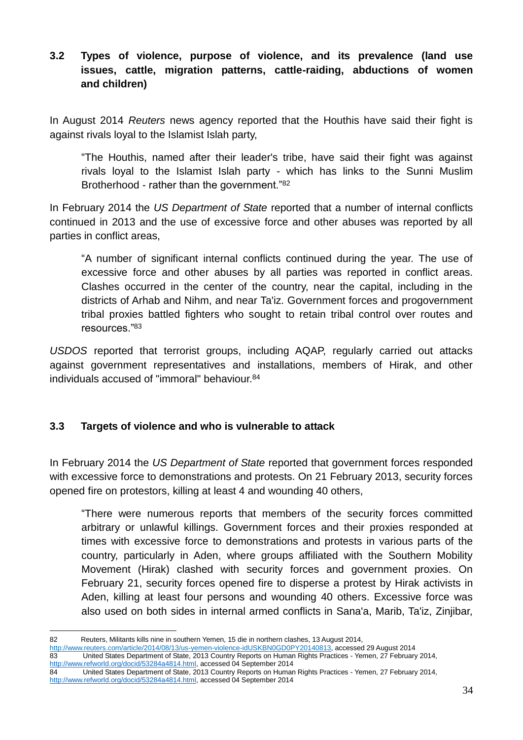### 3.2 Types of violence, purpose of violence, and its prevalence (land use issues, cattle, migration patterns, cattle-raiding, abductions of women and children)

In August 2014 *Reuters* news agency reported that the Houthis have said their fight is against rivals loyal to the Islamist Islah party,

> "The Houthis, named after their leader's tribe, have said their fight was against rivals loyal to the Islamist Islah party - which has links to the Sunni Muslim Brotherhood - rather than the government."[82]

In February 2014 the *US Department of State* reported that a number of internal conflicts continued in 2013 and the use of excessive force and other abuses was reported by all parties in conflict areas,

> "A number of significant internal conflicts continued during the year. The use of excessive force and other abuses by all parties was reported in conflict areas. Clashes occurred in the center of the country, near the capital, including in the districts of Arhab and Nihm, and near Ta'iz. Government forces and progovernment tribal proxies battled fighters who sought to retain tribal control over routes and resources."[83]

*USDOS* reported that terrorist groups, including AQAP, regularly carried out attacks against government representatives and installations, members of Hirak, and other individuals accused of "immoral" behaviour.[84]

### 3.3 Targets of violence and who is vulnerable to attack

In February 2014 the *US Department of State* reported that government forces responded with excessive force to demonstrations and protests. On 21 February 2013, security forces opened fire on protestors, killing at least 4 and wounding 40 others,

> "There were numerous reports that members of the security forces committed arbitrary or unlawful killings. Government forces and their proxies responded at times with excessive force to demonstrations and protests in various parts of the country, particularly in Aden, where groups affiliated with the Southern Mobility Movement (Hirak) clashed with security forces and government proxies. On February 21, security forces opened fire to disperse a protest by Hirak activists in Aden, killing at least four persons and wounding 40 others. Excessive force was also used on both sides in internal armed conflicts in Sana'a, Marib, Ta'iz, Zinjibar,

---

82 Reuters, Militants kills nine in southern Yemen, 15 die in northern clashes, 13 August 2014, http://www.reuters.com/article/2014/08/13/us-yemen-violence-idUSKBN0GD0PY20140813, accessed 29 August 2014

83 United States Department of State, 2013 Country Reports on Human Rights Practices - Yemen, 27 February 2014, http://www.refworld.org/docid/53284a4814.html, accessed 04 September 2014

84 United States Department of State, 2013 Country Reports on Human Rights Practices - Yemen, 27 February 2014, http://www.refworld.org/docid/53284a4814.html, accessed 04 September 2014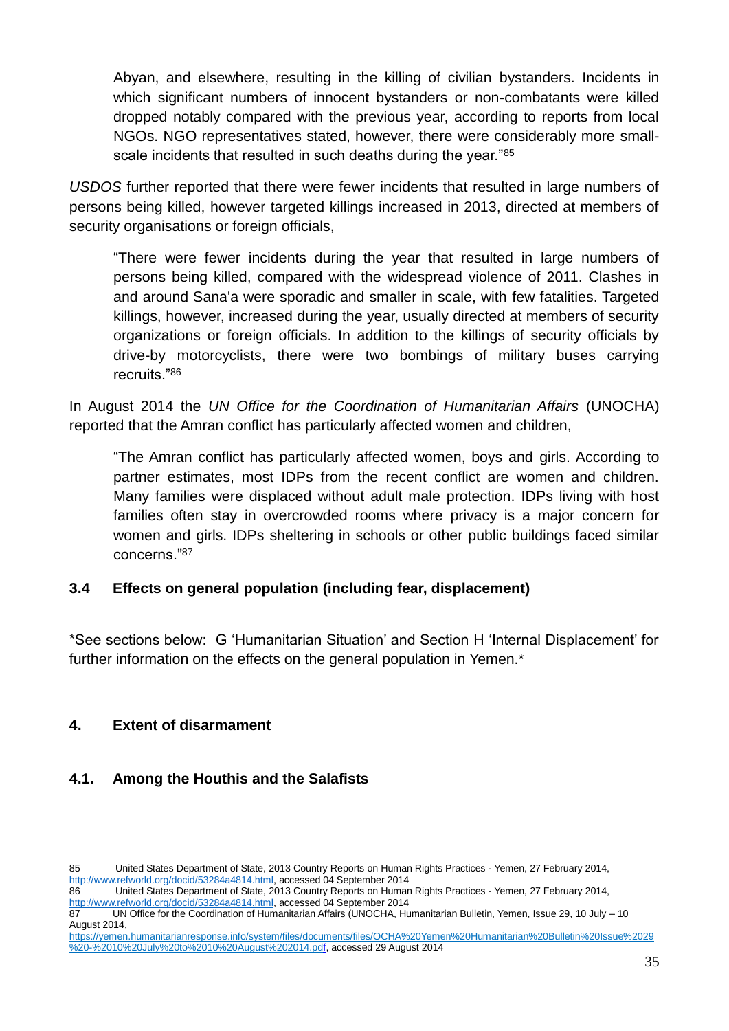> Abyan, and elsewhere, resulting in the killing of civilian bystanders. Incidents in which significant numbers of innocent bystanders or non-combatants were killed dropped notably compared with the previous year, according to reports from local NGOs. NGO representatives stated, however, there were considerably more small-scale incidents that resulted in such deaths during the year."[85]

*USDOS* further reported that there were fewer incidents that resulted in large numbers of persons being killed, however targeted killings increased in 2013, directed at members of security organisations or foreign officials,

> "There were fewer incidents during the year that resulted in large numbers of persons being killed, compared with the widespread violence of 2011. Clashes in and around Sana'a were sporadic and smaller in scale, with few fatalities. Targeted killings, however, increased during the year, usually directed at members of security organizations or foreign officials. In addition to the killings of security officials by drive-by motorcyclists, there were two bombings of military buses carrying recruits."[86]

In August 2014 the *UN Office for the Coordination of Humanitarian Affairs* (UNOCHA) reported that the Amran conflict has particularly affected women and children,

> "The Amran conflict has particularly affected women, boys and girls. According to partner estimates, most IDPs from the recent conflict are women and children. Many families were displaced without adult male protection. IDPs living with host families often stay in overcrowded rooms where privacy is a major concern for women and girls. IDPs sheltering in schools or other public buildings faced similar concerns."[87]

### 3.4 Effects on general population (including fear, displacement)

*See sections below: G 'Humanitarian Situation' and Section H 'Internal Displacement' for further information on the effects on the general population in Yemen.*

## 4. Extent of disarmament

### 4.1. Among the Houthis and the Salafists

---

85 United States Department of State, 2013 Country Reports on Human Rights Practices - Yemen, 27 February 2014, http://www.refworld.org/docid/53284a4814.html, accessed 04 September 2014

86 United States Department of State, 2013 Country Reports on Human Rights Practices - Yemen, 27 February 2014, http://www.refworld.org/docid/53284a4814.html, accessed 04 September 2014

87 UN Office for the Coordination of Humanitarian Affairs (UNOCHA, Humanitarian Bulletin, Yemen, Issue 29, 10 July – 10 August 2014, https://yemen.humanitarianresponse.info/system/files/documents/files/OCHA%20Yemen%20Humanitarian%20Bulletin%20Issue%2029%20-%2010%20July%20to%2010%20August%202014.pdf, accessed 29 August 2014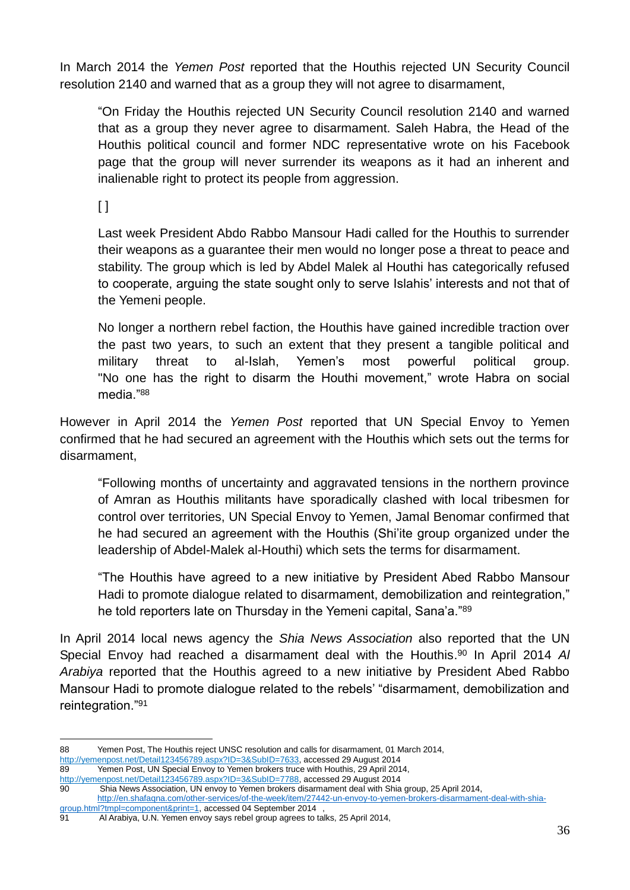In March 2014 the *Yemen Post* reported that the Houthis rejected UN Security Council resolution 2140 and warned that as a group they will not agree to disarmament,

> "On Friday the Houthis rejected UN Security Council resolution 2140 and warned that as a group they never agree to disarmament. Saleh Habra, the Head of the Houthis political council and former NDC representative wrote on his Facebook page that the group will never surrender its weapons as it had an inherent and inalienable right to protect its people from aggression.
>
> [ ]
>
> Last week President Abdo Rabbo Mansour Hadi called for the Houthis to surrender their weapons as a guarantee their men would no longer pose a threat to peace and stability. The group which is led by Abdel Malek al Houthi has categorically refused to cooperate, arguing the state sought only to serve Islahis' interests and not that of the Yemeni people.
>
> No longer a northern rebel faction, the Houthis have gained incredible traction over the past two years, to such an extent that they present a tangible political and military threat to al-Islah, Yemen's most powerful political group. "No one has the right to disarm the Houthi movement," wrote Habra on social media."[88]

However in April 2014 the *Yemen Post* reported that UN Special Envoy to Yemen confirmed that he had secured an agreement with the Houthis which sets out the terms for disarmament,

> "Following months of uncertainty and aggravated tensions in the northern province of Amran as Houthis militants have sporadically clashed with local tribesmen for control over territories, UN Special Envoy to Yemen, Jamal Benomar confirmed that he had secured an agreement with the Houthis (Shi'ite group organized under the leadership of Abdel-Malek al-Houthi) which sets the terms for disarmament.
>
> "The Houthis have agreed to a new initiative by President Abed Rabbo Mansour Hadi to promote dialogue related to disarmament, demobilization and reintegration," he told reporters late on Thursday in the Yemeni capital, Sana'a."[89]

In April 2014 local news agency the *Shia News Association* also reported that the UN Special Envoy had reached a disarmament deal with the Houthis.[90] In April 2014 *Al Arabiya* reported that the Houthis agreed to a new initiative by President Abed Rabbo Mansour Hadi to promote dialogue related to the rebels' "disarmament, demobilization and reintegration."[91]

---

88 Yemen Post, The Houthis reject UNSC resolution and calls for disarmament, 01 March 2014, http://yemenpost.net/Detail123456789.aspx?ID=3&SubID=7633, accessed 29 August 2014

89 Yemen Post, UN Special Envoy to Yemen brokers truce with Houthis, 29 April 2014, http://yemenpost.net/Detail123456789.aspx?ID=3&SubID=7788, accessed 29 August 2014

90 Shia News Association, UN envoy to Yemen brokers disarmament deal with Shia group, 25 April 2014, http://en.shafaqna.com/other-services/of-the-week/item/27442-un-envoy-to-yemen-brokers-disarmament-deal-with-shia-group.html?tmpl=component&print=1, accessed 04 September 2014 ,

91 Al Arabiya, U.N. Yemen envoy says rebel group agrees to talks, 25 April 2014,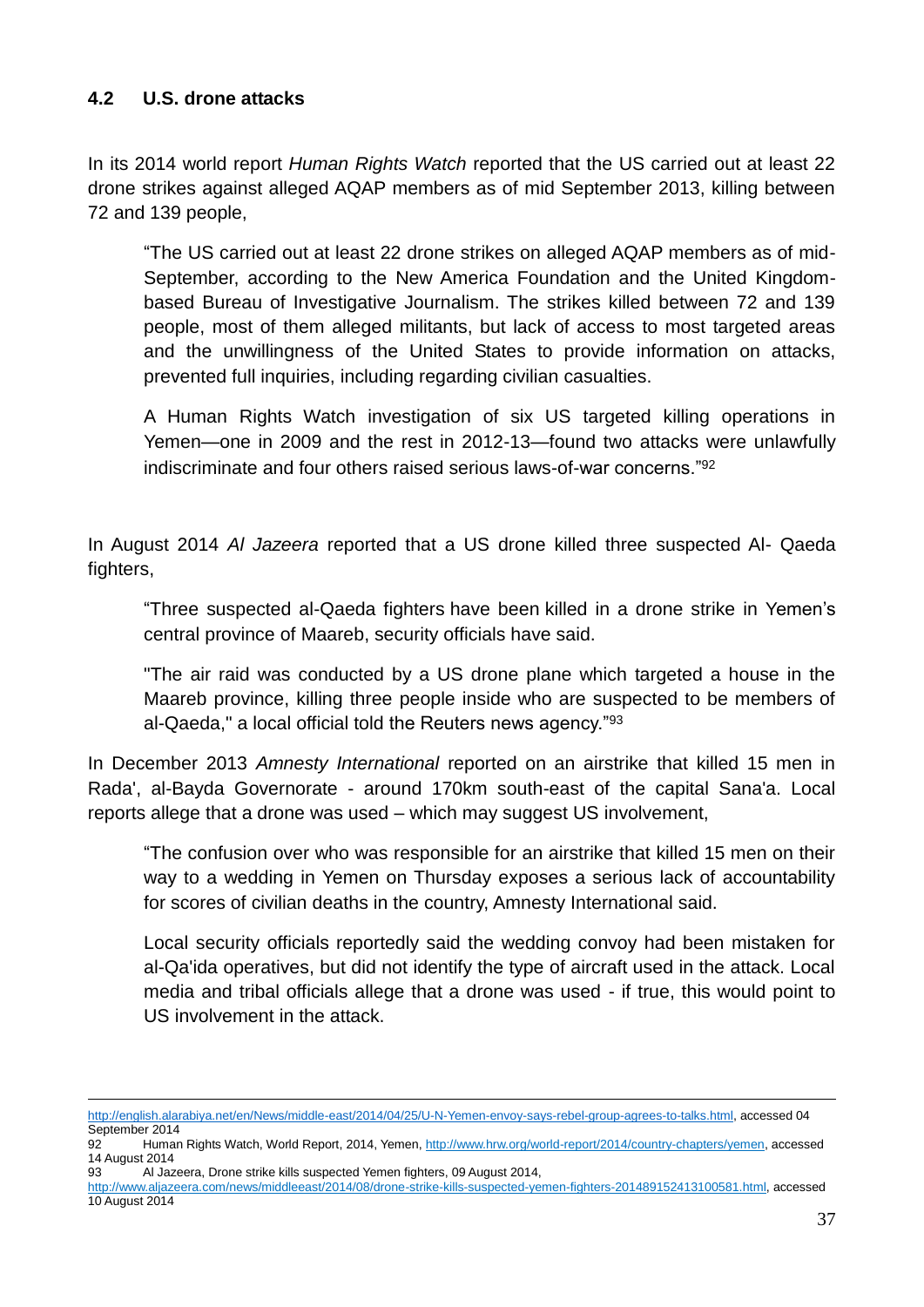## 4.2 U.S. drone attacks

In its 2014 world report *Human Rights Watch* reported that the US carried out at least 22 drone strikes against alleged AQAP members as of mid September 2013, killing between 72 and 139 people,

> "The US carried out at least 22 drone strikes on alleged AQAP members as of mid-September, according to the New America Foundation and the United Kingdom-based Bureau of Investigative Journalism. The strikes killed between 72 and 139 people, most of them alleged militants, but lack of access to most targeted areas and the unwillingness of the United States to provide information on attacks, prevented full inquiries, including regarding civilian casualties.
>
> A Human Rights Watch investigation of six US targeted killing operations in Yemen—one in 2009 and the rest in 2012-13—found two attacks were unlawfully indiscriminate and four others raised serious laws-of-war concerns."[92]

In August 2014 *Al Jazeera* reported that a US drone killed three suspected Al- Qaeda fighters,

> "Three suspected al-Qaeda fighters have been killed in a drone strike in Yemen's central province of Maareb, security officials have said.
>
> "The air raid was conducted by a US drone plane which targeted a house in the Maareb province, killing three people inside who are suspected to be members of al-Qaeda," a local official told the Reuters news agency."[93]

In December 2013 *Amnesty International* reported on an airstrike that killed 15 men in Rada', al-Bayda Governorate - around 170km south-east of the capital Sana'a. Local reports allege that a drone was used – which may suggest US involvement,

> "The confusion over who was responsible for an airstrike that killed 15 men on their way to a wedding in Yemen on Thursday exposes a serious lack of accountability for scores of civilian deaths in the country, Amnesty International said.
>
> Local security officials reportedly said the wedding convoy had been mistaken for al-Qa'ida operatives, but did not identify the type of aircraft used in the attack. Local media and tribal officials allege that a drone was used - if true, this would point to US involvement in the attack.

---

http://english.alarabiya.net/en/News/middle-east/2014/04/25/U-N-Yemen-envoy-says-rebel-group-agrees-to-talks.html, accessed 04 September 2014

92 Human Rights Watch, World Report, 2014, Yemen, http://www.hrw.org/world-report/2014/country-chapters/yemen, accessed 14 August 2014

93 Al Jazeera, Drone strike kills suspected Yemen fighters, 09 August 2014, http://www.aljazeera.com/news/middleeast/2014/08/drone-strike-kills-suspected-yemen-fighters-201489152413100581.html, accessed 10 August 2014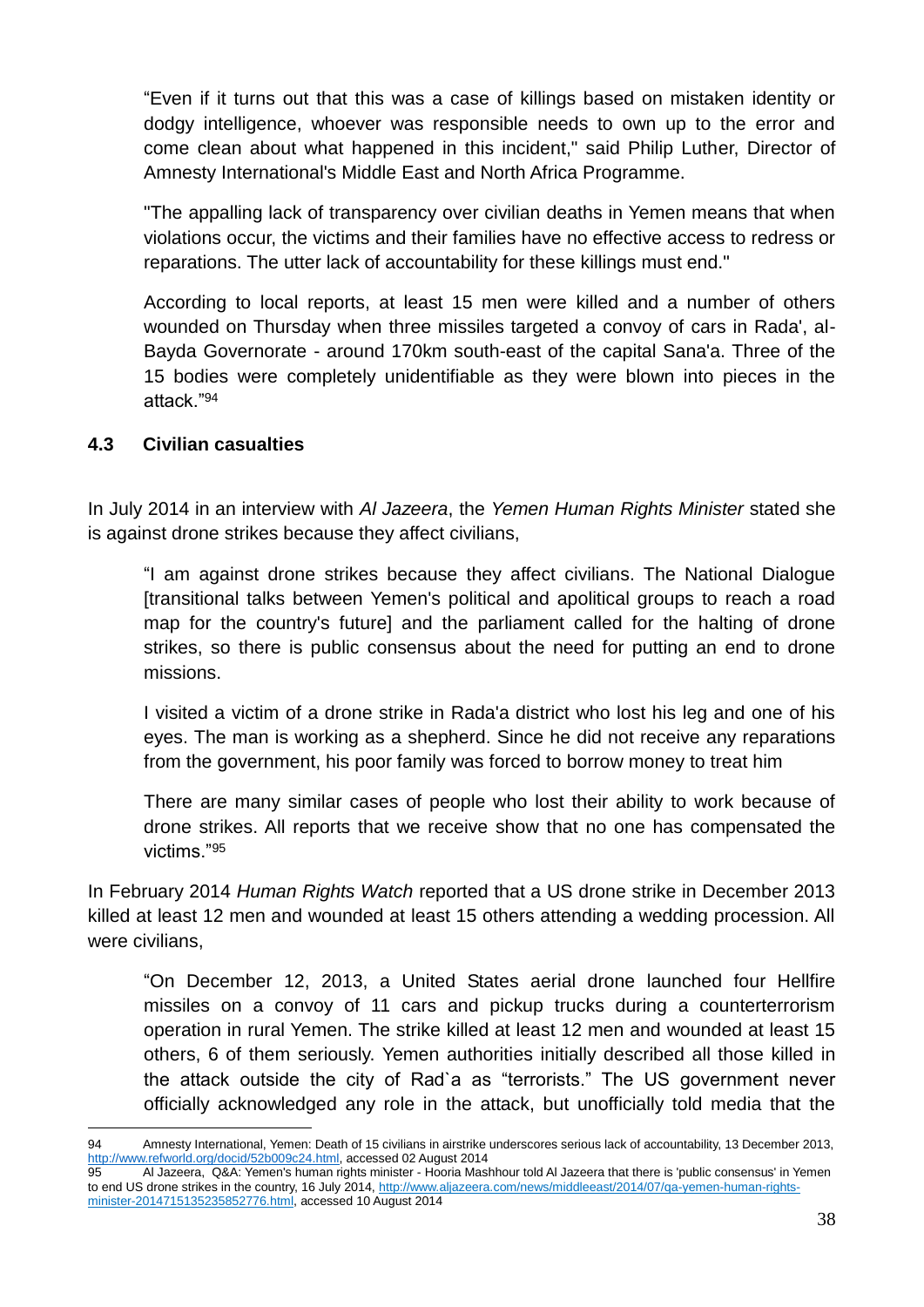"Even if it turns out that this was a case of killings based on mistaken identity or dodgy intelligence, whoever was responsible needs to own up to the error and come clean about what happened in this incident," said Philip Luther, Director of Amnesty International's Middle East and North Africa Programme.

"The appalling lack of transparency over civilian deaths in Yemen means that when violations occur, the victims and their families have no effective access to redress or reparations. The utter lack of accountability for these killings must end."

According to local reports, at least 15 men were killed and a number of others wounded on Thursday when three missiles targeted a convoy of cars in Rada', al-Bayda Governorate - around 170km south-east of the capital Sana'a. Three of the 15 bodies were completely unidentifiable as they were blown into pieces in the attack."[94]

### 4.3 Civilian casualties

In July 2014 in an interview with *Al Jazeera*, the *Yemen Human Rights Minister* stated she is against drone strikes because they affect civilians,

> "I am against drone strikes because they affect civilians. The National Dialogue [transitional talks between Yemen's political and apolitical groups to reach a road map for the country's future] and the parliament called for the halting of drone strikes, so there is public consensus about the need for putting an end to drone missions.
>
> I visited a victim of a drone strike in Rada'a district who lost his leg and one of his eyes. The man is working as a shepherd. Since he did not receive any reparations from the government, his poor family was forced to borrow money to treat him
>
> There are many similar cases of people who lost their ability to work because of drone strikes. All reports that we receive show that no one has compensated the victims."[95]

In February 2014 *Human Rights Watch* reported that a US drone strike in December 2013 killed at least 12 men and wounded at least 15 others attending a wedding procession. All were civilians,

> "On December 12, 2013, a United States aerial drone launched four Hellfire missiles on a convoy of 11 cars and pickup trucks during a counterterrorism operation in rural Yemen. The strike killed at least 12 men and wounded at least 15 others, 6 of them seriously. Yemen authorities initially described all those killed in the attack outside the city of Rad`a as "terrorists." The US government never officially acknowledged any role in the attack, but unofficially told media that the

---

94 Amnesty International, Yemen: Death of 15 civilians in airstrike underscores serious lack of accountability, 13 December 2013, http://www.refworld.org/docid/52b009c24.html, accessed 02 August 2014

95 Al Jazeera, Q&A: Yemen's human rights minister - Hooria Mashhour told Al Jazeera that there is 'public consensus' in Yemen to end US drone strikes in the country, 16 July 2014, http://www.aljazeera.com/news/middleeast/2014/07/qa-yemen-human-rights-minister-2014715135235852776.html, accessed 10 August 2014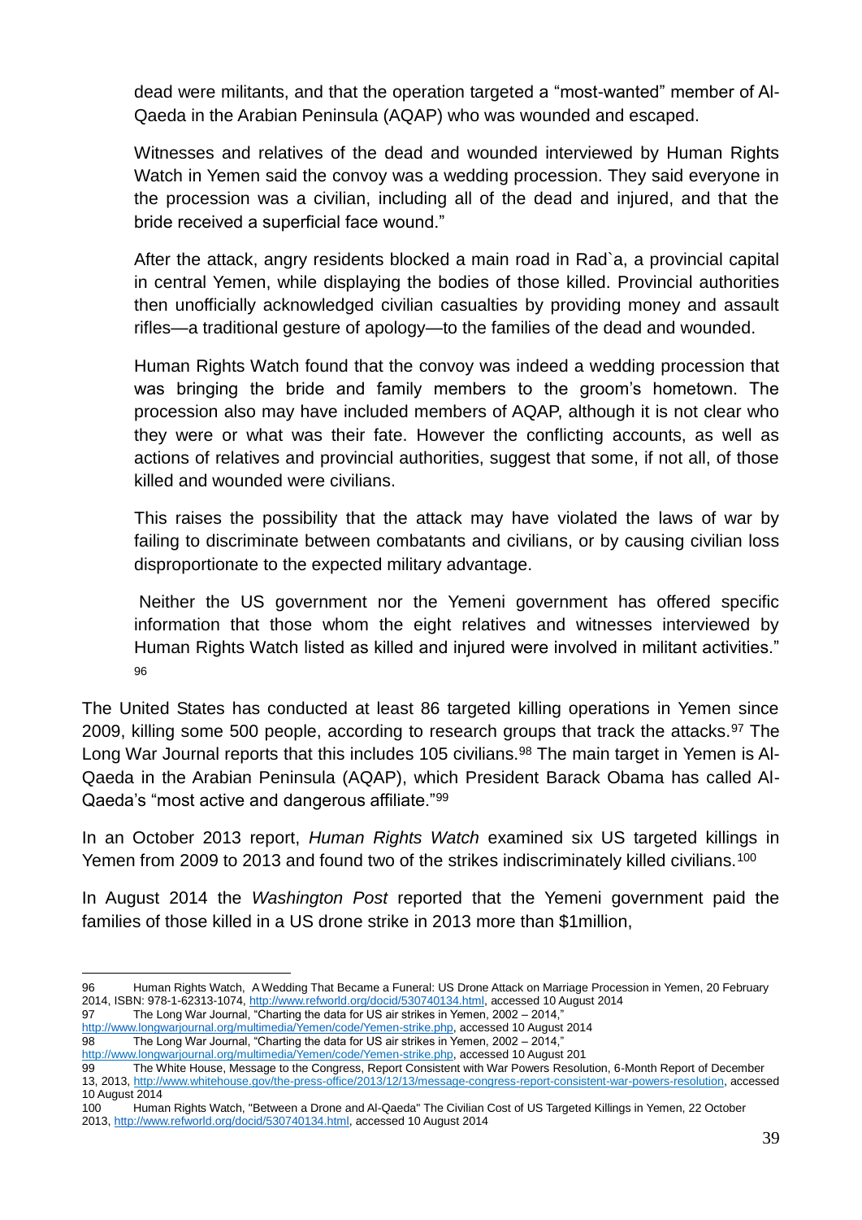> dead were militants, and that the operation targeted a "most-wanted" member of Al-Qaeda in the Arabian Peninsula (AQAP) who was wounded and escaped.
>
> Witnesses and relatives of the dead and wounded interviewed by Human Rights Watch in Yemen said the convoy was a wedding procession. They said everyone in the procession was a civilian, including all of the dead and injured, and that the bride received a superficial face wound."
>
> After the attack, angry residents blocked a main road in Rad`a, a provincial capital in central Yemen, while displaying the bodies of those killed. Provincial authorities then unofficially acknowledged civilian casualties by providing money and assault rifles—a traditional gesture of apology—to the families of the dead and wounded.
>
> Human Rights Watch found that the convoy was indeed a wedding procession that was bringing the bride and family members to the groom's hometown. The procession also may have included members of AQAP, although it is not clear who they were or what was their fate. However the conflicting accounts, as well as actions of relatives and provincial authorities, suggest that some, if not all, of those killed and wounded were civilians.
>
> This raises the possibility that the attack may have violated the laws of war by failing to discriminate between combatants and civilians, or by causing civilian loss disproportionate to the expected military advantage.
>
> Neither the US government nor the Yemeni government has offered specific information that those whom the eight relatives and witnesses interviewed by Human Rights Watch listed as killed and injured were involved in militant activities." [96]

The United States has conducted at least 86 targeted killing operations in Yemen since 2009, killing some 500 people, according to research groups that track the attacks.[97] The Long War Journal reports that this includes 105 civilians.[98] The main target in Yemen is Al-Qaeda in the Arabian Peninsula (AQAP), which President Barack Obama has called Al-Qaeda's "most active and dangerous affiliate."[99]

In an October 2013 report, *Human Rights Watch* examined six US targeted killings in Yemen from 2009 to 2013 and found two of the strikes indiscriminately killed civilians.[100]

In August 2014 the *Washington Post* reported that the Yemeni government paid the families of those killed in a US drone strike in 2013 more than $1million,

---

96 Human Rights Watch, A Wedding That Became a Funeral: US Drone Attack on Marriage Procession in Yemen, 20 February 2014, ISBN: 978-1-62313-1074, http://www.refworld.org/docid/530740134.html, accessed 10 August 2014

97 The Long War Journal, "Charting the data for US air strikes in Yemen, 2002 – 2014," http://www.longwarjournal.org/multimedia/Yemen/code/Yemen-strike.php, accessed 10 August 2014

98 The Long War Journal, "Charting the data for US air strikes in Yemen, 2002 – 2014," http://www.longwarjournal.org/multimedia/Yemen/code/Yemen-strike.php, accessed 10 August 201

99 The White House, Message to the Congress, Report Consistent with War Powers Resolution, 6-Month Report of December 13, 2013, http://www.whitehouse.gov/the-press-office/2013/12/13/message-congress-report-consistent-war-powers-resolution, accessed 10 August 2014

100 Human Rights Watch, "Between a Drone and Al-Qaeda" The Civilian Cost of US Targeted Killings in Yemen, 22 October 2013, http://www.refworld.org/docid/530740134.html, accessed 10 August 2014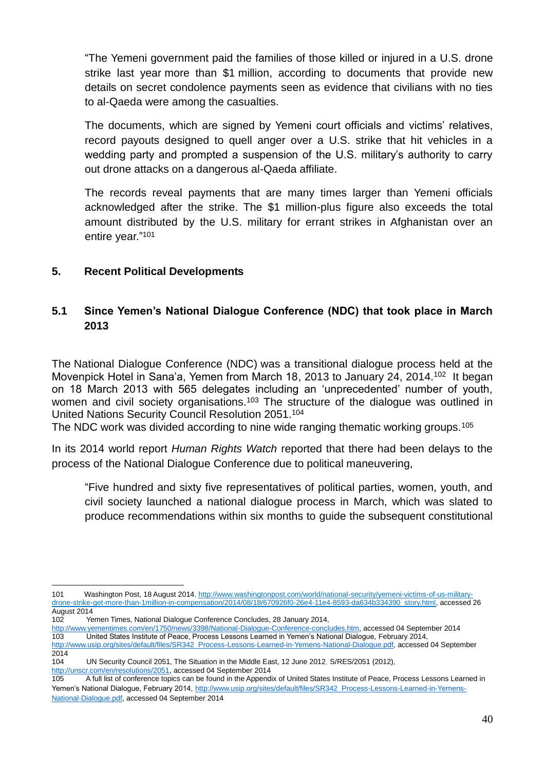> "The Yemeni government paid the families of those killed or injured in a U.S. drone strike last year more than $1 million, according to documents that provide new details on secret condolence payments seen as evidence that civilians with no ties to al-Qaeda were among the casualties.
>
> The documents, which are signed by Yemeni court officials and victims' relatives, record payouts designed to quell anger over a U.S. strike that hit vehicles in a wedding party and prompted a suspension of the U.S. military's authority to carry out drone attacks on a dangerous al-Qaeda affiliate.
>
> The records reveal payments that are many times larger than Yemeni officials acknowledged after the strike. The $1 million-plus figure also exceeds the total amount distributed by the U.S. military for errant strikes in Afghanistan over an entire year."[101]

## 5. Recent Political Developments

### 5.1 Since Yemen's National Dialogue Conference (NDC) that took place in March 2013

The National Dialogue Conference (NDC) was a transitional dialogue process held at the Movenpick Hotel in Sana'a, Yemen from March 18, 2013 to January 24, 2014.[102] It began on 18 March 2013 with 565 delegates including an 'unprecedented' number of youth, women and civil society organisations.[103] The structure of the dialogue was outlined in United Nations Security Council Resolution 2051.[104]
The NDC work was divided according to nine wide ranging thematic working groups.[105]

In its 2014 world report *Human Rights Watch* reported that there had been delays to the process of the National Dialogue Conference due to political maneuvering,

> "Five hundred and sixty five representatives of political parties, women, youth, and civil society launched a national dialogue process in March, which was slated to produce recommendations within six months to guide the subsequent constitutional

---

101 Washington Post, 18 August 2014, http://www.washingtonpost.com/world/national-security/yemeni-victims-of-us-military-drone-strike-get-more-than-1million-in-compensation/2014/08/18/670926f0-26e4-11e4-8593-da634b334390_story.html, accessed 26 August 2014

102 Yemen Times, National Dialogue Conference Concludes, 28 January 2014, http://www.yementimes.com/en/1750/news/3398/National-Dialogue-Conference-concludes.htm, accessed 04 September 2014

103 United States Institute of Peace, Process Lessons Learned in Yemen's National Dialogue, February 2014, http://www.usip.org/sites/default/files/SR342_Process-Lessons-Learned-in-Yemens-National-Dialogue.pdf, accessed 04 September 2014

104 UN Security Council 2051, The Situation in the Middle East, 12 June 2012, S/RES/2051 (2012), http://unscr.com/en/resolutions/2051, accessed 04 September 2014

105 A full list of conference topics can be found in the Appendix of United States Institute of Peace, Process Lessons Learned in Yemen's National Dialogue, February 2014, http://www.usip.org/sites/default/files/SR342_Process-Lessons-Learned-in-Yemens-National-Dialogue.pdf, accessed 04 September 2014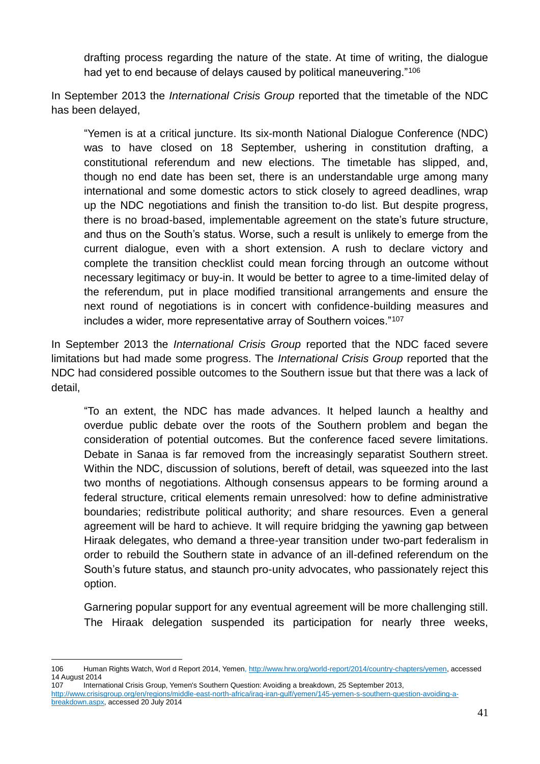drafting process regarding the nature of the state. At time of writing, the dialogue had yet to end because of delays caused by political maneuvering."[106]

In September 2013 the *International Crisis Group* reported that the timetable of the NDC has been delayed,

> "Yemen is at a critical juncture. Its six-month National Dialogue Conference (NDC) was to have closed on 18 September, ushering in constitution drafting, a constitutional referendum and new elections. The timetable has slipped, and, though no end date has been set, there is an understandable urge among many international and some domestic actors to stick closely to agreed deadlines, wrap up the NDC negotiations and finish the transition to-do list. But despite progress, there is no broad-based, implementable agreement on the state's future structure, and thus on the South's status. Worse, such a result is unlikely to emerge from the current dialogue, even with a short extension. A rush to declare victory and complete the transition checklist could mean forcing through an outcome without necessary legitimacy or buy-in. It would be better to agree to a time-limited delay of the referendum, put in place modified transitional arrangements and ensure the next round of negotiations is in concert with confidence-building measures and includes a wider, more representative array of Southern voices."[107]

In September 2013 the *International Crisis Group* reported that the NDC faced severe limitations but had made some progress. The *International Crisis Group* reported that the NDC had considered possible outcomes to the Southern issue but that there was a lack of detail,

> "To an extent, the NDC has made advances. It helped launch a healthy and overdue public debate over the roots of the Southern problem and began the consideration of potential outcomes. But the conference faced severe limitations. Debate in Sanaa is far removed from the increasingly separatist Southern street. Within the NDC, discussion of solutions, bereft of detail, was squeezed into the last two months of negotiations. Although consensus appears to be forming around a federal structure, critical elements remain unresolved: how to define administrative boundaries; redistribute political authority; and share resources. Even a general agreement will be hard to achieve. It will require bridging the yawning gap between Hiraak delegates, who demand a three-year transition under two-part federalism in order to rebuild the Southern state in advance of an ill-defined referendum on the South's future status, and staunch pro-unity advocates, who passionately reject this option.
>
> Garnering popular support for any eventual agreement will be more challenging still. The Hiraak delegation suspended its participation for nearly three weeks,

---

106 Human Rights Watch, Worl d Report 2014, Yemen, http://www.hrw.org/world-report/2014/country-chapters/yemen, accessed 14 August 2014

107 International Crisis Group, Yemen's Southern Question: Avoiding a breakdown, 25 September 2013, http://www.crisisgroup.org/en/regions/middle-east-north-africa/iraq-iran-gulf/yemen/145-yemen-s-southern-question-avoiding-a-breakdown.aspx, accessed 20 July 2014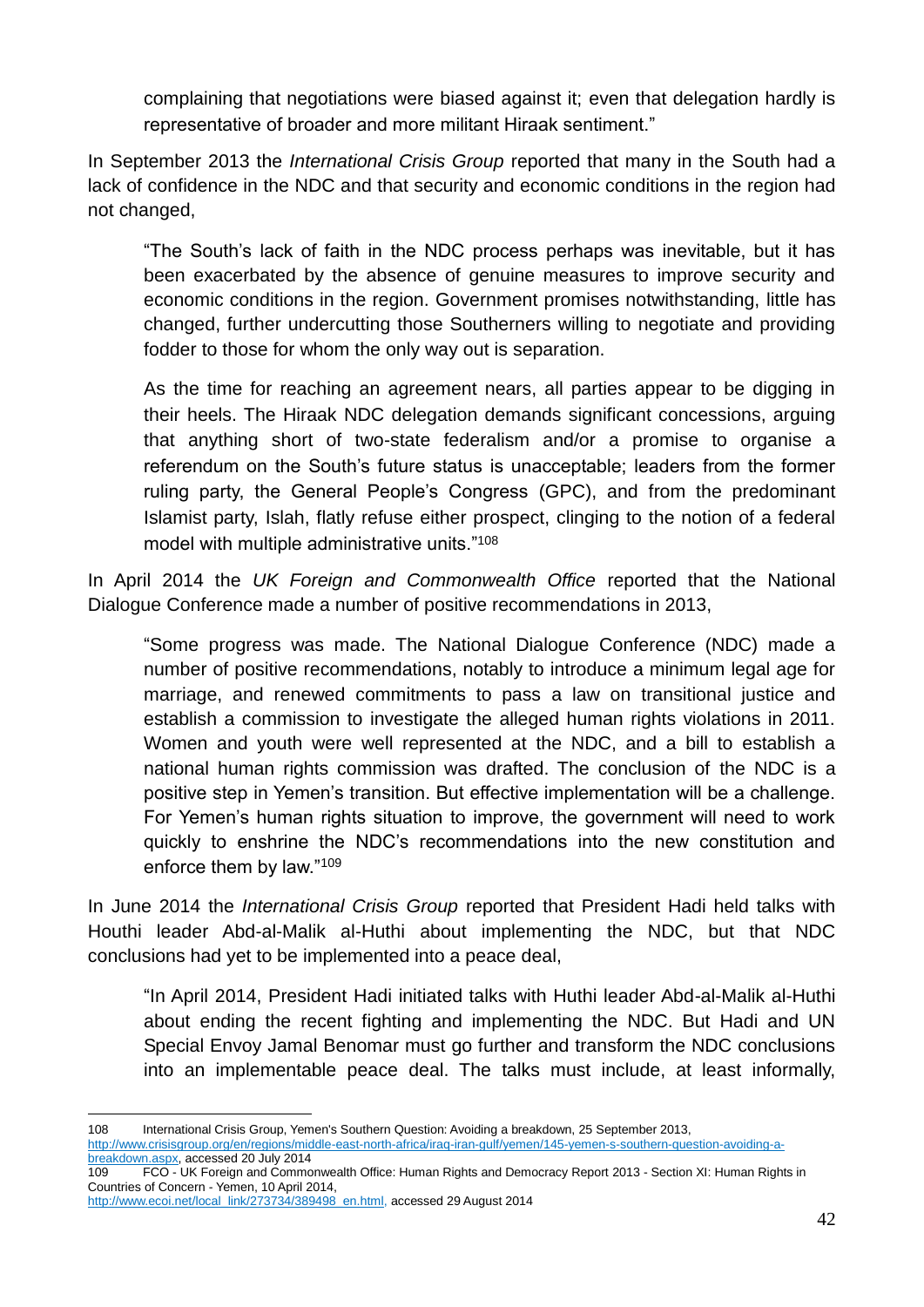complaining that negotiations were biased against it; even that delegation hardly is representative of broader and more militant Hiraak sentiment."

In September 2013 the *International Crisis Group* reported that many in the South had a lack of confidence in the NDC and that security and economic conditions in the region had not changed,

> "The South's lack of faith in the NDC process perhaps was inevitable, but it has been exacerbated by the absence of genuine measures to improve security and economic conditions in the region. Government promises notwithstanding, little has changed, further undercutting those Southerners willing to negotiate and providing fodder to those for whom the only way out is separation.
>
> As the time for reaching an agreement nears, all parties appear to be digging in their heels. The Hiraak NDC delegation demands significant concessions, arguing that anything short of two-state federalism and/or a promise to organise a referendum on the South's future status is unacceptable; leaders from the former ruling party, the General People's Congress (GPC), and from the predominant Islamist party, Islah, flatly refuse either prospect, clinging to the notion of a federal model with multiple administrative units."[108]

In April 2014 the *UK Foreign and Commonwealth Office* reported that the National Dialogue Conference made a number of positive recommendations in 2013,

> "Some progress was made. The National Dialogue Conference (NDC) made a number of positive recommendations, notably to introduce a minimum legal age for marriage, and renewed commitments to pass a law on transitional justice and establish a commission to investigate the alleged human rights violations in 2011. Women and youth were well represented at the NDC, and a bill to establish a national human rights commission was drafted. The conclusion of the NDC is a positive step in Yemen's transition. But effective implementation will be a challenge. For Yemen's human rights situation to improve, the government will need to work quickly to enshrine the NDC's recommendations into the new constitution and enforce them by law."[109]

In June 2014 the *International Crisis Group* reported that President Hadi held talks with Houthi leader Abd-al-Malik al-Huthi about implementing the NDC, but that NDC conclusions had yet to be implemented into a peace deal,

> "In April 2014, President Hadi initiated talks with Huthi leader Abd-al-Malik al-Huthi about ending the recent fighting and implementing the NDC. But Hadi and UN Special Envoy Jamal Benomar must go further and transform the NDC conclusions into an implementable peace deal. The talks must include, at least informally,

---

108 International Crisis Group, Yemen's Southern Question: Avoiding a breakdown, 25 September 2013, http://www.crisisgroup.org/en/regions/middle-east-north-africa/iraq-iran-gulf/yemen/145-yemen-s-southern-question-avoiding-a-breakdown.aspx, accessed 20 July 2014

109 FCO - UK Foreign and Commonwealth Office: Human Rights and Democracy Report 2013 - Section XI: Human Rights in Countries of Concern - Yemen, 10 April 2014, http://www.ecoi.net/local_link/273734/389498_en.html, accessed 29 August 2014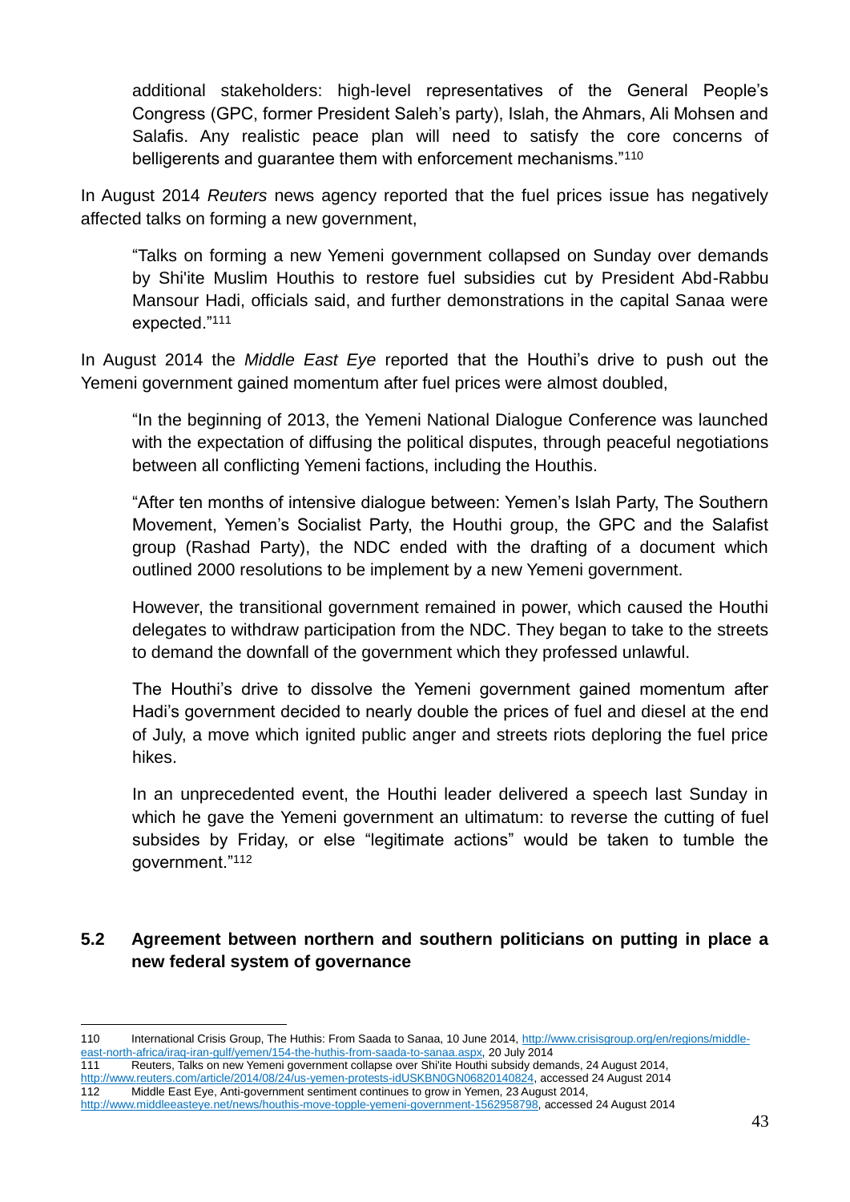> additional stakeholders: high-level representatives of the General People's Congress (GPC, former President Saleh's party), Islah, the Ahmars, Ali Mohsen and Salafis. Any realistic peace plan will need to satisfy the core concerns of belligerents and guarantee them with enforcement mechanisms."[110]

In August 2014 *Reuters* news agency reported that the fuel prices issue has negatively affected talks on forming a new government,

> "Talks on forming a new Yemeni government collapsed on Sunday over demands by Shi'ite Muslim Houthis to restore fuel subsidies cut by President Abd-Rabbu Mansour Hadi, officials said, and further demonstrations in the capital Sanaa were expected."[111]

In August 2014 the *Middle East Eye* reported that the Houthi's drive to push out the Yemeni government gained momentum after fuel prices were almost doubled,

> "In the beginning of 2013, the Yemeni National Dialogue Conference was launched with the expectation of diffusing the political disputes, through peaceful negotiations between all conflicting Yemeni factions, including the Houthis.
>
> "After ten months of intensive dialogue between: Yemen's Islah Party, The Southern Movement, Yemen's Socialist Party, the Houthi group, the GPC and the Salafist group (Rashad Party), the NDC ended with the drafting of a document which outlined 2000 resolutions to be implement by a new Yemeni government.
>
> However, the transitional government remained in power, which caused the Houthi delegates to withdraw participation from the NDC. They began to take to the streets to demand the downfall of the government which they professed unlawful.
>
> The Houthi's drive to dissolve the Yemeni government gained momentum after Hadi's government decided to nearly double the prices of fuel and diesel at the end of July, a move which ignited public anger and streets riots deploring the fuel price hikes.
>
> In an unprecedented event, the Houthi leader delivered a speech last Sunday in which he gave the Yemeni government an ultimatum: to reverse the cutting of fuel subsides by Friday, or else "legitimate actions" would be taken to tumble the government."[112]

## 5.2 Agreement between northern and southern politicians on putting in place a new federal system of governance

---

110 International Crisis Group, The Huthis: From Saada to Sanaa, 10 June 2014, http://www.crisisgroup.org/en/regions/middle-east-north-africa/iraq-iran-gulf/yemen/154-the-huthis-from-saada-to-sanaa.aspx, 20 July 2014

111 Reuters, Talks on new Yemeni government collapse over Shi'ite Houthi subsidy demands, 24 August 2014, http://www.reuters.com/article/2014/08/24/us-yemen-protests-idUSKBN0GN06820140824, accessed 24 August 2014

112 Middle East Eye, Anti-government sentiment continues to grow in Yemen, 23 August 2014, http://www.middleeasteye.net/news/houthis-move-topple-yemeni-government-1562958798, accessed 24 August 2014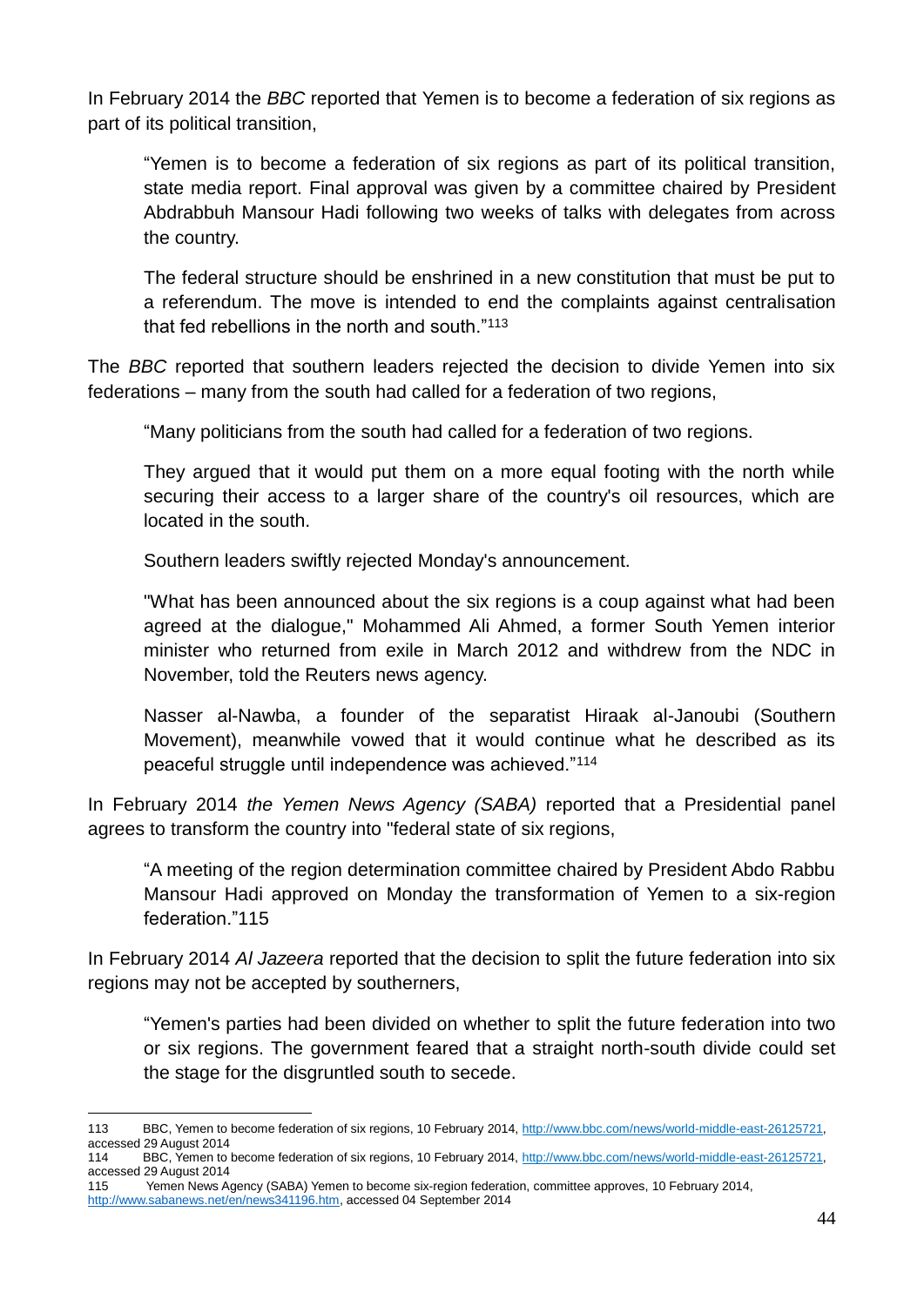In February 2014 the *BBC* reported that Yemen is to become a federation of six regions as part of its political transition,

> "Yemen is to become a federation of six regions as part of its political transition, state media report. Final approval was given by a committee chaired by President Abdrabbuh Mansour Hadi following two weeks of talks with delegates from across the country.
>
> The federal structure should be enshrined in a new constitution that must be put to a referendum. The move is intended to end the complaints against centralisation that fed rebellions in the north and south."[113]

The *BBC* reported that southern leaders rejected the decision to divide Yemen into six federations – many from the south had called for a federation of two regions,

> "Many politicians from the south had called for a federation of two regions.
>
> They argued that it would put them on a more equal footing with the north while securing their access to a larger share of the country's oil resources, which are located in the south.
>
> Southern leaders swiftly rejected Monday's announcement.
>
> "What has been announced about the six regions is a coup against what had been agreed at the dialogue," Mohammed Ali Ahmed, a former South Yemen interior minister who returned from exile in March 2012 and withdrew from the NDC in November, told the Reuters news agency.
>
> Nasser al-Nawba, a founder of the separatist Hiraak al-Janoubi (Southern Movement), meanwhile vowed that it would continue what he described as its peaceful struggle until independence was achieved."[114]

In February 2014 *the Yemen News Agency (SABA)* reported that a Presidential panel agrees to transform the country into "federal state of six regions,

> "A meeting of the region determination committee chaired by President Abdo Rabbu Mansour Hadi approved on Monday the transformation of Yemen to a six-region federation."115

In February 2014 *Al Jazeera* reported that the decision to split the future federation into six regions may not be accepted by southerners,

> "Yemen's parties had been divided on whether to split the future federation into two or six regions. The government feared that a straight north-south divide could set the stage for the disgruntled south to secede.

---

113 BBC, Yemen to become federation of six regions, 10 February 2014, http://www.bbc.com/news/world-middle-east-26125721, accessed 29 August 2014

114 BBC, Yemen to become federation of six regions, 10 February 2014, http://www.bbc.com/news/world-middle-east-26125721, accessed 29 August 2014

115 Yemen News Agency (SABA) Yemen to become six-region federation, committee approves, 10 February 2014, http://www.sabanews.net/en/news341196.htm, accessed 04 September 2014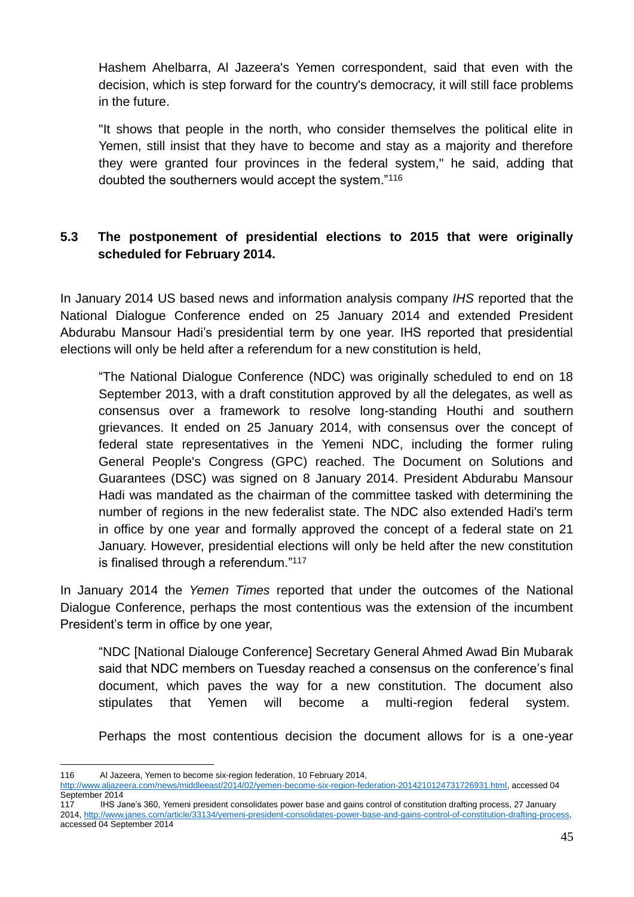Hashem Ahelbarra, Al Jazeera's Yemen correspondent, said that even with the decision, which is step forward for the country's democracy, it will still face problems in the future.

"It shows that people in the north, who consider themselves the political elite in Yemen, still insist that they have to become and stay as a majority and therefore they were granted four provinces in the federal system," he said, adding that doubted the southerners would accept the system."[116]

### 5.3 The postponement of presidential elections to 2015 that were originally scheduled for February 2014.

In January 2014 US based news and information analysis company *IHS* reported that the National Dialogue Conference ended on 25 January 2014 and extended President Abdurabu Mansour Hadi's presidential term by one year. IHS reported that presidential elections will only be held after a referendum for a new constitution is held,

> "The National Dialogue Conference (NDC) was originally scheduled to end on 18 September 2013, with a draft constitution approved by all the delegates, as well as consensus over a framework to resolve long-standing Houthi and southern grievances. It ended on 25 January 2014, with consensus over the concept of federal state representatives in the Yemeni NDC, including the former ruling General People's Congress (GPC) reached. The Document on Solutions and Guarantees (DSC) was signed on 8 January 2014. President Abdurabu Mansour Hadi was mandated as the chairman of the committee tasked with determining the number of regions in the new federalist state. The NDC also extended Hadi's term in office by one year and formally approved the concept of a federal state on 21 January. However, presidential elections will only be held after the new constitution is finalised through a referendum."[117]

In January 2014 the *Yemen Times* reported that under the outcomes of the National Dialogue Conference, perhaps the most contentious was the extension of the incumbent President's term in office by one year,

> "NDC [National Dialouge Conference] Secretary General Ahmed Awad Bin Mubarak said that NDC members on Tuesday reached a consensus on the conference's final document, which paves the way for a new constitution. The document also stipulates that Yemen will become a multi-region federal system.
>
> Perhaps the most contentious decision the document allows for is a one-year

---

116 Al Jazeera, Yemen to become six-region federation, 10 February 2014, http://www.aljazeera.com/news/middleeast/2014/02/yemen-become-six-region-federation-2014210124731726931.html, accessed 04 September 2014

117 IHS Jane's 360, Yemeni president consolidates power base and gains control of constitution drafting process, 27 January 2014, http://www.janes.com/article/33134/yemeni-president-consolidates-power-base-and-gains-control-of-constitution-drafting-process, accessed 04 September 2014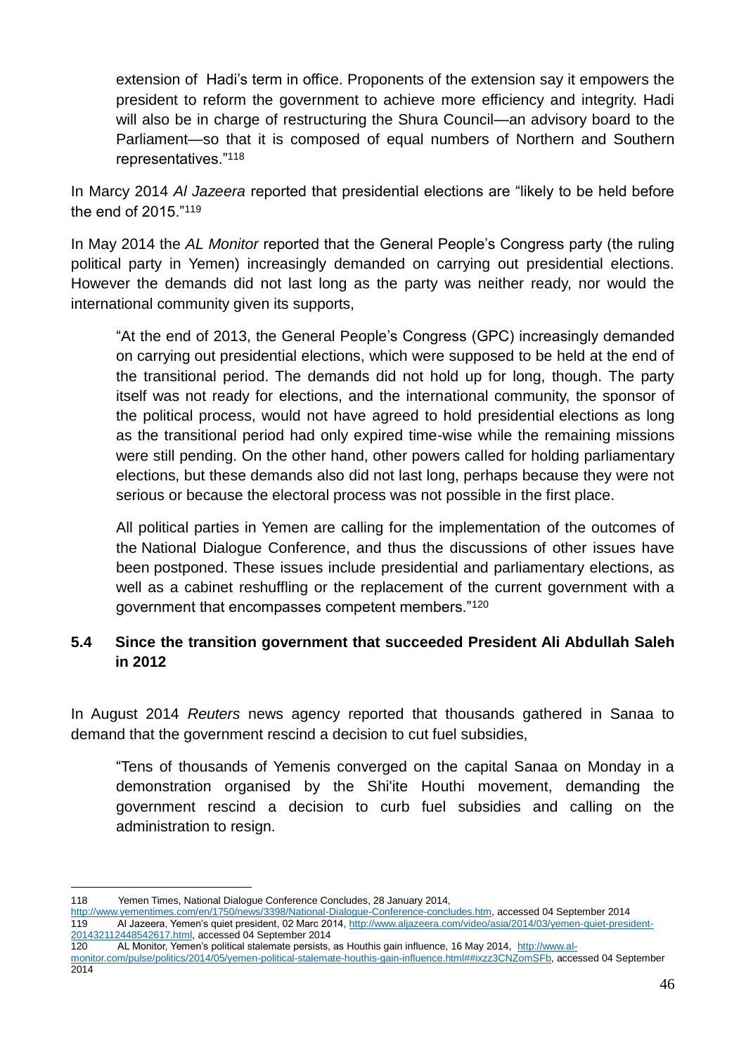> extension of Hadi's term in office. Proponents of the extension say it empowers the president to reform the government to achieve more efficiency and integrity. Hadi will also be in charge of restructuring the Shura Council—an advisory board to the Parliament—so that it is composed of equal numbers of Northern and Southern representatives."[118]

In Marcy 2014 *Al Jazeera* reported that presidential elections are "likely to be held before the end of 2015."[119]

In May 2014 the *AL Monitor* reported that the General People's Congress party (the ruling political party in Yemen) increasingly demanded on carrying out presidential elections. However the demands did not last long as the party was neither ready, nor would the international community given its supports,

> "At the end of 2013, the General People's Congress (GPC) increasingly demanded on carrying out presidential elections, which were supposed to be held at the end of the transitional period. The demands did not hold up for long, though. The party itself was not ready for elections, and the international community, the sponsor of the political process, would not have agreed to hold presidential elections as long as the transitional period had only expired time-wise while the remaining missions were still pending. On the other hand, other powers called for holding parliamentary elections, but these demands also did not last long, perhaps because they were not serious or because the electoral process was not possible in the first place.
>
> All political parties in Yemen are calling for the implementation of the outcomes of the National Dialogue Conference, and thus the discussions of other issues have been postponed. These issues include presidential and parliamentary elections, as well as a cabinet reshuffling or the replacement of the current government with a government that encompasses competent members."[120]

### 5.4 Since the transition government that succeeded President Ali Abdullah Saleh in 2012

In August 2014 *Reuters* news agency reported that thousands gathered in Sanaa to demand that the government rescind a decision to cut fuel subsidies,

> "Tens of thousands of Yemenis converged on the capital Sanaa on Monday in a demonstration organised by the Shi'ite Houthi movement, demanding the government rescind a decision to curb fuel subsidies and calling on the administration to resign.

---

118 Yemen Times, National Dialogue Conference Concludes, 28 January 2014, http://www.yementimes.com/en/1750/news/3398/National-Dialogue-Conference-concludes.htm, accessed 04 September 2014

119 Al Jazeera, Yemen's quiet president, 02 Marc 2014, http://www.aljazeera.com/video/asia/2014/03/yemen-quiet-president-201432112448542617.html, accessed 04 September 2014

120 AL Monitor, Yemen's political stalemate persists, as Houthis gain influence, 16 May 2014, http://www.al-monitor.com/pulse/politics/2014/05/yemen-political-stalemate-houthis-gain-influence.html##ixzz3CNZomSFb, accessed 04 September 2014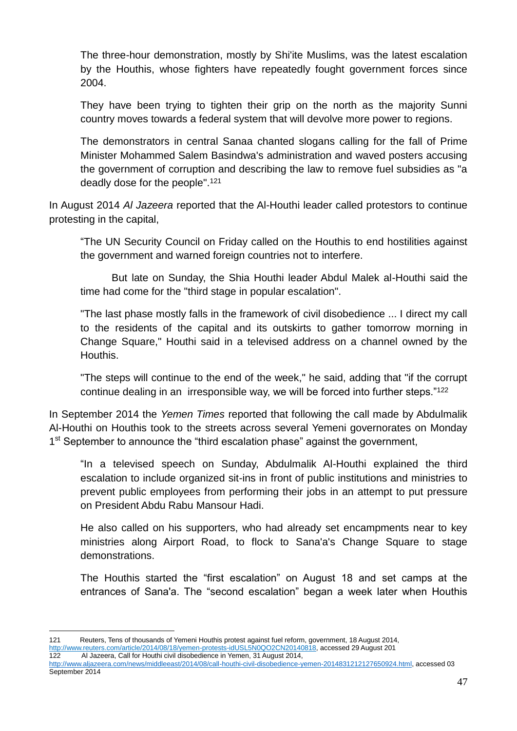> The three-hour demonstration, mostly by Shi'ite Muslims, was the latest escalation by the Houthis, whose fighters have repeatedly fought government forces since 2004.
>
> They have been trying to tighten their grip on the north as the majority Sunni country moves towards a federal system that will devolve more power to regions.
>
> The demonstrators in central Sanaa chanted slogans calling for the fall of Prime Minister Mohammed Salem Basindwa's administration and waved posters accusing the government of corruption and describing the law to remove fuel subsidies as "a deadly dose for the people".[121]

In August 2014 *Al Jazeera* reported that the Al-Houthi leader called protestors to continue protesting in the capital,

> "The UN Security Council on Friday called on the Houthis to end hostilities against the government and warned foreign countries not to interfere.
>
> But late on Sunday, the Shia Houthi leader Abdul Malek al-Houthi said the time had come for the "third stage in popular escalation".
>
> "The last phase mostly falls in the framework of civil disobedience ... I direct my call to the residents of the capital and its outskirts to gather tomorrow morning in Change Square," Houthi said in a televised address on a channel owned by the Houthis.
>
> "The steps will continue to the end of the week," he said, adding that "if the corrupt continue dealing in an irresponsible way, we will be forced into further steps."[122]

In September 2014 the *Yemen Times* reported that following the call made by Abdulmalik Al-Houthi on Houthis took to the streets across several Yemeni governorates on Monday 1st September to announce the "third escalation phase" against the government,

> "In a televised speech on Sunday, Abdulmalik Al-Houthi explained the third escalation to include organized sit-ins in front of public institutions and ministries to prevent public employees from performing their jobs in an attempt to put pressure on President Abdu Rabu Mansour Hadi.
>
> He also called on his supporters, who had already set encampments near to key ministries along Airport Road, to flock to Sana'a's Change Square to stage demonstrations.
>
> The Houthis started the "first escalation" on August 18 and set camps at the entrances of Sana'a. The "second escalation" began a week later when Houthis

---

121 Reuters, Tens of thousands of Yemeni Houthis protest against fuel reform, government, 18 August 2014, http://www.reuters.com/article/2014/08/18/yemen-protests-idUSL5N0QO2CN20140818, accessed 29 August 201

122 Al Jazeera, Call for Houthi civil disobedience in Yemen, 31 August 2014, http://www.aljazeera.com/news/middleeast/2014/08/call-houthi-civil-disobedience-yemen-2014831212127650924.html, accessed 03 September 2014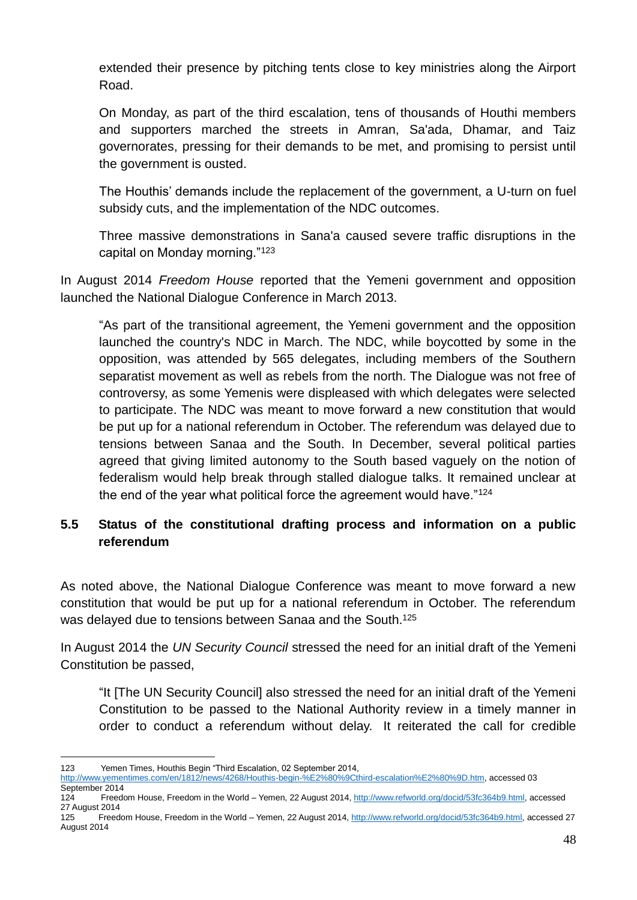extended their presence by pitching tents close to key ministries along the Airport Road.

On Monday, as part of the third escalation, tens of thousands of Houthi members and supporters marched the streets in Amran, Sa'ada, Dhamar, and Taiz governorates, pressing for their demands to be met, and promising to persist until the government is ousted.

The Houthis' demands include the replacement of the government, a U-turn on fuel subsidy cuts, and the implementation of the NDC outcomes.

Three massive demonstrations in Sana'a caused severe traffic disruptions in the capital on Monday morning."[123]

In August 2014 *Freedom House* reported that the Yemeni government and opposition launched the National Dialogue Conference in March 2013.

> "As part of the transitional agreement, the Yemeni government and the opposition launched the country's NDC in March. The NDC, while boycotted by some in the opposition, was attended by 565 delegates, including members of the Southern separatist movement as well as rebels from the north. The Dialogue was not free of controversy, as some Yemenis were displeased with which delegates were selected to participate. The NDC was meant to move forward a new constitution that would be put up for a national referendum in October. The referendum was delayed due to tensions between Sanaa and the South. In December, several political parties agreed that giving limited autonomy to the South based vaguely on the notion of federalism would help break through stalled dialogue talks. It remained unclear at the end of the year what political force the agreement would have."[124]

### 5.5 Status of the constitutional drafting process and information on a public referendum

As noted above, the National Dialogue Conference was meant to move forward a new constitution that would be put up for a national referendum in October. The referendum was delayed due to tensions between Sanaa and the South.[125]

In August 2014 the *UN Security Council* stressed the need for an initial draft of the Yemeni Constitution be passed,

> "It [The UN Security Council] also stressed the need for an initial draft of the Yemeni Constitution to be passed to the National Authority review in a timely manner in order to conduct a referendum without delay. It reiterated the call for credible

---

123 Yemen Times, Houthis Begin "Third Escalation, 02 September 2014, http://www.yementimes.com/en/1812/news/4268/Houthis-begin-%E2%80%9Cthird-escalation%E2%80%9D.htm, accessed 03 September 2014

124 Freedom House, Freedom in the World – Yemen, 22 August 2014, http://www.refworld.org/docid/53fc364b9.html, accessed 27 August 2014

125 Freedom House, Freedom in the World – Yemen, 22 August 2014, http://www.refworld.org/docid/53fc364b9.html, accessed 27 August 2014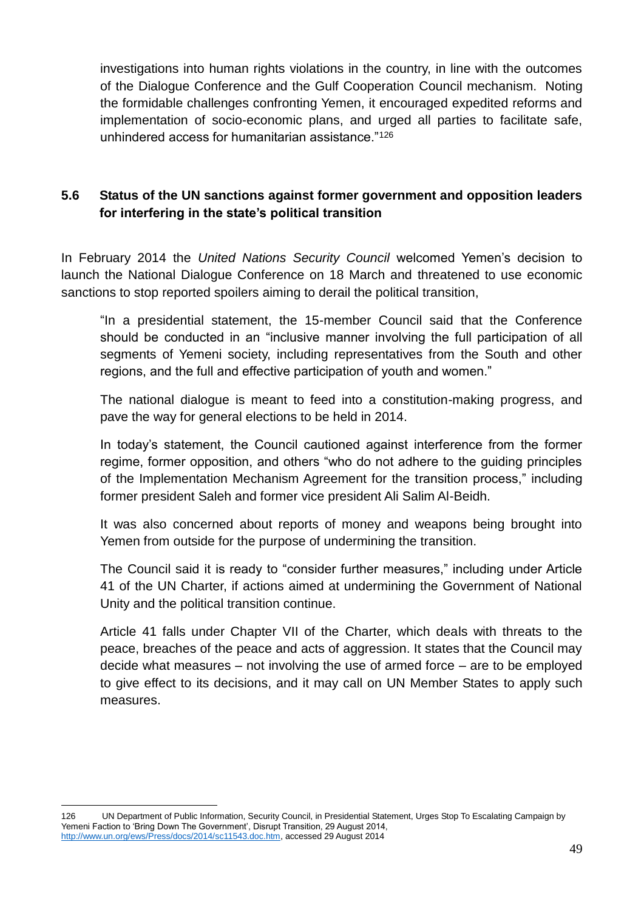> investigations into human rights violations in the country, in line with the outcomes of the Dialogue Conference and the Gulf Cooperation Council mechanism. Noting the formidable challenges confronting Yemen, it encouraged expedited reforms and implementation of socio-economic plans, and urged all parties to facilitate safe, unhindered access for humanitarian assistance."[126]

### 5.6 Status of the UN sanctions against former government and opposition leaders for interfering in the state's political transition

In February 2014 the *United Nations Security Council* welcomed Yemen's decision to launch the National Dialogue Conference on 18 March and threatened to use economic sanctions to stop reported spoilers aiming to derail the political transition,

> "In a presidential statement, the 15-member Council said that the Conference should be conducted in an "inclusive manner involving the full participation of all segments of Yemeni society, including representatives from the South and other regions, and the full and effective participation of youth and women."
>
> The national dialogue is meant to feed into a constitution-making progress, and pave the way for general elections to be held in 2014.
>
> In today's statement, the Council cautioned against interference from the former regime, former opposition, and others "who do not adhere to the guiding principles of the Implementation Mechanism Agreement for the transition process," including former president Saleh and former vice president Ali Salim Al-Beidh.
>
> It was also concerned about reports of money and weapons being brought into Yemen from outside for the purpose of undermining the transition.
>
> The Council said it is ready to "consider further measures," including under Article 41 of the UN Charter, if actions aimed at undermining the Government of National Unity and the political transition continue.
>
> Article 41 falls under Chapter VII of the Charter, which deals with threats to the peace, breaches of the peace and acts of aggression. It states that the Council may decide what measures – not involving the use of armed force – are to be employed to give effect to its decisions, and it may call on UN Member States to apply such measures.

---

126 UN Department of Public Information, Security Council, in Presidential Statement, Urges Stop To Escalating Campaign by Yemeni Faction to 'Bring Down The Government', Disrupt Transition, 29 August 2014, http://www.un.org/ews/Press/docs/2014/sc11543.doc.htm, accessed 29 August 2014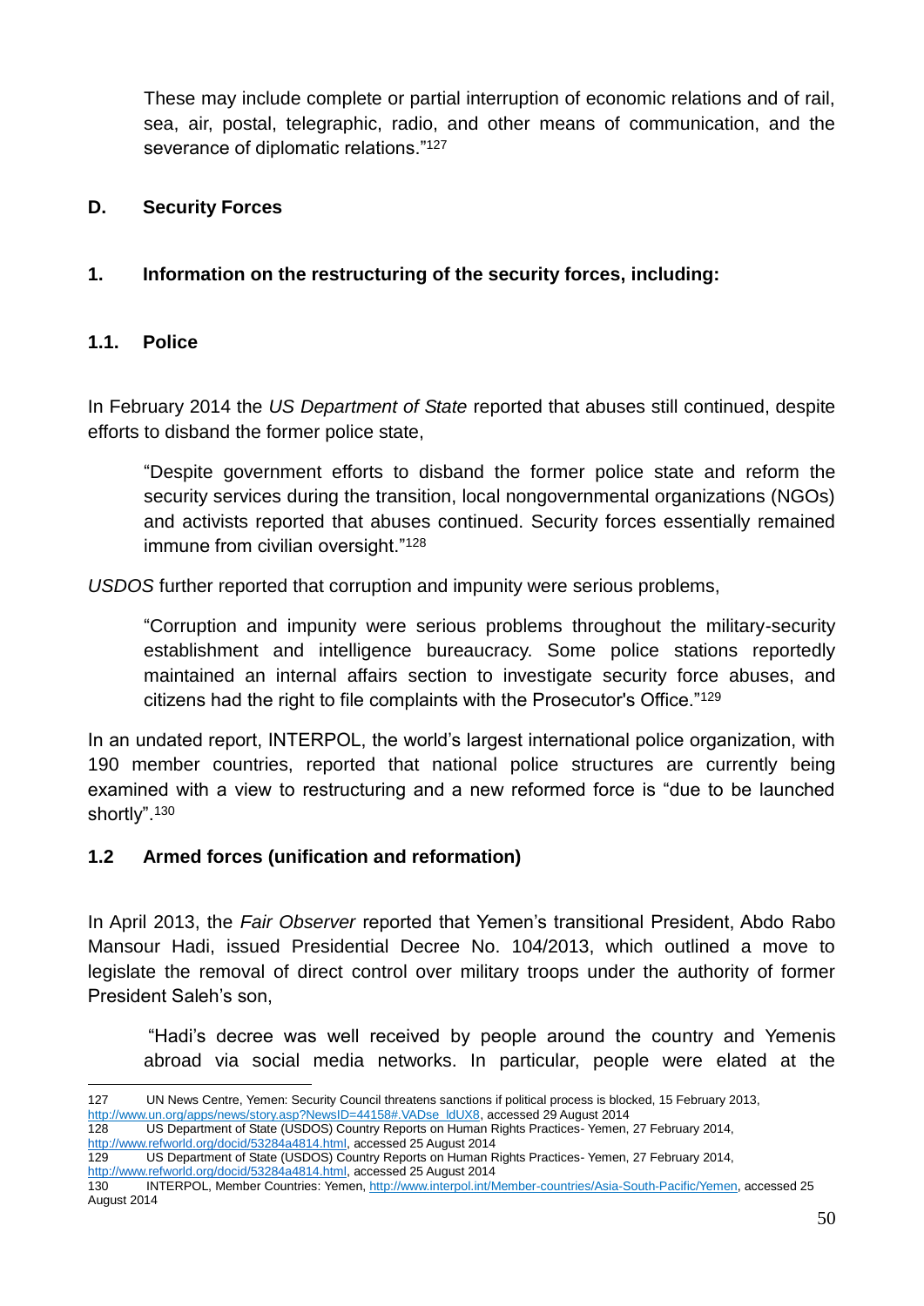> These may include complete or partial interruption of economic relations and of rail, sea, air, postal, telegraphic, radio, and other means of communication, and the severance of diplomatic relations."[127]

### D. Security Forces

#### 1. Information on the restructuring of the security forces, including:

#### 1.1. Police

In February 2014 the *US Department of State* reported that abuses still continued, despite efforts to disband the former police state,

> "Despite government efforts to disband the former police state and reform the security services during the transition, local nongovernmental organizations (NGOs) and activists reported that abuses continued. Security forces essentially remained immune from civilian oversight."[128]

*USDOS* further reported that corruption and impunity were serious problems,

> "Corruption and impunity were serious problems throughout the military-security establishment and intelligence bureaucracy. Some police stations reportedly maintained an internal affairs section to investigate security force abuses, and citizens had the right to file complaints with the Prosecutor's Office."[129]

In an undated report, INTERPOL, the world's largest international police organization, with 190 member countries, reported that national police structures are currently being examined with a view to restructuring and a new reformed force is "due to be launched shortly".[130]

#### 1.2 Armed forces (unification and reformation)

In April 2013, the *Fair Observer* reported that Yemen's transitional President, Abdo Rabo Mansour Hadi, issued Presidential Decree No. 104/2013, which outlined a move to legislate the removal of direct control over military troops under the authority of former President Saleh's son,

> "Hadi's decree was well received by people around the country and Yemenis abroad via social media networks. In particular, people were elated at the

---

127 UN News Centre, Yemen: Security Council threatens sanctions if political process is blocked, 15 February 2013, http://www.un.org/apps/news/story.asp?NewsID=44158#.VADse_ldUX8, accessed 29 August 2014

128 US Department of State (USDOS) Country Reports on Human Rights Practices- Yemen, 27 February 2014, http://www.refworld.org/docid/53284a4814.html, accessed 25 August 2014

129 US Department of State (USDOS) Country Reports on Human Rights Practices- Yemen, 27 February 2014, http://www.refworld.org/docid/53284a4814.html, accessed 25 August 2014

130 INTERPOL, Member Countries: Yemen, http://www.interpol.int/Member-countries/Asia-South-Pacific/Yemen, accessed 25 August 2014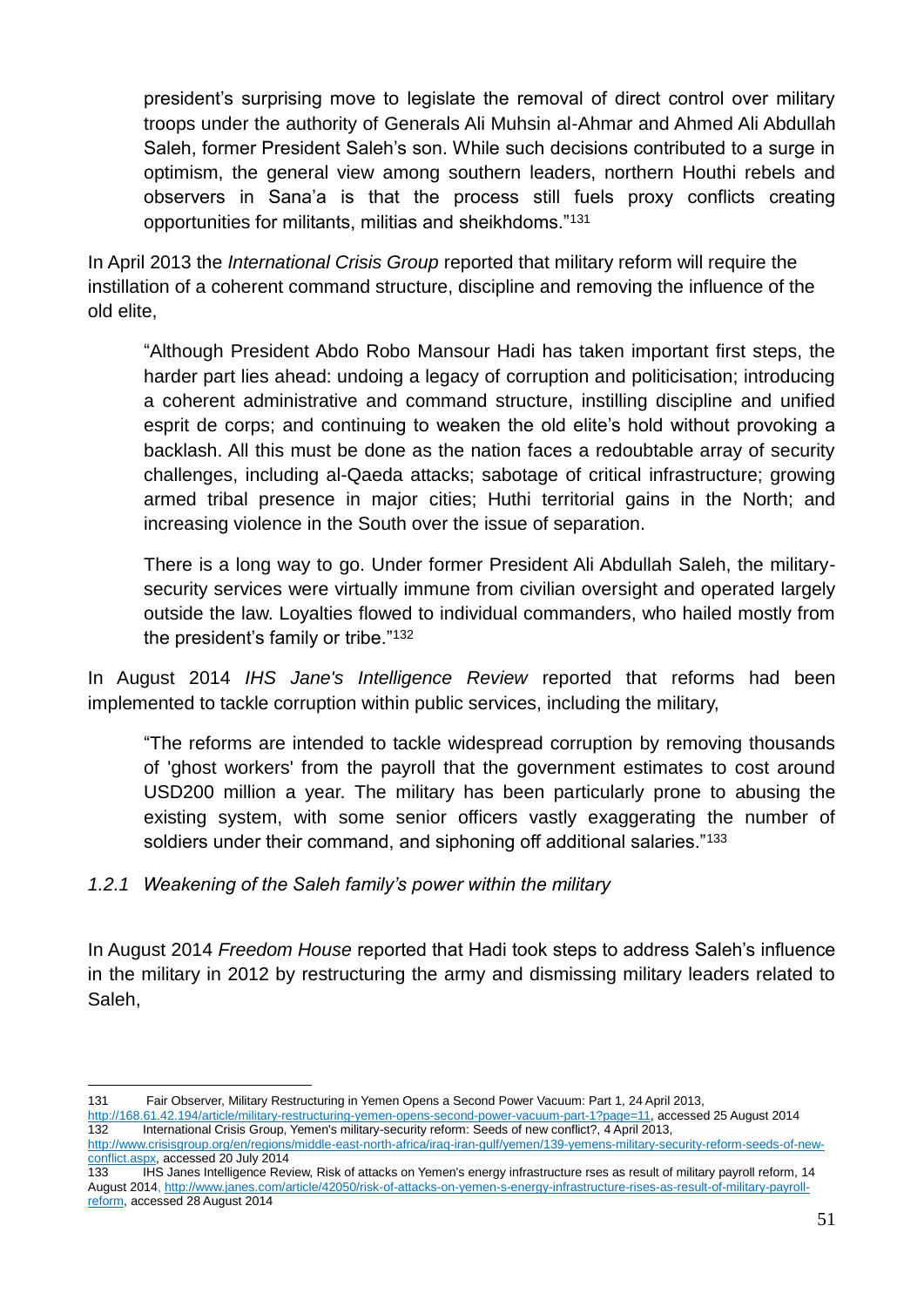> president's surprising move to legislate the removal of direct control over military troops under the authority of Generals Ali Muhsin al-Ahmar and Ahmed Ali Abdullah Saleh, former President Saleh's son. While such decisions contributed to a surge in optimism, the general view among southern leaders, northern Houthi rebels and observers in Sana'a is that the process still fuels proxy conflicts creating opportunities for militants, militias and sheikhdoms."[131]

In April 2013 the *International Crisis Group* reported that military reform will require the instillation of a coherent command structure, discipline and removing the influence of the old elite,

> "Although President Abdo Robo Mansour Hadi has taken important first steps, the harder part lies ahead: undoing a legacy of corruption and politicisation; introducing a coherent administrative and command structure, instilling discipline and unified esprit de corps; and continuing to weaken the old elite's hold without provoking a backlash. All this must be done as the nation faces a redoubtable array of security challenges, including al-Qaeda attacks; sabotage of critical infrastructure; growing armed tribal presence in major cities; Huthi territorial gains in the North; and increasing violence in the South over the issue of separation.
>
> There is a long way to go. Under former President Ali Abdullah Saleh, the military-security services were virtually immune from civilian oversight and operated largely outside the law. Loyalties flowed to individual commanders, who hailed mostly from the president's family or tribe."[132]

In August 2014 *IHS Jane's Intelligence Review* reported that reforms had been implemented to tackle corruption within public services, including the military,

> "The reforms are intended to tackle widespread corruption by removing thousands of 'ghost workers' from the payroll that the government estimates to cost around USD200 million a year. The military has been particularly prone to abusing the existing system, with some senior officers vastly exaggerating the number of soldiers under their command, and siphoning off additional salaries."[133]

### *1.2.1 Weakening of the Saleh family's power within the military*

In August 2014 *Freedom House* reported that Hadi took steps to address Saleh's influence in the military in 2012 by restructuring the army and dismissing military leaders related to Saleh,

---

131 Fair Observer, Military Restructuring in Yemen Opens a Second Power Vacuum: Part 1, 24 April 2013, http://168.61.42.194/article/military-restructuring-yemen-opens-second-power-vacuum-part-1?page=11, accessed 25 August 2014

132 International Crisis Group, Yemen's military-security reform: Seeds of new conflict?, 4 April 2013, http://www.crisisgroup.org/en/regions/middle-east-north-africa/iraq-iran-gulf/yemen/139-yemens-military-security-reform-seeds-of-new-conflict.aspx, accessed 20 July 2014

133 IHS Janes Intelligence Review, Risk of attacks on Yemen's energy infrastructure rses as result of military payroll reform, 14 August 2014, http://www.janes.com/article/42050/risk-of-attacks-on-yemen-s-energy-infrastructure-rises-as-result-of-military-payroll-reform, accessed 28 August 2014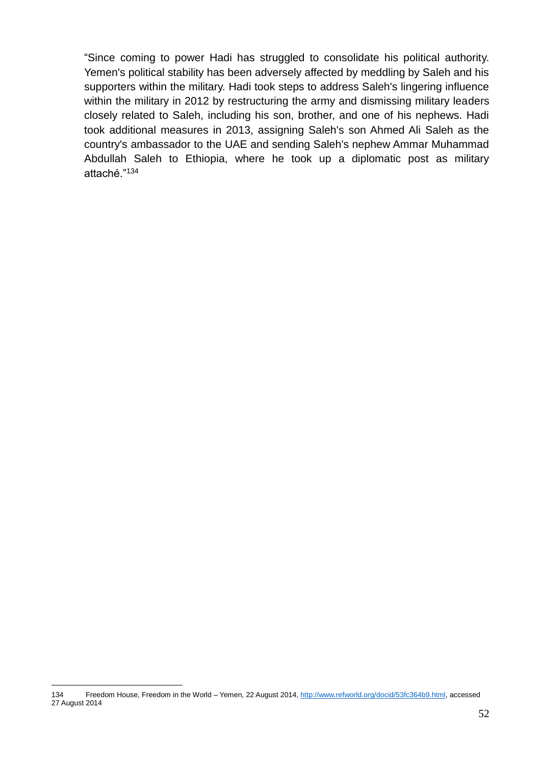"Since coming to power Hadi has struggled to consolidate his political authority. Yemen's political stability has been adversely affected by meddling by Saleh and his supporters within the military. Hadi took steps to address Saleh's lingering influence within the military in 2012 by restructuring the army and dismissing military leaders closely related to Saleh, including his son, brother, and one of his nephews. Hadi took additional measures in 2013, assigning Saleh's son Ahmed Ali Saleh as the country's ambassador to the UAE and sending Saleh's nephew Ammar Muhammad Abdullah Saleh to Ethiopia, where he took up a diplomatic post as military attaché."[134]

---

134 Freedom House, Freedom in the World – Yemen, 22 August 2014, http://www.refworld.org/docid/53fc364b9.html, accessed 27 August 2014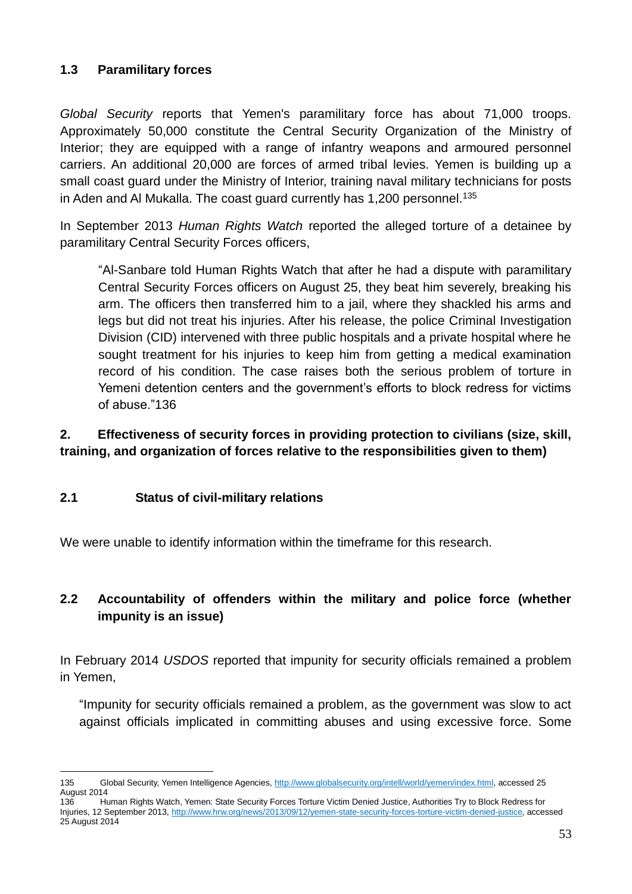### 1.3 Paramilitary forces

*Global Security* reports that Yemen's paramilitary force has about 71,000 troops. Approximately 50,000 constitute the Central Security Organization of the Ministry of Interior; they are equipped with a range of infantry weapons and armoured personnel carriers. An additional 20,000 are forces of armed tribal levies. Yemen is building up a small coast guard under the Ministry of Interior, training naval military technicians for posts in Aden and Al Mukalla. The coast guard currently has 1,200 personnel.[135]

In September 2013 *Human Rights Watch* reported the alleged torture of a detainee by paramilitary Central Security Forces officers,

> "Al-Sanbare told Human Rights Watch that after he had a dispute with paramilitary Central Security Forces officers on August 25, they beat him severely, breaking his arm. The officers then transferred him to a jail, where they shackled his arms and legs but did not treat his injuries. After his release, the police Criminal Investigation Division (CID) intervened with three public hospitals and a private hospital where he sought treatment for his injuries to keep him from getting a medical examination record of his condition. The case raises both the serious problem of torture in Yemeni detention centers and the government's efforts to block redress for victims of abuse."136

## 2. Effectiveness of security forces in providing protection to civilians (size, skill, training, and organization of forces relative to the responsibilities given to them)

### 2.1 Status of civil-military relations

We were unable to identify information within the timeframe for this research.

### 2.2 Accountability of offenders within the military and police force (whether impunity is an issue)

In February 2014 *USDOS* reported that impunity for security officials remained a problem in Yemen,

> "Impunity for security officials remained a problem, as the government was slow to act against officials implicated in committing abuses and using excessive force. Some

---

135 Global Security, Yemen Intelligence Agencies, http://www.globalsecurity.org/intell/world/yemen/index.html, accessed 25 August 2014

136 Human Rights Watch, Yemen: State Security Forces Torture Victim Denied Justice, Authorities Try to Block Redress for Injuries, 12 September 2013, http://www.hrw.org/news/2013/09/12/yemen-state-security-forces-torture-victim-denied-justice, accessed 25 August 2014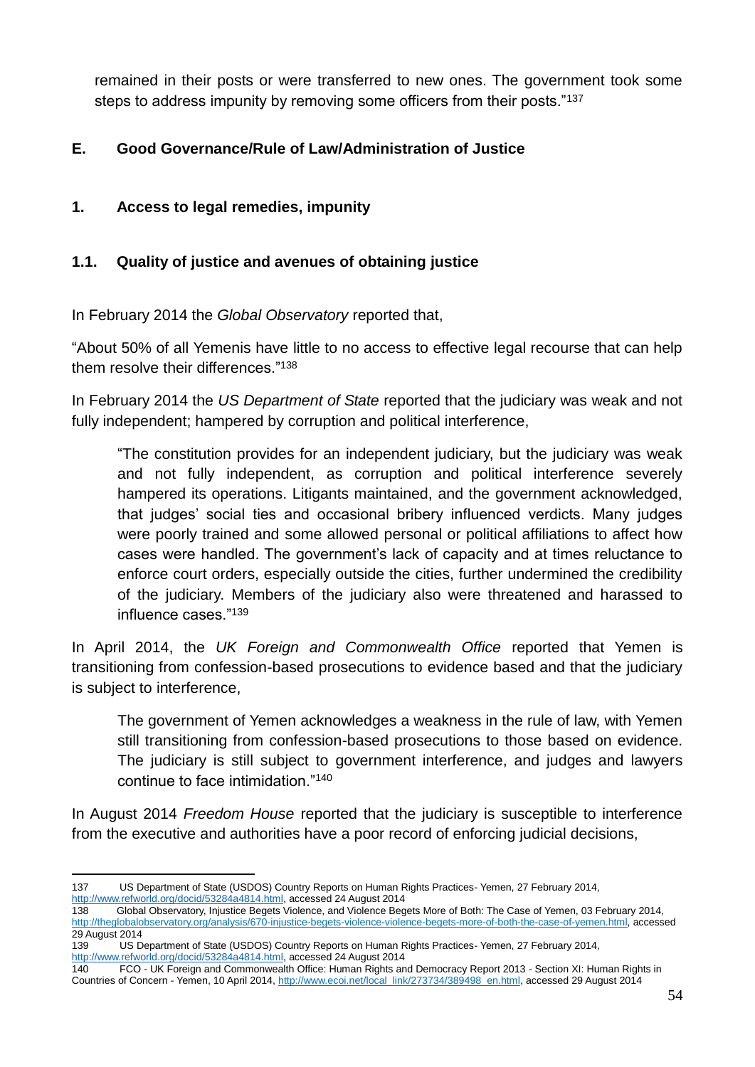remained in their posts or were transferred to new ones. The government took some steps to address impunity by removing some officers from their posts."[137]

## E. Good Governance/Rule of Law/Administration of Justice

### 1. Access to legal remedies, impunity

#### 1.1. Quality of justice and avenues of obtaining justice

In February 2014 the *Global Observatory* reported that,

"About 50% of all Yemenis have little to no access to effective legal recourse that can help them resolve their differences."[138]

In February 2014 the *US Department of State* reported that the judiciary was weak and not fully independent; hampered by corruption and political interference,

> "The constitution provides for an independent judiciary, but the judiciary was weak and not fully independent, as corruption and political interference severely hampered its operations. Litigants maintained, and the government acknowledged, that judges' social ties and occasional bribery influenced verdicts. Many judges were poorly trained and some allowed personal or political affiliations to affect how cases were handled. The government's lack of capacity and at times reluctance to enforce court orders, especially outside the cities, further undermined the credibility of the judiciary. Members of the judiciary also were threatened and harassed to influence cases."[139]

In April 2014, the *UK Foreign and Commonwealth Office* reported that Yemen is transitioning from confession-based prosecutions to evidence based and that the judiciary is subject to interference,

> The government of Yemen acknowledges a weakness in the rule of law, with Yemen still transitioning from confession-based prosecutions to those based on evidence. The judiciary is still subject to government interference, and judges and lawyers continue to face intimidation."[140]

In August 2014 *Freedom House* reported that the judiciary is susceptible to interference from the executive and authorities have a poor record of enforcing judicial decisions,

---

137 US Department of State (USDOS) Country Reports on Human Rights Practices- Yemen, 27 February 2014, http://www.refworld.org/docid/53284a4814.html, accessed 24 August 2014

138 Global Observatory, Injustice Begets Violence, and Violence Begets More of Both: The Case of Yemen, 03 February 2014, http://theglobalobservatory.org/analysis/670-injustice-begets-violence-violence-begets-more-of-both-the-case-of-yemen.html, accessed 29 August 2014

139 US Department of State (USDOS) Country Reports on Human Rights Practices- Yemen, 27 February 2014, http://www.refworld.org/docid/53284a4814.html, accessed 24 August 2014

140 FCO - UK Foreign and Commonwealth Office: Human Rights and Democracy Report 2013 - Section XI: Human Rights in Countries of Concern - Yemen, 10 April 2014, http://www.ecoi.net/local_link/273734/389498_en.html, accessed 29 August 2014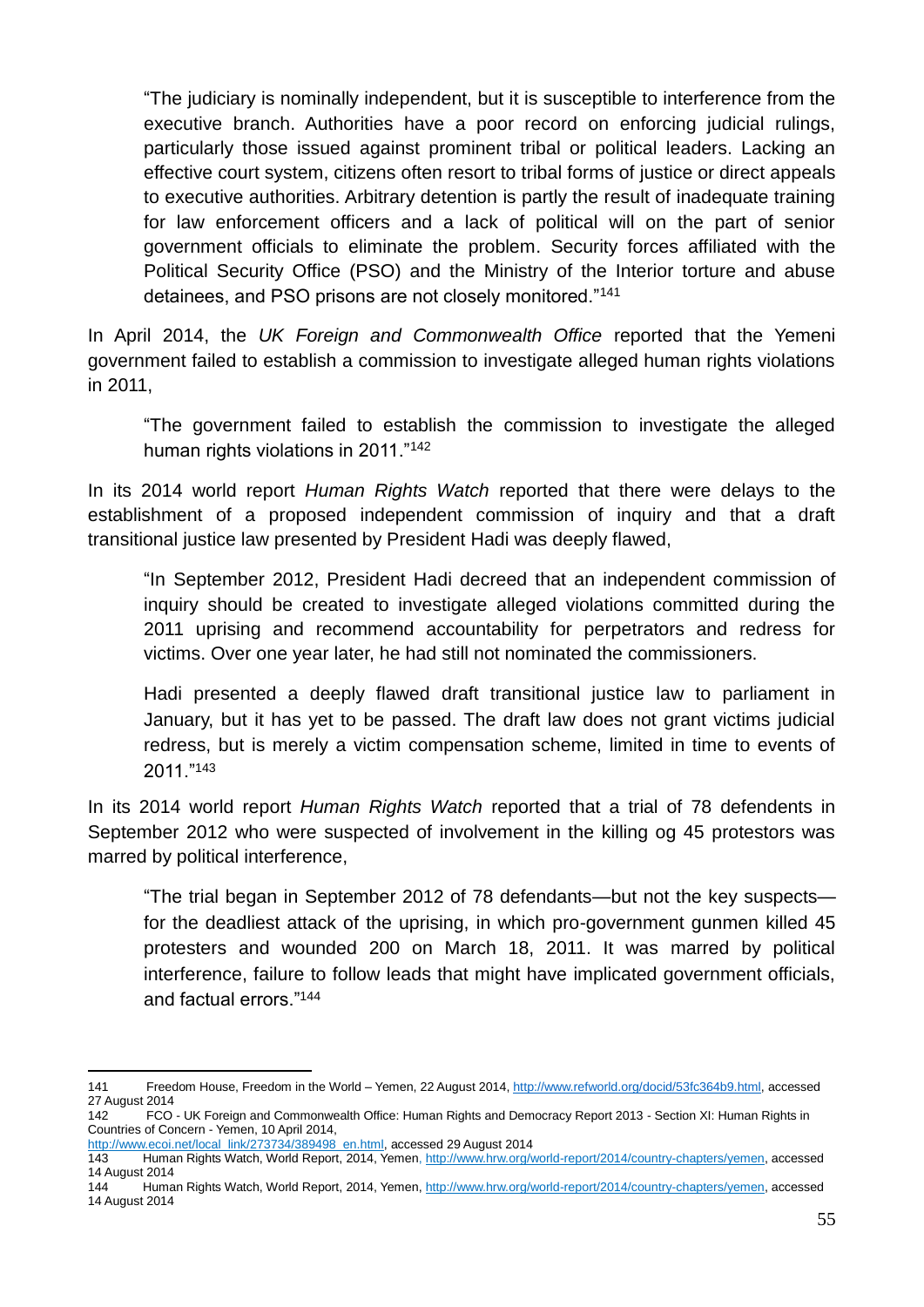> "The judiciary is nominally independent, but it is susceptible to interference from the executive branch. Authorities have a poor record on enforcing judicial rulings, particularly those issued against prominent tribal or political leaders. Lacking an effective court system, citizens often resort to tribal forms of justice or direct appeals to executive authorities. Arbitrary detention is partly the result of inadequate training for law enforcement officers and a lack of political will on the part of senior government officials to eliminate the problem. Security forces affiliated with the Political Security Office (PSO) and the Ministry of the Interior torture and abuse detainees, and PSO prisons are not closely monitored."[141]

In April 2014, the *UK Foreign and Commonwealth Office* reported that the Yemeni government failed to establish a commission to investigate alleged human rights violations in 2011,

> "The government failed to establish the commission to investigate the alleged human rights violations in 2011."[142]

In its 2014 world report *Human Rights Watch* reported that there were delays to the establishment of a proposed independent commission of inquiry and that a draft transitional justice law presented by President Hadi was deeply flawed,

> "In September 2012, President Hadi decreed that an independent commission of inquiry should be created to investigate alleged violations committed during the 2011 uprising and recommend accountability for perpetrators and redress for victims. Over one year later, he had still not nominated the commissioners.
>
> Hadi presented a deeply flawed draft transitional justice law to parliament in January, but it has yet to be passed. The draft law does not grant victims judicial redress, but is merely a victim compensation scheme, limited in time to events of 2011."[143]

In its 2014 world report *Human Rights Watch* reported that a trial of 78 defendents in September 2012 who were suspected of involvement in the killing og 45 protestors was marred by political interference,

> "The trial began in September 2012 of 78 defendants—but not the key suspects—for the deadliest attack of the uprising, in which pro-government gunmen killed 45 protesters and wounded 200 on March 18, 2011. It was marred by political interference, failure to follow leads that might have implicated government officials, and factual errors."[144]

---

141 Freedom House, Freedom in the World – Yemen, 22 August 2014, http://www.refworld.org/docid/53fc364b9.html, accessed 27 August 2014

142 FCO - UK Foreign and Commonwealth Office: Human Rights and Democracy Report 2013 - Section XI: Human Rights in Countries of Concern - Yemen, 10 April 2014, http://www.ecoi.net/local_link/273734/389498_en.html, accessed 29 August 2014

143 Human Rights Watch, World Report, 2014, Yemen, http://www.hrw.org/world-report/2014/country-chapters/yemen, accessed 14 August 2014

144 Human Rights Watch, World Report, 2014, Yemen, http://www.hrw.org/world-report/2014/country-chapters/yemen, accessed 14 August 2014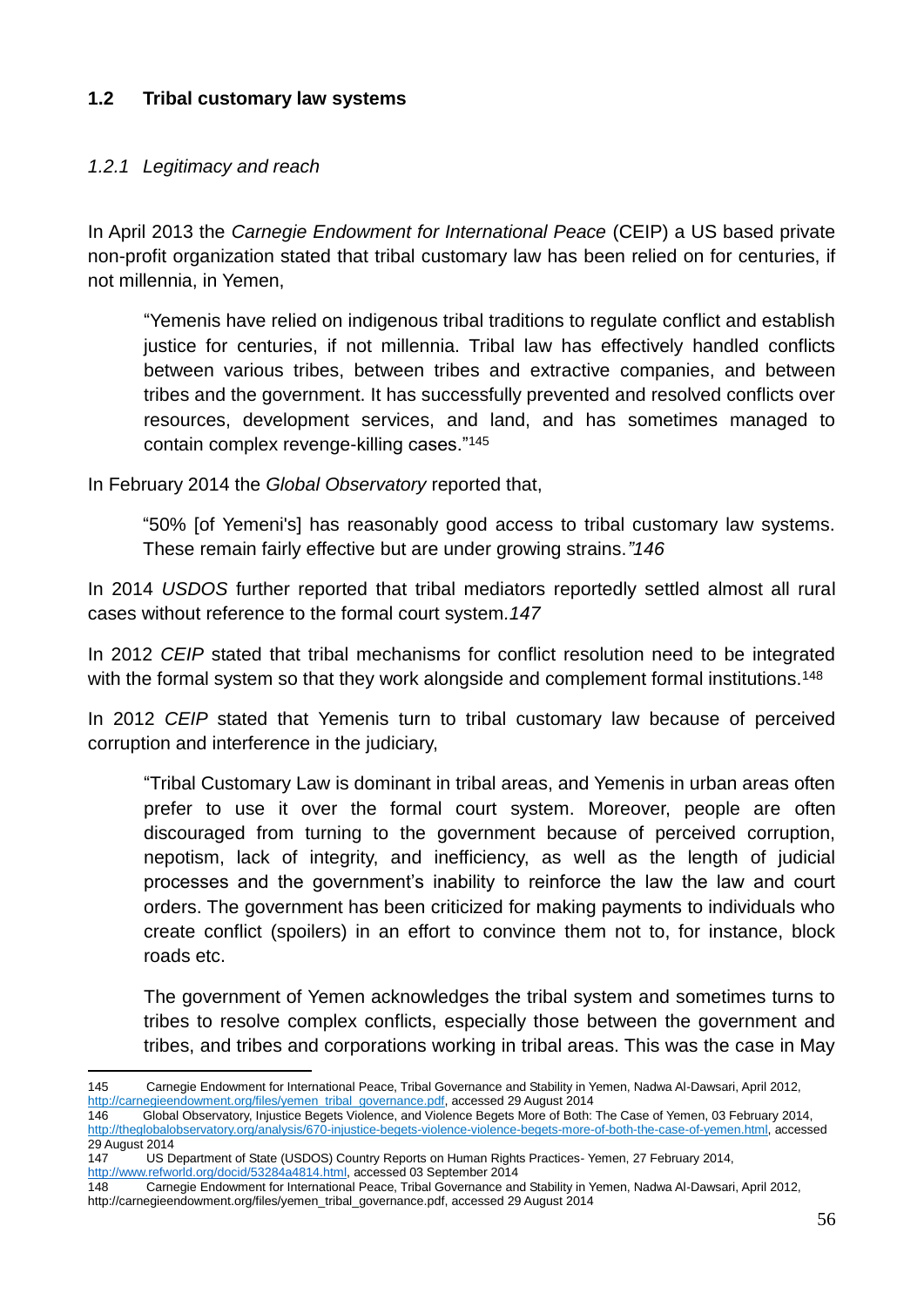### 1.2 Tribal customary law systems

#### *1.2.1 Legitimacy and reach*

In April 2013 the *Carnegie Endowment for International Peace* (CEIP) a US based private non-profit organization stated that tribal customary law has been relied on for centuries, if not millennia, in Yemen,

> "Yemenis have relied on indigenous tribal traditions to regulate conflict and establish justice for centuries, if not millennia. Tribal law has effectively handled conflicts between various tribes, between tribes and extractive companies, and between tribes and the government. It has successfully prevented and resolved conflicts over resources, development services, and land, and has sometimes managed to contain complex revenge-killing cases."[145]

In February 2014 the *Global Observatory* reported that,

> "50% [of Yemeni's] has reasonably good access to tribal customary law systems. These remain fairly effective but are under growing strains.*"146*

In 2014 *USDOS* further reported that tribal mediators reportedly settled almost all rural cases without reference to the formal court system.*147*

In 2012 *CEIP* stated that tribal mechanisms for conflict resolution need to be integrated with the formal system so that they work alongside and complement formal institutions.[148]

In 2012 *CEIP* stated that Yemenis turn to tribal customary law because of perceived corruption and interference in the judiciary,

> "Tribal Customary Law is dominant in tribal areas, and Yemenis in urban areas often prefer to use it over the formal court system. Moreover, people are often discouraged from turning to the government because of perceived corruption, nepotism, lack of integrity, and inefficiency, as well as the length of judicial processes and the government's inability to reinforce the law the law and court orders. The government has been criticized for making payments to individuals who create conflict (spoilers) in an effort to convince them not to, for instance, block roads etc.
>
> The government of Yemen acknowledges the tribal system and sometimes turns to tribes to resolve complex conflicts, especially those between the government and tribes, and tribes and corporations working in tribal areas. This was the case in May

---

145 Carnegie Endowment for International Peace, Tribal Governance and Stability in Yemen, Nadwa Al-Dawsari, April 2012, http://carnegieendowment.org/files/yemen_tribal_governance.pdf, accessed 29 August 2014

146 Global Observatory, Injustice Begets Violence, and Violence Begets More of Both: The Case of Yemen, 03 February 2014, http://theglobalobservatory.org/analysis/670-injustice-begets-violence-violence-begets-more-of-both-the-case-of-yemen.html, accessed 29 August 2014

147 US Department of State (USDOS) Country Reports on Human Rights Practices- Yemen, 27 February 2014, http://www.refworld.org/docid/53284a4814.html, accessed 03 September 2014

148 Carnegie Endowment for International Peace, Tribal Governance and Stability in Yemen, Nadwa Al-Dawsari, April 2012, http://carnegieendowment.org/files/yemen_tribal_governance.pdf, accessed 29 August 2014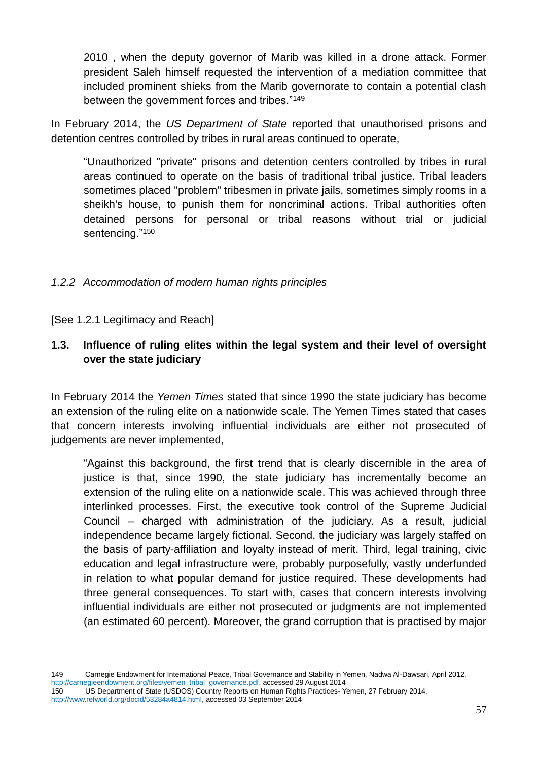2010 , when the deputy governor of Marib was killed in a drone attack. Former president Saleh himself requested the intervention of a mediation committee that included prominent shieks from the Marib governorate to contain a potential clash between the government forces and tribes."[149]

In February 2014, the *US Department of State* reported that unauthorised prisons and detention centres controlled by tribes in rural areas continued to operate,

> "Unauthorized "private" prisons and detention centers controlled by tribes in rural areas continued to operate on the basis of traditional tribal justice. Tribal leaders sometimes placed "problem" tribesmen in private jails, sometimes simply rooms in a sheikh's house, to punish them for noncriminal actions. Tribal authorities often detained persons for personal or tribal reasons without trial or judicial sentencing."[150]

### *1.2.2 Accommodation of modern human rights principles*

[See 1.2.1 Legitimacy and Reach]

## 1.3. Influence of ruling elites within the legal system and their level of oversight over the state judiciary

In February 2014 the *Yemen Times* stated that since 1990 the state judiciary has become an extension of the ruling elite on a nationwide scale. The Yemen Times stated that cases that concern interests involving influential individuals are either not prosecuted of judgements are never implemented,

> "Against this background, the first trend that is clearly discernible in the area of justice is that, since 1990, the state judiciary has incrementally become an extension of the ruling elite on a nationwide scale. This was achieved through three interlinked processes. First, the executive took control of the Supreme Judicial Council – charged with administration of the judiciary. As a result, judicial independence became largely fictional. Second, the judiciary was largely staffed on the basis of party-affiliation and loyalty instead of merit. Third, legal training, civic education and legal infrastructure were, probably purposefully, vastly underfunded in relation to what popular demand for justice required. These developments had three general consequences. To start with, cases that concern interests involving influential individuals are either not prosecuted or judgments are not implemented (an estimated 60 percent). Moreover, the grand corruption that is practised by major

---

149 Carnegie Endowment for International Peace, Tribal Governance and Stability in Yemen, Nadwa Al-Dawsari, April 2012, http://carnegieendowment.org/files/yemen_tribal_governance.pdf, accessed 29 August 2014

150 US Department of State (USDOS) Country Reports on Human Rights Practices- Yemen, 27 February 2014, http://www.refworld.org/docid/53284a4814.html, accessed 03 September 2014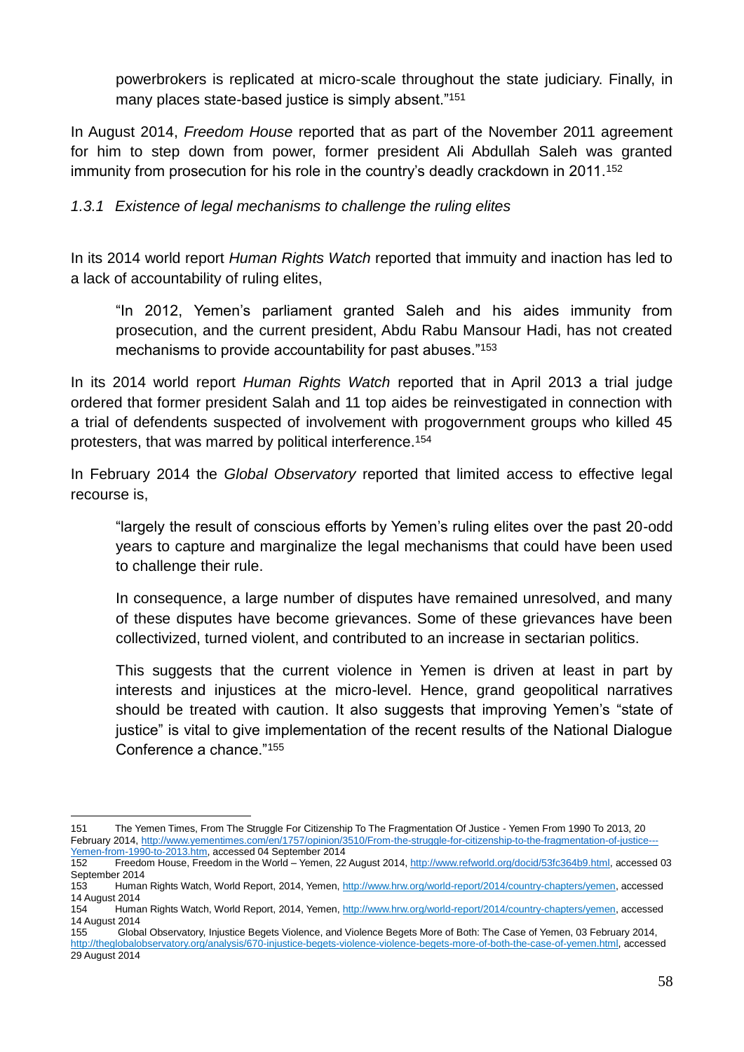> powerbrokers is replicated at micro-scale throughout the state judiciary. Finally, in many places state-based justice is simply absent."[151]

In August 2014, *Freedom House* reported that as part of the November 2011 agreement for him to step down from power, former president Ali Abdullah Saleh was granted immunity from prosecution for his role in the country's deadly crackdown in 2011.[152]

### *1.3.1 Existence of legal mechanisms to challenge the ruling elites*

In its 2014 world report *Human Rights Watch* reported that immuity and inaction has led to a lack of accountability of ruling elites,

> "In 2012, Yemen's parliament granted Saleh and his aides immunity from prosecution, and the current president, Abdu Rabu Mansour Hadi, has not created mechanisms to provide accountability for past abuses."[153]

In its 2014 world report *Human Rights Watch* reported that in April 2013 a trial judge ordered that former president Salah and 11 top aides be reinvestigated in connection with a trial of defendents suspected of involvement with progovernment groups who killed 45 protesters, that was marred by political interference.[154]

In February 2014 the *Global Observatory* reported that limited access to effective legal recourse is,

> "largely the result of conscious efforts by Yemen's ruling elites over the past 20-odd years to capture and marginalize the legal mechanisms that could have been used to challenge their rule.
>
> In consequence, a large number of disputes have remained unresolved, and many of these disputes have become grievances. Some of these grievances have been collectivized, turned violent, and contributed to an increase in sectarian politics.
>
> This suggests that the current violence in Yemen is driven at least in part by interests and injustices at the micro-level. Hence, grand geopolitical narratives should be treated with caution. It also suggests that improving Yemen's "state of justice" is vital to give implementation of the recent results of the National Dialogue Conference a chance."[155]

---

151 The Yemen Times, From The Struggle For Citizenship To The Fragmentation Of Justice - Yemen From 1990 To 2013, 20 February 2014, http://www.yementimes.com/en/1757/opinion/3510/From-the-struggle-for-citizenship-to-the-fragmentation-of-justice---Yemen-from-1990-to-2013.htm, accessed 04 September 2014

152 Freedom House, Freedom in the World – Yemen, 22 August 2014, http://www.refworld.org/docid/53fc364b9.html, accessed 03 September 2014

153 Human Rights Watch, World Report, 2014, Yemen, http://www.hrw.org/world-report/2014/country-chapters/yemen, accessed 14 August 2014

154 Human Rights Watch, World Report, 2014, Yemen, http://www.hrw.org/world-report/2014/country-chapters/yemen, accessed 14 August 2014

155 Global Observatory, Injustice Begets Violence, and Violence Begets More of Both: The Case of Yemen, 03 February 2014, http://theglobalobservatory.org/analysis/670-injustice-begets-violence-violence-begets-more-of-both-the-case-of-yemen.html, accessed 29 August 2014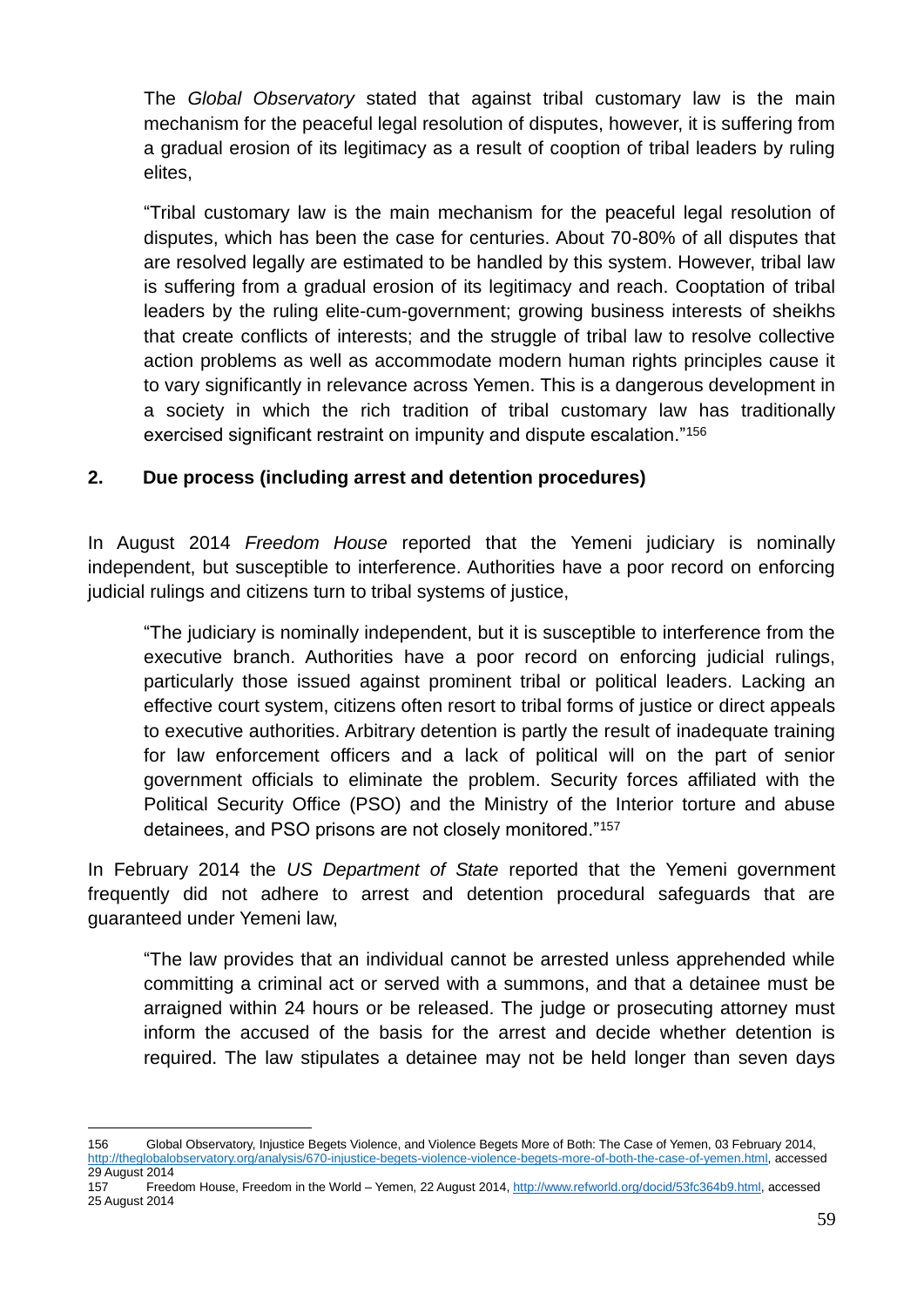The *Global Observatory* stated that against tribal customary law is the main mechanism for the peaceful legal resolution of disputes, however, it is suffering from a gradual erosion of its legitimacy as a result of cooption of tribal leaders by ruling elites,

> "Tribal customary law is the main mechanism for the peaceful legal resolution of disputes, which has been the case for centuries. About 70-80% of all disputes that are resolved legally are estimated to be handled by this system. However, tribal law is suffering from a gradual erosion of its legitimacy and reach. Cooptation of tribal leaders by the ruling elite-cum-government; growing business interests of sheikhs that create conflicts of interests; and the struggle of tribal law to resolve collective action problems as well as accommodate modern human rights principles cause it to vary significantly in relevance across Yemen. This is a dangerous development in a society in which the rich tradition of tribal customary law has traditionally exercised significant restraint on impunity and dispute escalation."[156]

## 2. Due process (including arrest and detention procedures)

In August 2014 *Freedom House* reported that the Yemeni judiciary is nominally independent, but susceptible to interference. Authorities have a poor record on enforcing judicial rulings and citizens turn to tribal systems of justice,

> "The judiciary is nominally independent, but it is susceptible to interference from the executive branch. Authorities have a poor record on enforcing judicial rulings, particularly those issued against prominent tribal or political leaders. Lacking an effective court system, citizens often resort to tribal forms of justice or direct appeals to executive authorities. Arbitrary detention is partly the result of inadequate training for law enforcement officers and a lack of political will on the part of senior government officials to eliminate the problem. Security forces affiliated with the Political Security Office (PSO) and the Ministry of the Interior torture and abuse detainees, and PSO prisons are not closely monitored."[157]

In February 2014 the *US Department of State* reported that the Yemeni government frequently did not adhere to arrest and detention procedural safeguards that are guaranteed under Yemeni law,

> "The law provides that an individual cannot be arrested unless apprehended while committing a criminal act or served with a summons, and that a detainee must be arraigned within 24 hours or be released. The judge or prosecuting attorney must inform the accused of the basis for the arrest and decide whether detention is required. The law stipulates a detainee may not be held longer than seven days

---

156 Global Observatory, Injustice Begets Violence, and Violence Begets More of Both: The Case of Yemen, 03 February 2014, http://theglobalobservatory.org/analysis/670-injustice-begets-violence-violence-begets-more-of-both-the-case-of-yemen.html, accessed 29 August 2014

157 Freedom House, Freedom in the World – Yemen, 22 August 2014, http://www.refworld.org/docid/53fc364b9.html, accessed 25 August 2014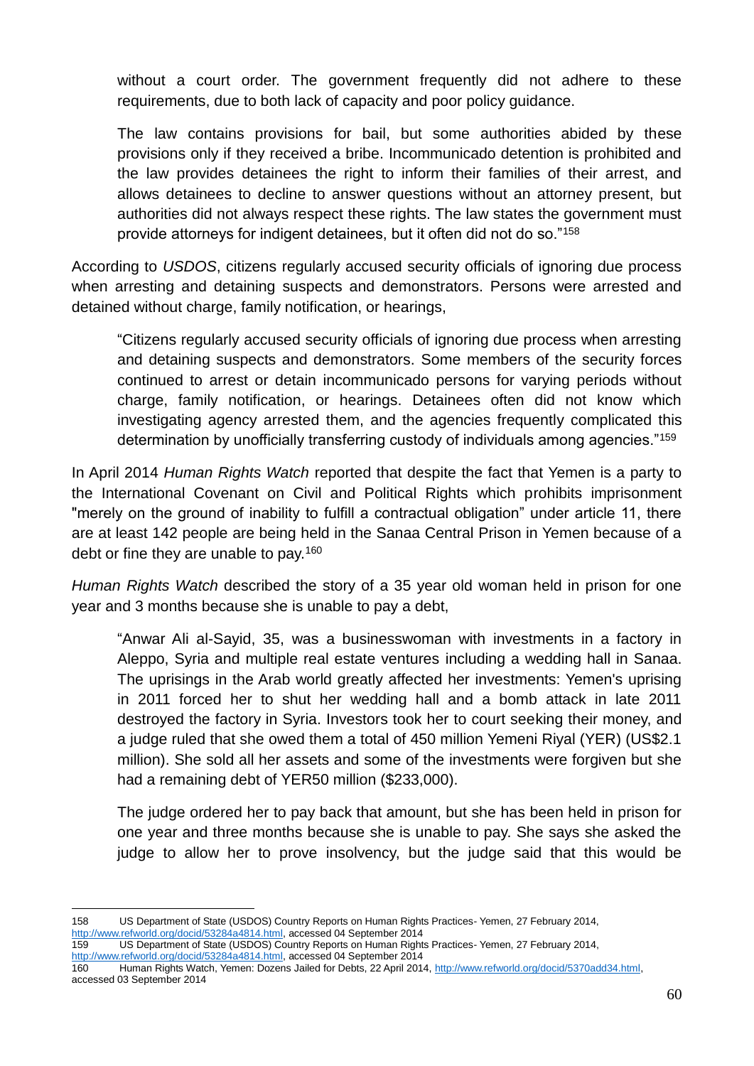without a court order. The government frequently did not adhere to these requirements, due to both lack of capacity and poor policy guidance.

> The law contains provisions for bail, but some authorities abided by these provisions only if they received a bribe. Incommunicado detention is prohibited and the law provides detainees the right to inform their families of their arrest, and allows detainees to decline to answer questions without an attorney present, but authorities did not always respect these rights. The law states the government must provide attorneys for indigent detainees, but it often did not do so."[158]

According to *USDOS*, citizens regularly accused security officials of ignoring due process when arresting and detaining suspects and demonstrators. Persons were arrested and detained without charge, family notification, or hearings,

> "Citizens regularly accused security officials of ignoring due process when arresting and detaining suspects and demonstrators. Some members of the security forces continued to arrest or detain incommunicado persons for varying periods without charge, family notification, or hearings. Detainees often did not know which investigating agency arrested them, and the agencies frequently complicated this determination by unofficially transferring custody of individuals among agencies."[159]

In April 2014 *Human Rights Watch* reported that despite the fact that Yemen is a party to the International Covenant on Civil and Political Rights which prohibits imprisonment "merely on the ground of inability to fulfill a contractual obligation" under article 11, there are at least 142 people are being held in the Sanaa Central Prison in Yemen because of a debt or fine they are unable to pay.[160]

*Human Rights Watch* described the story of a 35 year old woman held in prison for one year and 3 months because she is unable to pay a debt,

> "Anwar Ali al-Sayid, 35, was a businesswoman with investments in a factory in Aleppo, Syria and multiple real estate ventures including a wedding hall in Sanaa. The uprisings in the Arab world greatly affected her investments: Yemen's uprising in 2011 forced her to shut her wedding hall and a bomb attack in late 2011 destroyed the factory in Syria. Investors took her to court seeking their money, and a judge ruled that she owed them a total of 450 million Yemeni Riyal (YER) (US$2.1 million). She sold all her assets and some of the investments were forgiven but she had a remaining debt of YER50 million ($233,000).
>
> The judge ordered her to pay back that amount, but she has been held in prison for one year and three months because she is unable to pay. She says she asked the judge to allow her to prove insolvency, but the judge said that this would be

---

158 US Department of State (USDOS) Country Reports on Human Rights Practices- Yemen, 27 February 2014, http://www.refworld.org/docid/53284a4814.html, accessed 04 September 2014

159 US Department of State (USDOS) Country Reports on Human Rights Practices- Yemen, 27 February 2014, http://www.refworld.org/docid/53284a4814.html, accessed 04 September 2014

160 Human Rights Watch, Yemen: Dozens Jailed for Debts, 22 April 2014, http://www.refworld.org/docid/5370add34.html, accessed 03 September 2014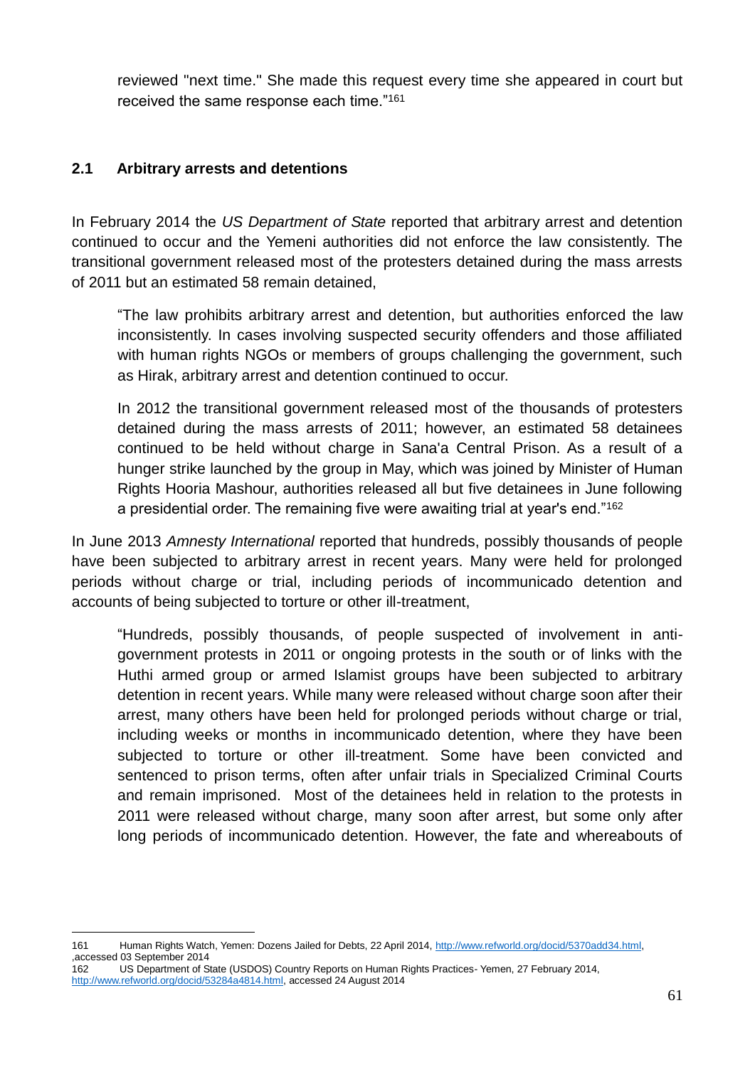reviewed "next time." She made this request every time she appeared in court but received the same response each time."[161]

## 2.1 Arbitrary arrests and detentions

In February 2014 the *US Department of State* reported that arbitrary arrest and detention continued to occur and the Yemeni authorities did not enforce the law consistently. The transitional government released most of the protesters detained during the mass arrests of 2011 but an estimated 58 remain detained,

> "The law prohibits arbitrary arrest and detention, but authorities enforced the law inconsistently. In cases involving suspected security offenders and those affiliated with human rights NGOs or members of groups challenging the government, such as Hirak, arbitrary arrest and detention continued to occur.
>
> In 2012 the transitional government released most of the thousands of protesters detained during the mass arrests of 2011; however, an estimated 58 detainees continued to be held without charge in Sana'a Central Prison. As a result of a hunger strike launched by the group in May, which was joined by Minister of Human Rights Hooria Mashour, authorities released all but five detainees in June following a presidential order. The remaining five were awaiting trial at year's end."[162]

In June 2013 *Amnesty International* reported that hundreds, possibly thousands of people have been subjected to arbitrary arrest in recent years. Many were held for prolonged periods without charge or trial, including periods of incommunicado detention and accounts of being subjected to torture or other ill-treatment,

> "Hundreds, possibly thousands, of people suspected of involvement in anti-government protests in 2011 or ongoing protests in the south or of links with the Huthi armed group or armed Islamist groups have been subjected to arbitrary detention in recent years. While many were released without charge soon after their arrest, many others have been held for prolonged periods without charge or trial, including weeks or months in incommunicado detention, where they have been subjected to torture or other ill-treatment. Some have been convicted and sentenced to prison terms, often after unfair trials in Specialized Criminal Courts and remain imprisoned. Most of the detainees held in relation to the protests in 2011 were released without charge, many soon after arrest, but some only after long periods of incommunicado detention. However, the fate and whereabouts of

---

161 Human Rights Watch, Yemen: Dozens Jailed for Debts, 22 April 2014, http://www.refworld.org/docid/5370add34.html, ,accessed 03 September 2014

162 US Department of State (USDOS) Country Reports on Human Rights Practices- Yemen, 27 February 2014, http://www.refworld.org/docid/53284a4814.html, accessed 24 August 2014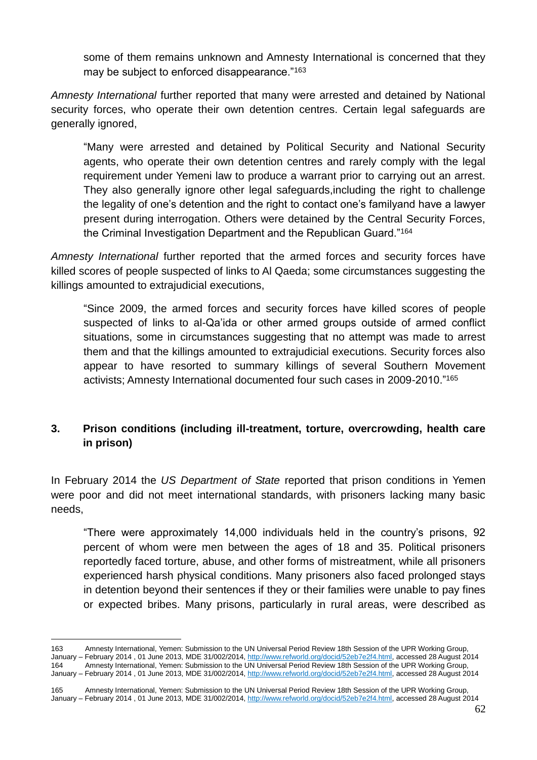some of them remains unknown and Amnesty International is concerned that they may be subject to enforced disappearance."[163]

*Amnesty International* further reported that many were arrested and detained by National security forces, who operate their own detention centres. Certain legal safeguards are generally ignored,

> "Many were arrested and detained by Political Security and National Security agents, who operate their own detention centres and rarely comply with the legal requirement under Yemeni law to produce a warrant prior to carrying out an arrest. They also generally ignore other legal safeguards,including the right to challenge the legality of one's detention and the right to contact one's familyand have a lawyer present during interrogation. Others were detained by the Central Security Forces, the Criminal Investigation Department and the Republican Guard."[164]

*Amnesty International* further reported that the armed forces and security forces have killed scores of people suspected of links to Al Qaeda; some circumstances suggesting the killings amounted to extrajudicial executions,

> "Since 2009, the armed forces and security forces have killed scores of people suspected of links to al-Qa'ida or other armed groups outside of armed conflict situations, some in circumstances suggesting that no attempt was made to arrest them and that the killings amounted to extrajudicial executions. Security forces also appear to have resorted to summary killings of several Southern Movement activists; Amnesty International documented four such cases in 2009-2010."[165]

## 3. Prison conditions (including ill-treatment, torture, overcrowding, health care in prison)

In February 2014 the *US Department of State* reported that prison conditions in Yemen were poor and did not meet international standards, with prisoners lacking many basic needs,

> "There were approximately 14,000 individuals held in the country's prisons, 92 percent of whom were men between the ages of 18 and 35. Political prisoners reportedly faced torture, abuse, and other forms of mistreatment, while all prisoners experienced harsh physical conditions. Many prisoners also faced prolonged stays in detention beyond their sentences if they or their families were unable to pay fines or expected bribes. Many prisons, particularly in rural areas, were described as

---

163 Amnesty International, Yemen: Submission to the UN Universal Period Review 18th Session of the UPR Working Group, January – February 2014 , 01 June 2013, MDE 31/002/2014, http://www.refworld.org/docid/52eb7e2f4.html, accessed 28 August 2014

164 Amnesty International, Yemen: Submission to the UN Universal Period Review 18th Session of the UPR Working Group, January – February 2014 , 01 June 2013, MDE 31/002/2014, http://www.refworld.org/docid/52eb7e2f4.html, accessed 28 August 2014

165 Amnesty International, Yemen: Submission to the UN Universal Period Review 18th Session of the UPR Working Group, January – February 2014 , 01 June 2013, MDE 31/002/2014, http://www.refworld.org/docid/52eb7e2f4.html, accessed 28 August 2014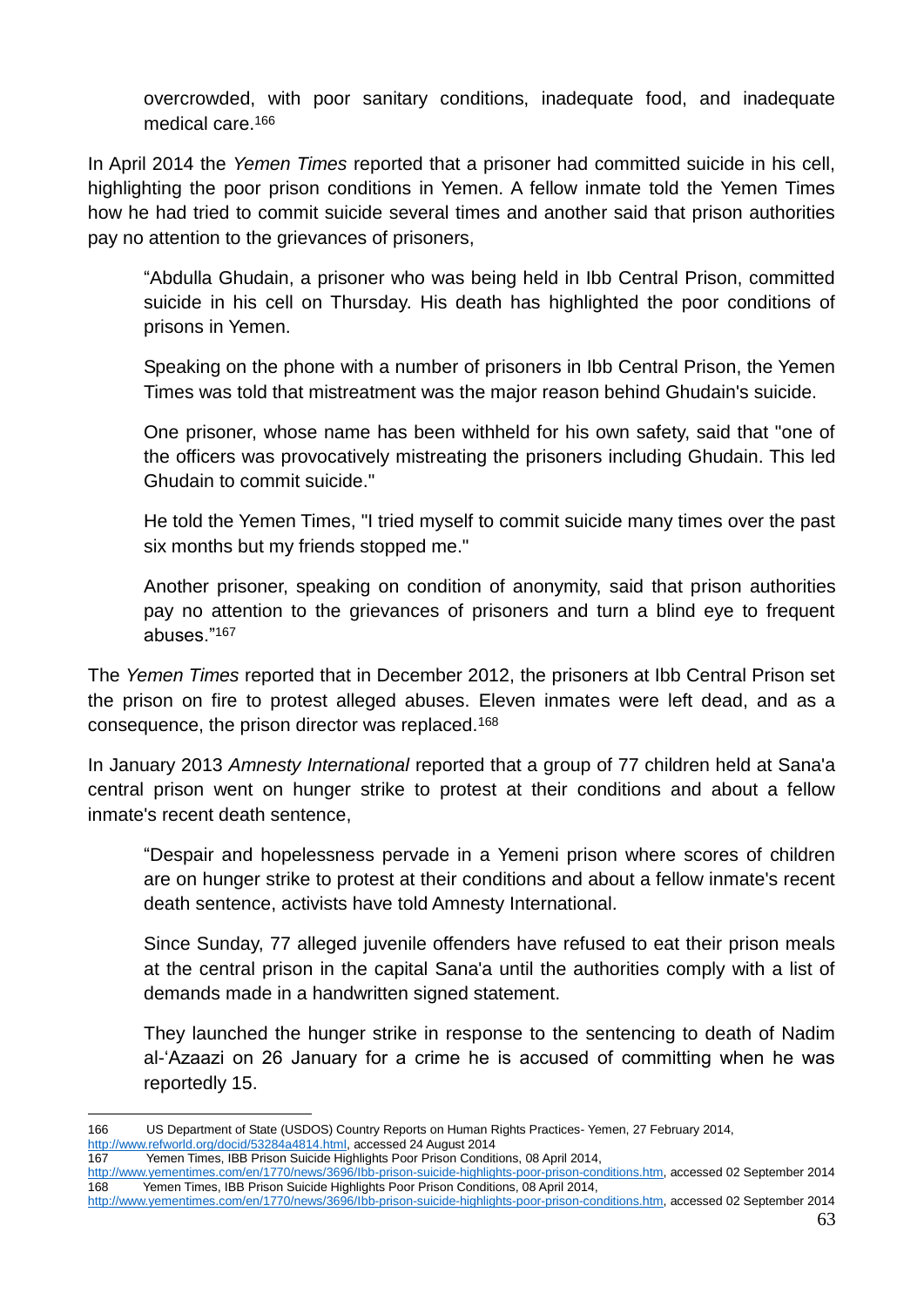overcrowded, with poor sanitary conditions, inadequate food, and inadequate medical care.[166]

In April 2014 the *Yemen Times* reported that a prisoner had committed suicide in his cell, highlighting the poor prison conditions in Yemen. A fellow inmate told the Yemen Times how he had tried to commit suicide several times and another said that prison authorities pay no attention to the grievances of prisoners,

> "Abdulla Ghudain, a prisoner who was being held in Ibb Central Prison, committed suicide in his cell on Thursday. His death has highlighted the poor conditions of prisons in Yemen.
>
> Speaking on the phone with a number of prisoners in Ibb Central Prison, the Yemen Times was told that mistreatment was the major reason behind Ghudain's suicide.
>
> One prisoner, whose name has been withheld for his own safety, said that "one of the officers was provocatively mistreating the prisoners including Ghudain. This led Ghudain to commit suicide."
>
> He told the Yemen Times, "I tried myself to commit suicide many times over the past six months but my friends stopped me."
>
> Another prisoner, speaking on condition of anonymity, said that prison authorities pay no attention to the grievances of prisoners and turn a blind eye to frequent abuses."[167]

The *Yemen Times* reported that in December 2012, the prisoners at Ibb Central Prison set the prison on fire to protest alleged abuses. Eleven inmates were left dead, and as a consequence, the prison director was replaced.[168]

In January 2013 *Amnesty International* reported that a group of 77 children held at Sana'a central prison went on hunger strike to protest at their conditions and about a fellow inmate's recent death sentence,

> "Despair and hopelessness pervade in a Yemeni prison where scores of children are on hunger strike to protest at their conditions and about a fellow inmate's recent death sentence, activists have told Amnesty International.
>
> Since Sunday, 77 alleged juvenile offenders have refused to eat their prison meals at the central prison in the capital Sana'a until the authorities comply with a list of demands made in a handwritten signed statement.
>
> They launched the hunger strike in response to the sentencing to death of Nadim al-'Azaazi on 26 January for a crime he is accused of committing when he was reportedly 15.

---

166 US Department of State (USDOS) Country Reports on Human Rights Practices- Yemen, 27 February 2014, http://www.refworld.org/docid/53284a4814.html, accessed 24 August 2014

167 Yemen Times, IBB Prison Suicide Highlights Poor Prison Conditions, 08 April 2014, http://www.yementimes.com/en/1770/news/3696/Ibb-prison-suicide-highlights-poor-prison-conditions.htm, accessed 02 September 2014

168 Yemen Times, IBB Prison Suicide Highlights Poor Prison Conditions, 08 April 2014, http://www.yementimes.com/en/1770/news/3696/Ibb-prison-suicide-highlights-poor-prison-conditions.htm, accessed 02 September 2014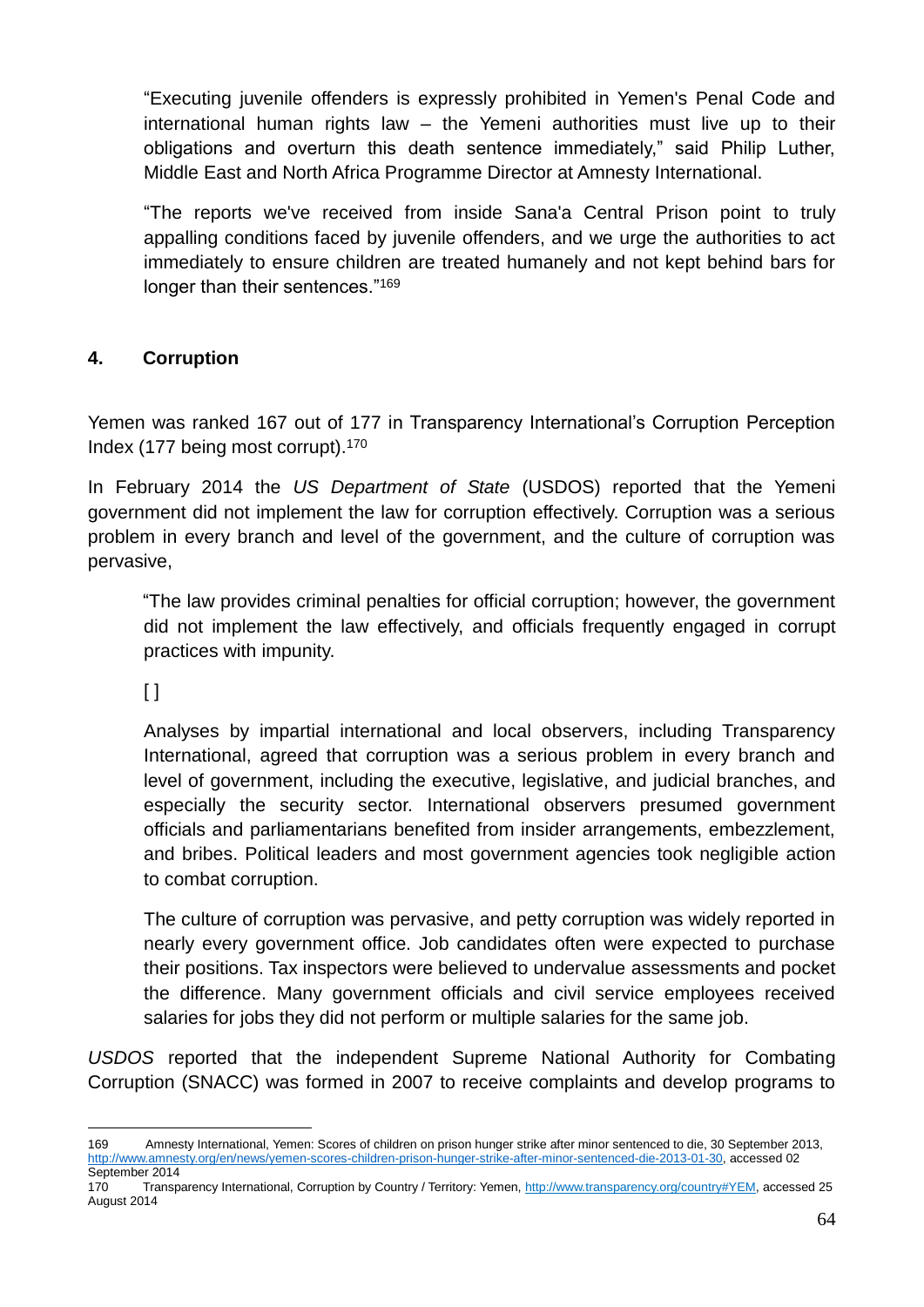> "Executing juvenile offenders is expressly prohibited in Yemen's Penal Code and international human rights law – the Yemeni authorities must live up to their obligations and overturn this death sentence immediately," said Philip Luther, Middle East and North Africa Programme Director at Amnesty International.
>
> "The reports we've received from inside Sana'a Central Prison point to truly appalling conditions faced by juvenile offenders, and we urge the authorities to act immediately to ensure children are treated humanely and not kept behind bars for longer than their sentences."[169]

## 4. Corruption

Yemen was ranked 167 out of 177 in Transparency International's Corruption Perception Index (177 being most corrupt).[170]

In February 2014 the *US Department of State* (USDOS) reported that the Yemeni government did not implement the law for corruption effectively. Corruption was a serious problem in every branch and level of the government, and the culture of corruption was pervasive,

> "The law provides criminal penalties for official corruption; however, the government did not implement the law effectively, and officials frequently engaged in corrupt practices with impunity.
>
> [ ]
>
> Analyses by impartial international and local observers, including Transparency International, agreed that corruption was a serious problem in every branch and level of government, including the executive, legislative, and judicial branches, and especially the security sector. International observers presumed government officials and parliamentarians benefited from insider arrangements, embezzlement, and bribes. Political leaders and most government agencies took negligible action to combat corruption.
>
> The culture of corruption was pervasive, and petty corruption was widely reported in nearly every government office. Job candidates often were expected to purchase their positions. Tax inspectors were believed to undervalue assessments and pocket the difference. Many government officials and civil service employees received salaries for jobs they did not perform or multiple salaries for the same job.

*USDOS* reported that the independent Supreme National Authority for Combating Corruption (SNACC) was formed in 2007 to receive complaints and develop programs to

---

169 Amnesty International, Yemen: Scores of children on prison hunger strike after minor sentenced to die, 30 September 2013, http://www.amnesty.org/en/news/yemen-scores-children-prison-hunger-strike-after-minor-sentenced-die-2013-01-30, accessed 02 September 2014

170 Transparency International, Corruption by Country / Territory: Yemen, http://www.transparency.org/country#YEM, accessed 25 August 2014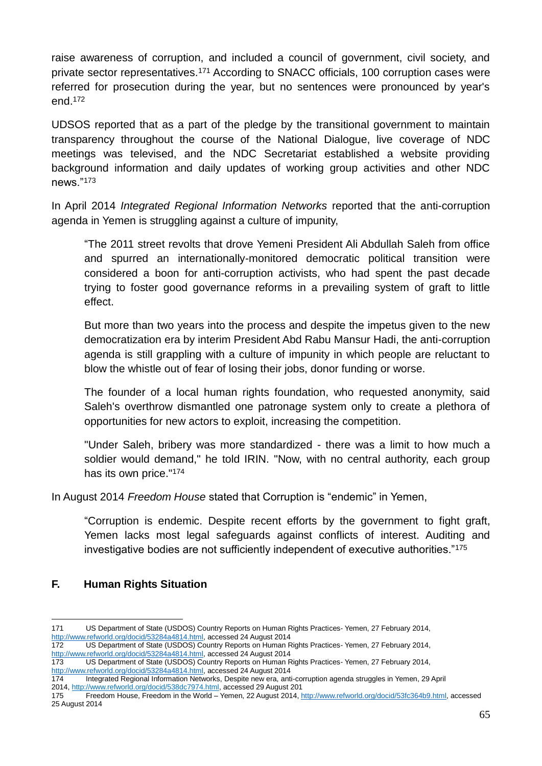raise awareness of corruption, and included a council of government, civil society, and private sector representatives.[171] According to SNACC officials, 100 corruption cases were referred for prosecution during the year, but no sentences were pronounced by year's end.[172]

UDSOS reported that as a part of the pledge by the transitional government to maintain transparency throughout the course of the National Dialogue, live coverage of NDC meetings was televised, and the NDC Secretariat established a website providing background information and daily updates of working group activities and other NDC news."[173]

In April 2014 *Integrated Regional Information Networks* reported that the anti-corruption agenda in Yemen is struggling against a culture of impunity,

> "The 2011 street revolts that drove Yemeni President Ali Abdullah Saleh from office and spurred an internationally-monitored democratic political transition were considered a boon for anti-corruption activists, who had spent the past decade trying to foster good governance reforms in a prevailing system of graft to little effect.
>
> But more than two years into the process and despite the impetus given to the new democratization era by interim President Abd Rabu Mansur Hadi, the anti-corruption agenda is still grappling with a culture of impunity in which people are reluctant to blow the whistle out of fear of losing their jobs, donor funding or worse.
>
> The founder of a local human rights foundation, who requested anonymity, said Saleh's overthrow dismantled one patronage system only to create a plethora of opportunities for new actors to exploit, increasing the competition.
>
> "Under Saleh, bribery was more standardized - there was a limit to how much a soldier would demand," he told IRIN. "Now, with no central authority, each group has its own price."[174]

In August 2014 *Freedom House* stated that Corruption is "endemic" in Yemen,

> "Corruption is endemic. Despite recent efforts by the government to fight graft, Yemen lacks most legal safeguards against conflicts of interest. Auditing and investigative bodies are not sufficiently independent of executive authorities."[175]

## F. Human Rights Situation

---

171 US Department of State (USDOS) Country Reports on Human Rights Practices- Yemen, 27 February 2014, http://www.refworld.org/docid/53284a4814.html, accessed 24 August 2014

172 US Department of State (USDOS) Country Reports on Human Rights Practices- Yemen, 27 February 2014, http://www.refworld.org/docid/53284a4814.html, accessed 24 August 2014

173 US Department of State (USDOS) Country Reports on Human Rights Practices- Yemen, 27 February 2014, http://www.refworld.org/docid/53284a4814.html, accessed 24 August 2014

174 Integrated Regional Information Networks, Despite new era, anti-corruption agenda struggles in Yemen, 29 April 2014, http://www.refworld.org/docid/538dc7974.html, accessed 29 August 201

175 Freedom House, Freedom in the World – Yemen, 22 August 2014, http://www.refworld.org/docid/53fc364b9.html, accessed 25 August 2014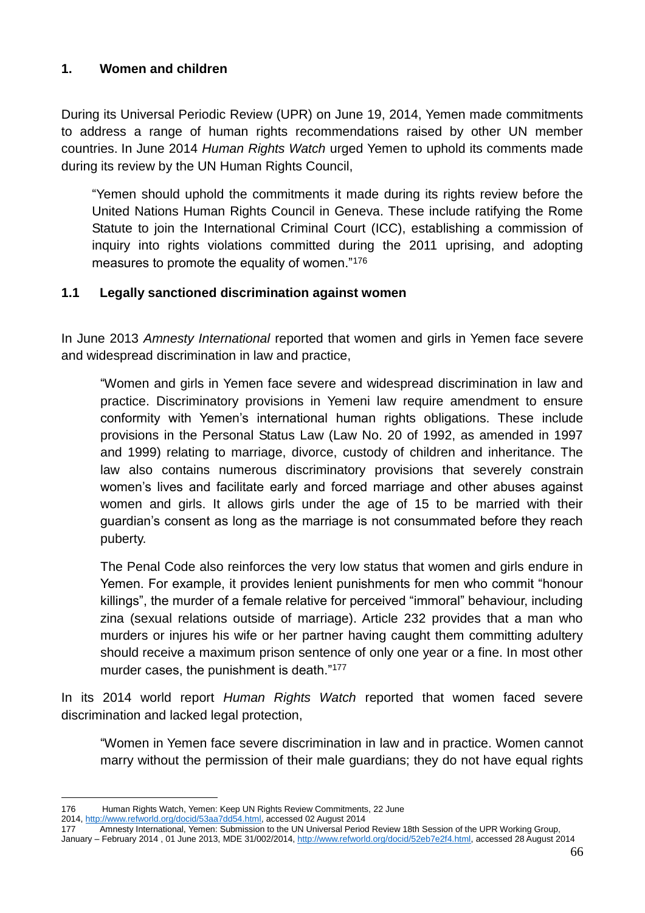## 1. Women and children

During its Universal Periodic Review (UPR) on June 19, 2014, Yemen made commitments to address a range of human rights recommendations raised by other UN member countries. In June 2014 *Human Rights Watch* urged Yemen to uphold its comments made during its review by the UN Human Rights Council,

> "Yemen should uphold the commitments it made during its rights review before the United Nations Human Rights Council in Geneva. These include ratifying the Rome Statute to join the International Criminal Court (ICC), establishing a commission of inquiry into rights violations committed during the 2011 uprising, and adopting measures to promote the equality of women."[176]

### 1.1 Legally sanctioned discrimination against women

In June 2013 *Amnesty International* reported that women and girls in Yemen face severe and widespread discrimination in law and practice,

> "Women and girls in Yemen face severe and widespread discrimination in law and practice. Discriminatory provisions in Yemeni law require amendment to ensure conformity with Yemen's international human rights obligations. These include provisions in the Personal Status Law (Law No. 20 of 1992, as amended in 1997 and 1999) relating to marriage, divorce, custody of children and inheritance. The law also contains numerous discriminatory provisions that severely constrain women's lives and facilitate early and forced marriage and other abuses against women and girls. It allows girls under the age of 15 to be married with their guardian's consent as long as the marriage is not consummated before they reach puberty.
>
> The Penal Code also reinforces the very low status that women and girls endure in Yemen. For example, it provides lenient punishments for men who commit "honour killings", the murder of a female relative for perceived "immoral" behaviour, including zina (sexual relations outside of marriage). Article 232 provides that a man who murders or injures his wife or her partner having caught them committing adultery should receive a maximum prison sentence of only one year or a fine. In most other murder cases, the punishment is death."[177]

In its 2014 world report *Human Rights Watch* reported that women faced severe discrimination and lacked legal protection,

> "Women in Yemen face severe discrimination in law and in practice. Women cannot marry without the permission of their male guardians; they do not have equal rights

---

176 Human Rights Watch, Yemen: Keep UN Rights Review Commitments, 22 June 2014, http://www.refworld.org/docid/53aa7dd54.html, accessed 02 August 2014

177 Amnesty International, Yemen: Submission to the UN Universal Period Review 18th Session of the UPR Working Group, January – February 2014 , 01 June 2013, MDE 31/002/2014, http://www.refworld.org/docid/52eb7e2f4.html, accessed 28 August 2014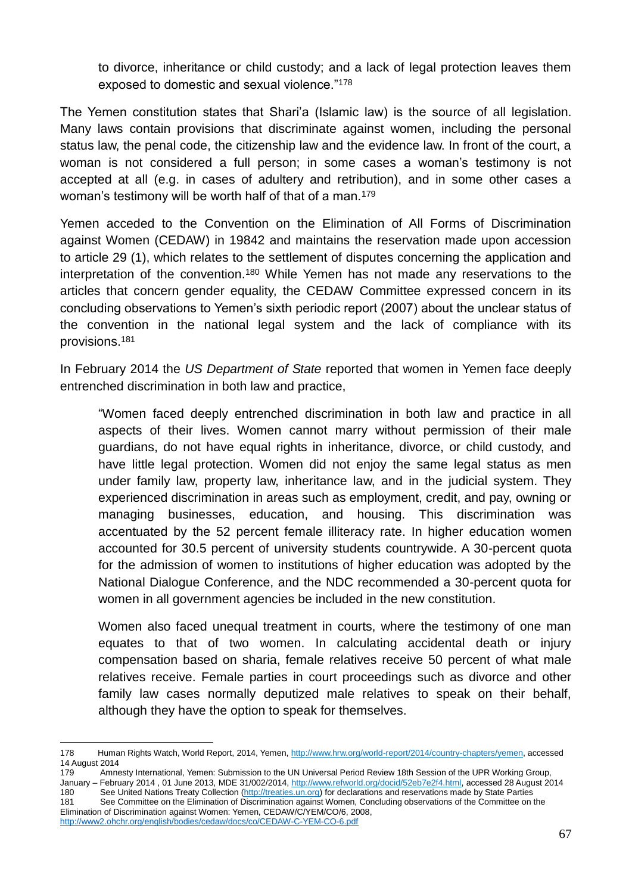> to divorce, inheritance or child custody; and a lack of legal protection leaves them exposed to domestic and sexual violence."[178]

The Yemen constitution states that Shari'a (Islamic law) is the source of all legislation. Many laws contain provisions that discriminate against women, including the personal status law, the penal code, the citizenship law and the evidence law. In front of the court, a woman is not considered a full person; in some cases a woman's testimony is not accepted at all (e.g. in cases of adultery and retribution), and in some other cases a woman's testimony will be worth half of that of a man.[179]

Yemen acceded to the Convention on the Elimination of All Forms of Discrimination against Women (CEDAW) in 19842 and maintains the reservation made upon accession to article 29 (1), which relates to the settlement of disputes concerning the application and interpretation of the convention.[180] While Yemen has not made any reservations to the articles that concern gender equality, the CEDAW Committee expressed concern in its concluding observations to Yemen's sixth periodic report (2007) about the unclear status of the convention in the national legal system and the lack of compliance with its provisions.[181]

In February 2014 the *US Department of State* reported that women in Yemen face deeply entrenched discrimination in both law and practice,

> "Women faced deeply entrenched discrimination in both law and practice in all aspects of their lives. Women cannot marry without permission of their male guardians, do not have equal rights in inheritance, divorce, or child custody, and have little legal protection. Women did not enjoy the same legal status as men under family law, property law, inheritance law, and in the judicial system. They experienced discrimination in areas such as employment, credit, and pay, owning or managing businesses, education, and housing. This discrimination was accentuated by the 52 percent female illiteracy rate. In higher education women accounted for 30.5 percent of university students countrywide. A 30-percent quota for the admission of women to institutions of higher education was adopted by the National Dialogue Conference, and the NDC recommended a 30-percent quota for women in all government agencies be included in the new constitution.
>
> Women also faced unequal treatment in courts, where the testimony of one man equates to that of two women. In calculating accidental death or injury compensation based on sharia, female relatives receive 50 percent of what male relatives receive. Female parties in court proceedings such as divorce and other family law cases normally deputized male relatives to speak on their behalf, although they have the option to speak for themselves.

---

178 Human Rights Watch, World Report, 2014, Yemen, http://www.hrw.org/world-report/2014/country-chapters/yemen, accessed 14 August 2014

179 Amnesty International, Yemen: Submission to the UN Universal Period Review 18th Session of the UPR Working Group, January – February 2014 , 01 June 2013, MDE 31/002/2014, http://www.refworld.org/docid/52eb7e2f4.html, accessed 28 August 2014

180 See United Nations Treaty Collection (http://treaties.un.org) for declarations and reservations made by State Parties

181 See Committee on the Elimination of Discrimination against Women, Concluding observations of the Committee on the Elimination of Discrimination against Women: Yemen, CEDAW/C/YEM/CO/6, 2008, http://www2.ohchr.org/english/bodies/cedaw/docs/co/CEDAW-C-YEM-CO-6.pdf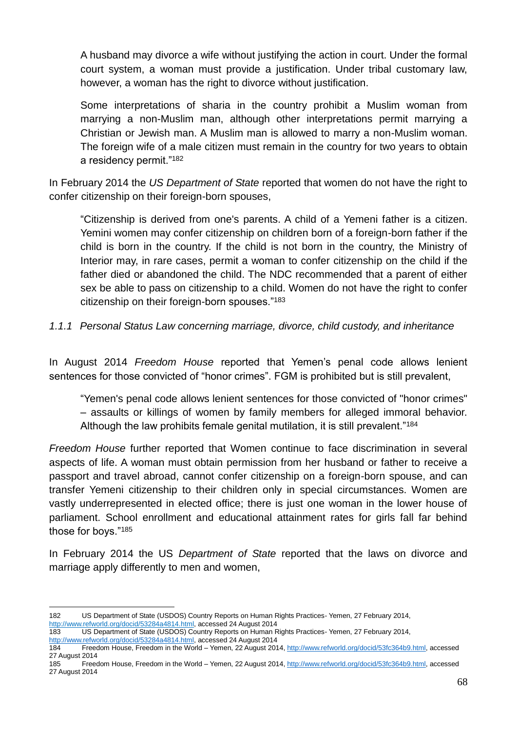> A husband may divorce a wife without justifying the action in court. Under the formal court system, a woman must provide a justification. Under tribal customary law, however, a woman has the right to divorce without justification.
>
> Some interpretations of sharia in the country prohibit a Muslim woman from marrying a non-Muslim man, although other interpretations permit marrying a Christian or Jewish man. A Muslim man is allowed to marry a non-Muslim woman. The foreign wife of a male citizen must remain in the country for two years to obtain a residency permit."[182]

In February 2014 the *US Department of State* reported that women do not have the right to confer citizenship on their foreign-born spouses,

> "Citizenship is derived from one's parents. A child of a Yemeni father is a citizen. Yemini women may confer citizenship on children born of a foreign-born father if the child is born in the country. If the child is not born in the country, the Ministry of Interior may, in rare cases, permit a woman to confer citizenship on the child if the father died or abandoned the child. The NDC recommended that a parent of either sex be able to pass on citizenship to a child. Women do not have the right to confer citizenship on their foreign-born spouses."[183]

### *1.1.1 Personal Status Law concerning marriage, divorce, child custody, and inheritance*

In August 2014 *Freedom House* reported that Yemen's penal code allows lenient sentences for those convicted of "honor crimes". FGM is prohibited but is still prevalent,

> "Yemen's penal code allows lenient sentences for those convicted of "honor crimes" – assaults or killings of women by family members for alleged immoral behavior. Although the law prohibits female genital mutilation, it is still prevalent."[184]

*Freedom House* further reported that Women continue to face discrimination in several aspects of life. A woman must obtain permission from her husband or father to receive a passport and travel abroad, cannot confer citizenship on a foreign-born spouse, and can transfer Yemeni citizenship to their children only in special circumstances. Women are vastly underrepresented in elected office; there is just one woman in the lower house of parliament. School enrollment and educational attainment rates for girls fall far behind those for boys."[185]

In February 2014 the US *Department of State* reported that the laws on divorce and marriage apply differently to men and women,

---

182 US Department of State (USDOS) Country Reports on Human Rights Practices- Yemen, 27 February 2014, http://www.refworld.org/docid/53284a4814.html, accessed 24 August 2014

183 US Department of State (USDOS) Country Reports on Human Rights Practices- Yemen, 27 February 2014, http://www.refworld.org/docid/53284a4814.html, accessed 24 August 2014

184 Freedom House, Freedom in the World – Yemen, 22 August 2014, http://www.refworld.org/docid/53fc364b9.html, accessed 27 August 2014

185 Freedom House, Freedom in the World – Yemen, 22 August 2014, http://www.refworld.org/docid/53fc364b9.html, accessed 27 August 2014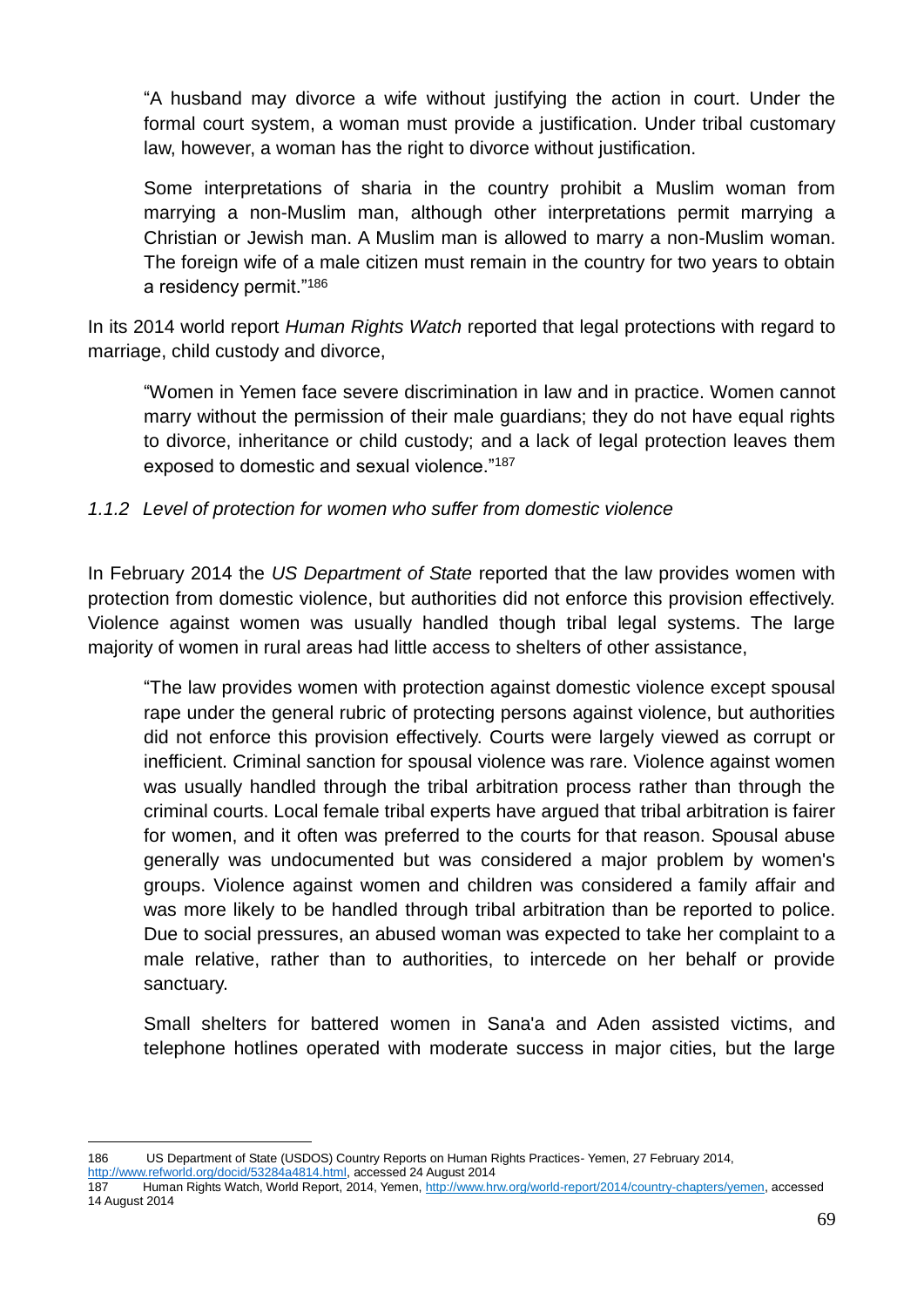> "A husband may divorce a wife without justifying the action in court. Under the formal court system, a woman must provide a justification. Under tribal customary law, however, a woman has the right to divorce without justification.
>
> Some interpretations of sharia in the country prohibit a Muslim woman from marrying a non-Muslim man, although other interpretations permit marrying a Christian or Jewish man. A Muslim man is allowed to marry a non-Muslim woman. The foreign wife of a male citizen must remain in the country for two years to obtain a residency permit."[186]

In its 2014 world report *Human Rights Watch* reported that legal protections with regard to marriage, child custody and divorce,

> "Women in Yemen face severe discrimination in law and in practice. Women cannot marry without the permission of their male guardians; they do not have equal rights to divorce, inheritance or child custody; and a lack of legal protection leaves them exposed to domestic and sexual violence."[187]

### *1.1.2 Level of protection for women who suffer from domestic violence*

In February 2014 the *US Department of State* reported that the law provides women with protection from domestic violence, but authorities did not enforce this provision effectively. Violence against women was usually handled though tribal legal systems. The large majority of women in rural areas had little access to shelters of other assistance,

> "The law provides women with protection against domestic violence except spousal rape under the general rubric of protecting persons against violence, but authorities did not enforce this provision effectively. Courts were largely viewed as corrupt or inefficient. Criminal sanction for spousal violence was rare. Violence against women was usually handled through the tribal arbitration process rather than through the criminal courts. Local female tribal experts have argued that tribal arbitration is fairer for women, and it often was preferred to the courts for that reason. Spousal abuse generally was undocumented but was considered a major problem by women's groups. Violence against women and children was considered a family affair and was more likely to be handled through tribal arbitration than be reported to police. Due to social pressures, an abused woman was expected to take her complaint to a male relative, rather than to authorities, to intercede on her behalf or provide sanctuary.
>
> Small shelters for battered women in Sana'a and Aden assisted victims, and telephone hotlines operated with moderate success in major cities, but the large

---

186 US Department of State (USDOS) Country Reports on Human Rights Practices- Yemen, 27 February 2014, http://www.refworld.org/docid/53284a4814.html, accessed 24 August 2014

187 Human Rights Watch, World Report, 2014, Yemen, http://www.hrw.org/world-report/2014/country-chapters/yemen, accessed 14 August 2014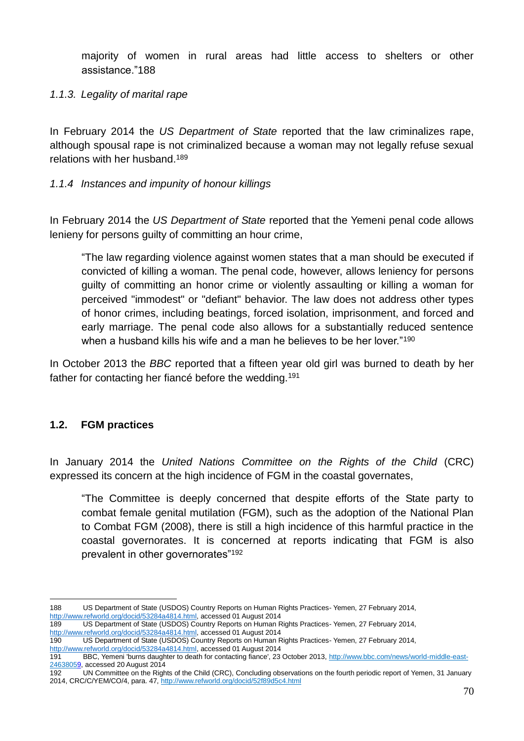> majority of women in rural areas had little access to shelters or other assistance."188

*1.1.3. Legality of marital rape*

In February 2014 the *US Department of State* reported that the law criminalizes rape, although spousal rape is not criminalized because a woman may not legally refuse sexual relations with her husband.[189]

*1.1.4 Instances and impunity of honour killings*

In February 2014 the *US Department of State* reported that the Yemeni penal code allows lenieny for persons guilty of committing an hour crime,

> "The law regarding violence against women states that a man should be executed if convicted of killing a woman. The penal code, however, allows leniency for persons guilty of committing an honor crime or violently assaulting or killing a woman for perceived "immodest" or "defiant" behavior. The law does not address other types of honor crimes, including beatings, forced isolation, imprisonment, and forced and early marriage. The penal code also allows for a substantially reduced sentence when a husband kills his wife and a man he believes to be her lover."[190]

In October 2013 the *BBC* reported that a fifteen year old girl was burned to death by her father for contacting her fiancé before the wedding.[191]

### 1.2. FGM practices

In January 2014 the *United Nations Committee on the Rights of the Child* (CRC) expressed its concern at the high incidence of FGM in the coastal governates,

> "The Committee is deeply concerned that despite efforts of the State party to combat female genital mutilation (FGM), such as the adoption of the National Plan to Combat FGM (2008), there is still a high incidence of this harmful practice in the coastal governorates. It is concerned at reports indicating that FGM is also prevalent in other governorates"[192]

---

188 US Department of State (USDOS) Country Reports on Human Rights Practices- Yemen, 27 February 2014, http://www.refworld.org/docid/53284a4814.html, accessed 01 August 2014

189 US Department of State (USDOS) Country Reports on Human Rights Practices- Yemen, 27 February 2014, http://www.refworld.org/docid/53284a4814.html, accessed 01 August 2014

190 US Department of State (USDOS) Country Reports on Human Rights Practices- Yemen, 27 February 2014, http://www.refworld.org/docid/53284a4814.html, accessed 01 August 2014

191 BBC, Yemeni 'burns daughter to death for contacting fiance', 23 October 2013, http://www.bbc.com/news/world-middle-east-24638059, accessed 20 August 2014

192 UN Committee on the Rights of the Child (CRC), Concluding observations on the fourth periodic report of Yemen, 31 January 2014, CRC/C/YEM/CO/4, para. 47, http://www.refworld.org/docid/52f89d5c4.html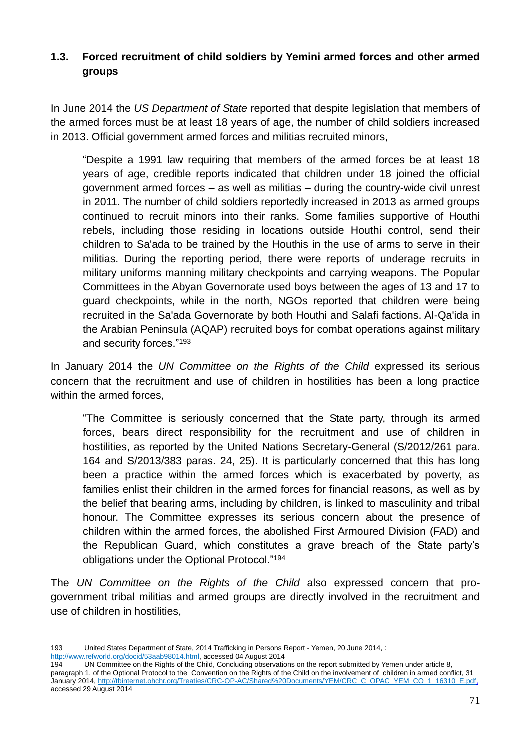### 1.3. Forced recruitment of child soldiers by Yemini armed forces and other armed groups

In June 2014 the *US Department of State* reported that despite legislation that members of the armed forces must be at least 18 years of age, the number of child soldiers increased in 2013. Official government armed forces and militias recruited minors,

> "Despite a 1991 law requiring that members of the armed forces be at least 18 years of age, credible reports indicated that children under 18 joined the official government armed forces – as well as militias – during the country-wide civil unrest in 2011. The number of child soldiers reportedly increased in 2013 as armed groups continued to recruit minors into their ranks. Some families supportive of Houthi rebels, including those residing in locations outside Houthi control, send their children to Sa'ada to be trained by the Houthis in the use of arms to serve in their militias. During the reporting period, there were reports of underage recruits in military uniforms manning military checkpoints and carrying weapons. The Popular Committees in the Abyan Governorate used boys between the ages of 13 and 17 to guard checkpoints, while in the north, NGOs reported that children were being recruited in the Sa'ada Governorate by both Houthi and Salafi factions. Al-Qa'ida in the Arabian Peninsula (AQAP) recruited boys for combat operations against military and security forces."[193]

In January 2014 the *UN Committee on the Rights of the Child* expressed its serious concern that the recruitment and use of children in hostilities has been a long practice within the armed forces,

> "The Committee is seriously concerned that the State party, through its armed forces, bears direct responsibility for the recruitment and use of children in hostilities, as reported by the United Nations Secretary-General (S/2012/261 para. 164 and S/2013/383 paras. 24, 25). It is particularly concerned that this has long been a practice within the armed forces which is exacerbated by poverty, as families enlist their children in the armed forces for financial reasons, as well as by the belief that bearing arms, including by children, is linked to masculinity and tribal honour. The Committee expresses its serious concern about the presence of children within the armed forces, the abolished First Armoured Division (FAD) and the Republican Guard, which constitutes a grave breach of the State party's obligations under the Optional Protocol."[194]

The *UN Committee on the Rights of the Child* also expressed concern that pro-government tribal militias and armed groups are directly involved in the recruitment and use of children in hostilities,

---

193 United States Department of State, 2014 Trafficking in Persons Report - Yemen, 20 June 2014, : http://www.refworld.org/docid/53aab98014.html, accessed 04 August 2014

194 UN Committee on the Rights of the Child, Concluding observations on the report submitted by Yemen under article 8, paragraph 1, of the Optional Protocol to the Convention on the Rights of the Child on the involvement of children in armed conflict, 31 January 2014, http://tbinternet.ohchr.org/Treaties/CRC-OP-AC/Shared%20Documents/YEM/CRC_C_OPAC_YEM_CO_1_16310_E.pdf, accessed 29 August 2014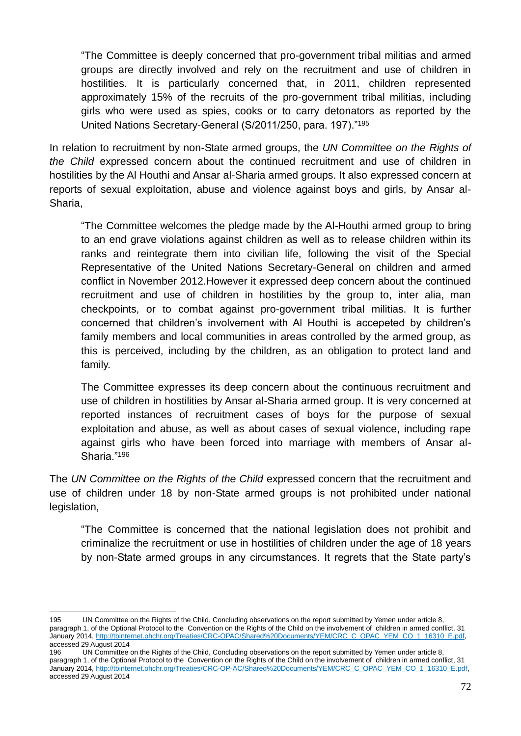> "The Committee is deeply concerned that pro-government tribal militias and armed groups are directly involved and rely on the recruitment and use of children in hostilities. It is particularly concerned that, in 2011, children represented approximately 15% of the recruits of the pro-government tribal militias, including girls who were used as spies, cooks or to carry detonators as reported by the United Nations Secretary-General (S/2011/250, para. 197)."[195]

In relation to recruitment by non-State armed groups, the *UN Committee on the Rights of the Child* expressed concern about the continued recruitment and use of children in hostilities by the Al Houthi and Ansar al-Sharia armed groups. It also expressed concern at reports of sexual exploitation, abuse and violence against boys and girls, by Ansar al-Sharia,

> "The Committee welcomes the pledge made by the Al-Houthi armed group to bring to an end grave violations against children as well as to release children within its ranks and reintegrate them into civilian life, following the visit of the Special Representative of the United Nations Secretary-General on children and armed conflict in November 2012.However it expressed deep concern about the continued recruitment and use of children in hostilities by the group to, inter alia, man checkpoints, or to combat against pro-government tribal militias. It is further concerned that children's involvement with Al Houthi is accepeted by children's family members and local communities in areas controlled by the armed group, as this is perceived, including by the children, as an obligation to protect land and family.
>
> The Committee expresses its deep concern about the continuous recruitment and use of children in hostilities by Ansar al-Sharia armed group. It is very concerned at reported instances of recruitment cases of boys for the purpose of sexual exploitation and abuse, as well as about cases of sexual violence, including rape against girls who have been forced into marriage with members of Ansar al-Sharia."[196]

The *UN Committee on the Rights of the Child* expressed concern that the recruitment and use of children under 18 by non-State armed groups is not prohibited under national legislation,

> "The Committee is concerned that the national legislation does not prohibit and criminalize the recruitment or use in hostilities of children under the age of 18 years by non-State armed groups in any circumstances. It regrets that the State party's

---

195 UN Committee on the Rights of the Child, Concluding observations on the report submitted by Yemen under article 8, paragraph 1, of the Optional Protocol to the Convention on the Rights of the Child on the involvement of children in armed conflict, 31 January 2014, http://tbinternet.ohchr.org/Treaties/CRC-OPAC/Shared%20Documents/YEM/CRC_C_OPAC_YEM_CO_1_16310_E.pdf, accessed 29 August 2014

196 UN Committee on the Rights of the Child, Concluding observations on the report submitted by Yemen under article 8, paragraph 1, of the Optional Protocol to the Convention on the Rights of the Child on the involvement of children in armed conflict, 31 January 2014, http://tbinternet.ohchr.org/Treaties/CRC-OP-AC/Shared%20Documents/YEM/CRC_C_OPAC_YEM_CO_1_16310_E.pdf, accessed 29 August 2014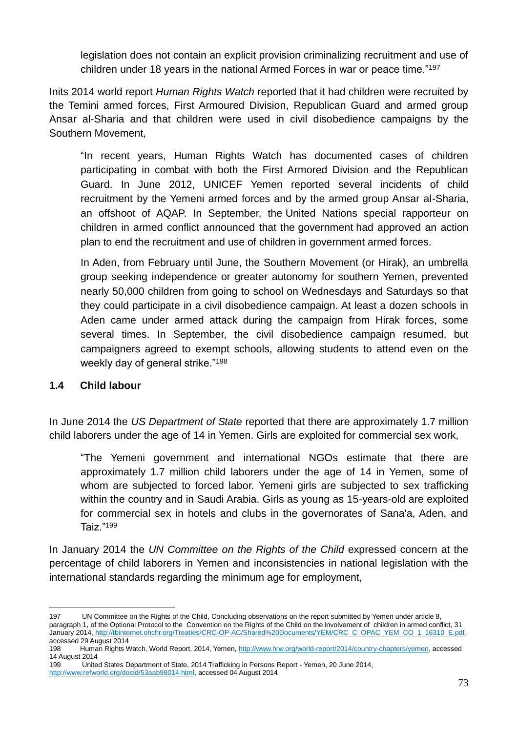legislation does not contain an explicit provision criminalizing recruitment and use of children under 18 years in the national Armed Forces in war or peace time."[197]

Inits 2014 world report *Human Rights Watch* reported that it had children were recruited by the Temini armed forces, First Armoured Division, Republican Guard and armed group Ansar al-Sharia and that children were used in civil disobedience campaigns by the Southern Movement,

> "In recent years, Human Rights Watch has documented cases of children participating in combat with both the First Armored Division and the Republican Guard. In June 2012, UNICEF Yemen reported several incidents of child recruitment by the Yemeni armed forces and by the armed group Ansar al-Sharia, an offshoot of AQAP. In September, the United Nations special rapporteur on children in armed conflict announced that the government had approved an action plan to end the recruitment and use of children in government armed forces.
>
> In Aden, from February until June, the Southern Movement (or Hirak), an umbrella group seeking independence or greater autonomy for southern Yemen, prevented nearly 50,000 children from going to school on Wednesdays and Saturdays so that they could participate in a civil disobedience campaign. At least a dozen schools in Aden came under armed attack during the campaign from Hirak forces, some several times. In September, the civil disobedience campaign resumed, but campaigners agreed to exempt schools, allowing students to attend even on the weekly day of general strike."[198]

### 1.4 Child labour

In June 2014 the *US Department of State* reported that there are approximately 1.7 million child laborers under the age of 14 in Yemen. Girls are exploited for commercial sex work,

> "The Yemeni government and international NGOs estimate that there are approximately 1.7 million child laborers under the age of 14 in Yemen, some of whom are subjected to forced labor. Yemeni girls are subjected to sex trafficking within the country and in Saudi Arabia. Girls as young as 15-years-old are exploited for commercial sex in hotels and clubs in the governorates of Sana'a, Aden, and Taiz."[199]

In January 2014 the *UN Committee on the Rights of the Child* expressed concern at the percentage of child laborers in Yemen and inconsistencies in national legislation with the international standards regarding the minimum age for employment,

---

197 UN Committee on the Rights of the Child, Concluding observations on the report submitted by Yemen under article 8, paragraph 1, of the Optional Protocol to the Convention on the Rights of the Child on the involvement of children in armed conflict, 31 January 2014, http://tbinternet.ohchr.org/Treaties/CRC-OP-AC/Shared%20Documents/YEM/CRC_C_OPAC_YEM_CO_1_16310_E.pdf, accessed 29 August 2014

198 Human Rights Watch, World Report, 2014, Yemen, http://www.hrw.org/world-report/2014/country-chapters/yemen, accessed 14 August 2014

199 United States Department of State, 2014 Trafficking in Persons Report - Yemen, 20 June 2014, http://www.refworld.org/docid/53aab98014.html, accessed 04 August 2014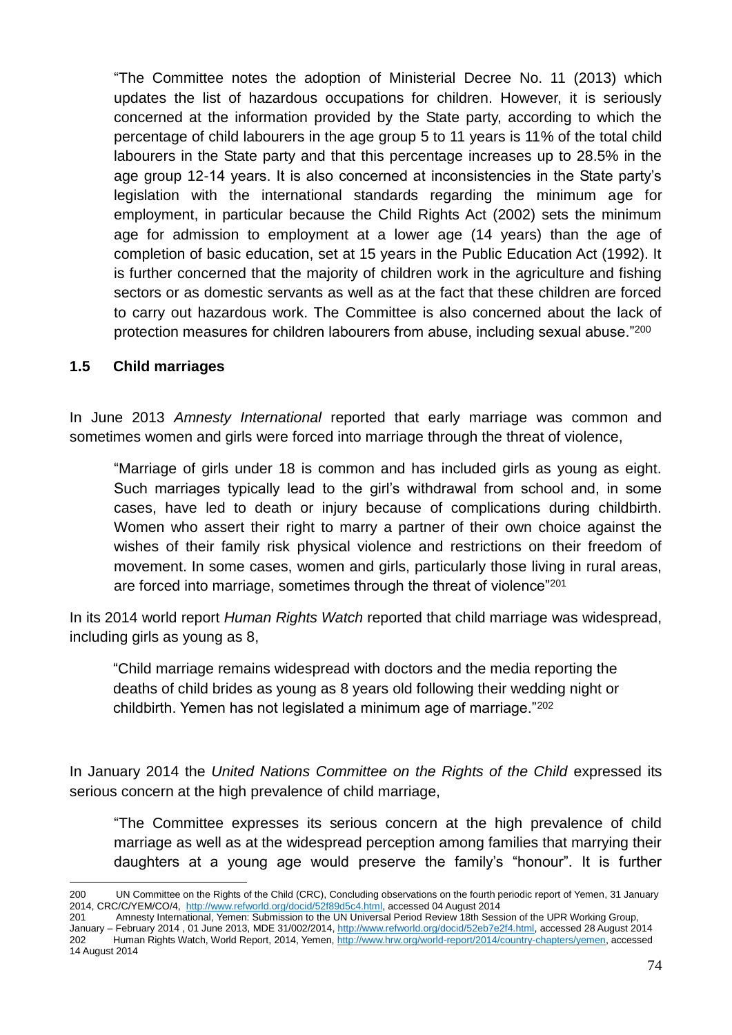"The Committee notes the adoption of Ministerial Decree No. 11 (2013) which updates the list of hazardous occupations for children. However, it is seriously concerned at the information provided by the State party, according to which the percentage of child labourers in the age group 5 to 11 years is 11% of the total child labourers in the State party and that this percentage increases up to 28.5% in the age group 12-14 years. It is also concerned at inconsistencies in the State party's legislation with the international standards regarding the minimum age for employment, in particular because the Child Rights Act (2002) sets the minimum age for admission to employment at a lower age (14 years) than the age of completion of basic education, set at 15 years in the Public Education Act (1992). It is further concerned that the majority of children work in the agriculture and fishing sectors or as domestic servants as well as at the fact that these children are forced to carry out hazardous work. The Committee is also concerned about the lack of protection measures for children labourers from abuse, including sexual abuse."[200]

### 1.5 Child marriages

In June 2013 *Amnesty International* reported that early marriage was common and sometimes women and girls were forced into marriage through the threat of violence,

"Marriage of girls under 18 is common and has included girls as young as eight. Such marriages typically lead to the girl's withdrawal from school and, in some cases, have led to death or injury because of complications during childbirth. Women who assert their right to marry a partner of their own choice against the wishes of their family risk physical violence and restrictions on their freedom of movement. In some cases, women and girls, particularly those living in rural areas, are forced into marriage, sometimes through the threat of violence"[201]

In its 2014 world report *Human Rights Watch* reported that child marriage was widespread, including girls as young as 8,

"Child marriage remains widespread with doctors and the media reporting the deaths of child brides as young as 8 years old following their wedding night or childbirth. Yemen has not legislated a minimum age of marriage."[202]

In January 2014 the *United Nations Committee on the Rights of the Child* expressed its serious concern at the high prevalence of child marriage,

"The Committee expresses its serious concern at the high prevalence of child marriage as well as at the widespread perception among families that marrying their daughters at a young age would preserve the family's "honour". It is further

---

200 UN Committee on the Rights of the Child (CRC), Concluding observations on the fourth periodic report of Yemen, 31 January 2014, CRC/C/YEM/CO/4, http://www.refworld.org/docid/52f89d5c4.html, accessed 04 August 2014

201 Amnesty International, Yemen: Submission to the UN Universal Period Review 18th Session of the UPR Working Group, January – February 2014 , 01 June 2013, MDE 31/002/2014, http://www.refworld.org/docid/52eb7e2f4.html, accessed 28 August 2014

202 Human Rights Watch, World Report, 2014, Yemen, http://www.hrw.org/world-report/2014/country-chapters/yemen, accessed 14 August 2014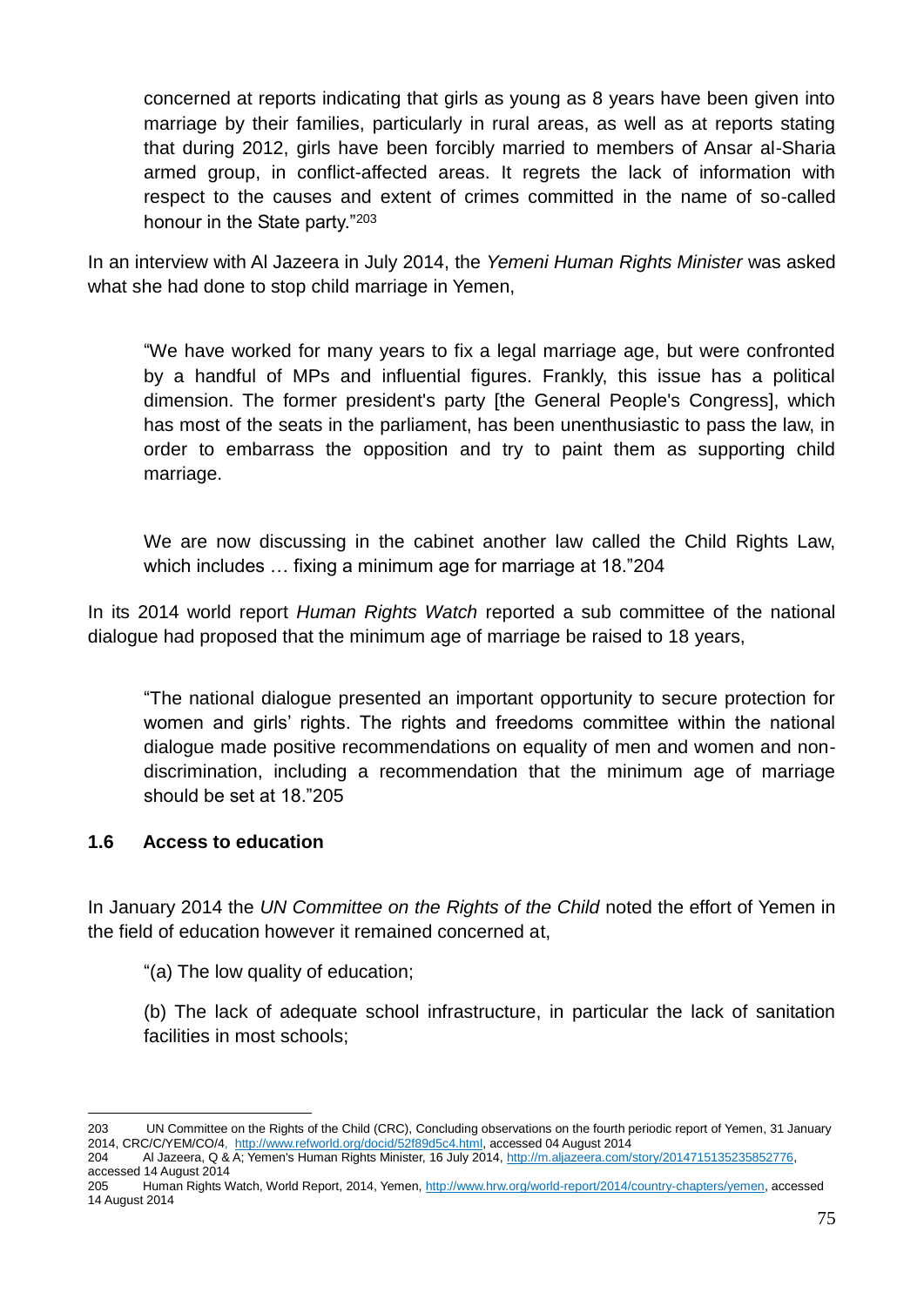concerned at reports indicating that girls as young as 8 years have been given into marriage by their families, particularly in rural areas, as well as at reports stating that during 2012, girls have been forcibly married to members of Ansar al-Sharia armed group, in conflict-affected areas. It regrets the lack of information with respect to the causes and extent of crimes committed in the name of so-called honour in the State party."[203]

In an interview with Al Jazeera in July 2014, the *Yemeni Human Rights Minister* was asked what she had done to stop child marriage in Yemen,

> "We have worked for many years to fix a legal marriage age, but were confronted by a handful of MPs and influential figures. Frankly, this issue has a political dimension. The former president's party [the General People's Congress], which has most of the seats in the parliament, has been unenthusiastic to pass the law, in order to embarrass the opposition and try to paint them as supporting child marriage.
>
> We are now discussing in the cabinet another law called the Child Rights Law, which includes … fixing a minimum age for marriage at 18."204

In its 2014 world report *Human Rights Watch* reported a sub committee of the national dialogue had proposed that the minimum age of marriage be raised to 18 years,

> "The national dialogue presented an important opportunity to secure protection for women and girls' rights. The rights and freedoms committee within the national dialogue made positive recommendations on equality of men and women and non-discrimination, including a recommendation that the minimum age of marriage should be set at 18."205

### 1.6 Access to education

In January 2014 the *UN Committee on the Rights of the Child* noted the effort of Yemen in the field of education however it remained concerned at,

> "(a) The low quality of education;
>
> (b) The lack of adequate school infrastructure, in particular the lack of sanitation facilities in most schools;

---

203 UN Committee on the Rights of the Child (CRC), Concluding observations on the fourth periodic report of Yemen, 31 January 2014, CRC/C/YEM/CO/4, http://www.refworld.org/docid/52f89d5c4.html, accessed 04 August 2014

204 Al Jazeera, Q & A; Yemen's Human Rights Minister, 16 July 2014, http://m.aljazeera.com/story/2014715135235852776, accessed 14 August 2014

205 Human Rights Watch, World Report, 2014, Yemen, http://www.hrw.org/world-report/2014/country-chapters/yemen, accessed 14 August 2014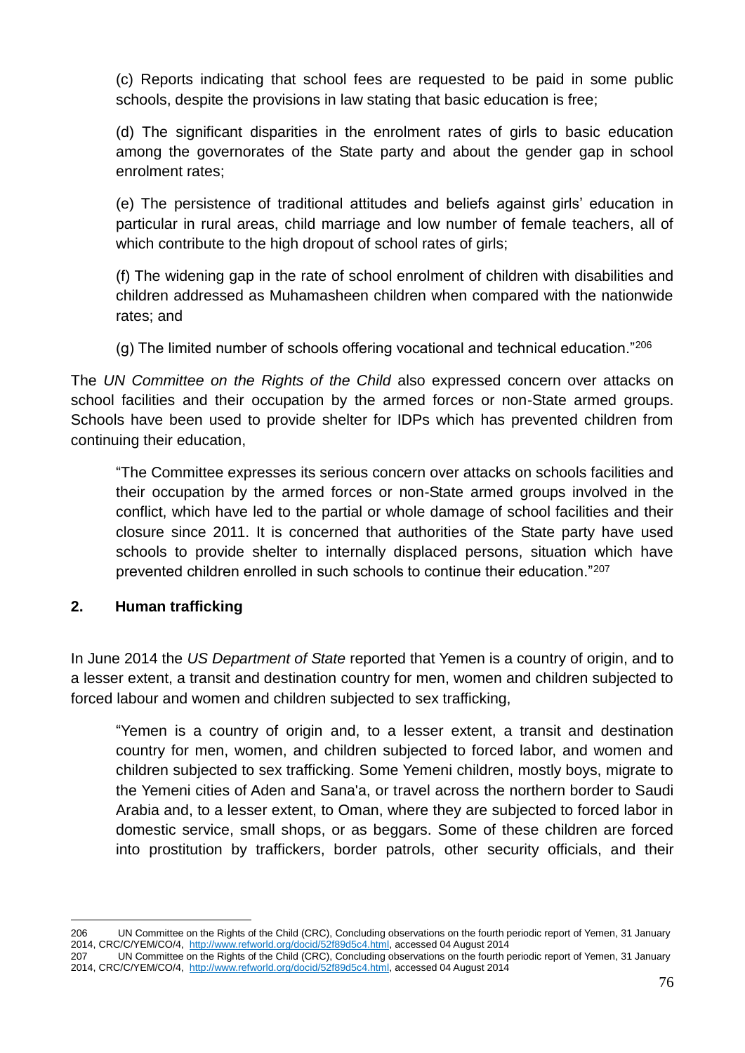(c) Reports indicating that school fees are requested to be paid in some public schools, despite the provisions in law stating that basic education is free;

(d) The significant disparities in the enrolment rates of girls to basic education among the governorates of the State party and about the gender gap in school enrolment rates;

(e) The persistence of traditional attitudes and beliefs against girls' education in particular in rural areas, child marriage and low number of female teachers, all of which contribute to the high dropout of school rates of girls;

(f) The widening gap in the rate of school enrolment of children with disabilities and children addressed as Muhamasheen children when compared with the nationwide rates; and

(g) The limited number of schools offering vocational and technical education."[206]

The *UN Committee on the Rights of the Child* also expressed concern over attacks on school facilities and their occupation by the armed forces or non-State armed groups. Schools have been used to provide shelter for IDPs which has prevented children from continuing their education,

> "The Committee expresses its serious concern over attacks on schools facilities and their occupation by the armed forces or non-State armed groups involved in the conflict, which have led to the partial or whole damage of school facilities and their closure since 2011. It is concerned that authorities of the State party have used schools to provide shelter to internally displaced persons, situation which have prevented children enrolled in such schools to continue their education."[207]

## 2. Human trafficking

In June 2014 the *US Department of State* reported that Yemen is a country of origin, and to a lesser extent, a transit and destination country for men, women and children subjected to forced labour and women and children subjected to sex trafficking,

> "Yemen is a country of origin and, to a lesser extent, a transit and destination country for men, women, and children subjected to forced labor, and women and children subjected to sex trafficking. Some Yemeni children, mostly boys, migrate to the Yemeni cities of Aden and Sana'a, or travel across the northern border to Saudi Arabia and, to a lesser extent, to Oman, where they are subjected to forced labor in domestic service, small shops, or as beggars. Some of these children are forced into prostitution by traffickers, border patrols, other security officials, and their

---

206 UN Committee on the Rights of the Child (CRC), Concluding observations on the fourth periodic report of Yemen, 31 January 2014, CRC/C/YEM/CO/4, http://www.refworld.org/docid/52f89d5c4.html, accessed 04 August 2014

207 UN Committee on the Rights of the Child (CRC), Concluding observations on the fourth periodic report of Yemen, 31 January 2014, CRC/C/YEM/CO/4, http://www.refworld.org/docid/52f89d5c4.html, accessed 04 August 2014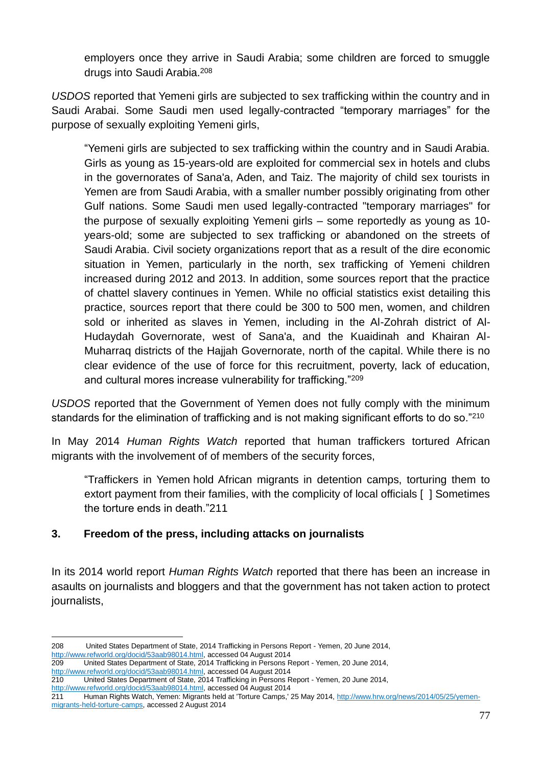> employers once they arrive in Saudi Arabia; some children are forced to smuggle drugs into Saudi Arabia.[208]

*USDOS* reported that Yemeni girls are subjected to sex trafficking within the country and in Saudi Arabai. Some Saudi men used legally-contracted "temporary marriages" for the purpose of sexually exploiting Yemeni girls,

> "Yemeni girls are subjected to sex trafficking within the country and in Saudi Arabia. Girls as young as 15-years-old are exploited for commercial sex in hotels and clubs in the governorates of Sana'a, Aden, and Taiz. The majority of child sex tourists in Yemen are from Saudi Arabia, with a smaller number possibly originating from other Gulf nations. Some Saudi men used legally-contracted "temporary marriages" for the purpose of sexually exploiting Yemeni girls – some reportedly as young as 10-years-old; some are subjected to sex trafficking or abandoned on the streets of Saudi Arabia. Civil society organizations report that as a result of the dire economic situation in Yemen, particularly in the north, sex trafficking of Yemeni children increased during 2012 and 2013. In addition, some sources report that the practice of chattel slavery continues in Yemen. While no official statistics exist detailing this practice, sources report that there could be 300 to 500 men, women, and children sold or inherited as slaves in Yemen, including in the Al-Zohrah district of Al-Hudaydah Governorate, west of Sana'a, and the Kuaidinah and Khairan Al-Muharraq districts of the Hajjah Governorate, north of the capital. While there is no clear evidence of the use of force for this recruitment, poverty, lack of education, and cultural mores increase vulnerability for trafficking."[209]

*USDOS* reported that the Government of Yemen does not fully comply with the minimum standards for the elimination of trafficking and is not making significant efforts to do so."[210]

In May 2014 *Human Rights Watch* reported that human traffickers tortured African migrants with the involvement of of members of the security forces,

> "Traffickers in Yemen hold African migrants in detention camps, torturing them to extort payment from their families, with the complicity of local officials [ ] Sometimes the torture ends in death."211

### 3. Freedom of the press, including attacks on journalists

In its 2014 world report *Human Rights Watch* reported that there has been an increase in asaults on journalists and bloggers and that the government has not taken action to protect journalists,

---

208 United States Department of State, 2014 Trafficking in Persons Report - Yemen, 20 June 2014, http://www.refworld.org/docid/53aab98014.html, accessed 04 August 2014

209 United States Department of State, 2014 Trafficking in Persons Report - Yemen, 20 June 2014, http://www.refworld.org/docid/53aab98014.html, accessed 04 August 2014

210 United States Department of State, 2014 Trafficking in Persons Report - Yemen, 20 June 2014, http://www.refworld.org/docid/53aab98014.html, accessed 04 August 2014

211 Human Rights Watch, Yemen: Migrants held at 'Torture Camps,' 25 May 2014, http://www.hrw.org/news/2014/05/25/yemen-migrants-held-torture-camps, accessed 2 August 2014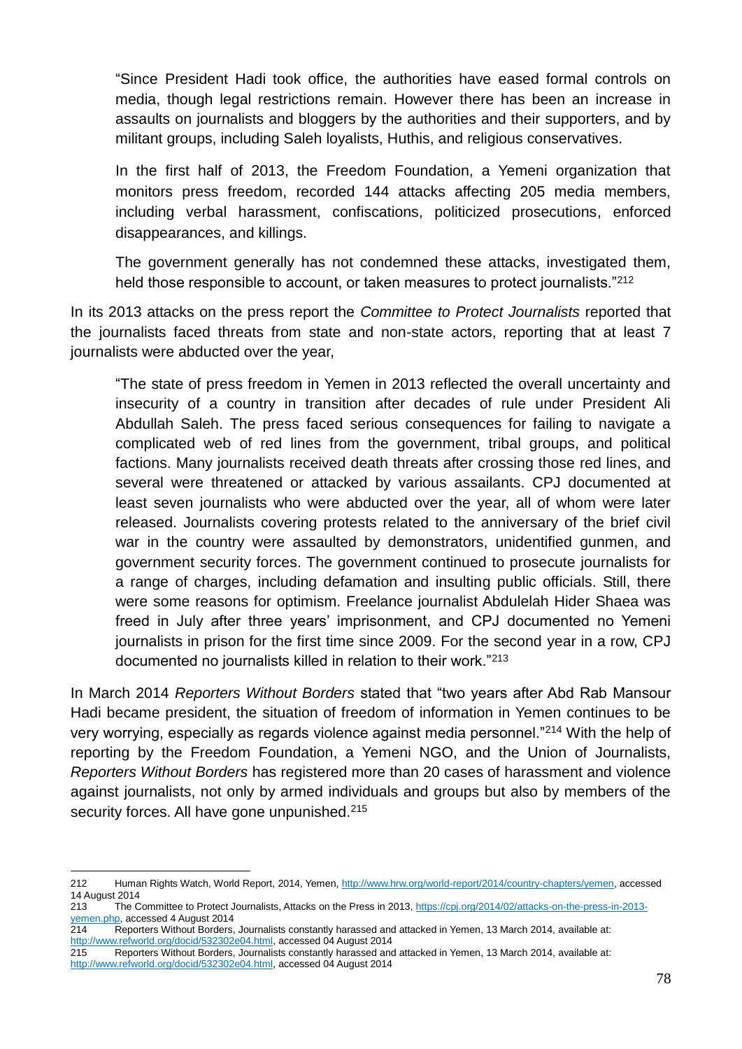> "Since President Hadi took office, the authorities have eased formal controls on media, though legal restrictions remain. However there has been an increase in assaults on journalists and bloggers by the authorities and their supporters, and by militant groups, including Saleh loyalists, Huthis, and religious conservatives.
>
> In the first half of 2013, the Freedom Foundation, a Yemeni organization that monitors press freedom, recorded 144 attacks affecting 205 media members, including verbal harassment, confiscations, politicized prosecutions, enforced disappearances, and killings.
>
> The government generally has not condemned these attacks, investigated them, held those responsible to account, or taken measures to protect journalists."[212]

In its 2013 attacks on the press report the *Committee to Protect Journalists* reported that the journalists faced threats from state and non-state actors, reporting that at least 7 journalists were abducted over the year,

> "The state of press freedom in Yemen in 2013 reflected the overall uncertainty and insecurity of a country in transition after decades of rule under President Ali Abdullah Saleh. The press faced serious consequences for failing to navigate a complicated web of red lines from the government, tribal groups, and political factions. Many journalists received death threats after crossing those red lines, and several were threatened or attacked by various assailants. CPJ documented at least seven journalists who were abducted over the year, all of whom were later released. Journalists covering protests related to the anniversary of the brief civil war in the country were assaulted by demonstrators, unidentified gunmen, and government security forces. The government continued to prosecute journalists for a range of charges, including defamation and insulting public officials. Still, there were some reasons for optimism. Freelance journalist Abdulelah Hider Shaea was freed in July after three years' imprisonment, and CPJ documented no Yemeni journalists in prison for the first time since 2009. For the second year in a row, CPJ documented no journalists killed in relation to their work."[213]

In March 2014 *Reporters Without Borders* stated that "two years after Abd Rab Mansour Hadi became president, the situation of freedom of information in Yemen continues to be very worrying, especially as regards violence against media personnel."[214] With the help of reporting by the Freedom Foundation, a Yemeni NGO, and the Union of Journalists, *Reporters Without Borders* has registered more than 20 cases of harassment and violence against journalists, not only by armed individuals and groups but also by members of the security forces. All have gone unpunished.[215]

---

212 Human Rights Watch, World Report, 2014, Yemen, http://www.hrw.org/world-report/2014/country-chapters/yemen, accessed 14 August 2014

213 The Committee to Protect Journalists, Attacks on the Press in 2013, https://cpj.org/2014/02/attacks-on-the-press-in-2013-yemen.php, accessed 4 August 2014

214 Reporters Without Borders, Journalists constantly harassed and attacked in Yemen, 13 March 2014, available at: http://www.refworld.org/docid/532302e04.html, accessed 04 August 2014

215 Reporters Without Borders, Journalists constantly harassed and attacked in Yemen, 13 March 2014, available at: http://www.refworld.org/docid/532302e04.html, accessed 04 August 2014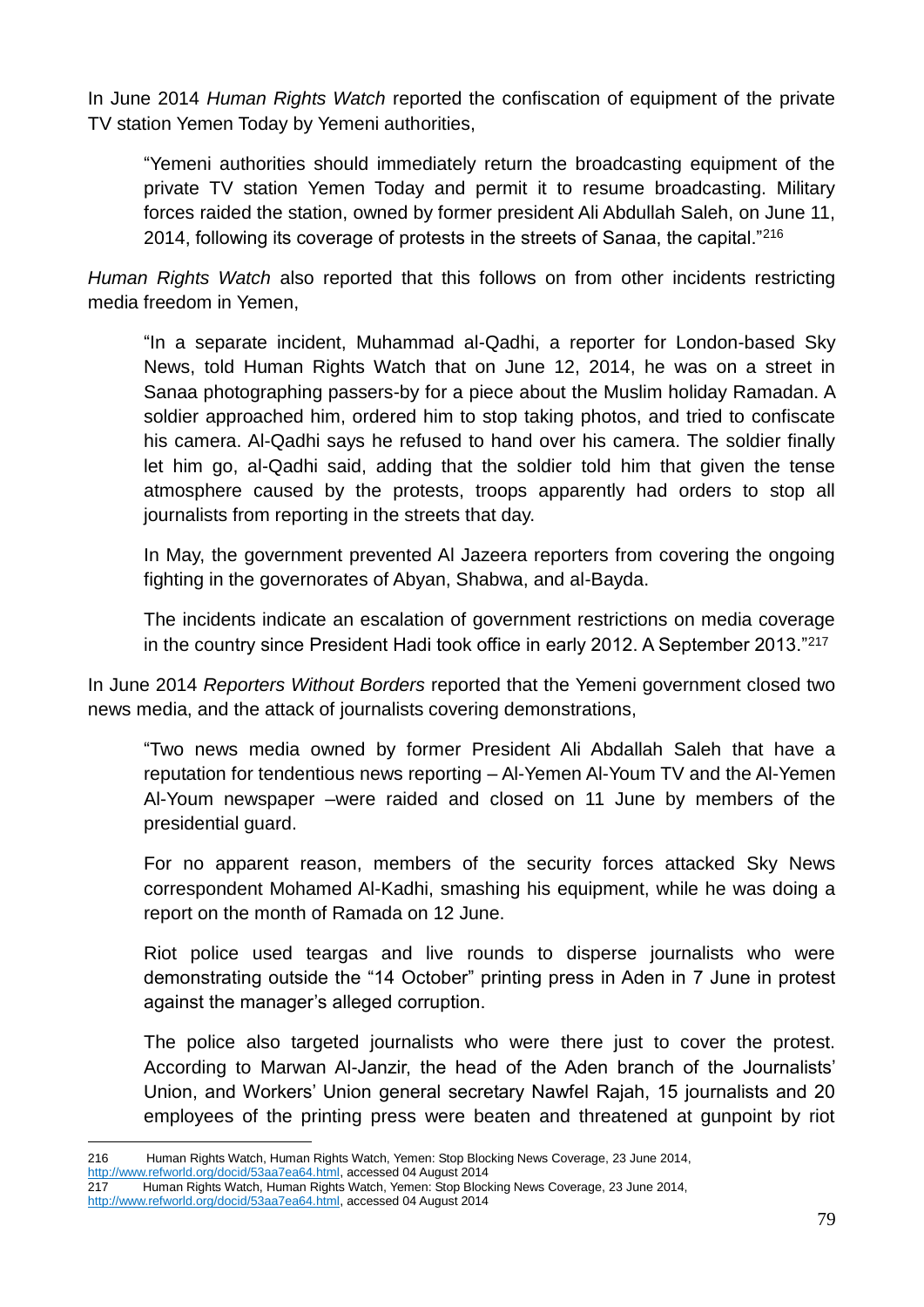In June 2014 *Human Rights Watch* reported the confiscation of equipment of the private TV station Yemen Today by Yemeni authorities,

> "Yemeni authorities should immediately return the broadcasting equipment of the private TV station Yemen Today and permit it to resume broadcasting. Military forces raided the station, owned by former president Ali Abdullah Saleh, on June 11, 2014, following its coverage of protests in the streets of Sanaa, the capital."[216]

*Human Rights Watch* also reported that this follows on from other incidents restricting media freedom in Yemen,

> "In a separate incident, Muhammad al-Qadhi, a reporter for London-based Sky News, told Human Rights Watch that on June 12, 2014, he was on a street in Sanaa photographing passers-by for a piece about the Muslim holiday Ramadan. A soldier approached him, ordered him to stop taking photos, and tried to confiscate his camera. Al-Qadhi says he refused to hand over his camera. The soldier finally let him go, al-Qadhi said, adding that the soldier told him that given the tense atmosphere caused by the protests, troops apparently had orders to stop all journalists from reporting in the streets that day.
>
> In May, the government prevented Al Jazeera reporters from covering the ongoing fighting in the governorates of Abyan, Shabwa, and al-Bayda.
>
> The incidents indicate an escalation of government restrictions on media coverage in the country since President Hadi took office in early 2012. A September 2013."[217]

In June 2014 *Reporters Without Borders* reported that the Yemeni government closed two news media, and the attack of journalists covering demonstrations,

> "Two news media owned by former President Ali Abdallah Saleh that have a reputation for tendentious news reporting – Al-Yemen Al-Youm TV and the Al-Yemen Al-Youm newspaper –were raided and closed on 11 June by members of the presidential guard.
>
> For no apparent reason, members of the security forces attacked Sky News correspondent Mohamed Al-Kadhi, smashing his equipment, while he was doing a report on the month of Ramada on 12 June.
>
> Riot police used teargas and live rounds to disperse journalists who were demonstrating outside the "14 October" printing press in Aden in 7 June in protest against the manager's alleged corruption.
>
> The police also targeted journalists who were there just to cover the protest. According to Marwan Al-Janzir, the head of the Aden branch of the Journalists' Union, and Workers' Union general secretary Nawfel Rajah, 15 journalists and 20 employees of the printing press were beaten and threatened at gunpoint by riot

---

216 Human Rights Watch, Human Rights Watch, Yemen: Stop Blocking News Coverage, 23 June 2014, http://www.refworld.org/docid/53aa7ea64.html, accessed 04 August 2014

217 Human Rights Watch, Human Rights Watch, Yemen: Stop Blocking News Coverage, 23 June 2014, http://www.refworld.org/docid/53aa7ea64.html, accessed 04 August 2014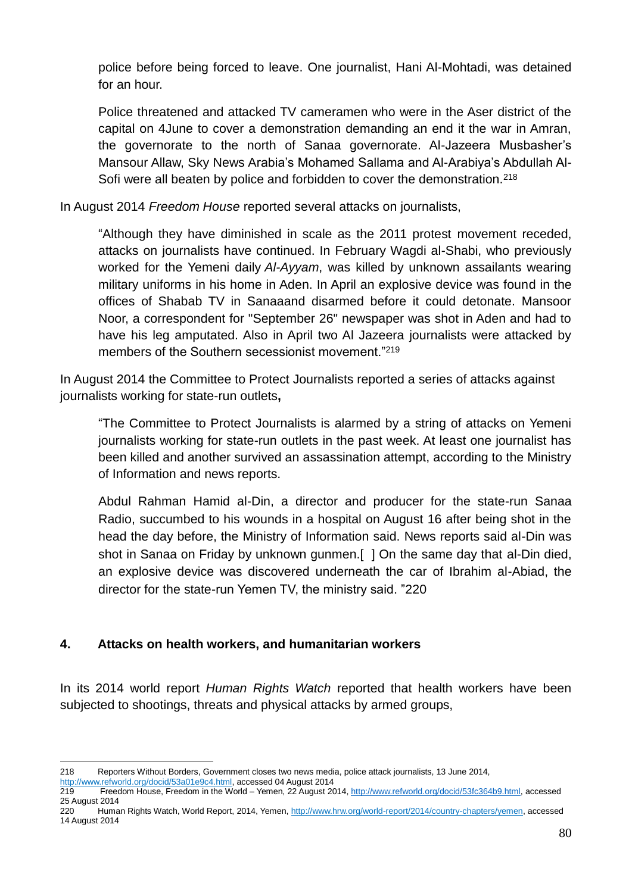police before being forced to leave. One journalist, Hani Al-Mohtadi, was detained for an hour.

> Police threatened and attacked TV cameramen who were in the Aser district of the capital on 4June to cover a demonstration demanding an end it the war in Amran, the governorate to the north of Sanaa governorate. Al-Jazeera Musbasher's Mansour Allaw, Sky News Arabia's Mohamed Sallama and Al-Arabiya's Abdullah Al-Sofi were all beaten by police and forbidden to cover the demonstration.[218]

In August 2014 *Freedom House* reported several attacks on journalists,

> "Although they have diminished in scale as the 2011 protest movement receded, attacks on journalists have continued. In February Wagdi al-Shabi, who previously worked for the Yemeni daily *Al-Ayyam*, was killed by unknown assailants wearing military uniforms in his home in Aden. In April an explosive device was found in the offices of Shabab TV in Sanaaand disarmed before it could detonate. Mansoor Noor, a correspondent for "September 26" newspaper was shot in Aden and had to have his leg amputated. Also in April two Al Jazeera journalists were attacked by members of the Southern secessionist movement."[219]

In August 2014 the Committee to Protect Journalists reported a series of attacks against journalists working for state-run outlets**,**

> "The Committee to Protect Journalists is alarmed by a string of attacks on Yemeni journalists working for state-run outlets in the past week. At least one journalist has been killed and another survived an assassination attempt, according to the Ministry of Information and news reports.
>
> Abdul Rahman Hamid al-Din, a director and producer for the state-run Sanaa Radio, succumbed to his wounds in a hospital on August 16 after being shot in the head the day before, the Ministry of Information said. News reports said al-Din was shot in Sanaa on Friday by unknown gunmen.[ ] On the same day that al-Din died, an explosive device was discovered underneath the car of Ibrahim al-Abiad, the director for the state-run Yemen TV, the ministry said. "220

## 4. Attacks on health workers, and humanitarian workers

In its 2014 world report *Human Rights Watch* reported that health workers have been subjected to shootings, threats and physical attacks by armed groups,

---

218 Reporters Without Borders, Government closes two news media, police attack journalists, 13 June 2014, http://www.refworld.org/docid/53a01e9c4.html, accessed 04 August 2014

219 Freedom House, Freedom in the World – Yemen, 22 August 2014, http://www.refworld.org/docid/53fc364b9.html, accessed 25 August 2014

220 Human Rights Watch, World Report, 2014, Yemen, http://www.hrw.org/world-report/2014/country-chapters/yemen, accessed 14 August 2014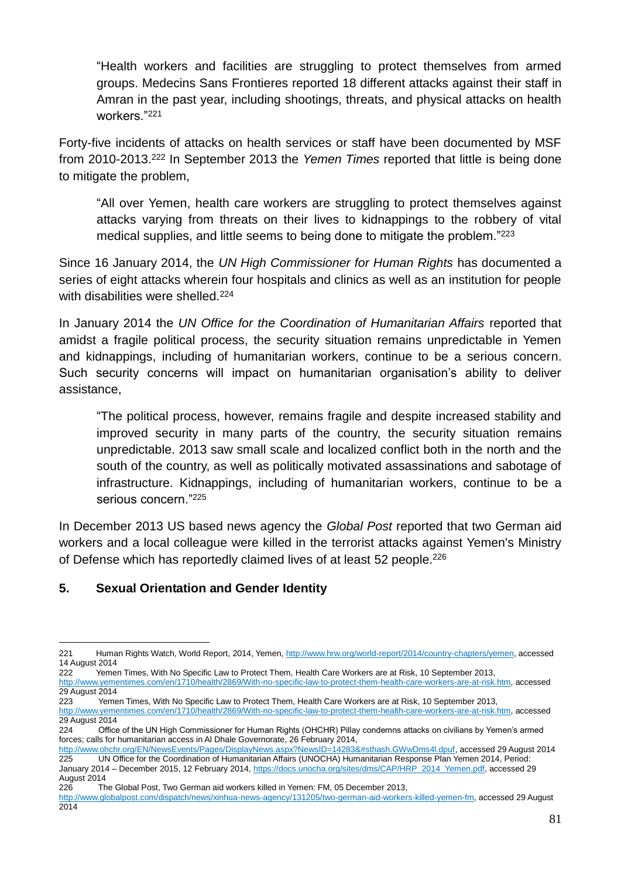> "Health workers and facilities are struggling to protect themselves from armed groups. Medecins Sans Frontieres reported 18 different attacks against their staff in Amran in the past year, including shootings, threats, and physical attacks on health workers."[221]

Forty-five incidents of attacks on health services or staff have been documented by MSF from 2010-2013.[222] In September 2013 the *Yemen Times* reported that little is being done to mitigate the problem,

> "All over Yemen, health care workers are struggling to protect themselves against attacks varying from threats on their lives to kidnappings to the robbery of vital medical supplies, and little seems to being done to mitigate the problem."[223]

Since 16 January 2014, the *UN High Commissioner for Human Rights* has documented a series of eight attacks wherein four hospitals and clinics as well as an institution for people with disabilities were shelled.[224]

In January 2014 the *UN Office for the Coordination of Humanitarian Affairs* reported that amidst a fragile political process, the security situation remains unpredictable in Yemen and kidnappings, including of humanitarian workers, continue to be a serious concern. Such security concerns will impact on humanitarian organisation's ability to deliver assistance,

> "The political process, however, remains fragile and despite increased stability and improved security in many parts of the country, the security situation remains unpredictable. 2013 saw small scale and localized conflict both in the north and the south of the country, as well as politically motivated assassinations and sabotage of infrastructure. Kidnappings, including of humanitarian workers, continue to be a serious concern."[225]

In December 2013 US based news agency the *Global Post* reported that two German aid workers and a local colleague were killed in the terrorist attacks against Yemen's Ministry of Defense which has reportedly claimed lives of at least 52 people.[226]

## 5. Sexual Orientation and Gender Identity

---

221 Human Rights Watch, World Report, 2014, Yemen, http://www.hrw.org/world-report/2014/country-chapters/yemen, accessed 14 August 2014

222 Yemen Times, With No Specific Law to Protect Them, Health Care Workers are at Risk, 10 September 2013, http://www.yementimes.com/en/1710/health/2869/With-no-specific-law-to-protect-them-health-care-workers-are-at-risk.htm, accessed 29 August 2014

223 Yemen Times, With No Specific Law to Protect Them, Health Care Workers are at Risk, 10 September 2013, http://www.yementimes.com/en/1710/health/2869/With-no-specific-law-to-protect-them-health-care-workers-are-at-risk.htm, accessed 29 August 2014

224 Office of the UN High Commissioner for Human Rights (OHCHR) Pillay condemns attacks on civilians by Yemen's armed forces; calls for humanitarian access in Al Dhale Governorate, 26 February 2014, http://www.ohchr.org/EN/NewsEvents/Pages/DisplayNews.aspx?NewsID=14283&#sthash.GWwDms4l.dpuf, accessed 29 August 2014

225 UN Office for the Coordination of Humanitarian Affairs (UNOCHA) Humanitarian Response Plan Yemen 2014, Period: January 2014 – December 2015, 12 February 2014, https://docs.unocha.org/sites/dms/CAP/HRP_2014_Yemen.pdf, accessed 29 August 2014

226 The Global Post, Two German aid workers killed in Yemen: FM, 05 December 2013, http://www.globalpost.com/dispatch/news/xinhua-news-agency/131205/two-german-aid-workers-killed-yemen-fm, accessed 29 August 2014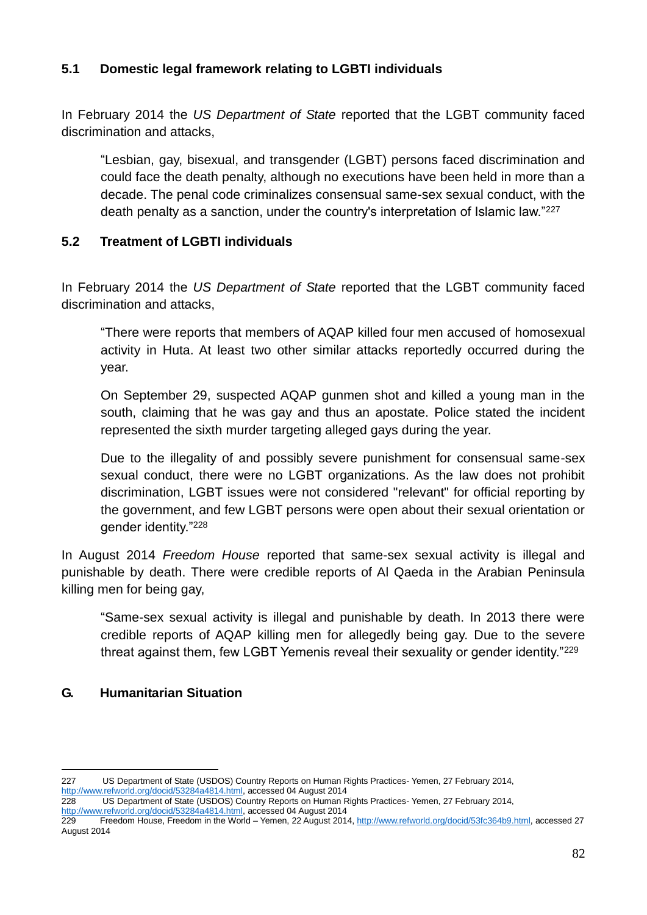### 5.1 Domestic legal framework relating to LGBTI individuals

In February 2014 the *US Department of State* reported that the LGBT community faced discrimination and attacks,

> "Lesbian, gay, bisexual, and transgender (LGBT) persons faced discrimination and could face the death penalty, although no executions have been held in more than a decade. The penal code criminalizes consensual same-sex sexual conduct, with the death penalty as a sanction, under the country's interpretation of Islamic law."[227]

### 5.2 Treatment of LGBTI individuals

In February 2014 the *US Department of State* reported that the LGBT community faced discrimination and attacks,

> "There were reports that members of AQAP killed four men accused of homosexual activity in Huta. At least two other similar attacks reportedly occurred during the year.
>
> On September 29, suspected AQAP gunmen shot and killed a young man in the south, claiming that he was gay and thus an apostate. Police stated the incident represented the sixth murder targeting alleged gays during the year.
>
> Due to the illegality of and possibly severe punishment for consensual same-sex sexual conduct, there were no LGBT organizations. As the law does not prohibit discrimination, LGBT issues were not considered "relevant" for official reporting by the government, and few LGBT persons were open about their sexual orientation or gender identity."[228]

In August 2014 *Freedom House* reported that same-sex sexual activity is illegal and punishable by death. There were credible reports of Al Qaeda in the Arabian Peninsula killing men for being gay,

> "Same-sex sexual activity is illegal and punishable by death. In 2013 there were credible reports of AQAP killing men for allegedly being gay. Due to the severe threat against them, few LGBT Yemenis reveal their sexuality or gender identity."[229]

## G. Humanitarian Situation

---

227 US Department of State (USDOS) Country Reports on Human Rights Practices- Yemen, 27 February 2014, http://www.refworld.org/docid/53284a4814.html, accessed 04 August 2014

228 US Department of State (USDOS) Country Reports on Human Rights Practices- Yemen, 27 February 2014, http://www.refworld.org/docid/53284a4814.html, accessed 04 August 2014

229 Freedom House, Freedom in the World – Yemen, 22 August 2014, http://www.refworld.org/docid/53fc364b9.html, accessed 27 August 2014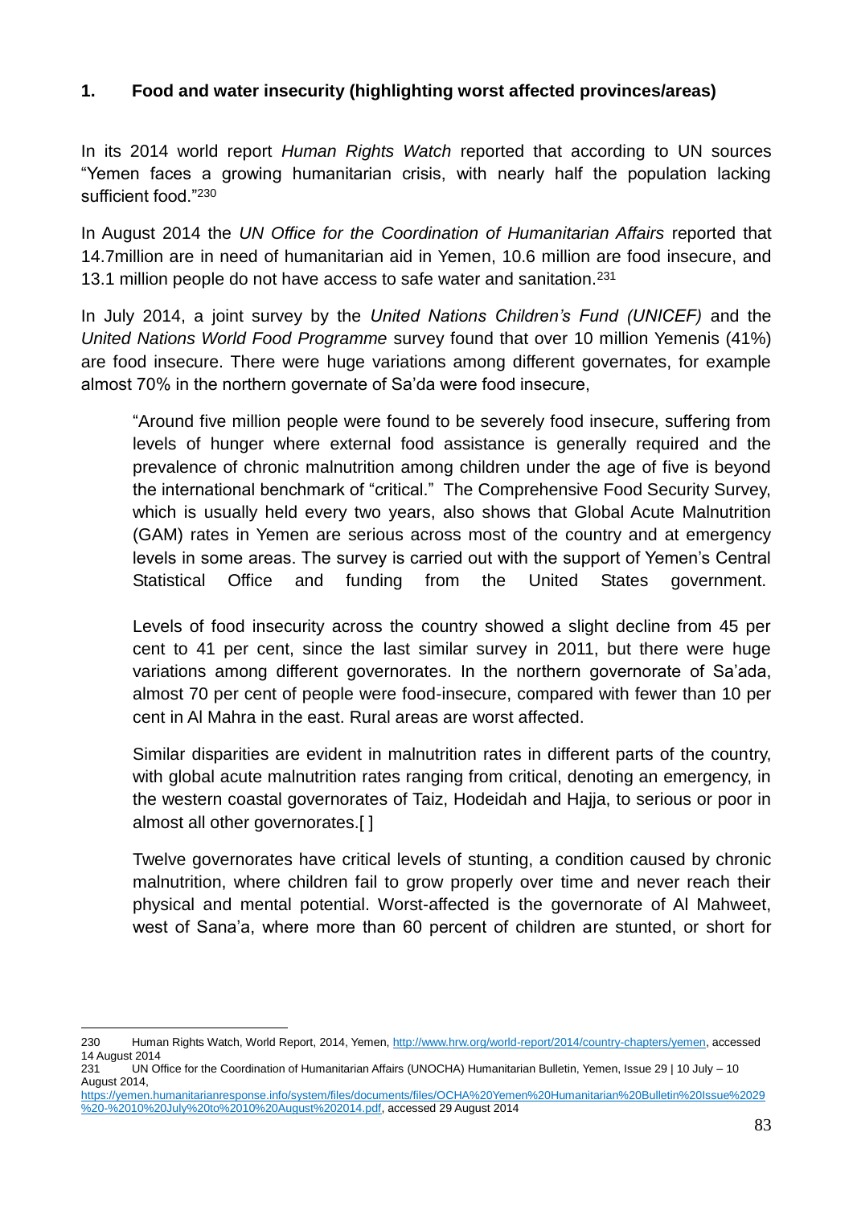### 1. Food and water insecurity (highlighting worst affected provinces/areas)

In its 2014 world report *Human Rights Watch* reported that according to UN sources "Yemen faces a growing humanitarian crisis, with nearly half the population lacking sufficient food."[230]

In August 2014 the *UN Office for the Coordination of Humanitarian Affairs* reported that 14.7million are in need of humanitarian aid in Yemen, 10.6 million are food insecure, and 13.1 million people do not have access to safe water and sanitation.[231]

In July 2014, a joint survey by the *United Nations Children's Fund (UNICEF)* and the *United Nations World Food Programme* survey found that over 10 million Yemenis (41%) are food insecure. There were huge variations among different governates, for example almost 70% in the northern governate of Sa'da were food insecure,

> "Around five million people were found to be severely food insecure, suffering from levels of hunger where external food assistance is generally required and the prevalence of chronic malnutrition among children under the age of five is beyond the international benchmark of "critical." The Comprehensive Food Security Survey, which is usually held every two years, also shows that Global Acute Malnutrition (GAM) rates in Yemen are serious across most of the country and at emergency levels in some areas. The survey is carried out with the support of Yemen's Central Statistical Office and funding from the United States government.
>
> Levels of food insecurity across the country showed a slight decline from 45 per cent to 41 per cent, since the last similar survey in 2011, but there were huge variations among different governorates. In the northern governorate of Sa'ada, almost 70 per cent of people were food-insecure, compared with fewer than 10 per cent in Al Mahra in the east. Rural areas are worst affected.
>
> Similar disparities are evident in malnutrition rates in different parts of the country, with global acute malnutrition rates ranging from critical, denoting an emergency, in the western coastal governorates of Taiz, Hodeidah and Hajja, to serious or poor in almost all other governorates.[ ]
>
> Twelve governorates have critical levels of stunting, a condition caused by chronic malnutrition, where children fail to grow properly over time and never reach their physical and mental potential. Worst-affected is the governorate of Al Mahweet, west of Sana'a, where more than 60 percent of children are stunted, or short for

---

230 Human Rights Watch, World Report, 2014, Yemen, http://www.hrw.org/world-report/2014/country-chapters/yemen, accessed 14 August 2014

231 UN Office for the Coordination of Humanitarian Affairs (UNOCHA) Humanitarian Bulletin, Yemen, Issue 29 | 10 July – 10 August 2014, https://yemen.humanitarianresponse.info/system/files/documents/files/OCHA%20Yemen%20Humanitarian%20Bulletin%20Issue%2029%20-%2010%20July%20to%2010%20August%202014.pdf, accessed 29 August 2014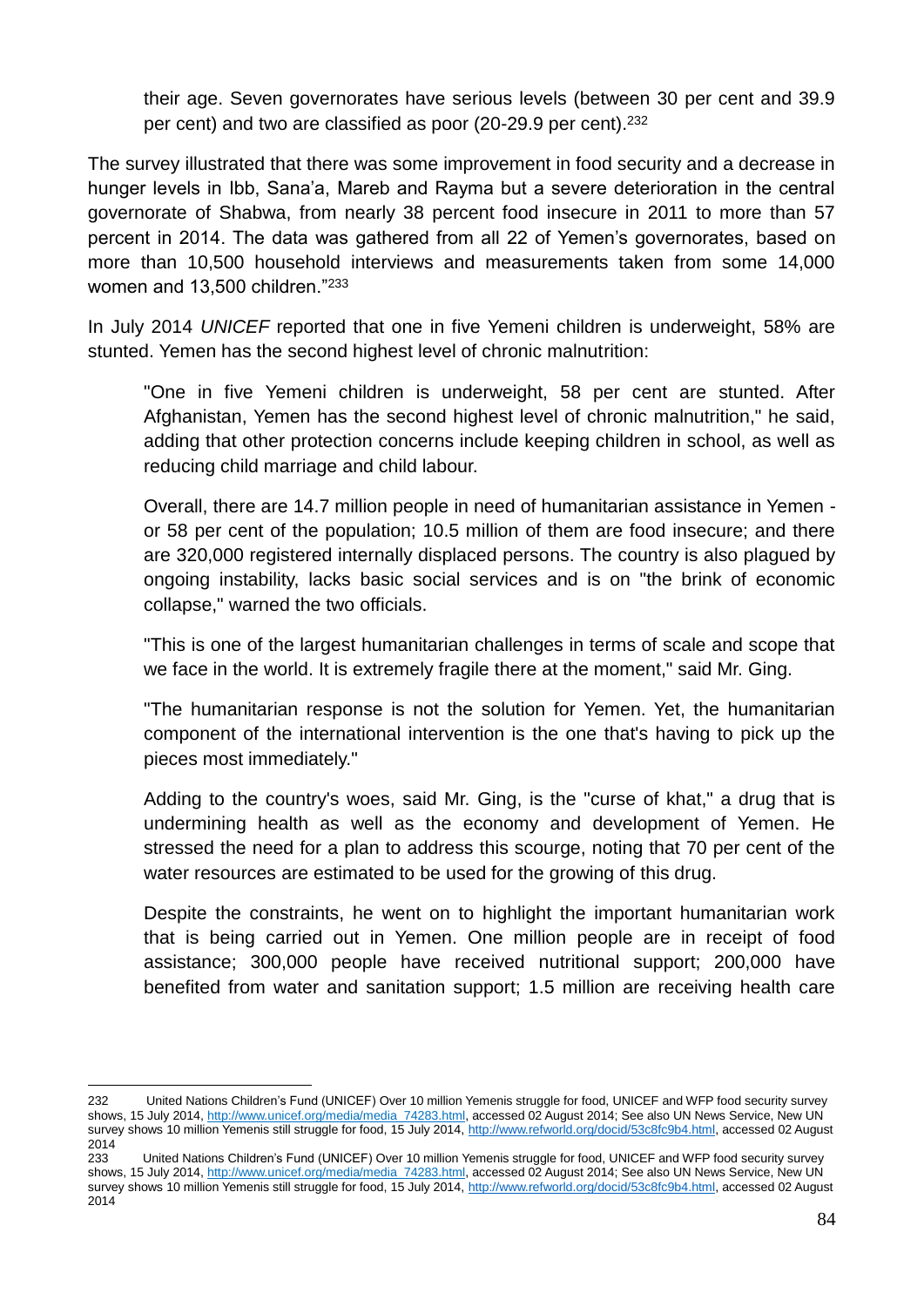their age. Seven governorates have serious levels (between 30 per cent and 39.9 per cent) and two are classified as poor (20-29.9 per cent).[232]

The survey illustrated that there was some improvement in food security and a decrease in hunger levels in Ibb, Sana'a, Mareb and Rayma but a severe deterioration in the central governorate of Shabwa, from nearly 38 percent food insecure in 2011 to more than 57 percent in 2014. The data was gathered from all 22 of Yemen's governorates, based on more than 10,500 household interviews and measurements taken from some 14,000 women and 13,500 children."[233]

In July 2014 *UNICEF* reported that one in five Yemeni children is underweight, 58% are stunted. Yemen has the second highest level of chronic malnutrition:

> "One in five Yemeni children is underweight, 58 per cent are stunted. After Afghanistan, Yemen has the second highest level of chronic malnutrition," he said, adding that other protection concerns include keeping children in school, as well as reducing child marriage and child labour.
>
> Overall, there are 14.7 million people in need of humanitarian assistance in Yemen - or 58 per cent of the population; 10.5 million of them are food insecure; and there are 320,000 registered internally displaced persons. The country is also plagued by ongoing instability, lacks basic social services and is on "the brink of economic collapse," warned the two officials.
>
> "This is one of the largest humanitarian challenges in terms of scale and scope that we face in the world. It is extremely fragile there at the moment," said Mr. Ging.
>
> "The humanitarian response is not the solution for Yemen. Yet, the humanitarian component of the international intervention is the one that's having to pick up the pieces most immediately."
>
> Adding to the country's woes, said Mr. Ging, is the "curse of khat," a drug that is undermining health as well as the economy and development of Yemen. He stressed the need for a plan to address this scourge, noting that 70 per cent of the water resources are estimated to be used for the growing of this drug.
>
> Despite the constraints, he went on to highlight the important humanitarian work that is being carried out in Yemen. One million people are in receipt of food assistance; 300,000 people have received nutritional support; 200,000 have benefited from water and sanitation support; 1.5 million are receiving health care

---

232 United Nations Children's Fund (UNICEF) Over 10 million Yemenis struggle for food, UNICEF and WFP food security survey shows, 15 July 2014, http://www.unicef.org/media/media_74283.html, accessed 02 August 2014; See also UN News Service, New UN survey shows 10 million Yemenis still struggle for food, 15 July 2014, http://www.refworld.org/docid/53c8fc9b4.html, accessed 02 August 2014

233 United Nations Children's Fund (UNICEF) Over 10 million Yemenis struggle for food, UNICEF and WFP food security survey shows, 15 July 2014, http://www.unicef.org/media/media_74283.html, accessed 02 August 2014; See also UN News Service, New UN survey shows 10 million Yemenis still struggle for food, 15 July 2014, http://www.refworld.org/docid/53c8fc9b4.html, accessed 02 August 2014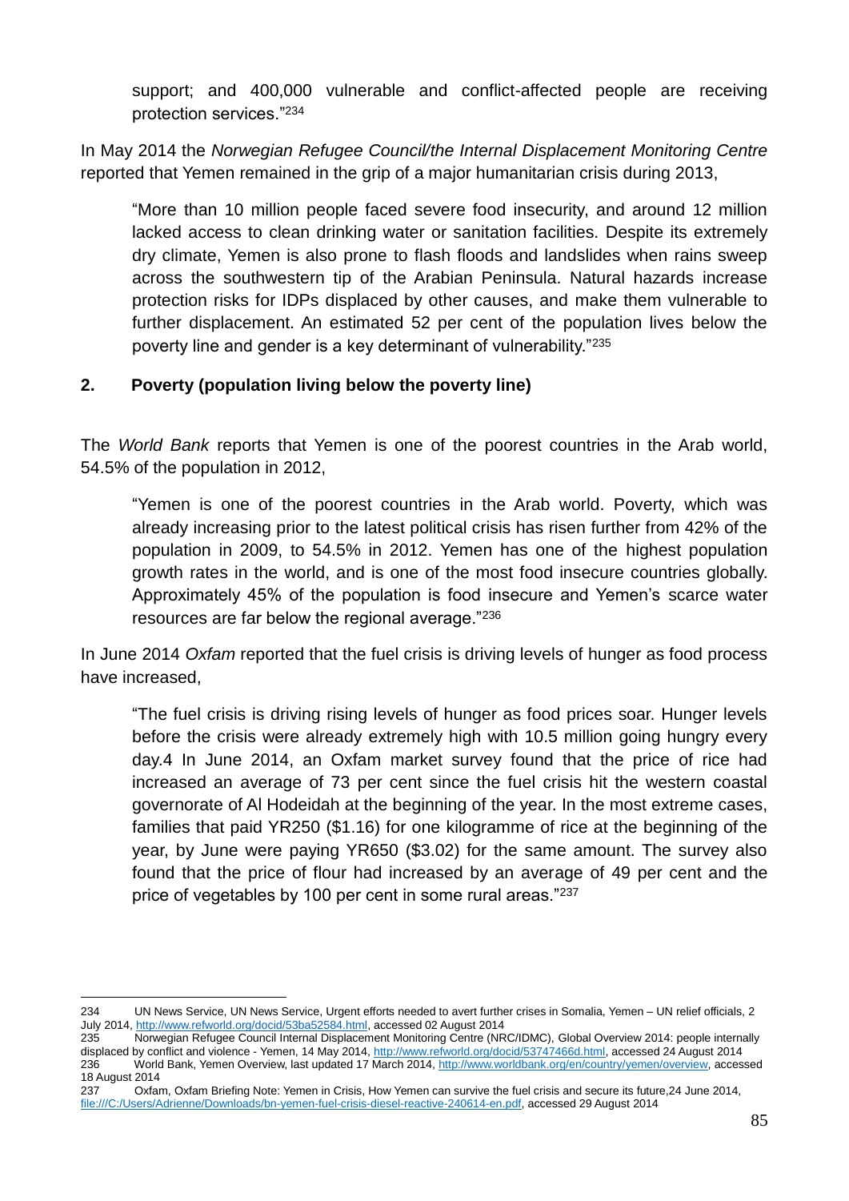support; and 400,000 vulnerable and conflict-affected people are receiving protection services."[234]

In May 2014 the *Norwegian Refugee Council/the Internal Displacement Monitoring Centre* reported that Yemen remained in the grip of a major humanitarian crisis during 2013,

> "More than 10 million people faced severe food insecurity, and around 12 million lacked access to clean drinking water or sanitation facilities. Despite its extremely dry climate, Yemen is also prone to flash floods and landslides when rains sweep across the southwestern tip of the Arabian Peninsula. Natural hazards increase protection risks for IDPs displaced by other causes, and make them vulnerable to further displacement. An estimated 52 per cent of the population lives below the poverty line and gender is a key determinant of vulnerability."[235]

## 2. Poverty (population living below the poverty line)

The *World Bank* reports that Yemen is one of the poorest countries in the Arab world, 54.5% of the population in 2012,

> "Yemen is one of the poorest countries in the Arab world. Poverty, which was already increasing prior to the latest political crisis has risen further from 42% of the population in 2009, to 54.5% in 2012. Yemen has one of the highest population growth rates in the world, and is one of the most food insecure countries globally. Approximately 45% of the population is food insecure and Yemen's scarce water resources are far below the regional average."[236]

In June 2014 *Oxfam* reported that the fuel crisis is driving levels of hunger as food process have increased,

> "The fuel crisis is driving rising levels of hunger as food prices soar. Hunger levels before the crisis were already extremely high with 10.5 million going hungry every day.4 In June 2014, an Oxfam market survey found that the price of rice had increased an average of 73 per cent since the fuel crisis hit the western coastal governorate of Al Hodeidah at the beginning of the year. In the most extreme cases, families that paid YR250 ($1.16) for one kilogramme of rice at the beginning of the year, by June were paying YR650 ($3.02) for the same amount. The survey also found that the price of flour had increased by an average of 49 per cent and the price of vegetables by 100 per cent in some rural areas."[237]

---

234 UN News Service, UN News Service, Urgent efforts needed to avert further crises in Somalia, Yemen – UN relief officials, 2 July 2014, http://www.refworld.org/docid/53ba52584.html, accessed 02 August 2014

235 Norwegian Refugee Council Internal Displacement Monitoring Centre (NRC/IDMC), Global Overview 2014: people internally displaced by conflict and violence - Yemen, 14 May 2014, http://www.refworld.org/docid/53747466d.html, accessed 24 August 2014

236 World Bank, Yemen Overview, last updated 17 March 2014, http://www.worldbank.org/en/country/yemen/overview, accessed 18 August 2014

237 Oxfam, Oxfam Briefing Note: Yemen in Crisis, How Yemen can survive the fuel crisis and secure its future,24 June 2014, file:///C:/Users/Adrienne/Downloads/bn-yemen-fuel-crisis-diesel-reactive-240614-en.pdf, accessed 29 August 2014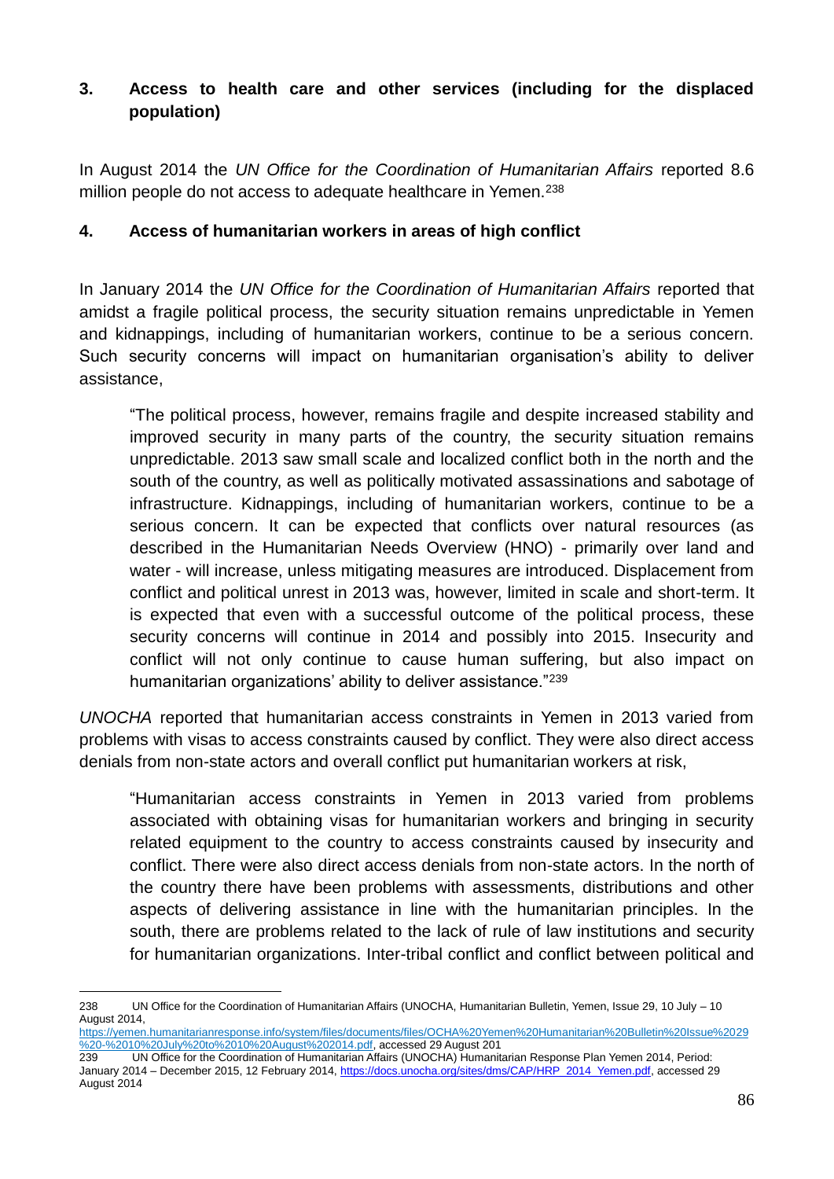## 3. Access to health care and other services (including for the displaced population)

In August 2014 the *UN Office for the Coordination of Humanitarian Affairs* reported 8.6 million people do not access to adequate healthcare in Yemen.[238]

## 4. Access of humanitarian workers in areas of high conflict

In January 2014 the *UN Office for the Coordination of Humanitarian Affairs* reported that amidst a fragile political process, the security situation remains unpredictable in Yemen and kidnappings, including of humanitarian workers, continue to be a serious concern. Such security concerns will impact on humanitarian organisation's ability to deliver assistance,

> "The political process, however, remains fragile and despite increased stability and improved security in many parts of the country, the security situation remains unpredictable. 2013 saw small scale and localized conflict both in the north and the south of the country, as well as politically motivated assassinations and sabotage of infrastructure. Kidnappings, including of humanitarian workers, continue to be a serious concern. It can be expected that conflicts over natural resources (as described in the Humanitarian Needs Overview (HNO) - primarily over land and water - will increase, unless mitigating measures are introduced. Displacement from conflict and political unrest in 2013 was, however, limited in scale and short-term. It is expected that even with a successful outcome of the political process, these security concerns will continue in 2014 and possibly into 2015. Insecurity and conflict will not only continue to cause human suffering, but also impact on humanitarian organizations' ability to deliver assistance."[239]

*UNOCHA* reported that humanitarian access constraints in Yemen in 2013 varied from problems with visas to access constraints caused by conflict. They were also direct access denials from non-state actors and overall conflict put humanitarian workers at risk,

> "Humanitarian access constraints in Yemen in 2013 varied from problems associated with obtaining visas for humanitarian workers and bringing in security related equipment to the country to access constraints caused by insecurity and conflict. There were also direct access denials from non-state actors. In the north of the country there have been problems with assessments, distributions and other aspects of delivering assistance in line with the humanitarian principles. In the south, there are problems related to the lack of rule of law institutions and security for humanitarian organizations. Inter-tribal conflict and conflict between political and

---

238 UN Office for the Coordination of Humanitarian Affairs (UNOCHA, Humanitarian Bulletin, Yemen, Issue 29, 10 July – 10 August 2014, https://yemen.humanitarianresponse.info/system/files/documents/files/OCHA%20Yemen%20Humanitarian%20Bulletin%20Issue%2029%20-%2010%20July%20to%2010%20August%202014.pdf, accessed 29 August 201

239 UN Office for the Coordination of Humanitarian Affairs (UNOCHA) Humanitarian Response Plan Yemen 2014, Period: January 2014 – December 2015, 12 February 2014, https://docs.unocha.org/sites/dms/CAP/HRP_2014_Yemen.pdf, accessed 29 August 2014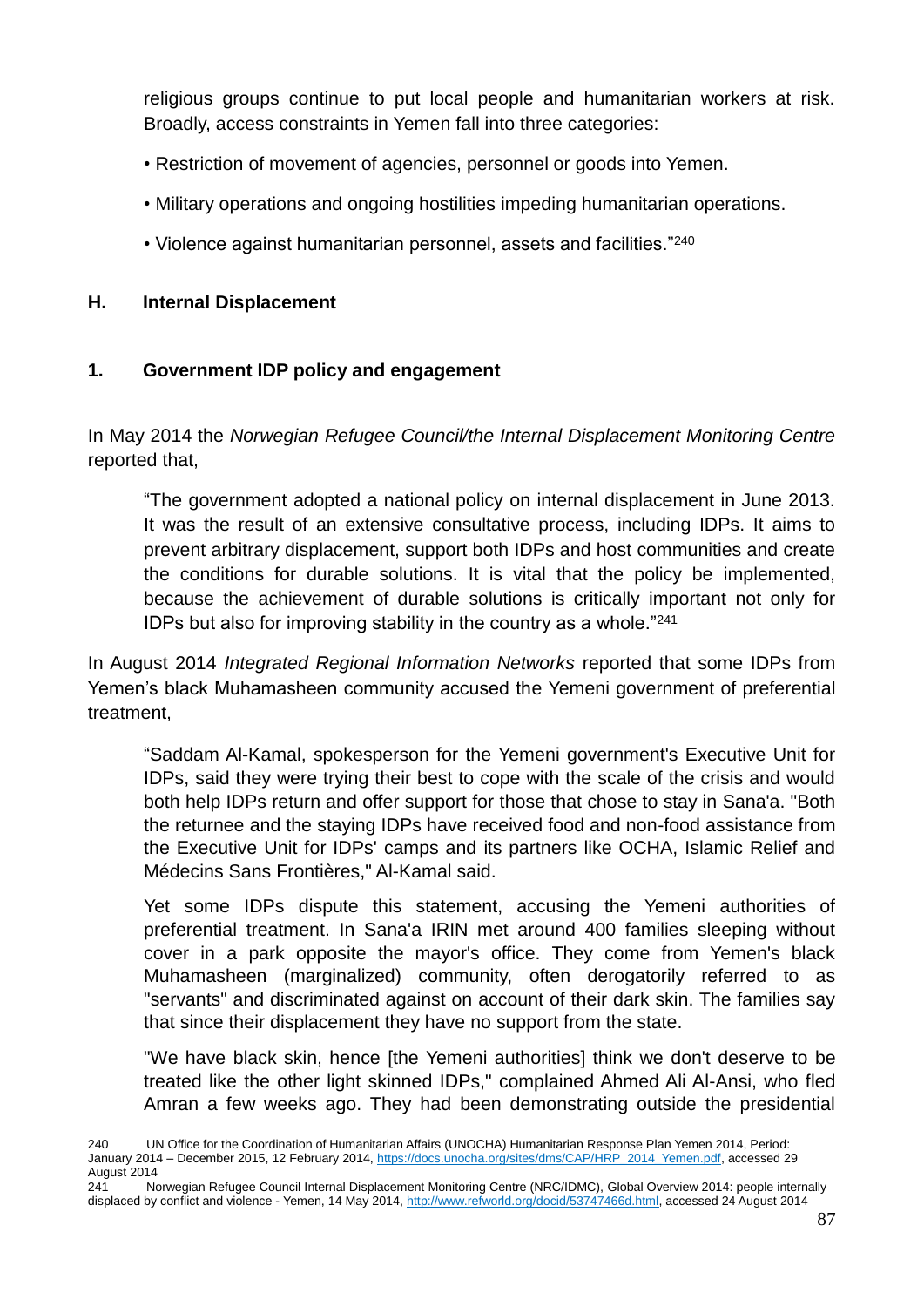religious groups continue to put local people and humanitarian workers at risk. Broadly, access constraints in Yemen fall into three categories:

- Restriction of movement of agencies, personnel or goods into Yemen.
- Military operations and ongoing hostilities impeding humanitarian operations.
- Violence against humanitarian personnel, assets and facilities."[240]

## H. Internal Displacement

### 1. Government IDP policy and engagement

In May 2014 the *Norwegian Refugee Council/the Internal Displacement Monitoring Centre* reported that,

> "The government adopted a national policy on internal displacement in June 2013. It was the result of an extensive consultative process, including IDPs. It aims to prevent arbitrary displacement, support both IDPs and host communities and create the conditions for durable solutions. It is vital that the policy be implemented, because the achievement of durable solutions is critically important not only for IDPs but also for improving stability in the country as a whole."[241]

In August 2014 *Integrated Regional Information Networks* reported that some IDPs from Yemen's black Muhamasheen community accused the Yemeni government of preferential treatment,

> "Saddam Al-Kamal, spokesperson for the Yemeni government's Executive Unit for IDPs, said they were trying their best to cope with the scale of the crisis and would both help IDPs return and offer support for those that chose to stay in Sana'a. "Both the returnee and the staying IDPs have received food and non-food assistance from the Executive Unit for IDPs' camps and its partners like OCHA, Islamic Relief and Médecins Sans Frontières," Al-Kamal said.
>
> Yet some IDPs dispute this statement, accusing the Yemeni authorities of preferential treatment. In Sana'a IRIN met around 400 families sleeping without cover in a park opposite the mayor's office. They come from Yemen's black Muhamasheen (marginalized) community, often derogatorily referred to as "servants" and discriminated against on account of their dark skin. The families say that since their displacement they have no support from the state.
>
> "We have black skin, hence [the Yemeni authorities] think we don't deserve to be treated like the other light skinned IDPs," complained Ahmed Ali Al-Ansi, who fled Amran a few weeks ago. They had been demonstrating outside the presidential

---

[240] UN Office for the Coordination of Humanitarian Affairs (UNOCHA) Humanitarian Response Plan Yemen 2014, Period: January 2014 – December 2015, 12 February 2014, https://docs.unocha.org/sites/dms/CAP/HRP_2014_Yemen.pdf, accessed 29 August 2014

[241] Norwegian Refugee Council Internal Displacement Monitoring Centre (NRC/IDMC), Global Overview 2014: people internally displaced by conflict and violence - Yemen, 14 May 2014, http://www.refworld.org/docid/53747466d.html, accessed 24 August 2014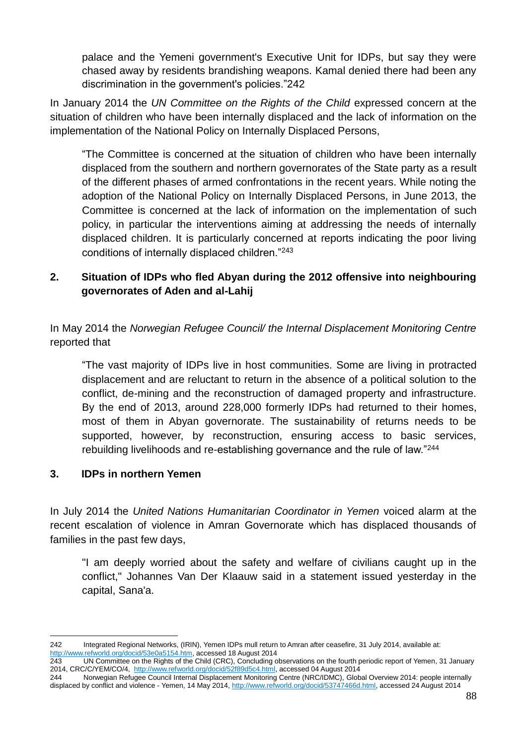palace and the Yemeni government's Executive Unit for IDPs, but say they were chased away by residents brandishing weapons. Kamal denied there had been any discrimination in the government's policies."242

In January 2014 the *UN Committee on the Rights of the Child* expressed concern at the situation of children who have been internally displaced and the lack of information on the implementation of the National Policy on Internally Displaced Persons,

> "The Committee is concerned at the situation of children who have been internally displaced from the southern and northern governorates of the State party as a result of the different phases of armed confrontations in the recent years. While noting the adoption of the National Policy on Internally Displaced Persons, in June 2013, the Committee is concerned at the lack of information on the implementation of such policy, in particular the interventions aiming at addressing the needs of internally displaced children. It is particularly concerned at reports indicating the poor living conditions of internally displaced children."[243]

## 2. Situation of IDPs who fled Abyan during the 2012 offensive into neighbouring governorates of Aden and al-Lahij

In May 2014 the *Norwegian Refugee Council/ the Internal Displacement Monitoring Centre* reported that

> "The vast majority of IDPs live in host communities. Some are living in protracted displacement and are reluctant to return in the absence of a political solution to the conflict, de-mining and the reconstruction of damaged property and infrastructure. By the end of 2013, around 228,000 formerly IDPs had returned to their homes, most of them in Abyan governorate. The sustainability of returns needs to be supported, however, by reconstruction, ensuring access to basic services, rebuilding livelihoods and re-establishing governance and the rule of law."[244]

## 3. IDPs in northern Yemen

In July 2014 the *United Nations Humanitarian Coordinator in Yemen* voiced alarm at the recent escalation of violence in Amran Governorate which has displaced thousands of families in the past few days,

> "I am deeply worried about the safety and welfare of civilians caught up in the conflict," Johannes Van Der Klaauw said in a statement issued yesterday in the capital, Sana'a.

---

242 Integrated Regional Networks, (IRIN), Yemen IDPs mull return to Amran after ceasefire, 31 July 2014, available at: http://www.refworld.org/docid/53e0a5154.htm, accessed 18 August 2014

243 UN Committee on the Rights of the Child (CRC), Concluding observations on the fourth periodic report of Yemen, 31 January 2014, CRC/C/YEM/CO/4, http://www.refworld.org/docid/52f89d5c4.html, accessed 04 August 2014

244 Norwegian Refugee Council Internal Displacement Monitoring Centre (NRC/IDMC), Global Overview 2014: people internally displaced by conflict and violence - Yemen, 14 May 2014, http://www.refworld.org/docid/53747466d.html, accessed 24 August 2014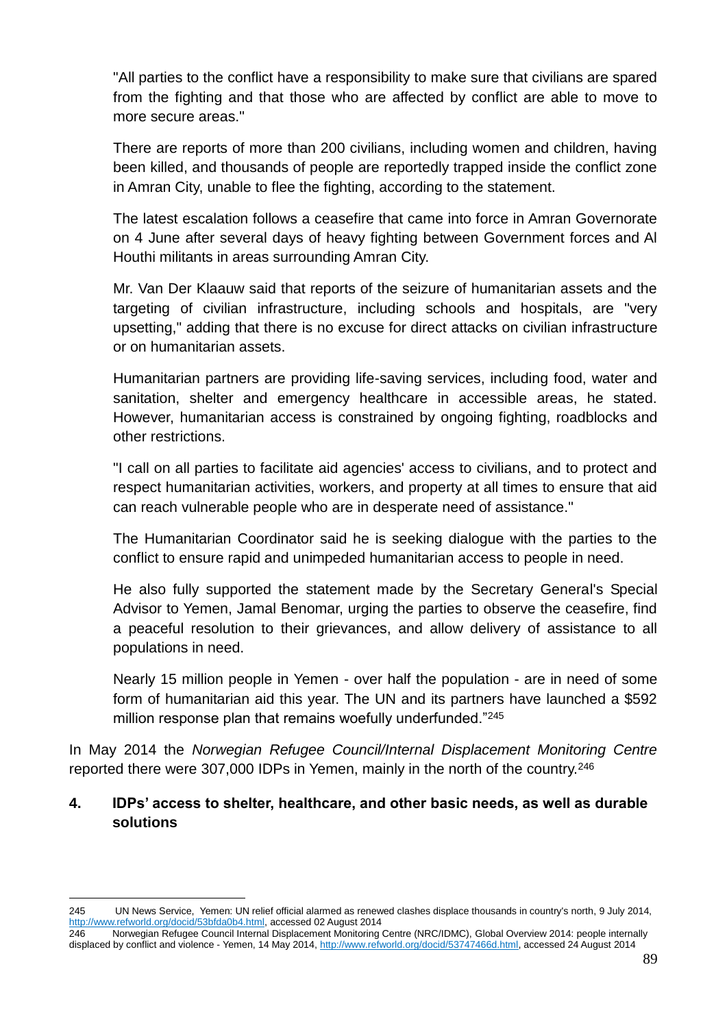"All parties to the conflict have a responsibility to make sure that civilians are spared from the fighting and that those who are affected by conflict are able to move to more secure areas."

There are reports of more than 200 civilians, including women and children, having been killed, and thousands of people are reportedly trapped inside the conflict zone in Amran City, unable to flee the fighting, according to the statement.

The latest escalation follows a ceasefire that came into force in Amran Governorate on 4 June after several days of heavy fighting between Government forces and Al Houthi militants in areas surrounding Amran City.

Mr. Van Der Klaauw said that reports of the seizure of humanitarian assets and the targeting of civilian infrastructure, including schools and hospitals, are "very upsetting," adding that there is no excuse for direct attacks on civilian infrastructure or on humanitarian assets.

Humanitarian partners are providing life-saving services, including food, water and sanitation, shelter and emergency healthcare in accessible areas, he stated. However, humanitarian access is constrained by ongoing fighting, roadblocks and other restrictions.

"I call on all parties to facilitate aid agencies' access to civilians, and to protect and respect humanitarian activities, workers, and property at all times to ensure that aid can reach vulnerable people who are in desperate need of assistance."

The Humanitarian Coordinator said he is seeking dialogue with the parties to the conflict to ensure rapid and unimpeded humanitarian access to people in need.

He also fully supported the statement made by the Secretary General's Special Advisor to Yemen, Jamal Benomar, urging the parties to observe the ceasefire, find a peaceful resolution to their grievances, and allow delivery of assistance to all populations in need.

Nearly 15 million people in Yemen - over half the population - are in need of some form of humanitarian aid this year. The UN and its partners have launched a $592 million response plan that remains woefully underfunded."[245]

In May 2014 the *Norwegian Refugee Council/Internal Displacement Monitoring Centre* reported there were 307,000 IDPs in Yemen, mainly in the north of the country.[246]

## 4. IDPs' access to shelter, healthcare, and other basic needs, as well as durable solutions

---

245 UN News Service, Yemen: UN relief official alarmed as renewed clashes displace thousands in country's north, 9 July 2014, http://www.refworld.org/docid/53bfda0b4.html, accessed 02 August 2014

246 Norwegian Refugee Council Internal Displacement Monitoring Centre (NRC/IDMC), Global Overview 2014: people internally displaced by conflict and violence - Yemen, 14 May 2014, http://www.refworld.org/docid/53747466d.html, accessed 24 August 2014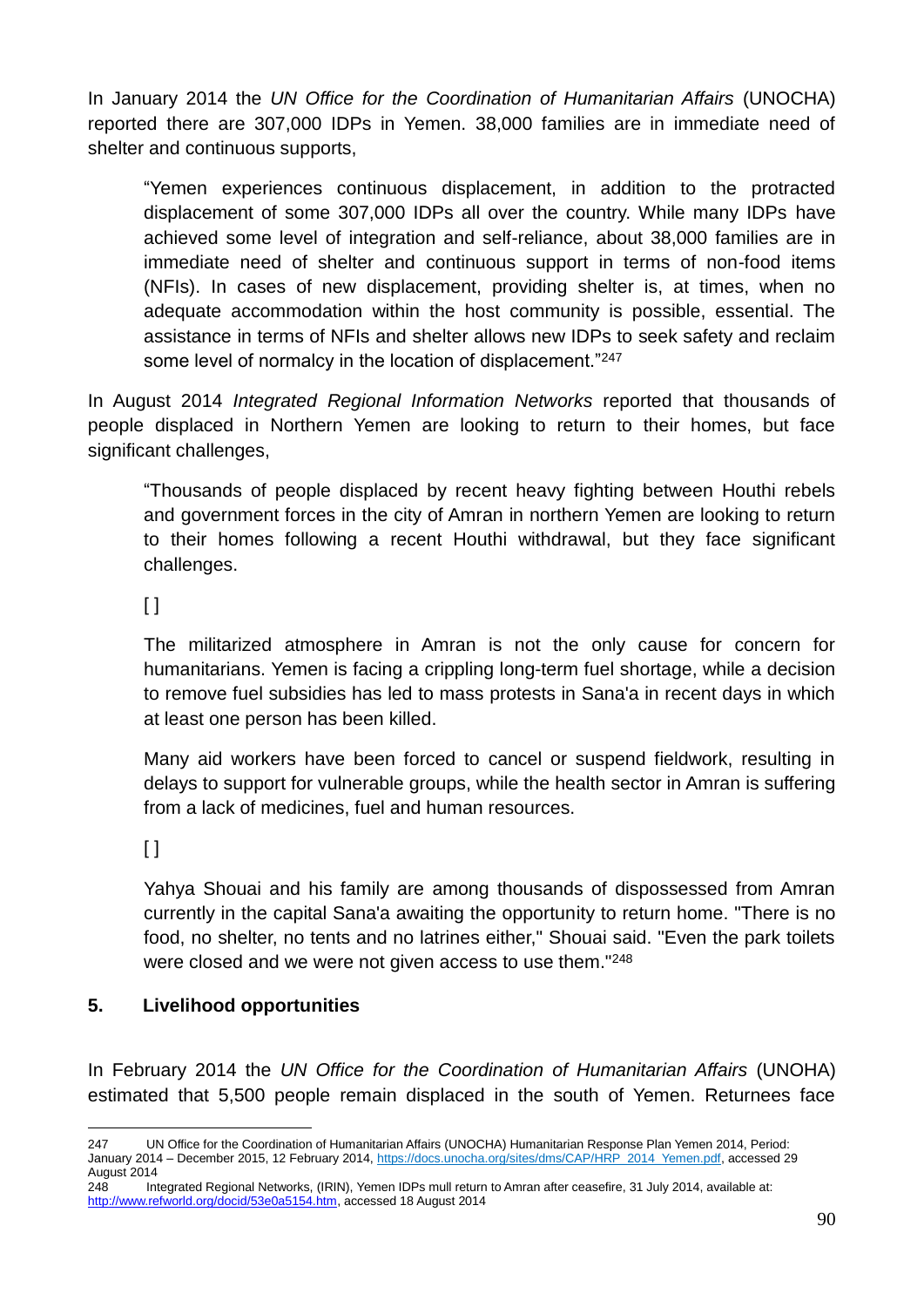In January 2014 the *UN Office for the Coordination of Humanitarian Affairs* (UNOCHA) reported there are 307,000 IDPs in Yemen. 38,000 families are in immediate need of shelter and continuous supports,

> "Yemen experiences continuous displacement, in addition to the protracted displacement of some 307,000 IDPs all over the country. While many IDPs have achieved some level of integration and self-reliance, about 38,000 families are in immediate need of shelter and continuous support in terms of non-food items (NFIs). In cases of new displacement, providing shelter is, at times, when no adequate accommodation within the host community is possible, essential. The assistance in terms of NFIs and shelter allows new IDPs to seek safety and reclaim some level of normalcy in the location of displacement."[247]

In August 2014 *Integrated Regional Information Networks* reported that thousands of people displaced in Northern Yemen are looking to return to their homes, but face significant challenges,

> "Thousands of people displaced by recent heavy fighting between Houthi rebels and government forces in the city of Amran in northern Yemen are looking to return to their homes following a recent Houthi withdrawal, but they face significant challenges.
>
> [ ]
>
> The militarized atmosphere in Amran is not the only cause for concern for humanitarians. Yemen is facing a crippling long-term fuel shortage, while a decision to remove fuel subsidies has led to mass protests in Sana'a in recent days in which at least one person has been killed.
>
> Many aid workers have been forced to cancel or suspend fieldwork, resulting in delays to support for vulnerable groups, while the health sector in Amran is suffering from a lack of medicines, fuel and human resources.
>
> [ ]
>
> Yahya Shouai and his family are among thousands of dispossessed from Amran currently in the capital Sana'a awaiting the opportunity to return home. "There is no food, no shelter, no tents and no latrines either," Shouai said. "Even the park toilets were closed and we were not given access to use them."[248]

## 5. Livelihood opportunities

In February 2014 the *UN Office for the Coordination of Humanitarian Affairs* (UNOHA) estimated that 5,500 people remain displaced in the south of Yemen. Returnees face

---

247 UN Office for the Coordination of Humanitarian Affairs (UNOCHA) Humanitarian Response Plan Yemen 2014, Period: January 2014 – December 2015, 12 February 2014, https://docs.unocha.org/sites/dms/CAP/HRP_2014_Yemen.pdf, accessed 29 August 2014

248 Integrated Regional Networks, (IRIN), Yemen IDPs mull return to Amran after ceasefire, 31 July 2014, available at: http://www.refworld.org/docid/53e0a5154.htm, accessed 18 August 2014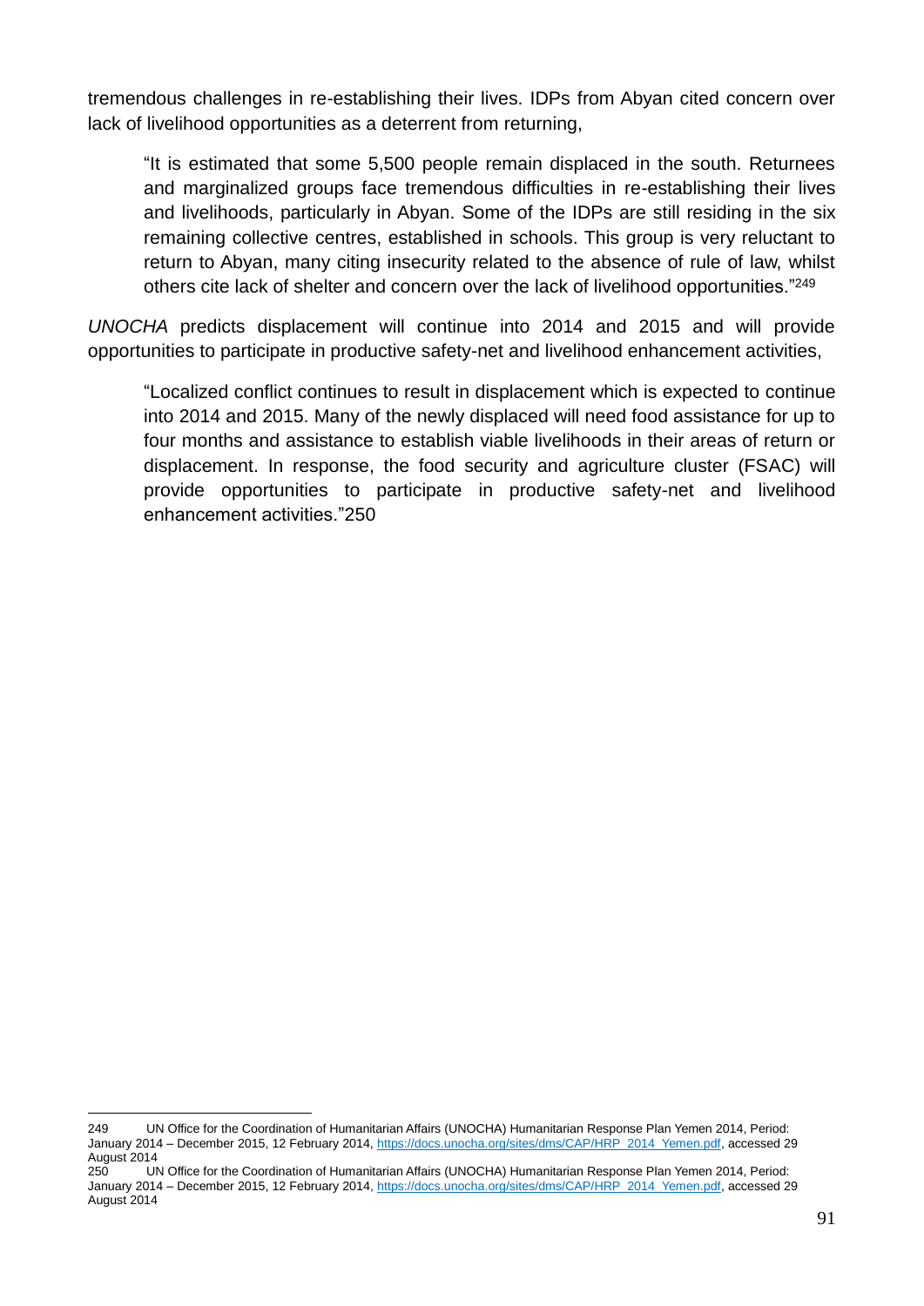tremendous challenges in re-establishing their lives. IDPs from Abyan cited concern over lack of livelihood opportunities as a deterrent from returning,

> "It is estimated that some 5,500 people remain displaced in the south. Returnees and marginalized groups face tremendous difficulties in re-establishing their lives and livelihoods, particularly in Abyan. Some of the IDPs are still residing in the six remaining collective centres, established in schools. This group is very reluctant to return to Abyan, many citing insecurity related to the absence of rule of law, whilst others cite lack of shelter and concern over the lack of livelihood opportunities."[249]

*UNOCHA* predicts displacement will continue into 2014 and 2015 and will provide opportunities to participate in productive safety-net and livelihood enhancement activities,

> "Localized conflict continues to result in displacement which is expected to continue into 2014 and 2015. Many of the newly displaced will need food assistance for up to four months and assistance to establish viable livelihoods in their areas of return or displacement. In response, the food security and agriculture cluster (FSAC) will provide opportunities to participate in productive safety-net and livelihood enhancement activities."250

---

249 UN Office for the Coordination of Humanitarian Affairs (UNOCHA) Humanitarian Response Plan Yemen 2014, Period: January 2014 – December 2015, 12 February 2014, https://docs.unocha.org/sites/dms/CAP/HRP_2014_Yemen.pdf, accessed 29 August 2014

250 UN Office for the Coordination of Humanitarian Affairs (UNOCHA) Humanitarian Response Plan Yemen 2014, Period: January 2014 – December 2015, 12 February 2014, https://docs.unocha.org/sites/dms/CAP/HRP_2014_Yemen.pdf, accessed 29 August 2014